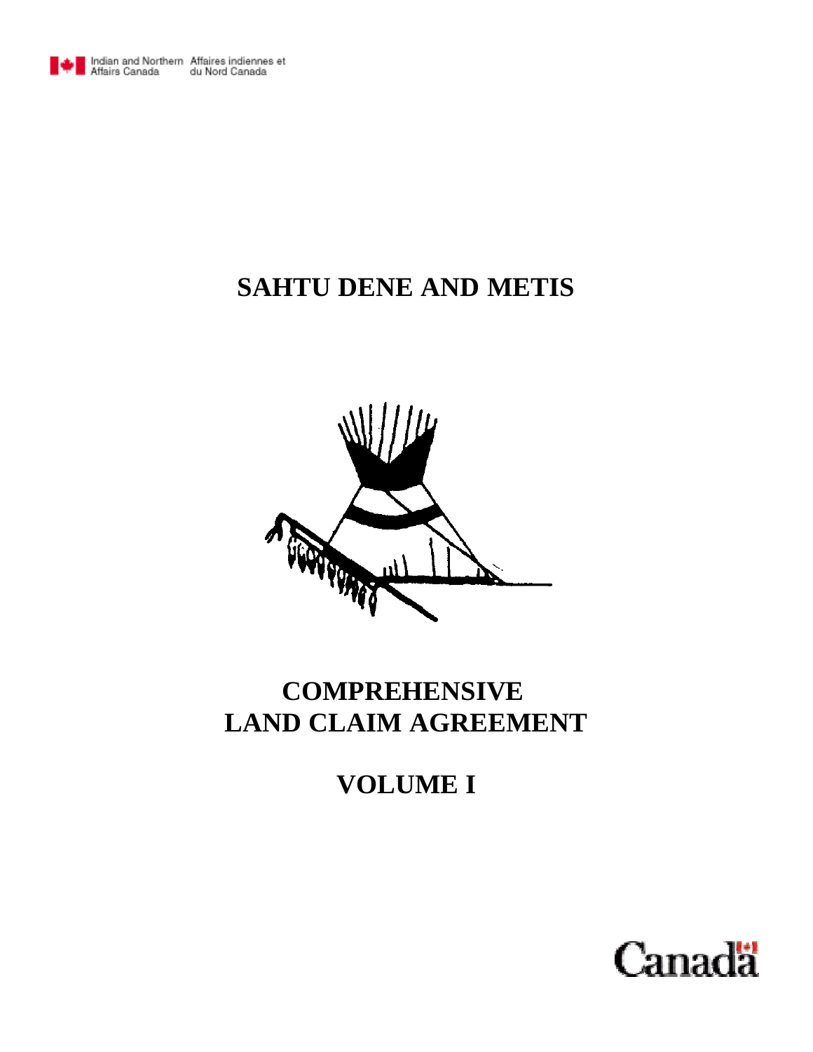Indian and Northern Affairs Canada | Affaires indiennes et du Nord Canada

# SAHTU DENE AND METIS

# COMPREHENSIVE LAND CLAIM AGREEMENT

# VOLUME I

Canada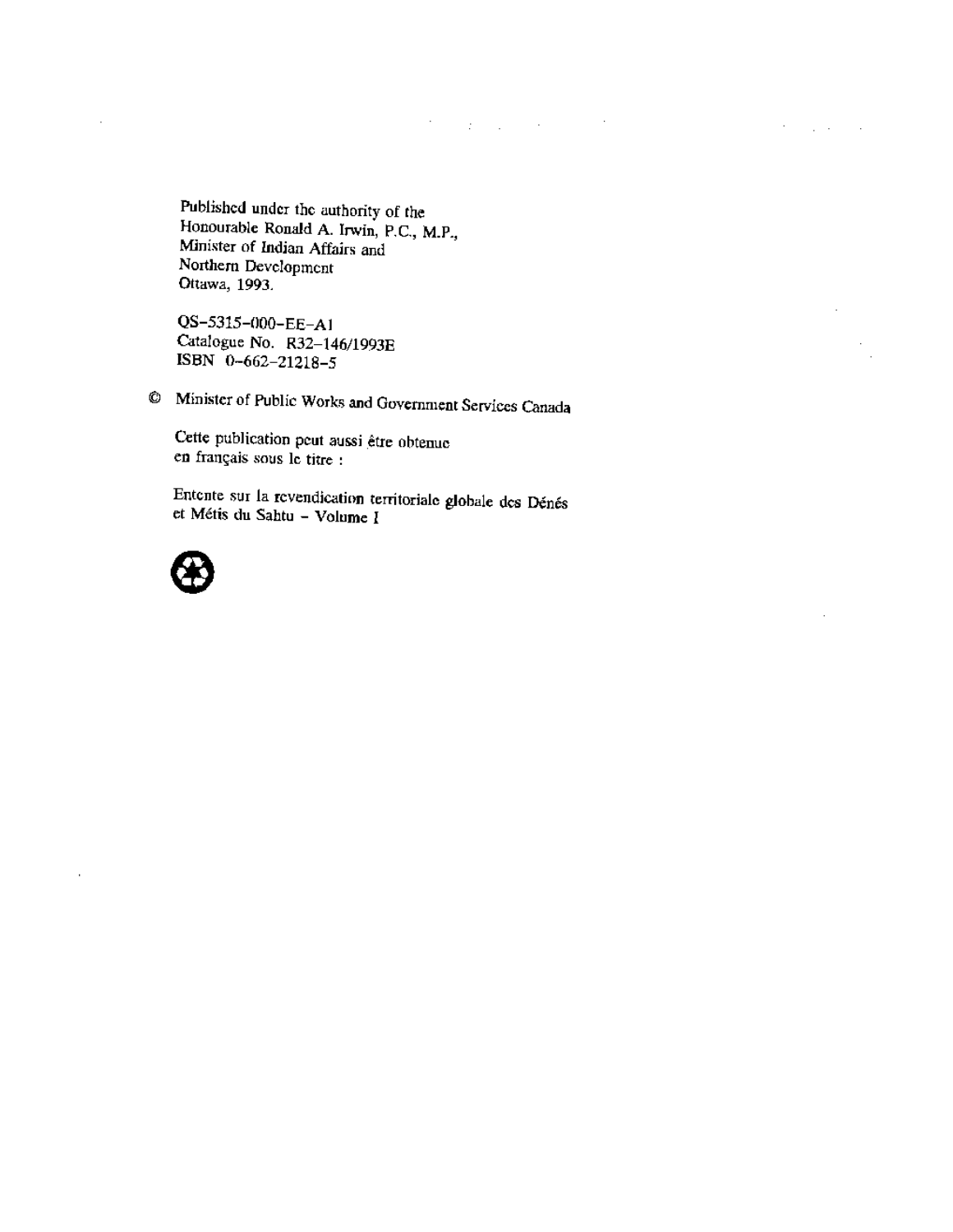Published under the authority of the
Honourable Ronald A. Irwin, P.C., M.P.,
Minister of Indian Affairs and
Northern Development
Ottawa, 1993.

QS-5315-000-EE-A1
Catalogue No. R32-146/1993E
ISBN 0-662-21218-5

© Minister of Public Works and Government Services Canada

Cette publication peut aussi être obtenue
en français sous le titre :

Entente sur la revendication territoriale globale des Dénés
et Métis du Sahtu - Volume I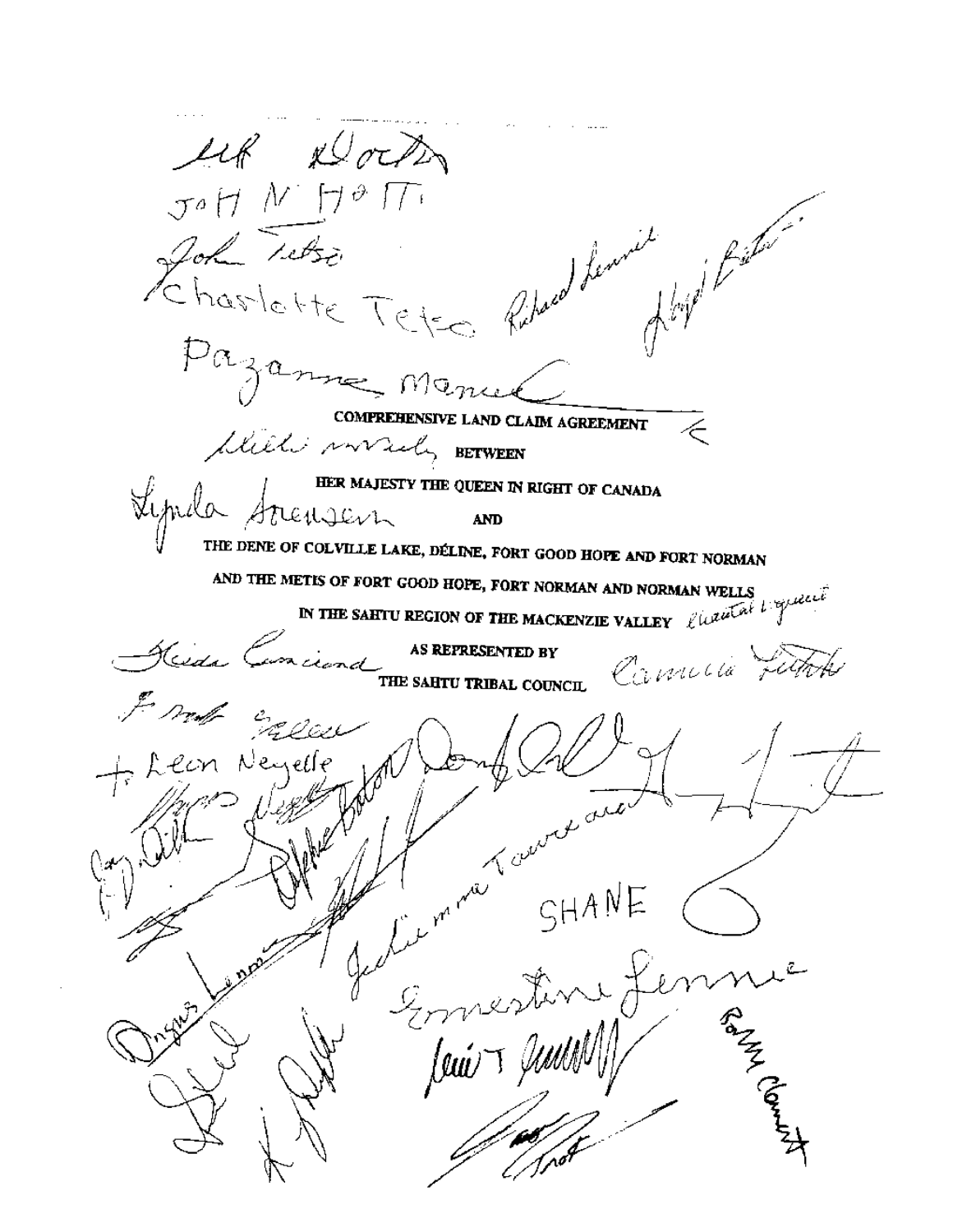**COMPREHENSIVE LAND CLAIM AGREEMENT**

**BETWEEN**

**HER MAJESTY THE QUEEN IN RIGHT OF CANADA**

**AND**

**THE DENE OF COLVILLE LAKE, DÉLINE, FORT GOOD HOPE AND FORT NORMAN**

**AND THE METIS OF FORT GOOD HOPE, FORT NORMAN AND NORMAN WELLS**

**IN THE SAHTU REGION OF THE MACKENZIE VALLEY**

**AS REPRESENTED BY**

**THE SAHTU TRIBAL COUNCIL**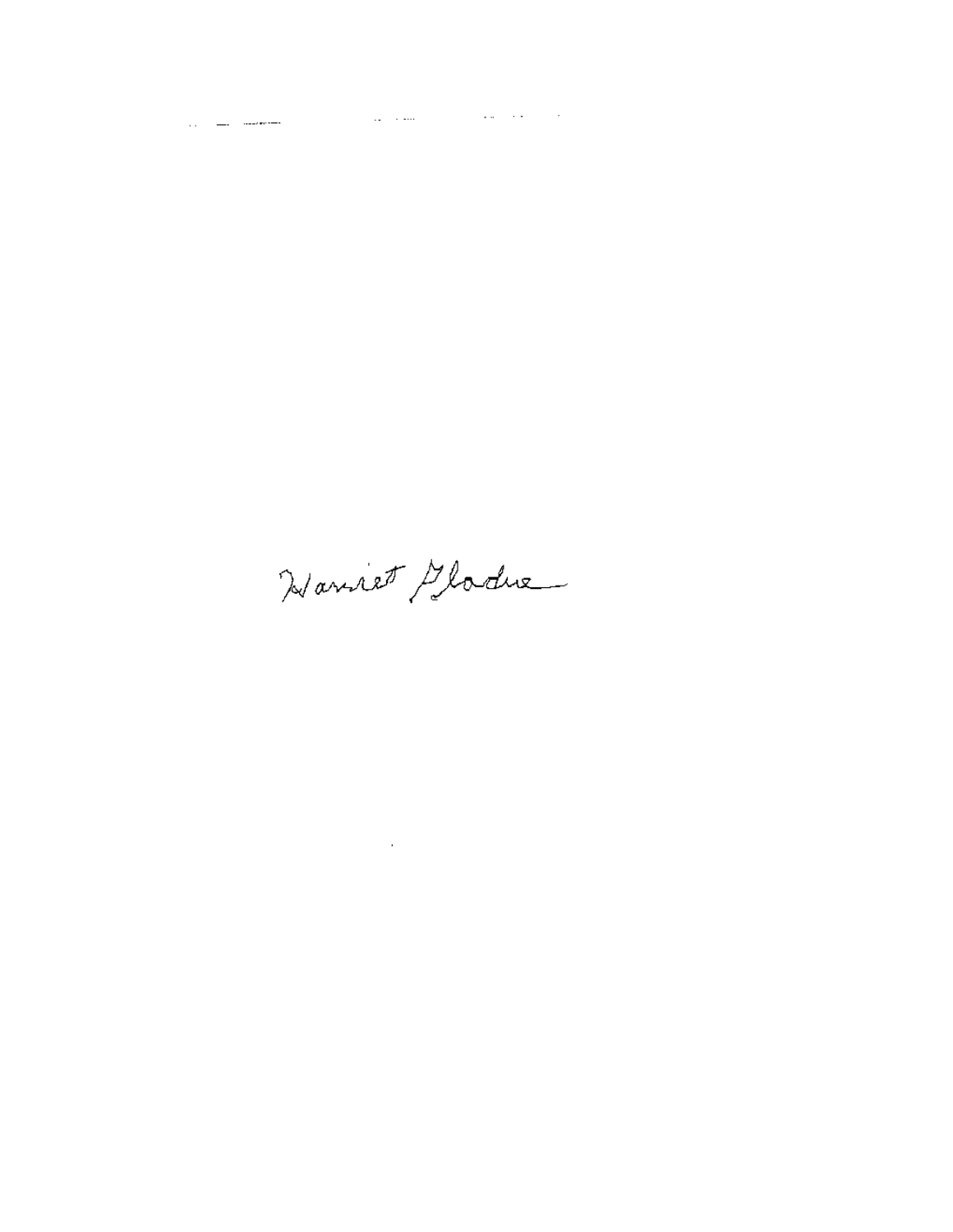Harriet Gladue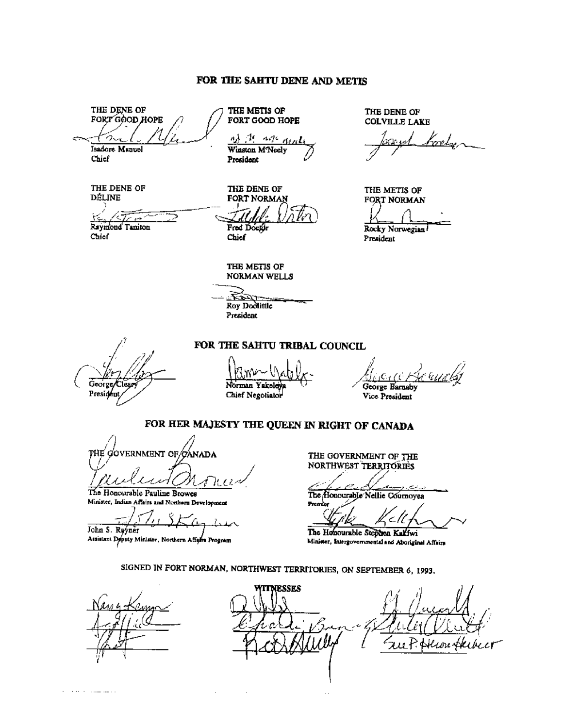## FOR THE SAHTU DENE AND METIS

THE DENE OF FORT GOOD HOPE

Isadore Manuel
Chief

THE METIS OF FORT GOOD HOPE

Winston M'Neely
President

THE DENE OF COLVILLE LAKE

THE DENE OF DÉLINE

Raymond Taniton
Chief

THE DENE OF FORT NORMAN

Fred Doctor
Chief

THE METIS OF FORT NORMAN

Rocky Norwegian
President

THE METIS OF NORMAN WELLS

Roy Doolittle
President

## FOR THE SAHTU TRIBAL COUNCIL

George Cleary
President

Norman Yakeleya
Chief Negotiator

George Barnaby
Vice President

## FOR HER MAJESTY THE QUEEN IN RIGHT OF CANADA

THE GOVERNMENT OF CANADA

The Honourable Pauline Browes
Minister, Indian Affairs and Northern Development

John S. Rayner
Assistant Deputy Minister, Northern Affairs Program

THE GOVERNMENT OF THE NORTHWEST TERRITORIES

The Honourable Nellie Cournoyea
Premier

The Honourable Stephen Kakfwi
Minister, Intergovernmental and Aboriginal Affairs

SIGNED IN FORT NORMAN, NORTHWEST TERRITORIES, ON SEPTEMBER 6, 1993.

WITNESSES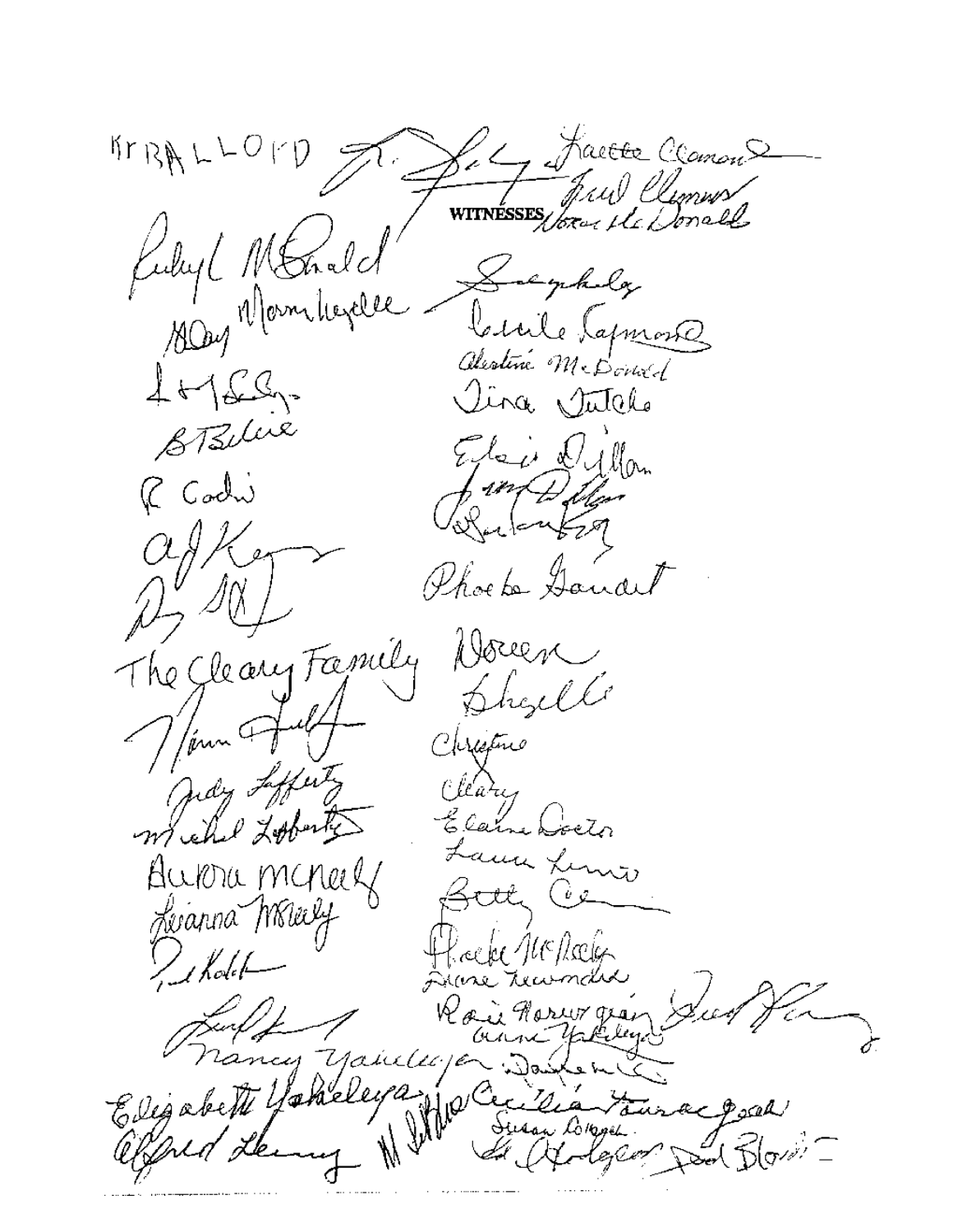KYBALLOFD

Lucette Clement

Fred Clement

WITNESSES

Norma McDonald

Rudy McDonald

Mary Morin Mayelle

Cecile Lapmore

Alestine McDonald

Tina Tutcho

B Blue

Elsie Dillon

R Cody

Phoebe Gaudet

The Cleary Family

Doreen

Shezelle

Christine

Judy Lafferty

Cleary

Michel Lafferty

Elaine Doctor

Aurora McNeely

Laura Lomio

Leanna McNeely

Betty

Phoebe McNeely

Diane Newmarch

Rose Naruzquin

Anne Yakeleya

Nancy Yakeleya

Elizabeth Yakeleya

Cecilia Tauna Good

Susan Lorque

Alfred Lenny

Ted Blondin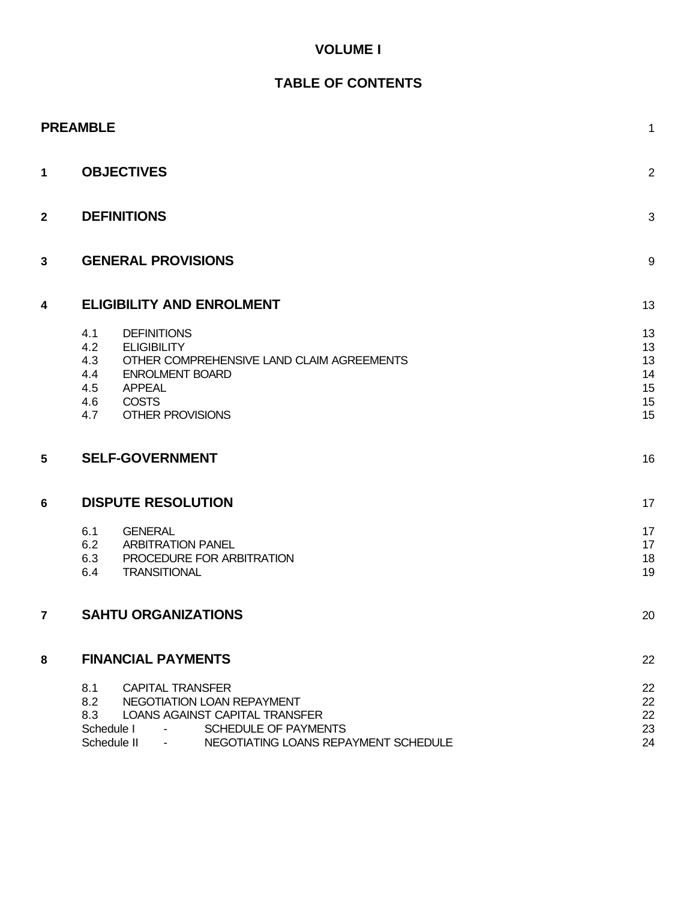# VOLUME I

## TABLE OF CONTENTS

| | | | |
|---|---|---|---|
| **PREAMBLE** | | | 1 |
| **1** | **OBJECTIVES** | | 2 |
| **2** | **DEFINITIONS** | | 3 |
| **3** | **GENERAL PROVISIONS** | | 9 |
| **4** | **ELIGIBILITY AND ENROLMENT** | | 13 |
| | 4.1 | DEFINITIONS | 13 |
| | 4.2 | ELIGIBILITY | 13 |
| | 4.3 | OTHER COMPREHENSIVE LAND CLAIM AGREEMENTS | 13 |
| | 4.4 | ENROLMENT BOARD | 14 |
| | 4.5 | APPEAL | 15 |
| | 4.6 | COSTS | 15 |
| | 4.7 | OTHER PROVISIONS | 15 |
| **5** | **SELF-GOVERNMENT** | | 16 |
| **6** | **DISPUTE RESOLUTION** | | 17 |
| | 6.1 | GENERAL | 17 |
| | 6.2 | ARBITRATION PANEL | 17 |
| | 6.3 | PROCEDURE FOR ARBITRATION | 18 |
| | 6.4 | TRANSITIONAL | 19 |
| **7** | **SAHTU ORGANIZATIONS** | | 20 |
| **8** | **FINANCIAL PAYMENTS** | | 22 |
| | 8.1 | CAPITAL TRANSFER | 22 |
| | 8.2 | NEGOTIATION LOAN REPAYMENT | 22 |
| | 8.3 | LOANS AGAINST CAPITAL TRANSFER | 22 |
| | Schedule I - | SCHEDULE OF PAYMENTS | 23 |
| | Schedule II - | NEGOTIATING LOANS REPAYMENT SCHEDULE | 24 |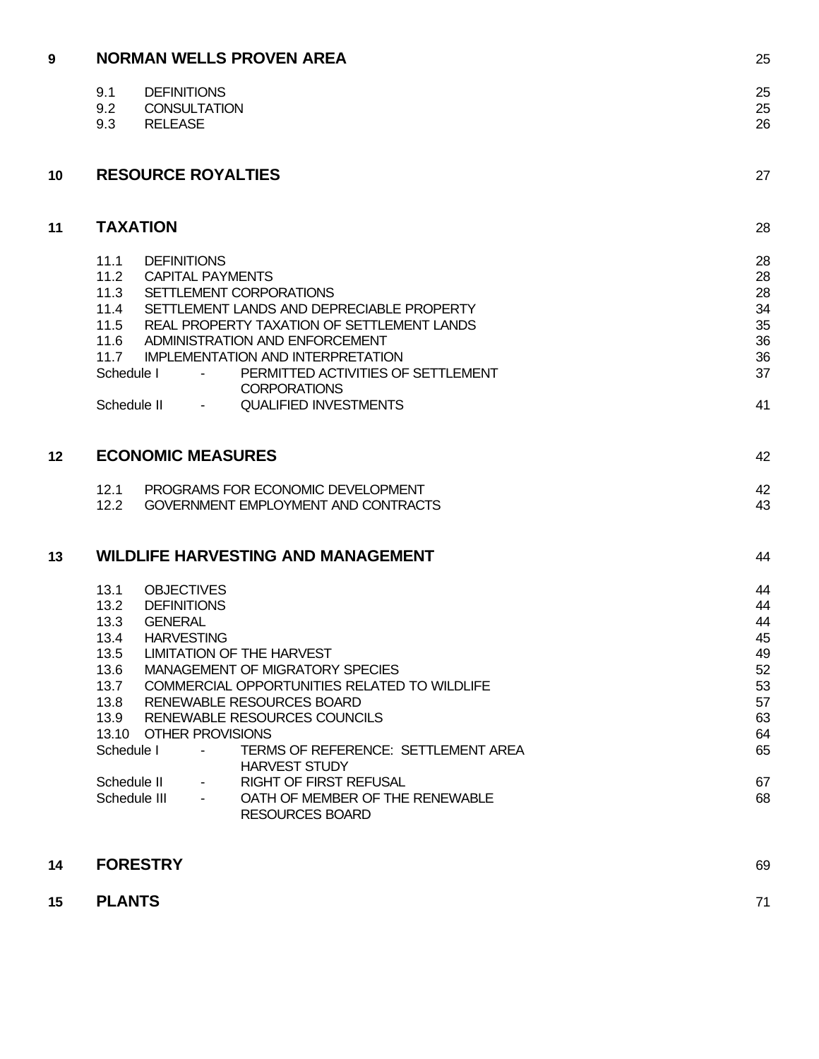| | | |
|---|---|---|
| **9** | **NORMAN WELLS PROVEN AREA** | 25 |
| | 9.1 DEFINITIONS | 25 |
| | 9.2 CONSULTATION | 25 |
| | 9.3 RELEASE | 26 |
| **10** | **RESOURCE ROYALTIES** | 27 |
| **11** | **TAXATION** | 28 |
| | 11.1 DEFINITIONS | 28 |
| | 11.2 CAPITAL PAYMENTS | 28 |
| | 11.3 SETTLEMENT CORPORATIONS | 28 |
| | 11.4 SETTLEMENT LANDS AND DEPRECIABLE PROPERTY | 34 |
| | 11.5 REAL PROPERTY TAXATION OF SETTLEMENT LANDS | 35 |
| | 11.6 ADMINISTRATION AND ENFORCEMENT | 36 |
| | 11.7 IMPLEMENTATION AND INTERPRETATION | 36 |
| | Schedule I - PERMITTED ACTIVITIES OF SETTLEMENT CORPORATIONS | 37 |
| | Schedule II - QUALIFIED INVESTMENTS | 41 |
| **12** | **ECONOMIC MEASURES** | 42 |
| | 12.1 PROGRAMS FOR ECONOMIC DEVELOPMENT | 42 |
| | 12.2 GOVERNMENT EMPLOYMENT AND CONTRACTS | 43 |
| **13** | **WILDLIFE HARVESTING AND MANAGEMENT** | 44 |
| | 13.1 OBJECTIVES | 44 |
| | 13.2 DEFINITIONS | 44 |
| | 13.3 GENERAL | 44 |
| | 13.4 HARVESTING | 45 |
| | 13.5 LIMITATION OF THE HARVEST | 49 |
| | 13.6 MANAGEMENT OF MIGRATORY SPECIES | 52 |
| | 13.7 COMMERCIAL OPPORTUNITIES RELATED TO WILDLIFE | 53 |
| | 13.8 RENEWABLE RESOURCES BOARD | 57 |
| | 13.9 RENEWABLE RESOURCES COUNCILS | 63 |
| | 13.10 OTHER PROVISIONS | 64 |
| | Schedule I - TERMS OF REFERENCE: SETTLEMENT AREA HARVEST STUDY | 65 |
| | Schedule II - RIGHT OF FIRST REFUSAL | 67 |
| | Schedule III - OATH OF MEMBER OF THE RENEWABLE RESOURCES BOARD | 68 |
| **14** | **FORESTRY** | 69 |
| **15** | **PLANTS** | 71 |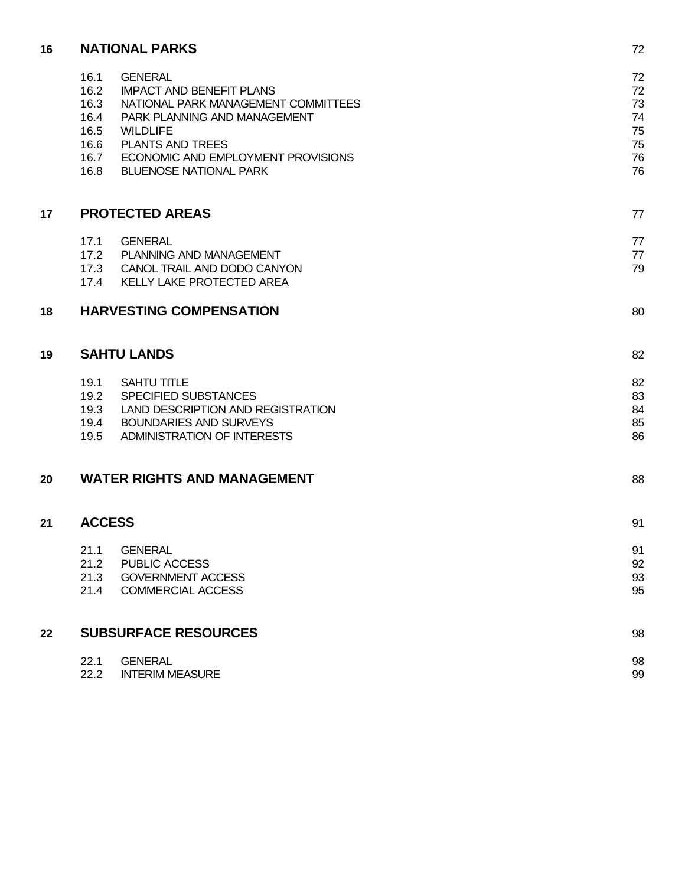| | | |
|---|---|---|
| **16** | **NATIONAL PARKS** | 72 |
| 16.1 | GENERAL | 72 |
| 16.2 | IMPACT AND BENEFIT PLANS | 72 |
| 16.3 | NATIONAL PARK MANAGEMENT COMMITTEES | 73 |
| 16.4 | PARK PLANNING AND MANAGEMENT | 74 |
| 16.5 | WILDLIFE | 75 |
| 16.6 | PLANTS AND TREES | 75 |
| 16.7 | ECONOMIC AND EMPLOYMENT PROVISIONS | 76 |
| 16.8 | BLUENOSE NATIONAL PARK | 76 |
| **17** | **PROTECTED AREAS** | 77 |
| 17.1 | GENERAL | 77 |
| 17.2 | PLANNING AND MANAGEMENT | 77 |
| 17.3 | CANOL TRAIL AND DODO CANYON | 79 |
| 17.4 | KELLY LAKE PROTECTED AREA | |
| **18** | **HARVESTING COMPENSATION** | 80 |
| **19** | **SAHTU LANDS** | 82 |
| 19.1 | SAHTU TITLE | 82 |
| 19.2 | SPECIFIED SUBSTANCES | 83 |
| 19.3 | LAND DESCRIPTION AND REGISTRATION | 84 |
| 19.4 | BOUNDARIES AND SURVEYS | 85 |
| 19.5 | ADMINISTRATION OF INTERESTS | 86 |
| **20** | **WATER RIGHTS AND MANAGEMENT** | 88 |
| **21** | **ACCESS** | 91 |
| 21.1 | GENERAL | 91 |
| 21.2 | PUBLIC ACCESS | 92 |
| 21.3 | GOVERNMENT ACCESS | 93 |
| 21.4 | COMMERCIAL ACCESS | 95 |
| **22** | **SUBSURFACE RESOURCES** | 98 |
| 22.1 | GENERAL | 98 |
| 22.2 | INTERIM MEASURE | 99 |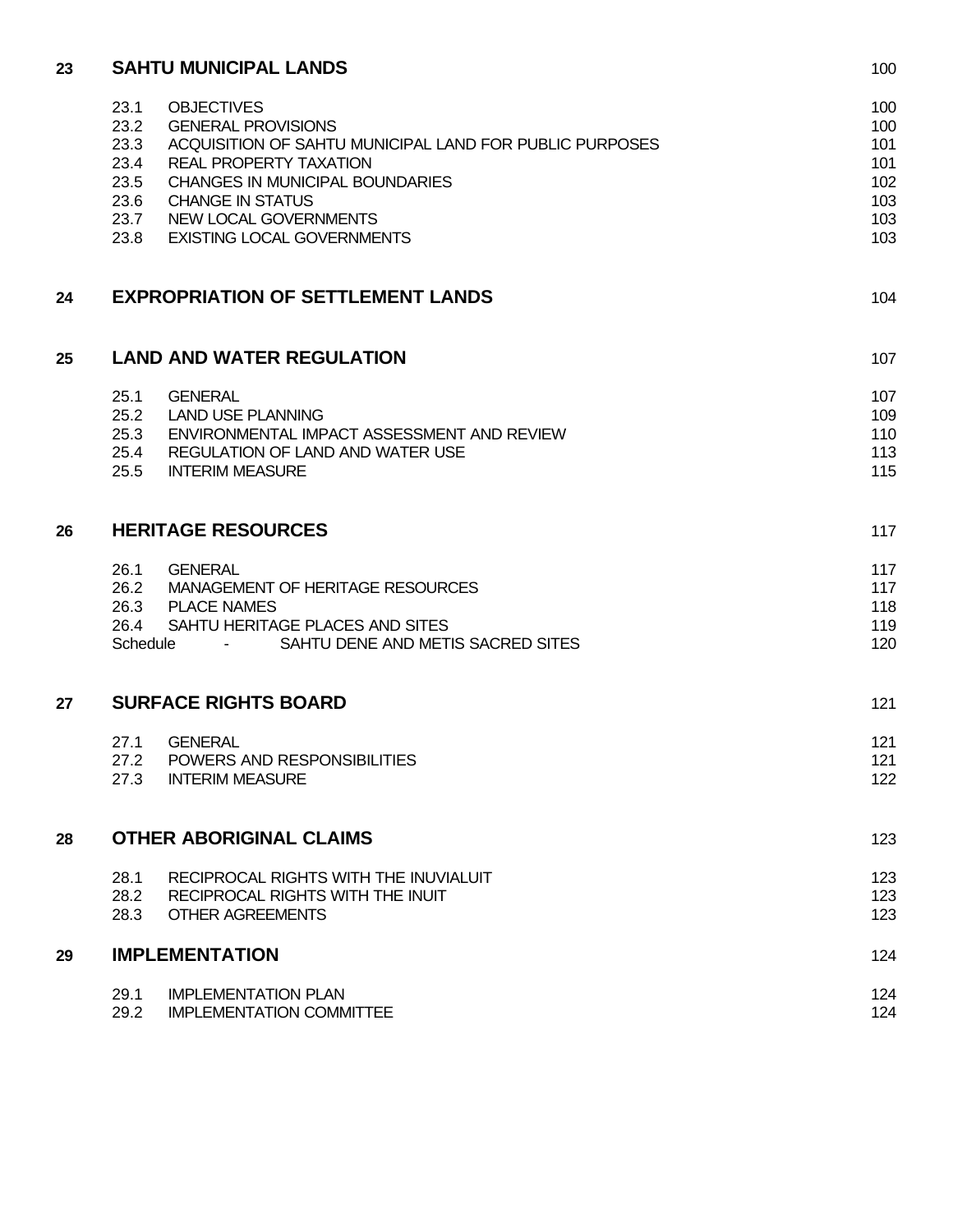| | | | |
|---|---|---|---|
| **23** | **SAHTU MUNICIPAL LANDS** | | 100 |
| | 23.1 | OBJECTIVES | 100 |
| | 23.2 | GENERAL PROVISIONS | 100 |
| | 23.3 | ACQUISITION OF SAHTU MUNICIPAL LAND FOR PUBLIC PURPOSES | 101 |
| | 23.4 | REAL PROPERTY TAXATION | 101 |
| | 23.5 | CHANGES IN MUNICIPAL BOUNDARIES | 102 |
| | 23.6 | CHANGE IN STATUS | 103 |
| | 23.7 | NEW LOCAL GOVERNMENTS | 103 |
| | 23.8 | EXISTING LOCAL GOVERNMENTS | 103 |
| **24** | **EXPROPRIATION OF SETTLEMENT LANDS** | | 104 |
| **25** | **LAND AND WATER REGULATION** | | 107 |
| | 25.1 | GENERAL | 107 |
| | 25.2 | LAND USE PLANNING | 109 |
| | 25.3 | ENVIRONMENTAL IMPACT ASSESSMENT AND REVIEW | 110 |
| | 25.4 | REGULATION OF LAND AND WATER USE | 113 |
| | 25.5 | INTERIM MEASURE | 115 |
| **26** | **HERITAGE RESOURCES** | | 117 |
| | 26.1 | GENERAL | 117 |
| | 26.2 | MANAGEMENT OF HERITAGE RESOURCES | 117 |
| | 26.3 | PLACE NAMES | 118 |
| | 26.4 | SAHTU HERITAGE PLACES AND SITES | 119 |
| | Schedule - | SAHTU DENE AND METIS SACRED SITES | 120 |
| **27** | **SURFACE RIGHTS BOARD** | | 121 |
| | 27.1 | GENERAL | 121 |
| | 27.2 | POWERS AND RESPONSIBILITIES | 121 |
| | 27.3 | INTERIM MEASURE | 122 |
| **28** | **OTHER ABORIGINAL CLAIMS** | | 123 |
| | 28.1 | RECIPROCAL RIGHTS WITH THE INUVIALUIT | 123 |
| | 28.2 | RECIPROCAL RIGHTS WITH THE INUIT | 123 |
| | 28.3 | OTHER AGREEMENTS | 123 |
| **29** | **IMPLEMENTATION** | | 124 |
| | 29.1 | IMPLEMENTATION PLAN | 124 |
| | 29.2 | IMPLEMENTATION COMMITTEE | 124 |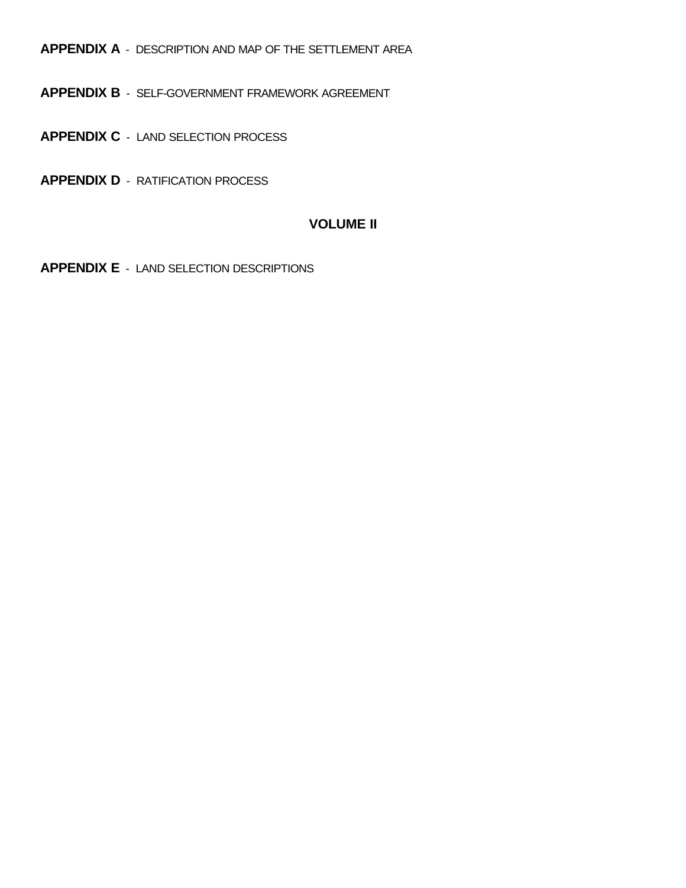**APPENDIX A** - DESCRIPTION AND MAP OF THE SETTLEMENT AREA

**APPENDIX B** - SELF-GOVERNMENT FRAMEWORK AGREEMENT

**APPENDIX C** - LAND SELECTION PROCESS

**APPENDIX D** - RATIFICATION PROCESS

## VOLUME II

**APPENDIX E** - LAND SELECTION DESCRIPTIONS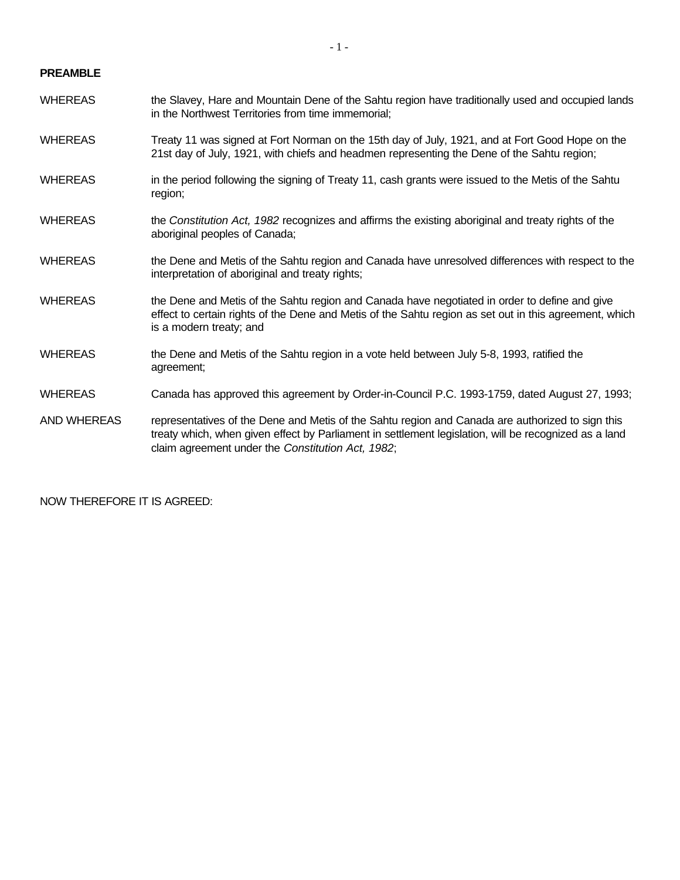**PREAMBLE**

WHEREAS the Slavey, Hare and Mountain Dene of the Sahtu region have traditionally used and occupied lands in the Northwest Territories from time immemorial;

WHEREAS Treaty 11 was signed at Fort Norman on the 15th day of July, 1921, and at Fort Good Hope on the 21st day of July, 1921, with chiefs and headmen representing the Dene of the Sahtu region;

WHEREAS in the period following the signing of Treaty 11, cash grants were issued to the Metis of the Sahtu region;

WHEREAS the *Constitution Act, 1982* recognizes and affirms the existing aboriginal and treaty rights of the aboriginal peoples of Canada;

WHEREAS the Dene and Metis of the Sahtu region and Canada have unresolved differences with respect to the interpretation of aboriginal and treaty rights;

WHEREAS the Dene and Metis of the Sahtu region and Canada have negotiated in order to define and give effect to certain rights of the Dene and Metis of the Sahtu region as set out in this agreement, which is a modern treaty; and

WHEREAS the Dene and Metis of the Sahtu region in a vote held between July 5-8, 1993, ratified the agreement;

WHEREAS Canada has approved this agreement by Order-in-Council P.C. 1993-1759, dated August 27, 1993;

AND WHEREAS representatives of the Dene and Metis of the Sahtu region and Canada are authorized to sign this treaty which, when given effect by Parliament in settlement legislation, will be recognized as a land claim agreement under the *Constitution Act, 1982*;

NOW THEREFORE IT IS AGREED: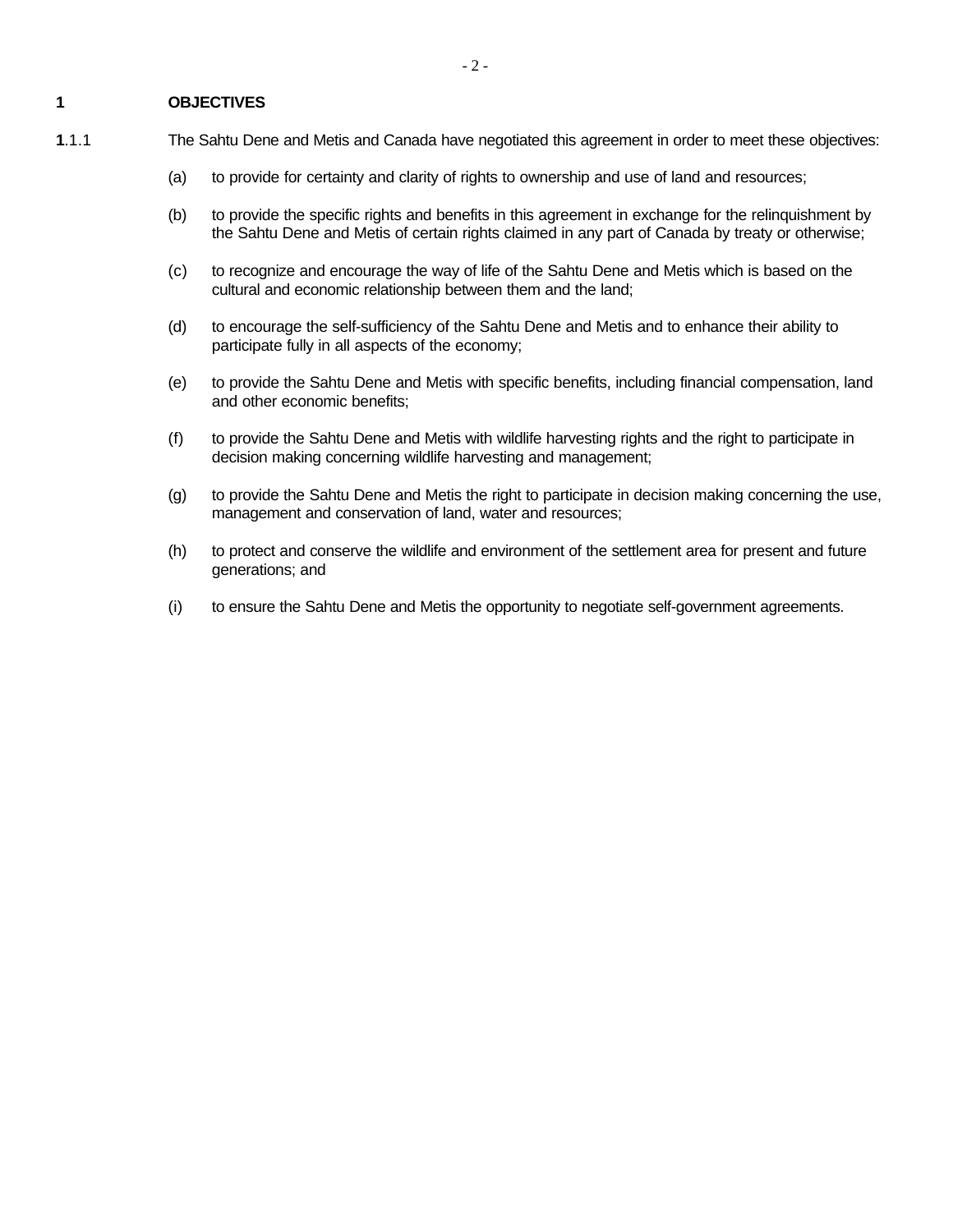# 1 OBJECTIVES

**1**.1.1 The Sahtu Dene and Metis and Canada have negotiated this agreement in order to meet these objectives:

(a) to provide for certainty and clarity of rights to ownership and use of land and resources;

(b) to provide the specific rights and benefits in this agreement in exchange for the relinquishment by the Sahtu Dene and Metis of certain rights claimed in any part of Canada by treaty or otherwise;

(c) to recognize and encourage the way of life of the Sahtu Dene and Metis which is based on the cultural and economic relationship between them and the land;

(d) to encourage the self-sufficiency of the Sahtu Dene and Metis and to enhance their ability to participate fully in all aspects of the economy;

(e) to provide the Sahtu Dene and Metis with specific benefits, including financial compensation, land and other economic benefits;

(f) to provide the Sahtu Dene and Metis with wildlife harvesting rights and the right to participate in decision making concerning wildlife harvesting and management;

(g) to provide the Sahtu Dene and Metis the right to participate in decision making concerning the use, management and conservation of land, water and resources;

(h) to protect and conserve the wildlife and environment of the settlement area for present and future generations; and

(i) to ensure the Sahtu Dene and Metis the opportunity to negotiate self-government agreements.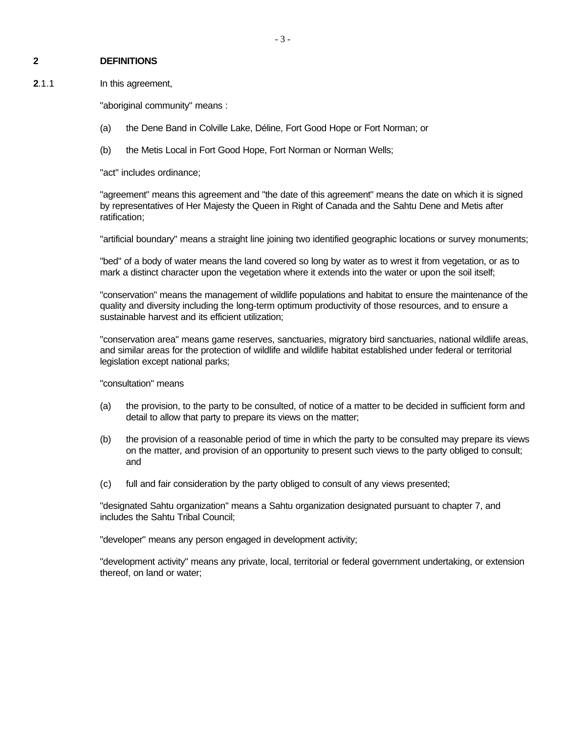## 2 DEFINITIONS

**2**.1.1 In this agreement,

"aboriginal community" means :

(a) the Dene Band in Colville Lake, Déline, Fort Good Hope or Fort Norman; or

(b) the Metis Local in Fort Good Hope, Fort Norman or Norman Wells;

"act" includes ordinance;

"agreement" means this agreement and "the date of this agreement" means the date on which it is signed by representatives of Her Majesty the Queen in Right of Canada and the Sahtu Dene and Metis after ratification;

"artificial boundary" means a straight line joining two identified geographic locations or survey monuments;

"bed" of a body of water means the land covered so long by water as to wrest it from vegetation, or as to mark a distinct character upon the vegetation where it extends into the water or upon the soil itself;

"conservation" means the management of wildlife populations and habitat to ensure the maintenance of the quality and diversity including the long-term optimum productivity of those resources, and to ensure a sustainable harvest and its efficient utilization;

"conservation area" means game reserves, sanctuaries, migratory bird sanctuaries, national wildlife areas, and similar areas for the protection of wildlife and wildlife habitat established under federal or territorial legislation except national parks;

"consultation" means

(a) the provision, to the party to be consulted, of notice of a matter to be decided in sufficient form and detail to allow that party to prepare its views on the matter;

(b) the provision of a reasonable period of time in which the party to be consulted may prepare its views on the matter, and provision of an opportunity to present such views to the party obliged to consult; and

(c) full and fair consideration by the party obliged to consult of any views presented;

"designated Sahtu organization" means a Sahtu organization designated pursuant to chapter 7, and includes the Sahtu Tribal Council;

"developer" means any person engaged in development activity;

"development activity" means any private, local, territorial or federal government undertaking, or extension thereof, on land or water;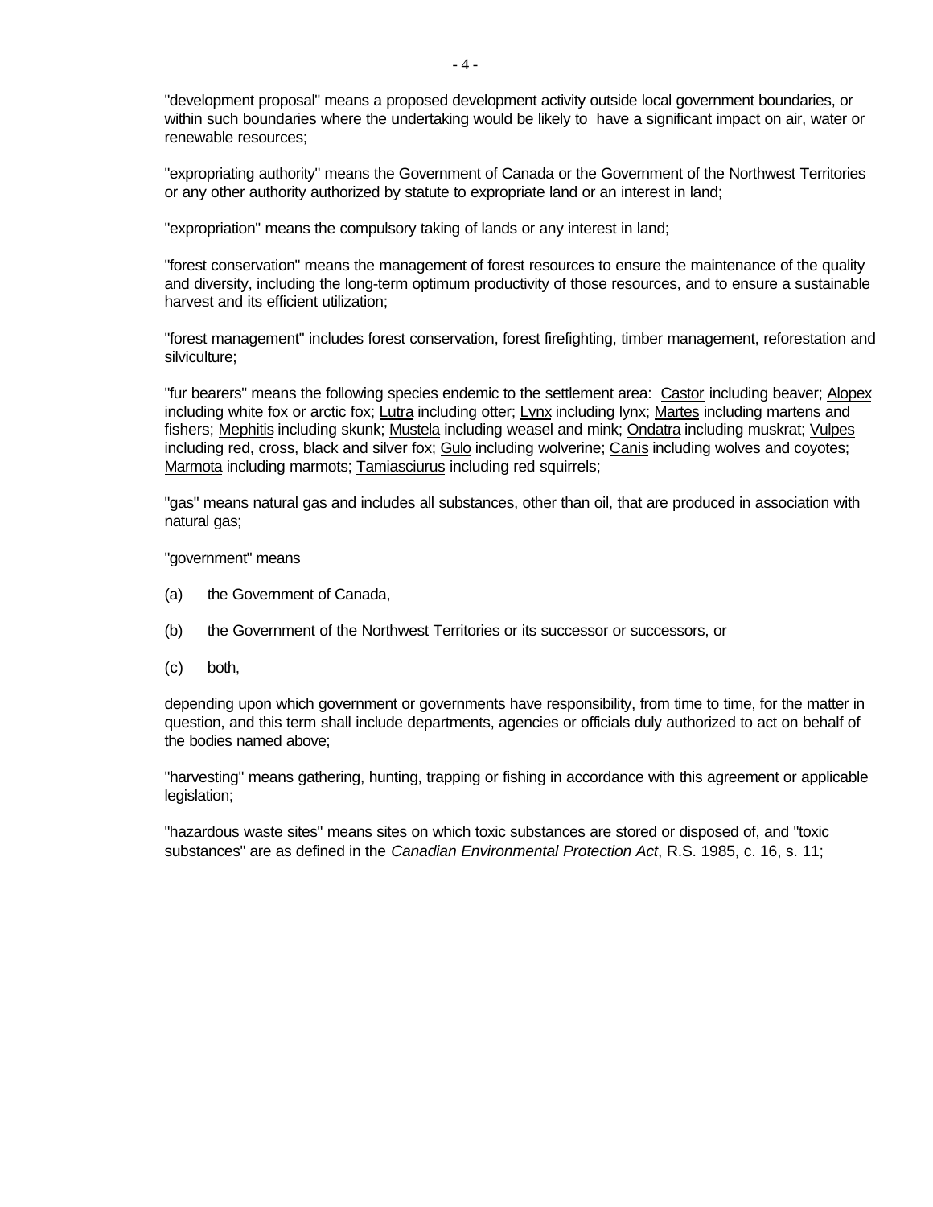"development proposal" means a proposed development activity outside local government boundaries, or within such boundaries where the undertaking would be likely to have a significant impact on air, water or renewable resources;

"expropriating authority" means the Government of Canada or the Government of the Northwest Territories or any other authority authorized by statute to expropriate land or an interest in land;

"expropriation" means the compulsory taking of lands or any interest in land;

"forest conservation" means the management of forest resources to ensure the maintenance of the quality and diversity, including the long-term optimum productivity of those resources, and to ensure a sustainable harvest and its efficient utilization;

"forest management" includes forest conservation, forest firefighting, timber management, reforestation and silviculture;

"fur bearers" means the following species endemic to the settlement area: <u>Castor</u> including beaver; <u>Alopex</u> including white fox or arctic fox; <u>Lutra</u> including otter; <u>Lynx</u> including lynx; <u>Martes</u> including martens and fishers; <u>Mephitis</u> including skunk; <u>Mustela</u> including weasel and mink; <u>Ondatra</u> including muskrat; <u>Vulpes</u> including red, cross, black and silver fox; <u>Gulo</u> including wolverine; <u>Canis</u> including wolves and coyotes; <u>Marmota</u> including marmots; <u>Tamiasciurus</u> including red squirrels;

"gas" means natural gas and includes all substances, other than oil, that are produced in association with natural gas;

"government" means

(a) the Government of Canada,

(b) the Government of the Northwest Territories or its successor or successors, or

(c) both,

depending upon which government or governments have responsibility, from time to time, for the matter in question, and this term shall include departments, agencies or officials duly authorized to act on behalf of the bodies named above;

"harvesting" means gathering, hunting, trapping or fishing in accordance with this agreement or applicable legislation;

"hazardous waste sites" means sites on which toxic substances are stored or disposed of, and "toxic substances" are as defined in the *Canadian Environmental Protection Act*, R.S. 1985, c. 16, s. 11;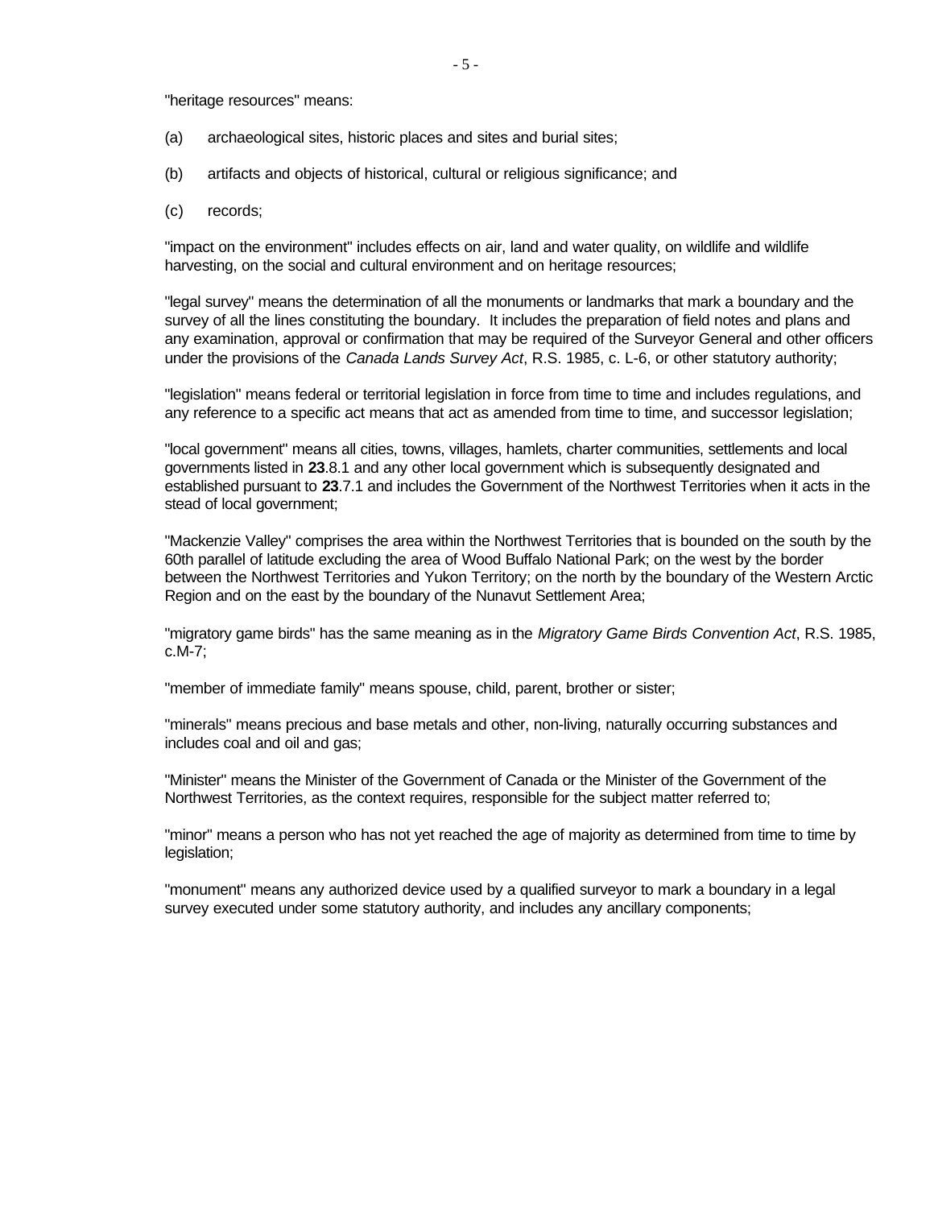"heritage resources" means:

(a) archaeological sites, historic places and sites and burial sites;

(b) artifacts and objects of historical, cultural or religious significance; and

(c) records;

"impact on the environment" includes effects on air, land and water quality, on wildlife and wildlife harvesting, on the social and cultural environment and on heritage resources;

"legal survey" means the determination of all the monuments or landmarks that mark a boundary and the survey of all the lines constituting the boundary. It includes the preparation of field notes and plans and any examination, approval or confirmation that may be required of the Surveyor General and other officers under the provisions of the *Canada Lands Survey Act*, R.S. 1985, c. L-6, or other statutory authority;

"legislation" means federal or territorial legislation in force from time to time and includes regulations, and any reference to a specific act means that act as amended from time to time, and successor legislation;

"local government" means all cities, towns, villages, hamlets, charter communities, settlements and local governments listed in **23**.8.1 and any other local government which is subsequently designated and established pursuant to **23**.7.1 and includes the Government of the Northwest Territories when it acts in the stead of local government;

"Mackenzie Valley" comprises the area within the Northwest Territories that is bounded on the south by the 60th parallel of latitude excluding the area of Wood Buffalo National Park; on the west by the border between the Northwest Territories and Yukon Territory; on the north by the boundary of the Western Arctic Region and on the east by the boundary of the Nunavut Settlement Area;

"migratory game birds" has the same meaning as in the *Migratory Game Birds Convention Act*, R.S. 1985, c.M-7;

"member of immediate family" means spouse, child, parent, brother or sister;

"minerals" means precious and base metals and other, non-living, naturally occurring substances and includes coal and oil and gas;

"Minister" means the Minister of the Government of Canada or the Minister of the Government of the Northwest Territories, as the context requires, responsible for the subject matter referred to;

"minor" means a person who has not yet reached the age of majority as determined from time to time by legislation;

"monument" means any authorized device used by a qualified surveyor to mark a boundary in a legal survey executed under some statutory authority, and includes any ancillary components;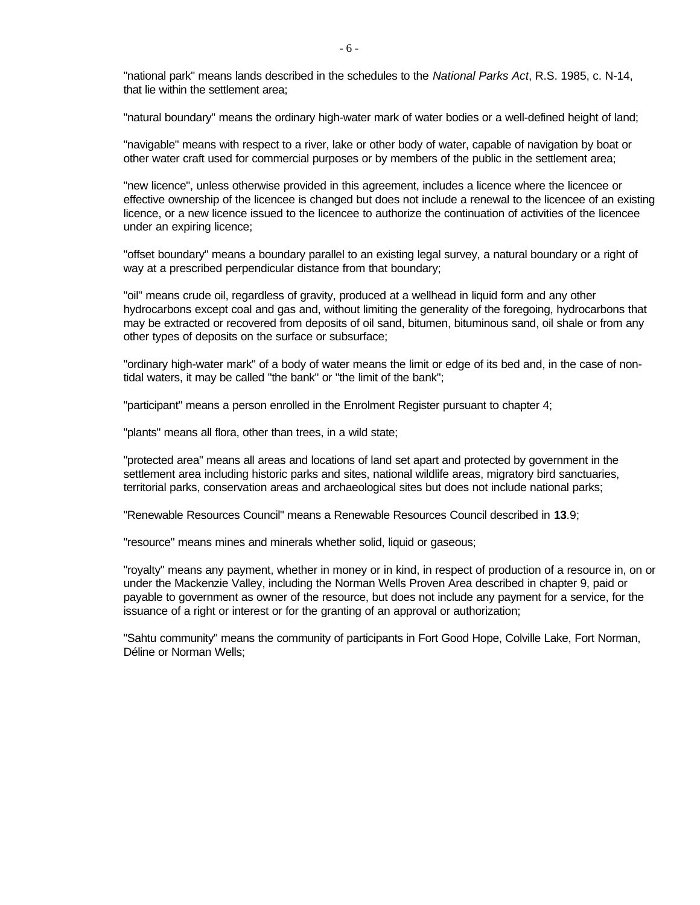"national park" means lands described in the schedules to the *National Parks Act*, R.S. 1985, c. N-14, that lie within the settlement area;

"natural boundary" means the ordinary high-water mark of water bodies or a well-defined height of land;

"navigable" means with respect to a river, lake or other body of water, capable of navigation by boat or other water craft used for commercial purposes or by members of the public in the settlement area;

"new licence", unless otherwise provided in this agreement, includes a licence where the licencee or effective ownership of the licencee is changed but does not include a renewal to the licencee of an existing licence, or a new licence issued to the licencee to authorize the continuation of activities of the licencee under an expiring licence;

"offset boundary" means a boundary parallel to an existing legal survey, a natural boundary or a right of way at a prescribed perpendicular distance from that boundary;

"oil" means crude oil, regardless of gravity, produced at a wellhead in liquid form and any other hydrocarbons except coal and gas and, without limiting the generality of the foregoing, hydrocarbons that may be extracted or recovered from deposits of oil sand, bitumen, bituminous sand, oil shale or from any other types of deposits on the surface or subsurface;

"ordinary high-water mark" of a body of water means the limit or edge of its bed and, in the case of non-tidal waters, it may be called "the bank" or "the limit of the bank";

"participant" means a person enrolled in the Enrolment Register pursuant to chapter 4;

"plants" means all flora, other than trees, in a wild state;

"protected area" means all areas and locations of land set apart and protected by government in the settlement area including historic parks and sites, national wildlife areas, migratory bird sanctuaries, territorial parks, conservation areas and archaeological sites but does not include national parks;

"Renewable Resources Council" means a Renewable Resources Council described in **13**.9;

"resource" means mines and minerals whether solid, liquid or gaseous;

"royalty" means any payment, whether in money or in kind, in respect of production of a resource in, on or under the Mackenzie Valley, including the Norman Wells Proven Area described in chapter 9, paid or payable to government as owner of the resource, but does not include any payment for a service, for the issuance of a right or interest or for the granting of an approval or authorization;

"Sahtu community" means the community of participants in Fort Good Hope, Colville Lake, Fort Norman, Déline or Norman Wells;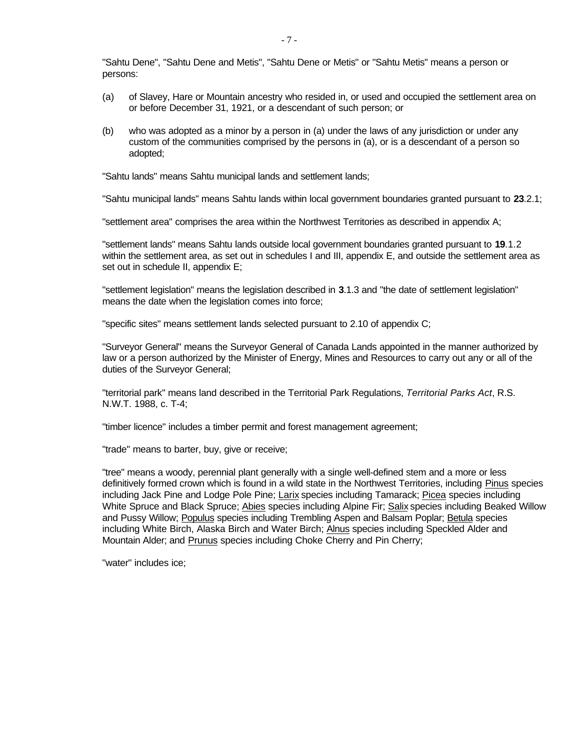"Sahtu Dene", "Sahtu Dene and Metis", "Sahtu Dene or Metis" or "Sahtu Metis" means a person or persons:

(a) of Slavey, Hare or Mountain ancestry who resided in, or used and occupied the settlement area on or before December 31, 1921, or a descendant of such person; or

(b) who was adopted as a minor by a person in (a) under the laws of any jurisdiction or under any custom of the communities comprised by the persons in (a), or is a descendant of a person so adopted;

"Sahtu lands" means Sahtu municipal lands and settlement lands;

"Sahtu municipal lands" means Sahtu lands within local government boundaries granted pursuant to **23**.2.1;

"settlement area" comprises the area within the Northwest Territories as described in appendix A;

"settlement lands" means Sahtu lands outside local government boundaries granted pursuant to **19**.1.2 within the settlement area, as set out in schedules I and III, appendix E, and outside the settlement area as set out in schedule II, appendix E;

"settlement legislation" means the legislation described in **3**.1.3 and "the date of settlement legislation" means the date when the legislation comes into force;

"specific sites" means settlement lands selected pursuant to 2.10 of appendix C;

"Surveyor General" means the Surveyor General of Canada Lands appointed in the manner authorized by law or a person authorized by the Minister of Energy, Mines and Resources to carry out any or all of the duties of the Surveyor General;

"territorial park" means land described in the Territorial Park Regulations, *Territorial Parks Act*, R.S. N.W.T. 1988, c. T-4;

"timber licence" includes a timber permit and forest management agreement;

"trade" means to barter, buy, give or receive;

"tree" means a woody, perennial plant generally with a single well-defined stem and a more or less definitively formed crown which is found in a wild state in the Northwest Territories, including Pinus species including Jack Pine and Lodge Pole Pine; Larix species including Tamarack; Picea species including White Spruce and Black Spruce; Abies species including Alpine Fir; Salix species including Beaked Willow and Pussy Willow; Populus species including Trembling Aspen and Balsam Poplar; Betula species including White Birch, Alaska Birch and Water Birch; Alnus species including Speckled Alder and Mountain Alder; and Prunus species including Choke Cherry and Pin Cherry;

"water" includes ice;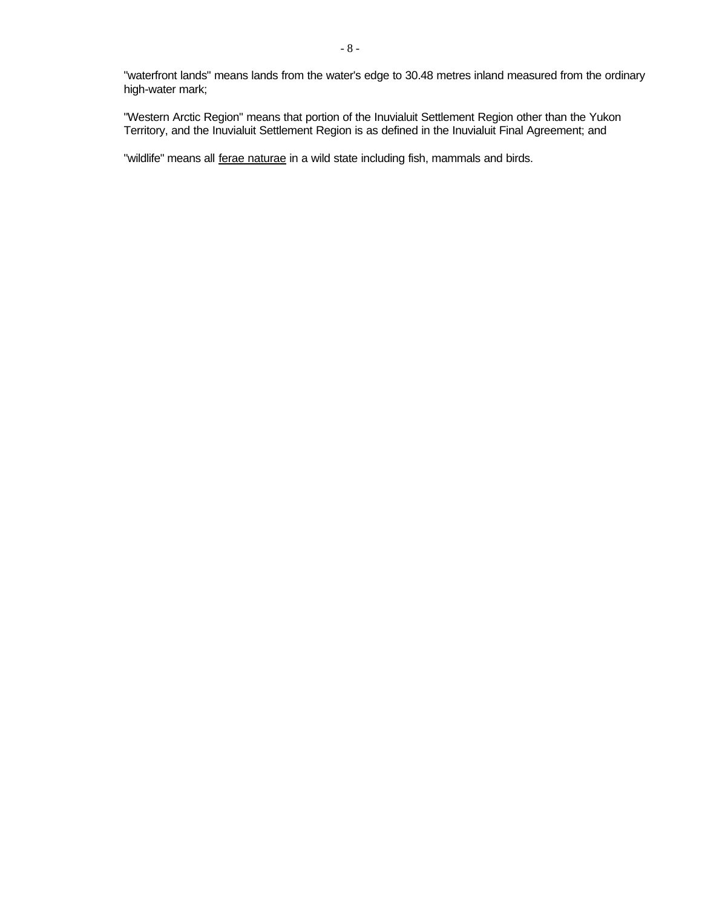"waterfront lands" means lands from the water's edge to 30.48 metres inland measured from the ordinary high-water mark;

"Western Arctic Region" means that portion of the Inuvialuit Settlement Region other than the Yukon Territory, and the Inuvialuit Settlement Region is as defined in the Inuvialuit Final Agreement; and

"wildlife" means all <u>ferae naturae</u> in a wild state including fish, mammals and birds.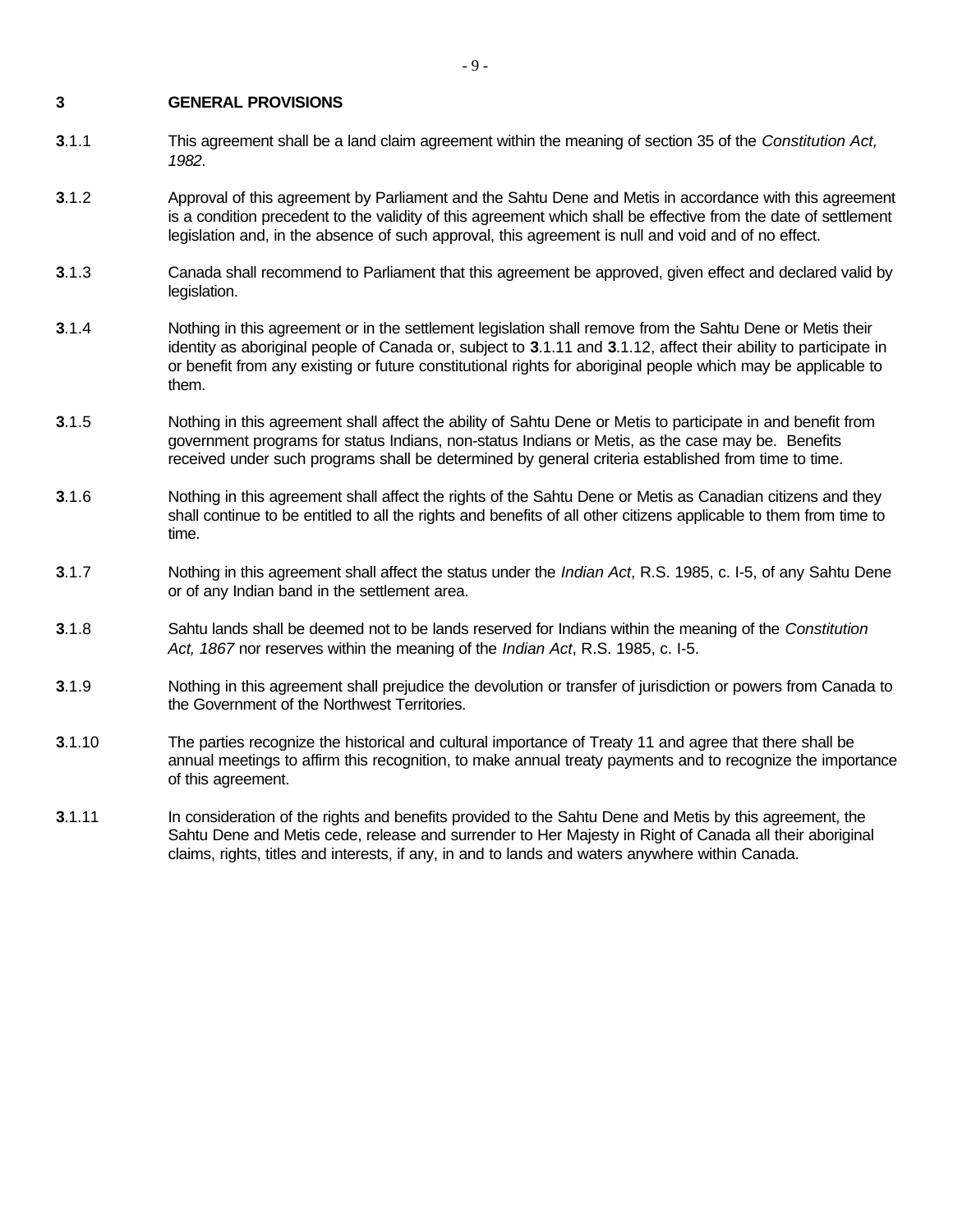## 3 GENERAL PROVISIONS

**3**.1.1 This agreement shall be a land claim agreement within the meaning of section 35 of the *Constitution Act, 1982*.

**3**.1.2 Approval of this agreement by Parliament and the Sahtu Dene and Metis in accordance with this agreement is a condition precedent to the validity of this agreement which shall be effective from the date of settlement legislation and, in the absence of such approval, this agreement is null and void and of no effect.

**3**.1.3 Canada shall recommend to Parliament that this agreement be approved, given effect and declared valid by legislation.

**3**.1.4 Nothing in this agreement or in the settlement legislation shall remove from the Sahtu Dene or Metis their identity as aboriginal people of Canada or, subject to **3**.1.11 and **3**.1.12, affect their ability to participate in or benefit from any existing or future constitutional rights for aboriginal people which may be applicable to them.

**3**.1.5 Nothing in this agreement shall affect the ability of Sahtu Dene or Metis to participate in and benefit from government programs for status Indians, non-status Indians or Metis, as the case may be. Benefits received under such programs shall be determined by general criteria established from time to time.

**3**.1.6 Nothing in this agreement shall affect the rights of the Sahtu Dene or Metis as Canadian citizens and they shall continue to be entitled to all the rights and benefits of all other citizens applicable to them from time to time.

**3**.1.7 Nothing in this agreement shall affect the status under the *Indian Act*, R.S. 1985, c. I-5, of any Sahtu Dene or of any Indian band in the settlement area.

**3**.1.8 Sahtu lands shall be deemed not to be lands reserved for Indians within the meaning of the *Constitution Act, 1867* nor reserves within the meaning of the *Indian Act*, R.S. 1985, c. I-5.

**3**.1.9 Nothing in this agreement shall prejudice the devolution or transfer of jurisdiction or powers from Canada to the Government of the Northwest Territories.

**3**.1.10 The parties recognize the historical and cultural importance of Treaty 11 and agree that there shall be annual meetings to affirm this recognition, to make annual treaty payments and to recognize the importance of this agreement.

**3**.1.11 In consideration of the rights and benefits provided to the Sahtu Dene and Metis by this agreement, the Sahtu Dene and Metis cede, release and surrender to Her Majesty in Right of Canada all their aboriginal claims, rights, titles and interests, if any, in and to lands and waters anywhere within Canada.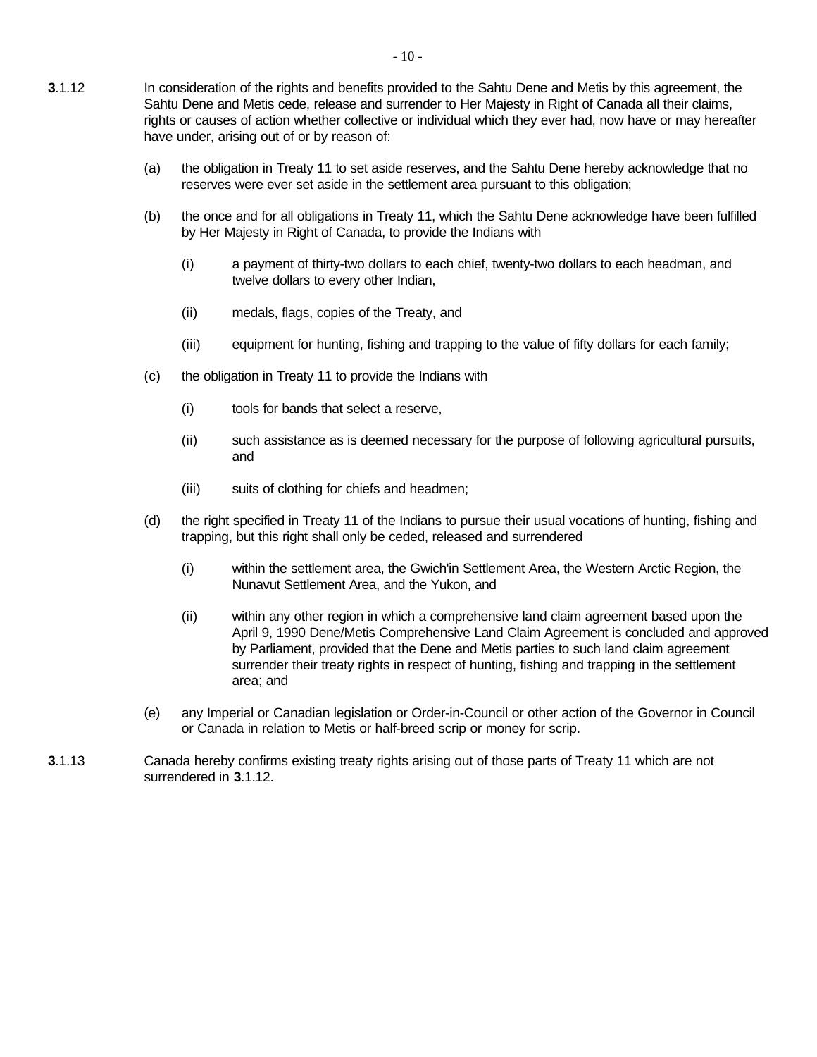**3**.1.12 In consideration of the rights and benefits provided to the Sahtu Dene and Metis by this agreement, the Sahtu Dene and Metis cede, release and surrender to Her Majesty in Right of Canada all their claims, rights or causes of action whether collective or individual which they ever had, now have or may hereafter have under, arising out of or by reason of:

(a) the obligation in Treaty 11 to set aside reserves, and the Sahtu Dene hereby acknowledge that no reserves were ever set aside in the settlement area pursuant to this obligation;

(b) the once and for all obligations in Treaty 11, which the Sahtu Dene acknowledge have been fulfilled by Her Majesty in Right of Canada, to provide the Indians with

(i) a payment of thirty-two dollars to each chief, twenty-two dollars to each headman, and twelve dollars to every other Indian,

(ii) medals, flags, copies of the Treaty, and

(iii) equipment for hunting, fishing and trapping to the value of fifty dollars for each family;

(c) the obligation in Treaty 11 to provide the Indians with

(i) tools for bands that select a reserve,

(ii) such assistance as is deemed necessary for the purpose of following agricultural pursuits, and

(iii) suits of clothing for chiefs and headmen;

(d) the right specified in Treaty 11 of the Indians to pursue their usual vocations of hunting, fishing and trapping, but this right shall only be ceded, released and surrendered

(i) within the settlement area, the Gwich'in Settlement Area, the Western Arctic Region, the Nunavut Settlement Area, and the Yukon, and

(ii) within any other region in which a comprehensive land claim agreement based upon the April 9, 1990 Dene/Metis Comprehensive Land Claim Agreement is concluded and approved by Parliament, provided that the Dene and Metis parties to such land claim agreement surrender their treaty rights in respect of hunting, fishing and trapping in the settlement area; and

(e) any Imperial or Canadian legislation or Order-in-Council or other action of the Governor in Council or Canada in relation to Metis or half-breed scrip or money for scrip.

**3**.1.13 Canada hereby confirms existing treaty rights arising out of those parts of Treaty 11 which are not surrendered in **3**.1.12.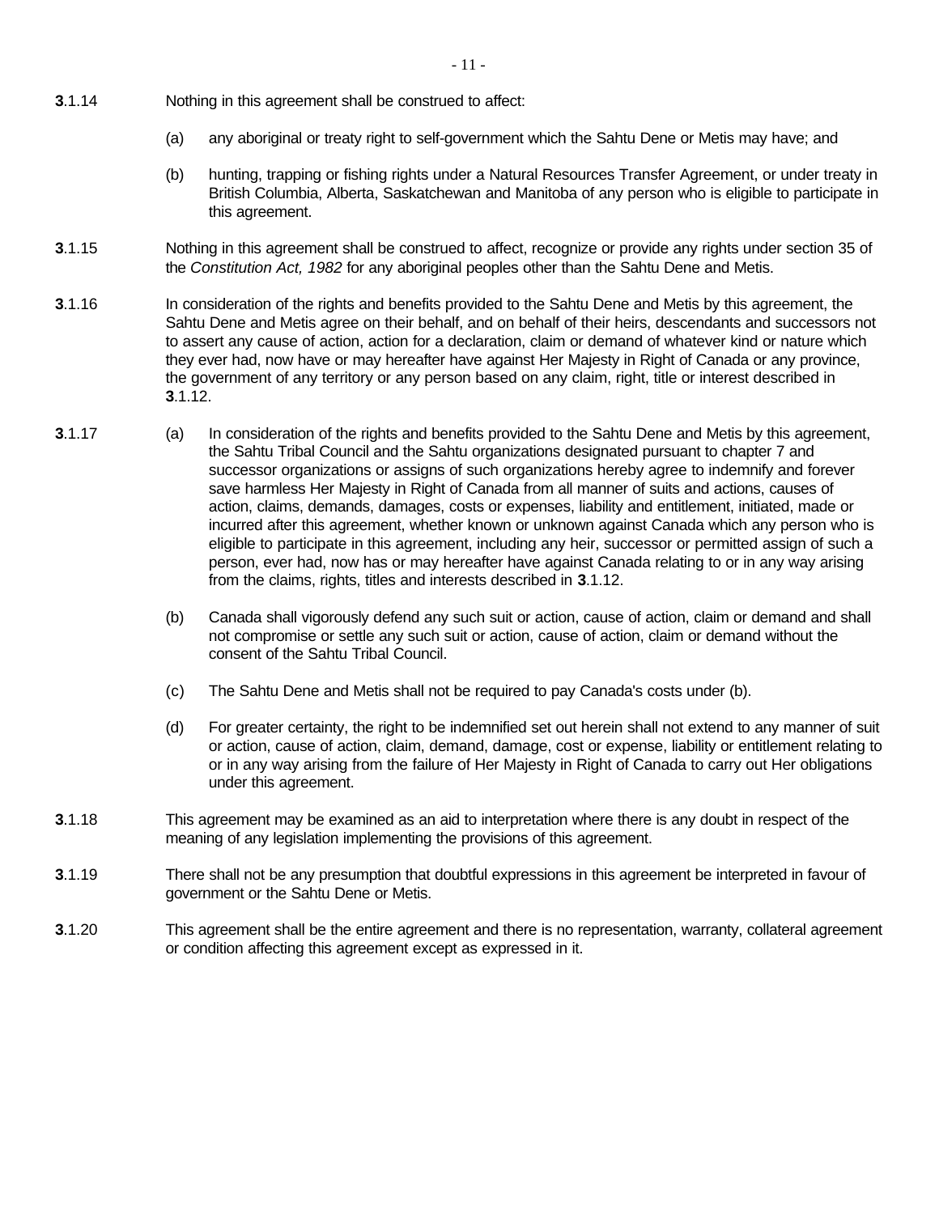**3**.1.14 Nothing in this agreement shall be construed to affect:

(a) any aboriginal or treaty right to self-government which the Sahtu Dene or Metis may have; and

(b) hunting, trapping or fishing rights under a Natural Resources Transfer Agreement, or under treaty in British Columbia, Alberta, Saskatchewan and Manitoba of any person who is eligible to participate in this agreement.

**3**.1.15 Nothing in this agreement shall be construed to affect, recognize or provide any rights under section 35 of the *Constitution Act, 1982* for any aboriginal peoples other than the Sahtu Dene and Metis.

**3**.1.16 In consideration of the rights and benefits provided to the Sahtu Dene and Metis by this agreement, the Sahtu Dene and Metis agree on their behalf, and on behalf of their heirs, descendants and successors not to assert any cause of action, action for a declaration, claim or demand of whatever kind or nature which they ever had, now have or may hereafter have against Her Majesty in Right of Canada or any province, the government of any territory or any person based on any claim, right, title or interest described in **3**.1.12.

**3**.1.17 (a) In consideration of the rights and benefits provided to the Sahtu Dene and Metis by this agreement, the Sahtu Tribal Council and the Sahtu organizations designated pursuant to chapter 7 and successor organizations or assigns of such organizations hereby agree to indemnify and forever save harmless Her Majesty in Right of Canada from all manner of suits and actions, causes of action, claims, demands, damages, costs or expenses, liability and entitlement, initiated, made or incurred after this agreement, whether known or unknown against Canada which any person who is eligible to participate in this agreement, including any heir, successor or permitted assign of such a person, ever had, now has or may hereafter have against Canada relating to or in any way arising from the claims, rights, titles and interests described in **3**.1.12.

(b) Canada shall vigorously defend any such suit or action, cause of action, claim or demand and shall not compromise or settle any such suit or action, cause of action, claim or demand without the consent of the Sahtu Tribal Council.

(c) The Sahtu Dene and Metis shall not be required to pay Canada's costs under (b).

(d) For greater certainty, the right to be indemnified set out herein shall not extend to any manner of suit or action, cause of action, claim, demand, damage, cost or expense, liability or entitlement relating to or in any way arising from the failure of Her Majesty in Right of Canada to carry out Her obligations under this agreement.

**3**.1.18 This agreement may be examined as an aid to interpretation where there is any doubt in respect of the meaning of any legislation implementing the provisions of this agreement.

**3**.1.19 There shall not be any presumption that doubtful expressions in this agreement be interpreted in favour of government or the Sahtu Dene or Metis.

**3**.1.20 This agreement shall be the entire agreement and there is no representation, warranty, collateral agreement or condition affecting this agreement except as expressed in it.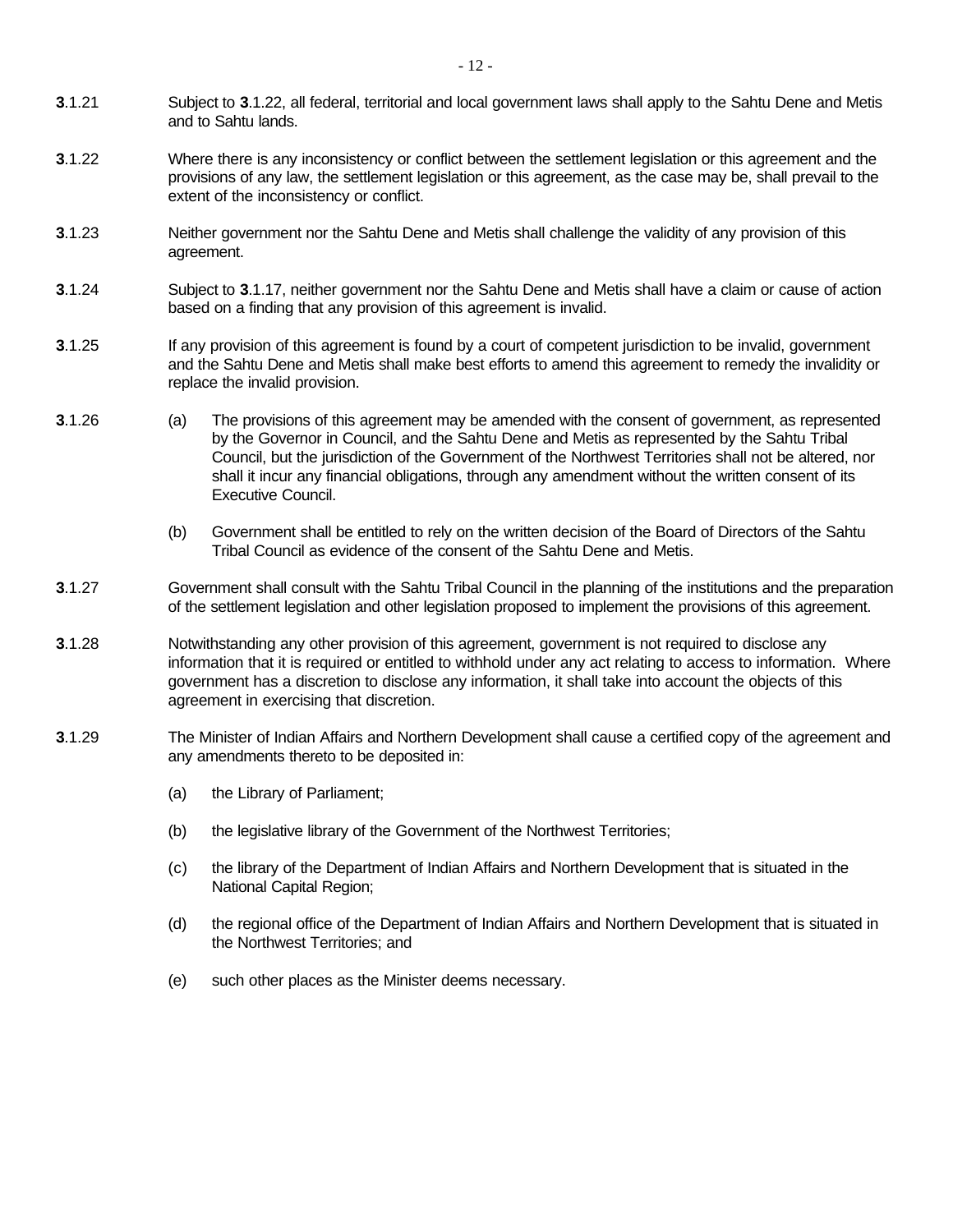**3**.1.21 Subject to **3**.1.22, all federal, territorial and local government laws shall apply to the Sahtu Dene and Metis and to Sahtu lands.

**3**.1.22 Where there is any inconsistency or conflict between the settlement legislation or this agreement and the provisions of any law, the settlement legislation or this agreement, as the case may be, shall prevail to the extent of the inconsistency or conflict.

**3**.1.23 Neither government nor the Sahtu Dene and Metis shall challenge the validity of any provision of this agreement.

**3**.1.24 Subject to **3**.1.17, neither government nor the Sahtu Dene and Metis shall have a claim or cause of action based on a finding that any provision of this agreement is invalid.

**3**.1.25 If any provision of this agreement is found by a court of competent jurisdiction to be invalid, government and the Sahtu Dene and Metis shall make best efforts to amend this agreement to remedy the invalidity or replace the invalid provision.

**3**.1.26

(a) The provisions of this agreement may be amended with the consent of government, as represented by the Governor in Council, and the Sahtu Dene and Metis as represented by the Sahtu Tribal Council, but the jurisdiction of the Government of the Northwest Territories shall not be altered, nor shall it incur any financial obligations, through any amendment without the written consent of its Executive Council.

(b) Government shall be entitled to rely on the written decision of the Board of Directors of the Sahtu Tribal Council as evidence of the consent of the Sahtu Dene and Metis.

**3**.1.27 Government shall consult with the Sahtu Tribal Council in the planning of the institutions and the preparation of the settlement legislation and other legislation proposed to implement the provisions of this agreement.

**3**.1.28 Notwithstanding any other provision of this agreement, government is not required to disclose any information that it is required or entitled to withhold under any act relating to access to information. Where government has a discretion to disclose any information, it shall take into account the objects of this agreement in exercising that discretion.

**3**.1.29 The Minister of Indian Affairs and Northern Development shall cause a certified copy of the agreement and any amendments thereto to be deposited in:

(a) the Library of Parliament;

(b) the legislative library of the Government of the Northwest Territories;

(c) the library of the Department of Indian Affairs and Northern Development that is situated in the National Capital Region;

(d) the regional office of the Department of Indian Affairs and Northern Development that is situated in the Northwest Territories; and

(e) such other places as the Minister deems necessary.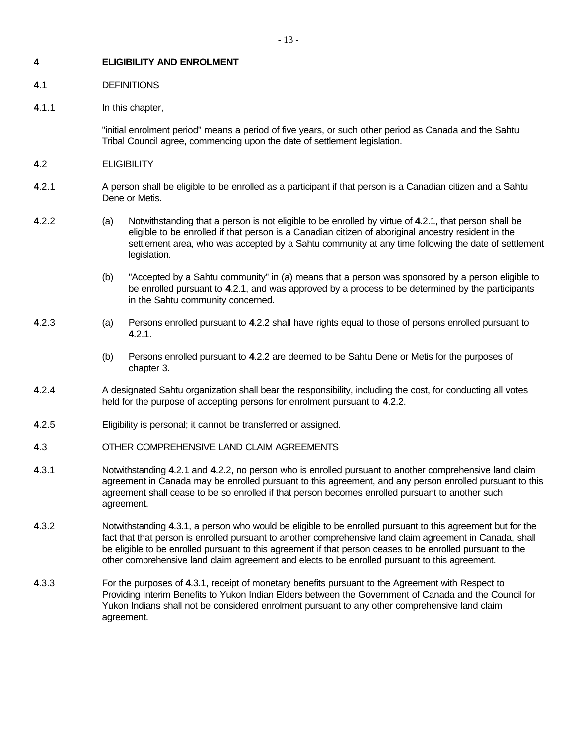# 4 ELIGIBILITY AND ENROLMENT

## 4.1 DEFINITIONS

**4**.1.1 In this chapter,

"initial enrolment period" means a period of five years, or such other period as Canada and the Sahtu Tribal Council agree, commencing upon the date of settlement legislation.

## 4.2 ELIGIBILITY

**4**.2.1 A person shall be eligible to be enrolled as a participant if that person is a Canadian citizen and a Sahtu Dene or Metis.

**4**.2.2 (a) Notwithstanding that a person is not eligible to be enrolled by virtue of **4**.2.1, that person shall be eligible to be enrolled if that person is a Canadian citizen of aboriginal ancestry resident in the settlement area, who was accepted by a Sahtu community at any time following the date of settlement legislation.

(b) "Accepted by a Sahtu community" in (a) means that a person was sponsored by a person eligible to be enrolled pursuant to **4**.2.1, and was approved by a process to be determined by the participants in the Sahtu community concerned.

**4**.2.3 (a) Persons enrolled pursuant to **4**.2.2 shall have rights equal to those of persons enrolled pursuant to **4**.2.1.

(b) Persons enrolled pursuant to **4**.2.2 are deemed to be Sahtu Dene or Metis for the purposes of chapter 3.

**4**.2.4 A designated Sahtu organization shall bear the responsibility, including the cost, for conducting all votes held for the purpose of accepting persons for enrolment pursuant to **4**.2.2.

**4**.2.5 Eligibility is personal; it cannot be transferred or assigned.

## 4.3 OTHER COMPREHENSIVE LAND CLAIM AGREEMENTS

**4**.3.1 Notwithstanding **4**.2.1 and **4**.2.2, no person who is enrolled pursuant to another comprehensive land claim agreement in Canada may be enrolled pursuant to this agreement, and any person enrolled pursuant to this agreement shall cease to be so enrolled if that person becomes enrolled pursuant to another such agreement.

**4**.3.2 Notwithstanding **4**.3.1, a person who would be eligible to be enrolled pursuant to this agreement but for the fact that that person is enrolled pursuant to another comprehensive land claim agreement in Canada, shall be eligible to be enrolled pursuant to this agreement if that person ceases to be enrolled pursuant to the other comprehensive land claim agreement and elects to be enrolled pursuant to this agreement.

**4**.3.3 For the purposes of **4**.3.1, receipt of monetary benefits pursuant to the Agreement with Respect to Providing Interim Benefits to Yukon Indian Elders between the Government of Canada and the Council for Yukon Indians shall not be considered enrolment pursuant to any other comprehensive land claim agreement.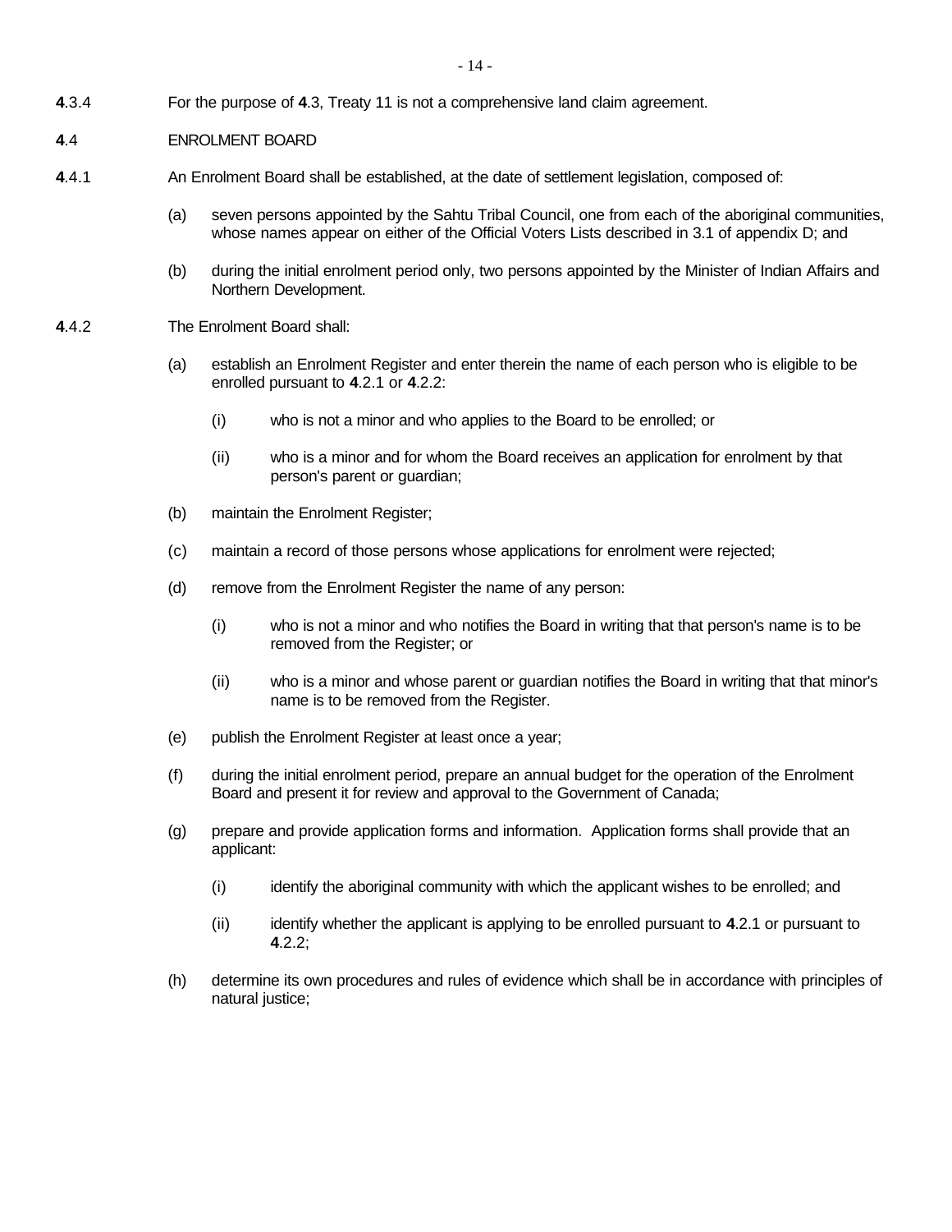**4**.3.4 For the purpose of **4**.3, Treaty 11 is not a comprehensive land claim agreement.

**4**.4 ENROLMENT BOARD

**4**.4.1 An Enrolment Board shall be established, at the date of settlement legislation, composed of:

(a) seven persons appointed by the Sahtu Tribal Council, one from each of the aboriginal communities, whose names appear on either of the Official Voters Lists described in 3.1 of appendix D; and

(b) during the initial enrolment period only, two persons appointed by the Minister of Indian Affairs and Northern Development.

**4**.4.2 The Enrolment Board shall:

(a) establish an Enrolment Register and enter therein the name of each person who is eligible to be enrolled pursuant to **4**.2.1 or **4**.2.2:

(i) who is not a minor and who applies to the Board to be enrolled; or

(ii) who is a minor and for whom the Board receives an application for enrolment by that person's parent or guardian;

(b) maintain the Enrolment Register;

(c) maintain a record of those persons whose applications for enrolment were rejected;

(d) remove from the Enrolment Register the name of any person:

(i) who is not a minor and who notifies the Board in writing that that person's name is to be removed from the Register; or

(ii) who is a minor and whose parent or guardian notifies the Board in writing that that minor's name is to be removed from the Register.

(e) publish the Enrolment Register at least once a year;

(f) during the initial enrolment period, prepare an annual budget for the operation of the Enrolment Board and present it for review and approval to the Government of Canada;

(g) prepare and provide application forms and information. Application forms shall provide that an applicant:

(i) identify the aboriginal community with which the applicant wishes to be enrolled; and

(ii) identify whether the applicant is applying to be enrolled pursuant to **4**.2.1 or pursuant to **4**.2.2;

(h) determine its own procedures and rules of evidence which shall be in accordance with principles of natural justice;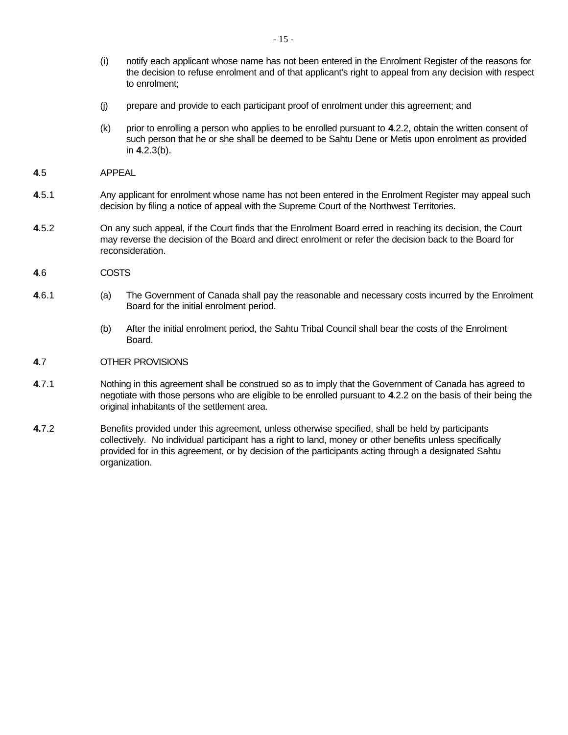(i) notify each applicant whose name has not been entered in the Enrolment Register of the reasons for the decision to refuse enrolment and of that applicant's right to appeal from any decision with respect to enrolment;

(j) prepare and provide to each participant proof of enrolment under this agreement; and

(k) prior to enrolling a person who applies to be enrolled pursuant to **4**.2.2, obtain the written consent of such person that he or she shall be deemed to be Sahtu Dene or Metis upon enrolment as provided in **4**.2.3(b).

**4**.5 APPEAL

**4**.5.1 Any applicant for enrolment whose name has not been entered in the Enrolment Register may appeal such decision by filing a notice of appeal with the Supreme Court of the Northwest Territories.

**4**.5.2 On any such appeal, if the Court finds that the Enrolment Board erred in reaching its decision, the Court may reverse the decision of the Board and direct enrolment or refer the decision back to the Board for reconsideration.

**4**.6 COSTS

**4**.6.1 (a) The Government of Canada shall pay the reasonable and necessary costs incurred by the Enrolment Board for the initial enrolment period.

(b) After the initial enrolment period, the Sahtu Tribal Council shall bear the costs of the Enrolment Board.

**4**.7 OTHER PROVISIONS

**4**.7.1 Nothing in this agreement shall be construed so as to imply that the Government of Canada has agreed to negotiate with those persons who are eligible to be enrolled pursuant to **4**.2.2 on the basis of their being the original inhabitants of the settlement area.

**4.**7.2 Benefits provided under this agreement, unless otherwise specified, shall be held by participants collectively. No individual participant has a right to land, money or other benefits unless specifically provided for in this agreement, or by decision of the participants acting through a designated Sahtu organization.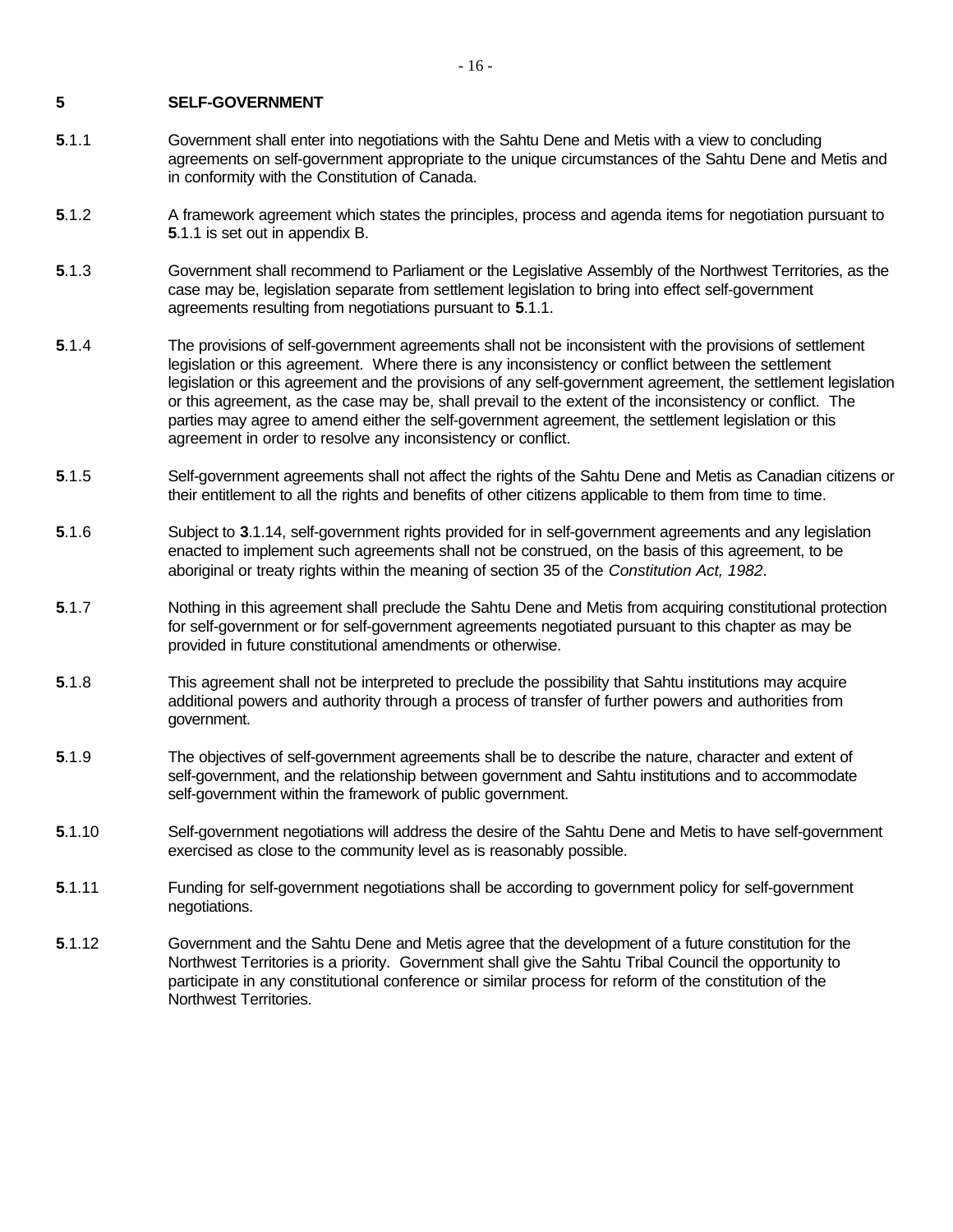# 5 SELF-GOVERNMENT

**5**.1.1 Government shall enter into negotiations with the Sahtu Dene and Metis with a view to concluding agreements on self-government appropriate to the unique circumstances of the Sahtu Dene and Metis and in conformity with the Constitution of Canada.

**5**.1.2 A framework agreement which states the principles, process and agenda items for negotiation pursuant to **5**.1.1 is set out in appendix B.

**5**.1.3 Government shall recommend to Parliament or the Legislative Assembly of the Northwest Territories, as the case may be, legislation separate from settlement legislation to bring into effect self-government agreements resulting from negotiations pursuant to **5**.1.1.

**5**.1.4 The provisions of self-government agreements shall not be inconsistent with the provisions of settlement legislation or this agreement. Where there is any inconsistency or conflict between the settlement legislation or this agreement and the provisions of any self-government agreement, the settlement legislation or this agreement, as the case may be, shall prevail to the extent of the inconsistency or conflict. The parties may agree to amend either the self-government agreement, the settlement legislation or this agreement in order to resolve any inconsistency or conflict.

**5**.1.5 Self-government agreements shall not affect the rights of the Sahtu Dene and Metis as Canadian citizens or their entitlement to all the rights and benefits of other citizens applicable to them from time to time.

**5**.1.6 Subject to **3**.1.14, self-government rights provided for in self-government agreements and any legislation enacted to implement such agreements shall not be construed, on the basis of this agreement, to be aboriginal or treaty rights within the meaning of section 35 of the *Constitution Act, 1982*.

**5**.1.7 Nothing in this agreement shall preclude the Sahtu Dene and Metis from acquiring constitutional protection for self-government or for self-government agreements negotiated pursuant to this chapter as may be provided in future constitutional amendments or otherwise.

**5**.1.8 This agreement shall not be interpreted to preclude the possibility that Sahtu institutions may acquire additional powers and authority through a process of transfer of further powers and authorities from government.

**5**.1.9 The objectives of self-government agreements shall be to describe the nature, character and extent of self-government, and the relationship between government and Sahtu institutions and to accommodate self-government within the framework of public government.

**5**.1.10 Self-government negotiations will address the desire of the Sahtu Dene and Metis to have self-government exercised as close to the community level as is reasonably possible.

**5**.1.11 Funding for self-government negotiations shall be according to government policy for self-government negotiations.

**5**.1.12 Government and the Sahtu Dene and Metis agree that the development of a future constitution for the Northwest Territories is a priority. Government shall give the Sahtu Tribal Council the opportunity to participate in any constitutional conference or similar process for reform of the constitution of the Northwest Territories.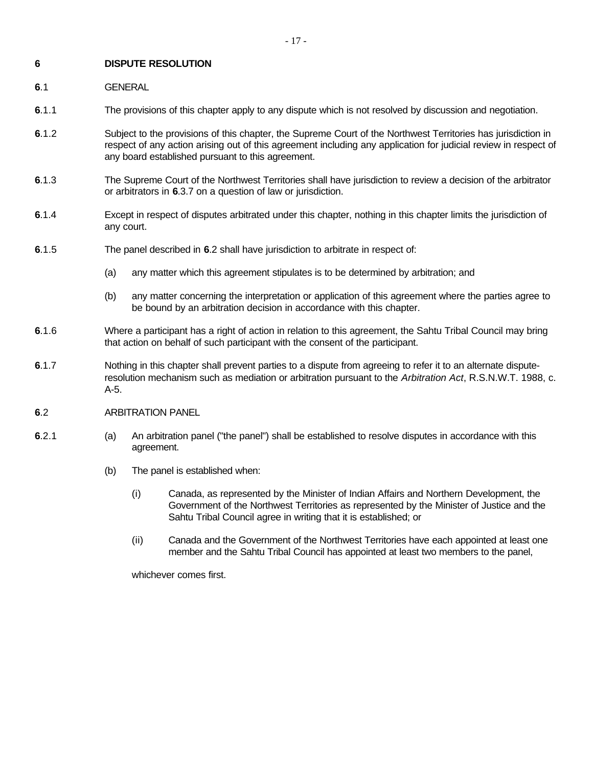# 6 DISPUTE RESOLUTION

## 6.1 GENERAL

**6**.1.1 The provisions of this chapter apply to any dispute which is not resolved by discussion and negotiation.

**6**.1.2 Subject to the provisions of this chapter, the Supreme Court of the Northwest Territories has jurisdiction in respect of any action arising out of this agreement including any application for judicial review in respect of any board established pursuant to this agreement.

**6**.1.3 The Supreme Court of the Northwest Territories shall have jurisdiction to review a decision of the arbitrator or arbitrators in **6**.3.7 on a question of law or jurisdiction.

**6**.1.4 Except in respect of disputes arbitrated under this chapter, nothing in this chapter limits the jurisdiction of any court.

**6**.1.5 The panel described in **6**.2 shall have jurisdiction to arbitrate in respect of:

- (a) any matter which this agreement stipulates is to be determined by arbitration; and
- (b) any matter concerning the interpretation or application of this agreement where the parties agree to be bound by an arbitration decision in accordance with this chapter.

**6**.1.6 Where a participant has a right of action in relation to this agreement, the Sahtu Tribal Council may bring that action on behalf of such participant with the consent of the participant.

**6**.1.7 Nothing in this chapter shall prevent parties to a dispute from agreeing to refer it to an alternate dispute-resolution mechanism such as mediation or arbitration pursuant to the *Arbitration Act*, R.S.N.W.T. 1988, c. A-5.

## 6.2 ARBITRATION PANEL

**6**.2.1

- (a) An arbitration panel ("the panel") shall be established to resolve disputes in accordance with this agreement.
- (b) The panel is established when:
  - (i) Canada, as represented by the Minister of Indian Affairs and Northern Development, the Government of the Northwest Territories as represented by the Minister of Justice and the Sahtu Tribal Council agree in writing that it is established; or
  - (ii) Canada and the Government of the Northwest Territories have each appointed at least one member and the Sahtu Tribal Council has appointed at least two members to the panel,

  whichever comes first.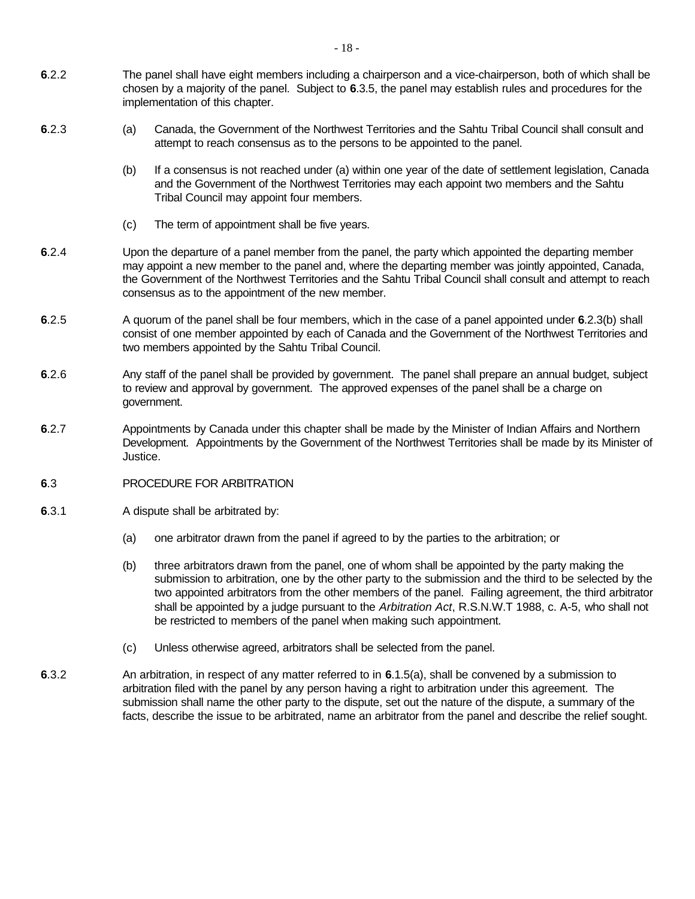**6**.2.2 The panel shall have eight members including a chairperson and a vice-chairperson, both of which shall be chosen by a majority of the panel. Subject to **6**.3.5, the panel may establish rules and procedures for the implementation of this chapter.

**6**.2.3 (a) Canada, the Government of the Northwest Territories and the Sahtu Tribal Council shall consult and attempt to reach consensus as to the persons to be appointed to the panel.

(b) If a consensus is not reached under (a) within one year of the date of settlement legislation, Canada and the Government of the Northwest Territories may each appoint two members and the Sahtu Tribal Council may appoint four members.

(c) The term of appointment shall be five years.

**6**.2.4 Upon the departure of a panel member from the panel, the party which appointed the departing member may appoint a new member to the panel and, where the departing member was jointly appointed, Canada, the Government of the Northwest Territories and the Sahtu Tribal Council shall consult and attempt to reach consensus as to the appointment of the new member.

**6**.2.5 A quorum of the panel shall be four members, which in the case of a panel appointed under **6**.2.3(b) shall consist of one member appointed by each of Canada and the Government of the Northwest Territories and two members appointed by the Sahtu Tribal Council.

**6**.2.6 Any staff of the panel shall be provided by government. The panel shall prepare an annual budget, subject to review and approval by government. The approved expenses of the panel shall be a charge on government.

**6**.2.7 Appointments by Canada under this chapter shall be made by the Minister of Indian Affairs and Northern Development. Appointments by the Government of the Northwest Territories shall be made by its Minister of Justice.

**6**.3 PROCEDURE FOR ARBITRATION

**6**.3.1 A dispute shall be arbitrated by:

(a) one arbitrator drawn from the panel if agreed to by the parties to the arbitration; or

(b) three arbitrators drawn from the panel, one of whom shall be appointed by the party making the submission to arbitration, one by the other party to the submission and the third to be selected by the two appointed arbitrators from the other members of the panel. Failing agreement, the third arbitrator shall be appointed by a judge pursuant to the *Arbitration Act*, R.S.N.W.T 1988, c. A-5, who shall not be restricted to members of the panel when making such appointment.

(c) Unless otherwise agreed, arbitrators shall be selected from the panel.

**6**.3.2 An arbitration, in respect of any matter referred to in **6**.1.5(a), shall be convened by a submission to arbitration filed with the panel by any person having a right to arbitration under this agreement. The submission shall name the other party to the dispute, set out the nature of the dispute, a summary of the facts, describe the issue to be arbitrated, name an arbitrator from the panel and describe the relief sought.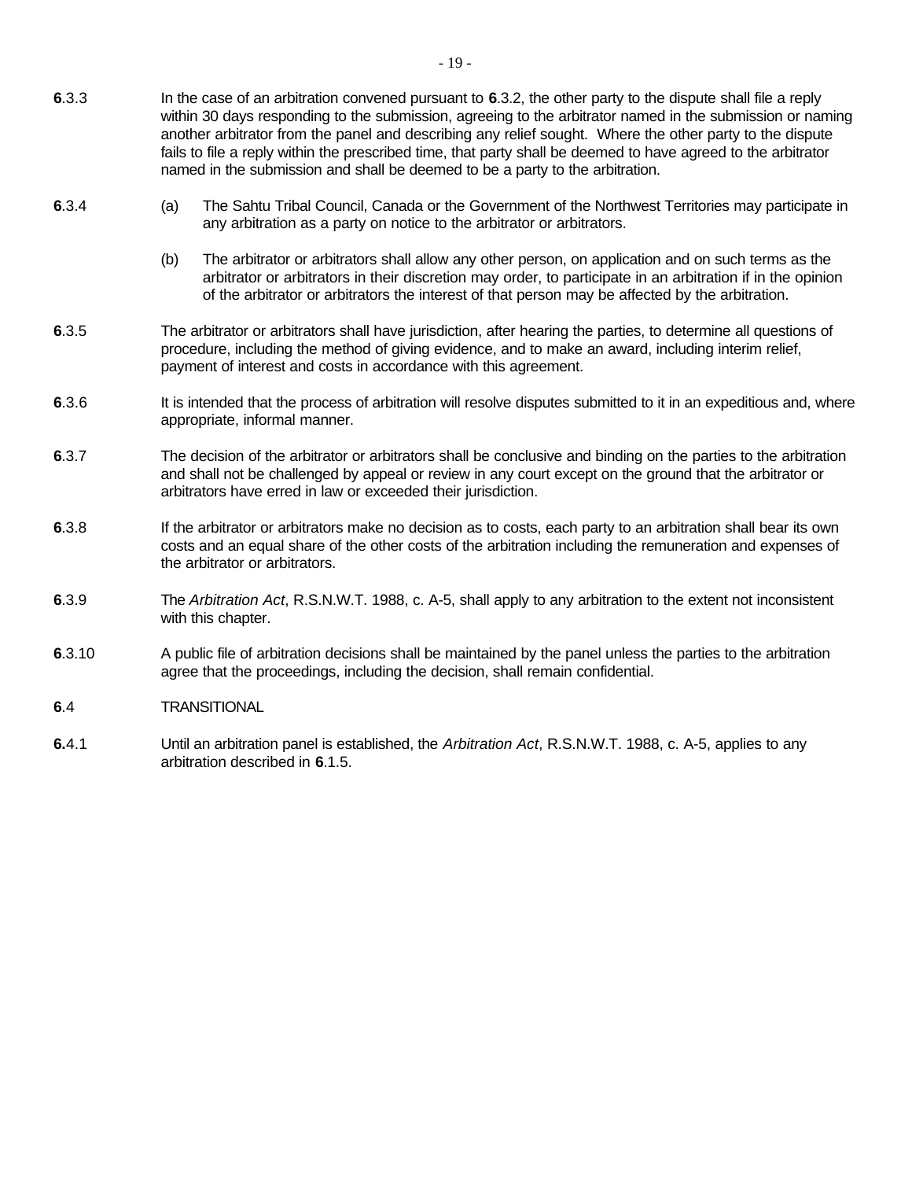**6**.3.3 In the case of an arbitration convened pursuant to **6**.3.2, the other party to the dispute shall file a reply within 30 days responding to the submission, agreeing to the arbitrator named in the submission or naming another arbitrator from the panel and describing any relief sought. Where the other party to the dispute fails to file a reply within the prescribed time, that party shall be deemed to have agreed to the arbitrator named in the submission and shall be deemed to be a party to the arbitration.

**6**.3.4 (a) The Sahtu Tribal Council, Canada or the Government of the Northwest Territories may participate in any arbitration as a party on notice to the arbitrator or arbitrators.

(b) The arbitrator or arbitrators shall allow any other person, on application and on such terms as the arbitrator or arbitrators in their discretion may order, to participate in an arbitration if in the opinion of the arbitrator or arbitrators the interest of that person may be affected by the arbitration.

**6**.3.5 The arbitrator or arbitrators shall have jurisdiction, after hearing the parties, to determine all questions of procedure, including the method of giving evidence, and to make an award, including interim relief, payment of interest and costs in accordance with this agreement.

**6**.3.6 It is intended that the process of arbitration will resolve disputes submitted to it in an expeditious and, where appropriate, informal manner.

**6**.3.7 The decision of the arbitrator or arbitrators shall be conclusive and binding on the parties to the arbitration and shall not be challenged by appeal or review in any court except on the ground that the arbitrator or arbitrators have erred in law or exceeded their jurisdiction.

**6**.3.8 If the arbitrator or arbitrators make no decision as to costs, each party to an arbitration shall bear its own costs and an equal share of the other costs of the arbitration including the remuneration and expenses of the arbitrator or arbitrators.

**6**.3.9 The *Arbitration Act*, R.S.N.W.T. 1988, c. A-5, shall apply to any arbitration to the extent not inconsistent with this chapter.

**6**.3.10 A public file of arbitration decisions shall be maintained by the panel unless the parties to the arbitration agree that the proceedings, including the decision, shall remain confidential.

**6**.4 TRANSITIONAL

**6.**4.1 Until an arbitration panel is established, the *Arbitration Act*, R.S.N.W.T. 1988, c. A-5, applies to any arbitration described in **6**.1.5.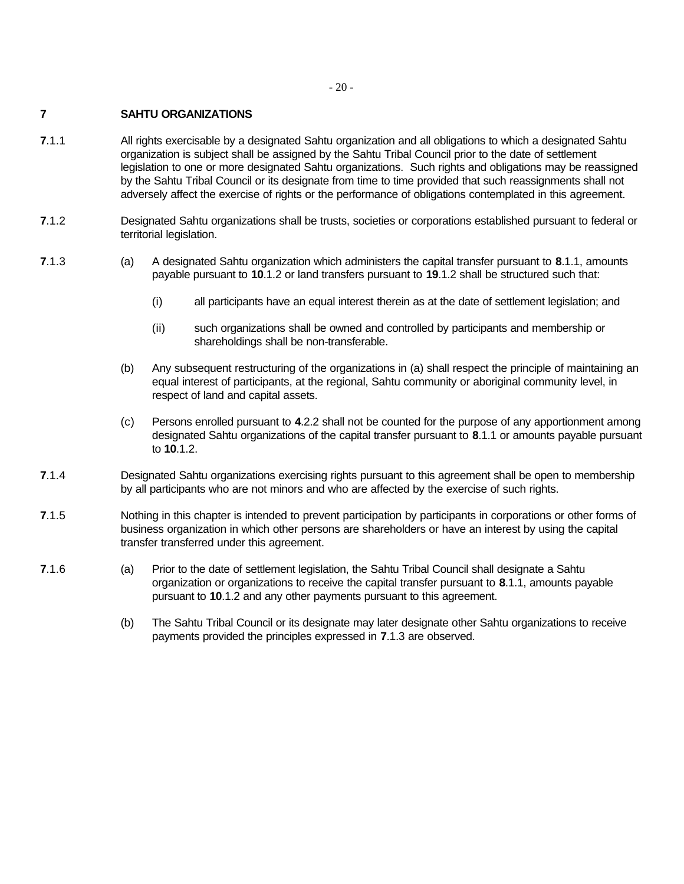## **7** SAHTU ORGANIZATIONS

**7**.1.1 All rights exercisable by a designated Sahtu organization and all obligations to which a designated Sahtu organization is subject shall be assigned by the Sahtu Tribal Council prior to the date of settlement legislation to one or more designated Sahtu organizations. Such rights and obligations may be reassigned by the Sahtu Tribal Council or its designate from time to time provided that such reassignments shall not adversely affect the exercise of rights or the performance of obligations contemplated in this agreement.

**7**.1.2 Designated Sahtu organizations shall be trusts, societies or corporations established pursuant to federal or territorial legislation.

**7**.1.3 (a) A designated Sahtu organization which administers the capital transfer pursuant to **8**.1.1, amounts payable pursuant to **10**.1.2 or land transfers pursuant to **19**.1.2 shall be structured such that:

(i) all participants have an equal interest therein as at the date of settlement legislation; and

(ii) such organizations shall be owned and controlled by participants and membership or shareholdings shall be non-transferable.

(b) Any subsequent restructuring of the organizations in (a) shall respect the principle of maintaining an equal interest of participants, at the regional, Sahtu community or aboriginal community level, in respect of land and capital assets.

(c) Persons enrolled pursuant to **4**.2.2 shall not be counted for the purpose of any apportionment among designated Sahtu organizations of the capital transfer pursuant to **8**.1.1 or amounts payable pursuant to **10**.1.2.

**7**.1.4 Designated Sahtu organizations exercising rights pursuant to this agreement shall be open to membership by all participants who are not minors and who are affected by the exercise of such rights.

**7**.1.5 Nothing in this chapter is intended to prevent participation by participants in corporations or other forms of business organization in which other persons are shareholders or have an interest by using the capital transfer transferred under this agreement.

**7**.1.6 (a) Prior to the date of settlement legislation, the Sahtu Tribal Council shall designate a Sahtu organization or organizations to receive the capital transfer pursuant to **8**.1.1, amounts payable pursuant to **10**.1.2 and any other payments pursuant to this agreement.

(b) The Sahtu Tribal Council or its designate may later designate other Sahtu organizations to receive payments provided the principles expressed in **7**.1.3 are observed.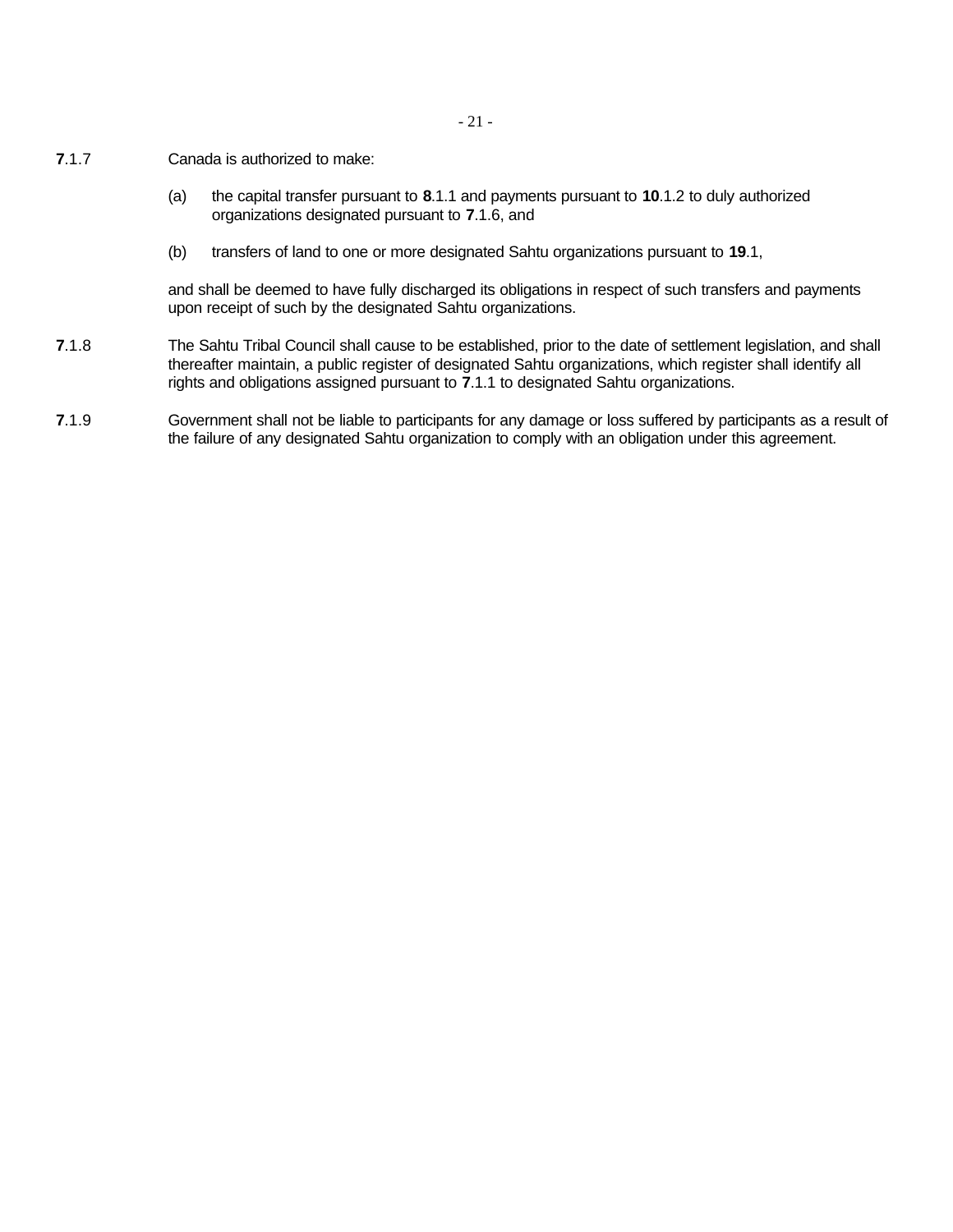**7**.1.7 Canada is authorized to make:

(a) the capital transfer pursuant to **8**.1.1 and payments pursuant to **10**.1.2 to duly authorized organizations designated pursuant to **7**.1.6, and

(b) transfers of land to one or more designated Sahtu organizations pursuant to **19**.1,

and shall be deemed to have fully discharged its obligations in respect of such transfers and payments upon receipt of such by the designated Sahtu organizations.

**7**.1.8 The Sahtu Tribal Council shall cause to be established, prior to the date of settlement legislation, and shall thereafter maintain, a public register of designated Sahtu organizations, which register shall identify all rights and obligations assigned pursuant to **7**.1.1 to designated Sahtu organizations.

**7**.1.9 Government shall not be liable to participants for any damage or loss suffered by participants as a result of the failure of any designated Sahtu organization to comply with an obligation under this agreement.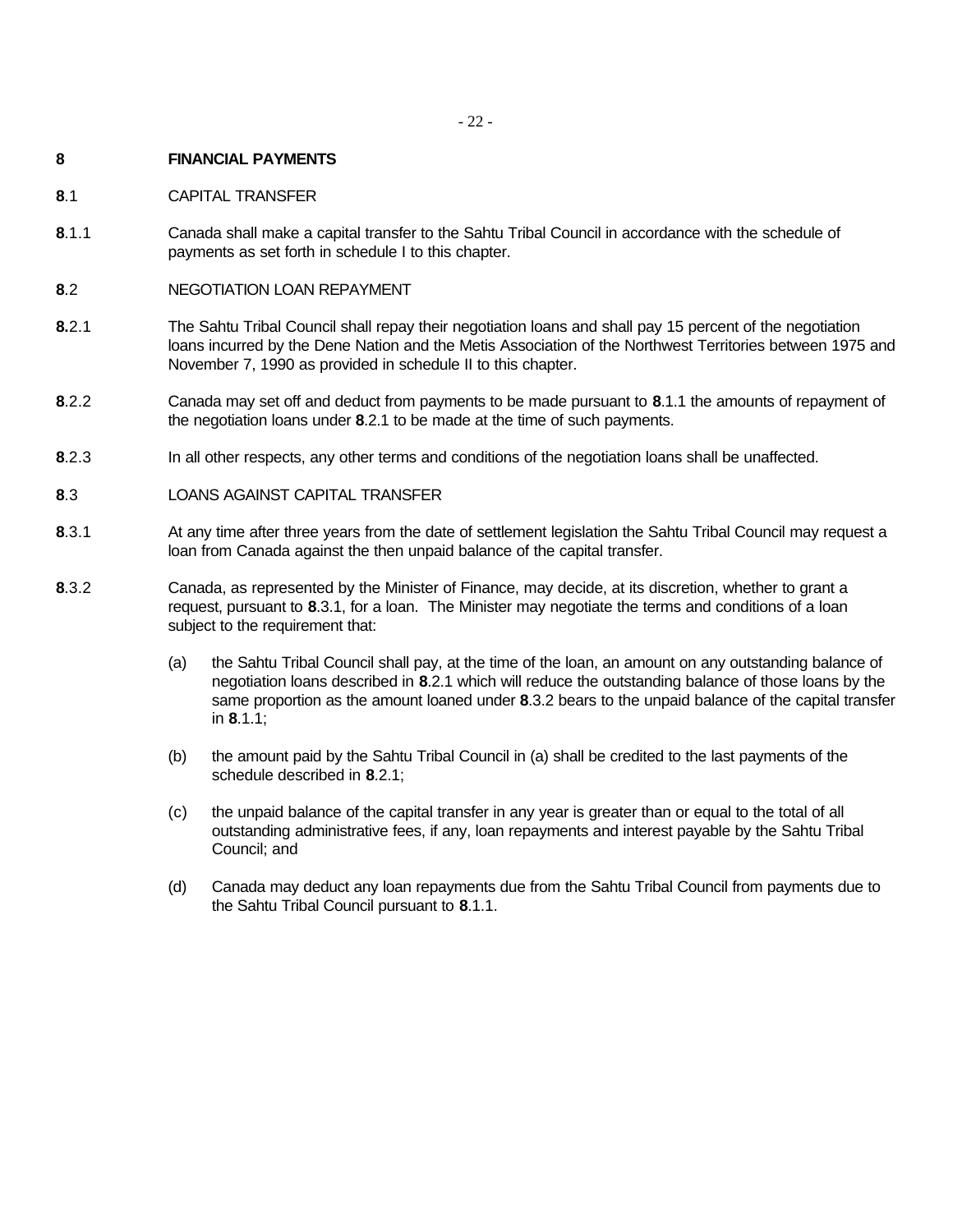# 8 FINANCIAL PAYMENTS

## 8.1 CAPITAL TRANSFER

**8**.1.1 Canada shall make a capital transfer to the Sahtu Tribal Council in accordance with the schedule of payments as set forth in schedule I to this chapter.

## 8.2 NEGOTIATION LOAN REPAYMENT

**8.**2.1 The Sahtu Tribal Council shall repay their negotiation loans and shall pay 15 percent of the negotiation loans incurred by the Dene Nation and the Metis Association of the Northwest Territories between 1975 and November 7, 1990 as provided in schedule II to this chapter.

**8**.2.2 Canada may set off and deduct from payments to be made pursuant to **8**.1.1 the amounts of repayment of the negotiation loans under **8**.2.1 to be made at the time of such payments.

**8**.2.3 In all other respects, any other terms and conditions of the negotiation loans shall be unaffected.

## 8.3 LOANS AGAINST CAPITAL TRANSFER

**8**.3.1 At any time after three years from the date of settlement legislation the Sahtu Tribal Council may request a loan from Canada against the then unpaid balance of the capital transfer.

**8**.3.2 Canada, as represented by the Minister of Finance, may decide, at its discretion, whether to grant a request, pursuant to **8**.3.1, for a loan. The Minister may negotiate the terms and conditions of a loan subject to the requirement that:

(a) the Sahtu Tribal Council shall pay, at the time of the loan, an amount on any outstanding balance of negotiation loans described in **8**.2.1 which will reduce the outstanding balance of those loans by the same proportion as the amount loaned under **8**.3.2 bears to the unpaid balance of the capital transfer in **8**.1.1;

(b) the amount paid by the Sahtu Tribal Council in (a) shall be credited to the last payments of the schedule described in **8**.2.1;

(c) the unpaid balance of the capital transfer in any year is greater than or equal to the total of all outstanding administrative fees, if any, loan repayments and interest payable by the Sahtu Tribal Council; and

(d) Canada may deduct any loan repayments due from the Sahtu Tribal Council from payments due to the Sahtu Tribal Council pursuant to **8**.1.1.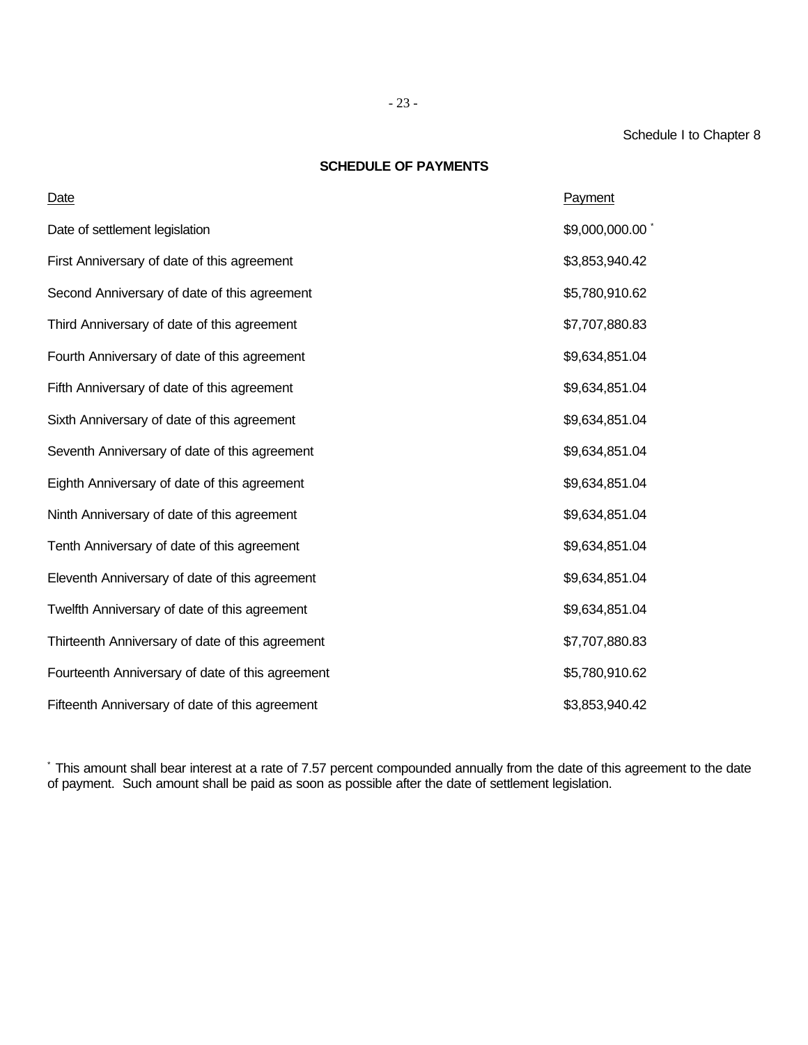Schedule I to Chapter 8

## SCHEDULE OF PAYMENTS

| Date | Payment |
|---|---|
| Date of settlement legislation | $9,000,000.00 * |
| First Anniversary of date of this agreement | $3,853,940.42 |
| Second Anniversary of date of this agreement | $5,780,910.62 |
| Third Anniversary of date of this agreement | $7,707,880.83 |
| Fourth Anniversary of date of this agreement | $9,634,851.04 |
| Fifth Anniversary of date of this agreement | $9,634,851.04 |
| Sixth Anniversary of date of this agreement | $9,634,851.04 |
| Seventh Anniversary of date of this agreement | $9,634,851.04 |
| Eighth Anniversary of date of this agreement | $9,634,851.04 |
| Ninth Anniversary of date of this agreement | $9,634,851.04 |
| Tenth Anniversary of date of this agreement | $9,634,851.04 |
| Eleventh Anniversary of date of this agreement | $9,634,851.04 |
| Twelfth Anniversary of date of this agreement | $9,634,851.04 |
| Thirteenth Anniversary of date of this agreement | $7,707,880.83 |
| Fourteenth Anniversary of date of this agreement | $5,780,910.62 |
| Fifteenth Anniversary of date of this agreement | $3,853,940.42 |

* This amount shall bear interest at a rate of 7.57 percent compounded annually from the date of this agreement to the date of payment. Such amount shall be paid as soon as possible after the date of settlement legislation.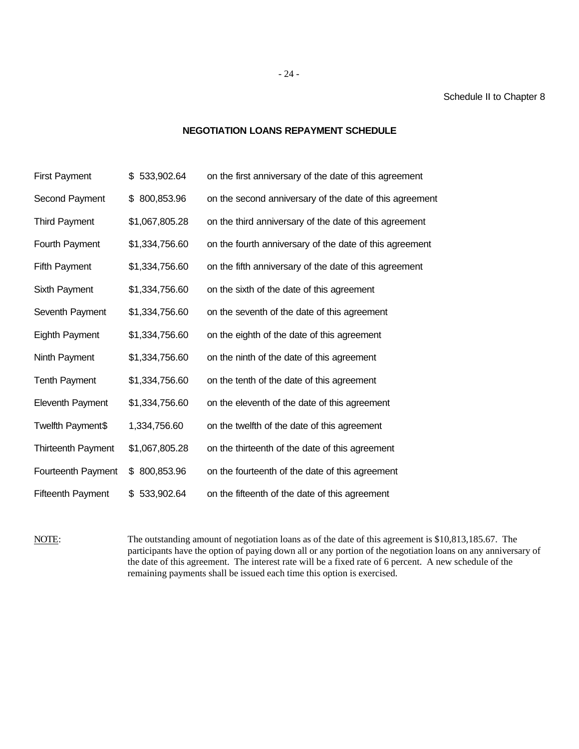Schedule II to Chapter 8

## NEGOTIATION LOANS REPAYMENT SCHEDULE

| | | |
|---|---|---|
| First Payment | $ 533,902.64 | on the first anniversary of the date of this agreement |
| Second Payment | $ 800,853.96 | on the second anniversary of the date of this agreement |
| Third Payment | $1,067,805.28 | on the third anniversary of the date of this agreement |
| Fourth Payment | $1,334,756.60 | on the fourth anniversary of the date of this agreement |
| Fifth Payment | $1,334,756.60 | on the fifth anniversary of the date of this agreement |
| Sixth Payment | $1,334,756.60 | on the sixth of the date of this agreement |
| Seventh Payment | $1,334,756.60 | on the seventh of the date of this agreement |
| Eighth Payment | $1,334,756.60 | on the eighth of the date of this agreement |
| Ninth Payment | $1,334,756.60 | on the ninth of the date of this agreement |
| Tenth Payment | $1,334,756.60 | on the tenth of the date of this agreement |
| Eleventh Payment | $1,334,756.60 | on the eleventh of the date of this agreement |
| Twelfth Payment$ | 1,334,756.60 | on the twelfth of the date of this agreement |
| Thirteenth Payment | $1,067,805.28 | on the thirteenth of the date of this agreement |
| Fourteenth Payment | $ 800,853.96 | on the fourteenth of the date of this agreement |
| Fifteenth Payment | $ 533,902.64 | on the fifteenth of the date of this agreement |

NOTE: The outstanding amount of negotiation loans as of the date of this agreement is $10,813,185.67. The participants have the option of paying down all or any portion of the negotiation loans on any anniversary of the date of this agreement. The interest rate will be a fixed rate of 6 percent. A new schedule of the remaining payments shall be issued each time this option is exercised.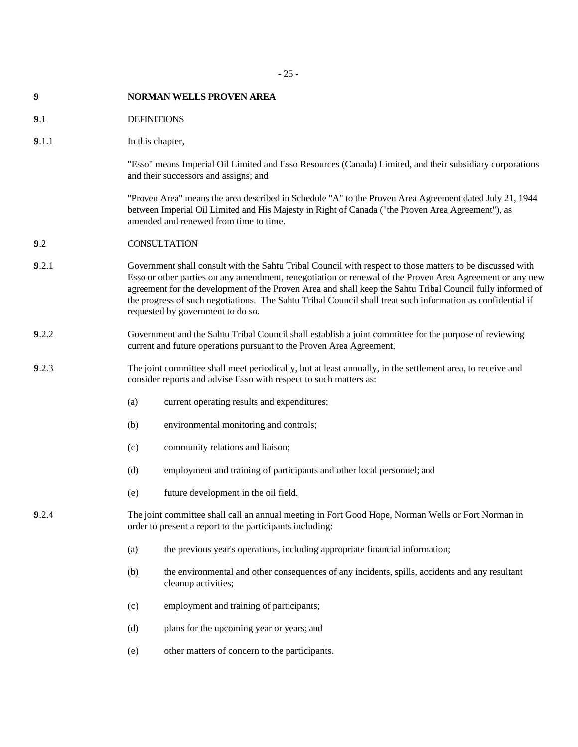# 9 NORMAN WELLS PROVEN AREA

## 9.1 DEFINITIONS

**9**.1.1 In this chapter,

"Esso" means Imperial Oil Limited and Esso Resources (Canada) Limited, and their subsidiary corporations and their successors and assigns; and

"Proven Area" means the area described in Schedule "A" to the Proven Area Agreement dated July 21, 1944 between Imperial Oil Limited and His Majesty in Right of Canada ("the Proven Area Agreement"), as amended and renewed from time to time.

## 9.2 CONSULTATION

**9**.2.1 Government shall consult with the Sahtu Tribal Council with respect to those matters to be discussed with Esso or other parties on any amendment, renegotiation or renewal of the Proven Area Agreement or any new agreement for the development of the Proven Area and shall keep the Sahtu Tribal Council fully informed of the progress of such negotiations. The Sahtu Tribal Council shall treat such information as confidential if requested by government to do so.

**9**.2.2 Government and the Sahtu Tribal Council shall establish a joint committee for the purpose of reviewing current and future operations pursuant to the Proven Area Agreement.

**9**.2.3 The joint committee shall meet periodically, but at least annually, in the settlement area, to receive and consider reports and advise Esso with respect to such matters as:

(a) current operating results and expenditures;

(b) environmental monitoring and controls;

(c) community relations and liaison;

(d) employment and training of participants and other local personnel; and

(e) future development in the oil field.

**9**.2.4 The joint committee shall call an annual meeting in Fort Good Hope, Norman Wells or Fort Norman in order to present a report to the participants including:

(a) the previous year's operations, including appropriate financial information;

(b) the environmental and other consequences of any incidents, spills, accidents and any resultant cleanup activities;

(c) employment and training of participants;

(d) plans for the upcoming year or years; and

(e) other matters of concern to the participants.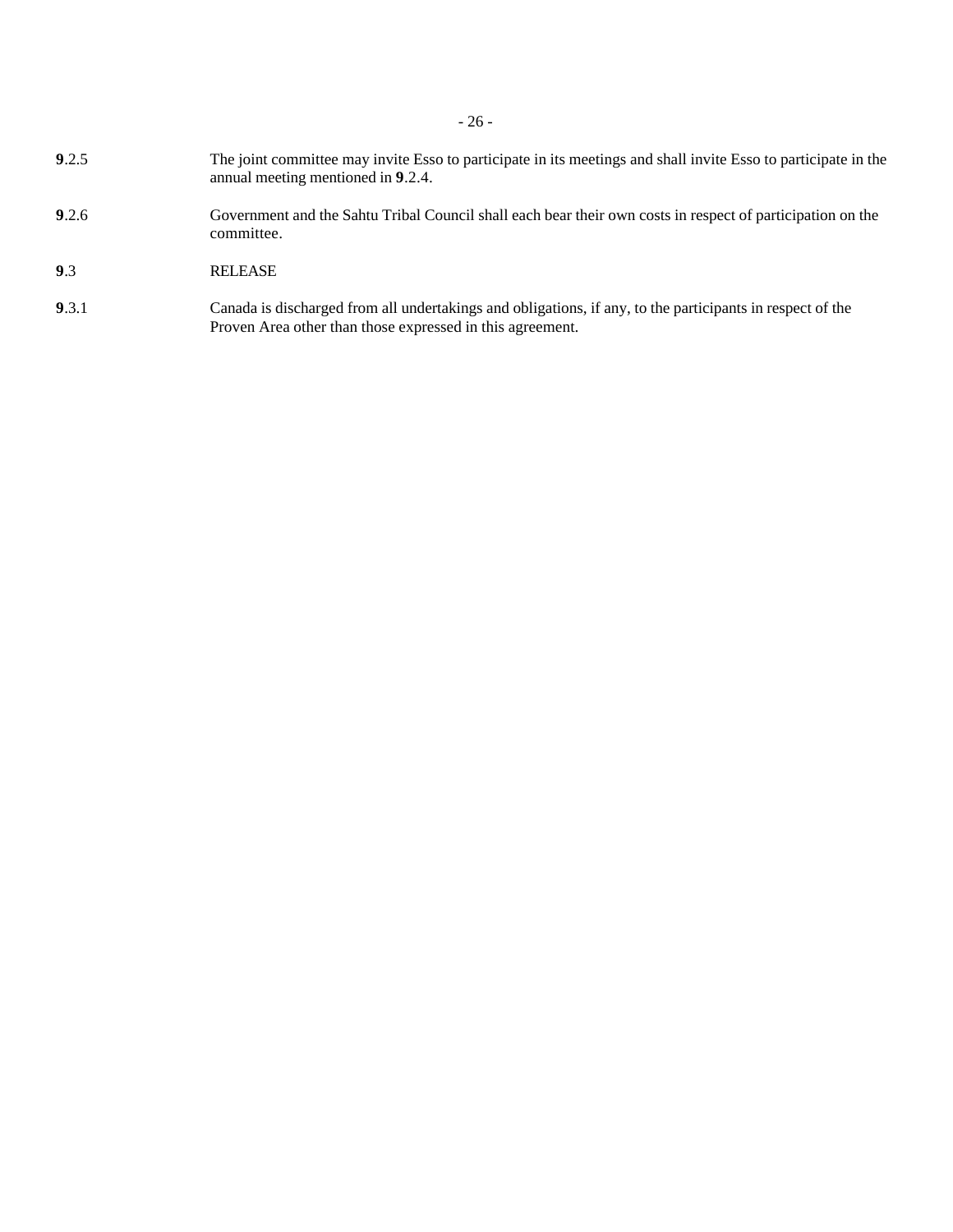**9**.2.5 The joint committee may invite Esso to participate in its meetings and shall invite Esso to participate in the annual meeting mentioned in **9**.2.4.

**9**.2.6 Government and the Sahtu Tribal Council shall each bear their own costs in respect of participation on the committee.

**9**.3 RELEASE

**9**.3.1 Canada is discharged from all undertakings and obligations, if any, to the participants in respect of the Proven Area other than those expressed in this agreement.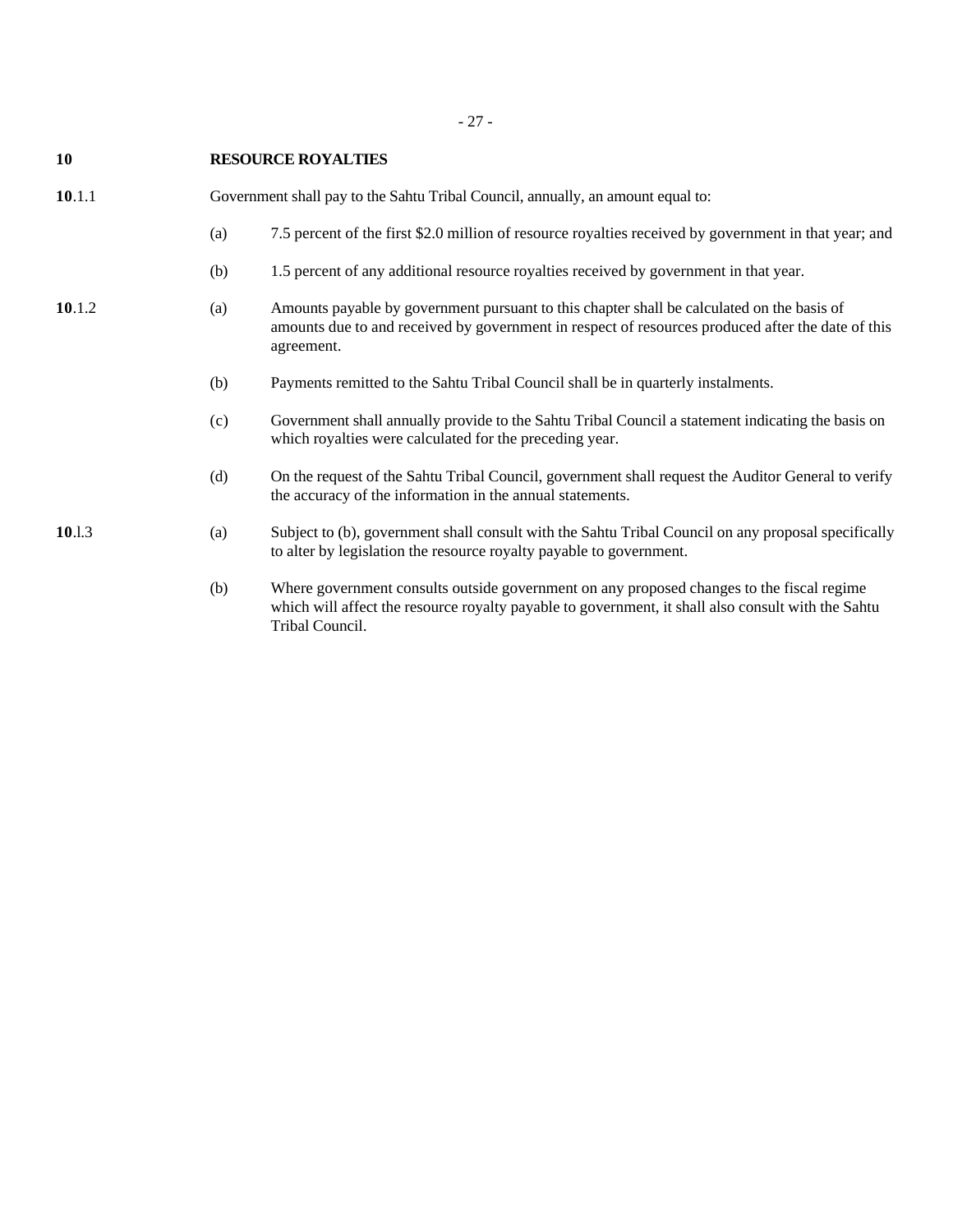## 10 RESOURCE ROYALTIES

**10**.1.1 Government shall pay to the Sahtu Tribal Council, annually, an amount equal to:

(a) 7.5 percent of the first $2.0 million of resource royalties received by government in that year; and

(b) 1.5 percent of any additional resource royalties received by government in that year.

**10**.1.2 (a) Amounts payable by government pursuant to this chapter shall be calculated on the basis of amounts due to and received by government in respect of resources produced after the date of this agreement.

(b) Payments remitted to the Sahtu Tribal Council shall be in quarterly instalments.

(c) Government shall annually provide to the Sahtu Tribal Council a statement indicating the basis on which royalties were calculated for the preceding year.

(d) On the request of the Sahtu Tribal Council, government shall request the Auditor General to verify the accuracy of the information in the annual statements.

**10**.l.3 (a) Subject to (b), government shall consult with the Sahtu Tribal Council on any proposal specifically to alter by legislation the resource royalty payable to government.

(b) Where government consults outside government on any proposed changes to the fiscal regime which will affect the resource royalty payable to government, it shall also consult with the Sahtu Tribal Council.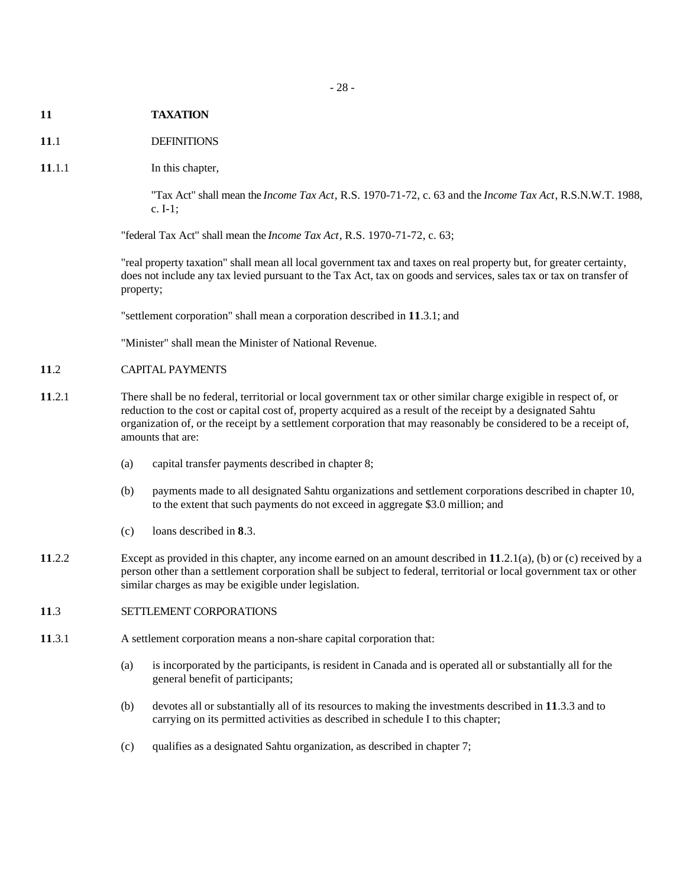## 11 TAXATION

### 11.1 DEFINITIONS

**11**.1.1 In this chapter,

"Tax Act" shall mean the *Income Tax Act*, R.S. 1970-71-72, c. 63 and the *Income Tax Act*, R.S.N.W.T. 1988, c. I-1;

"federal Tax Act" shall mean the *Income Tax Act*, R.S. 1970-71-72, c. 63;

"real property taxation" shall mean all local government tax and taxes on real property but, for greater certainty, does not include any tax levied pursuant to the Tax Act, tax on goods and services, sales tax or tax on transfer of property;

"settlement corporation" shall mean a corporation described in **11**.3.1; and

"Minister" shall mean the Minister of National Revenue.

### 11.2 CAPITAL PAYMENTS

**11**.2.1 There shall be no federal, territorial or local government tax or other similar charge exigible in respect of, or reduction to the cost or capital cost of, property acquired as a result of the receipt by a designated Sahtu organization of, or the receipt by a settlement corporation that may reasonably be considered to be a receipt of, amounts that are:

(a) capital transfer payments described in chapter 8;

(b) payments made to all designated Sahtu organizations and settlement corporations described in chapter 10, to the extent that such payments do not exceed in aggregate $3.0 million; and

(c) loans described in **8**.3.

**11**.2.2 Except as provided in this chapter, any income earned on an amount described in **11**.2.1(a), (b) or (c) received by a person other than a settlement corporation shall be subject to federal, territorial or local government tax or other similar charges as may be exigible under legislation.

### 11.3 SETTLEMENT CORPORATIONS

**11**.3.1 A settlement corporation means a non-share capital corporation that:

(a) is incorporated by the participants, is resident in Canada and is operated all or substantially all for the general benefit of participants;

(b) devotes all or substantially all of its resources to making the investments described in **11**.3.3 and to carrying on its permitted activities as described in schedule I to this chapter;

(c) qualifies as a designated Sahtu organization, as described in chapter 7;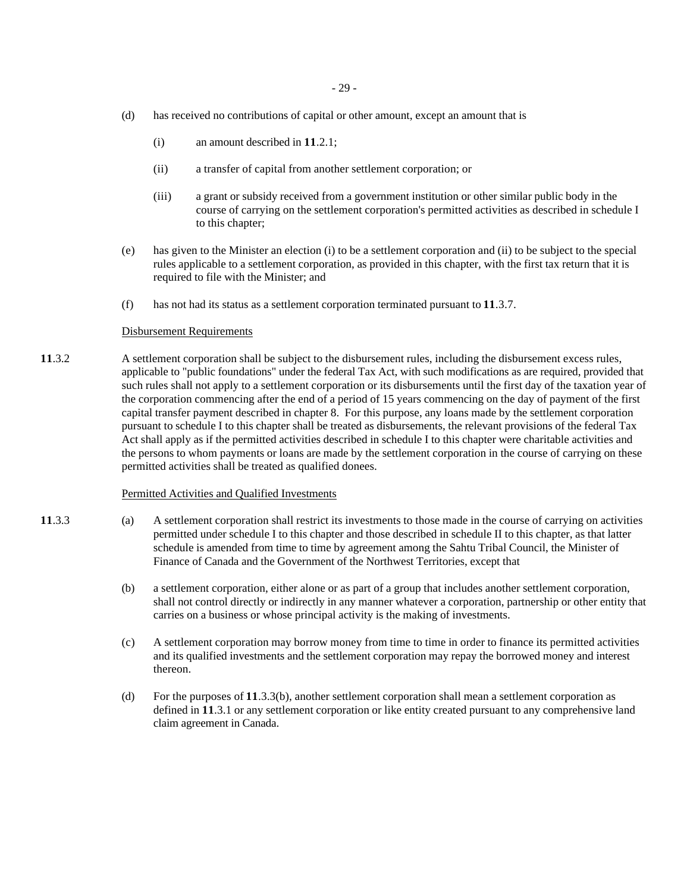(d) has received no contributions of capital or other amount, except an amount that is

(i) an amount described in **11**.2.1;

(ii) a transfer of capital from another settlement corporation; or

(iii) a grant or subsidy received from a government institution or other similar public body in the course of carrying on the settlement corporation's permitted activities as described in schedule I to this chapter;

(e) has given to the Minister an election (i) to be a settlement corporation and (ii) to be subject to the special rules applicable to a settlement corporation, as provided in this chapter, with the first tax return that it is required to file with the Minister; and

(f) has not had its status as a settlement corporation terminated pursuant to **11**.3.7.

<u>Disbursement Requirements</u>

**11**.3.2 A settlement corporation shall be subject to the disbursement rules, including the disbursement excess rules, applicable to "public foundations" under the federal Tax Act, with such modifications as are required, provided that such rules shall not apply to a settlement corporation or its disbursements until the first day of the taxation year of the corporation commencing after the end of a period of 15 years commencing on the day of payment of the first capital transfer payment described in chapter 8. For this purpose, any loans made by the settlement corporation pursuant to schedule I to this chapter shall be treated as disbursements, the relevant provisions of the federal Tax Act shall apply as if the permitted activities described in schedule I to this chapter were charitable activities and the persons to whom payments or loans are made by the settlement corporation in the course of carrying on these permitted activities shall be treated as qualified donees.

<u>Permitted Activities and Qualified Investments</u>

**11**.3.3 (a) A settlement corporation shall restrict its investments to those made in the course of carrying on activities permitted under schedule I to this chapter and those described in schedule II to this chapter, as that latter schedule is amended from time to time by agreement among the Sahtu Tribal Council, the Minister of Finance of Canada and the Government of the Northwest Territories, except that

(b) a settlement corporation, either alone or as part of a group that includes another settlement corporation, shall not control directly or indirectly in any manner whatever a corporation, partnership or other entity that carries on a business or whose principal activity is the making of investments.

(c) A settlement corporation may borrow money from time to time in order to finance its permitted activities and its qualified investments and the settlement corporation may repay the borrowed money and interest thereon.

(d) For the purposes of **11**.3.3(b), another settlement corporation shall mean a settlement corporation as defined in **11**.3.1 or any settlement corporation or like entity created pursuant to any comprehensive land claim agreement in Canada.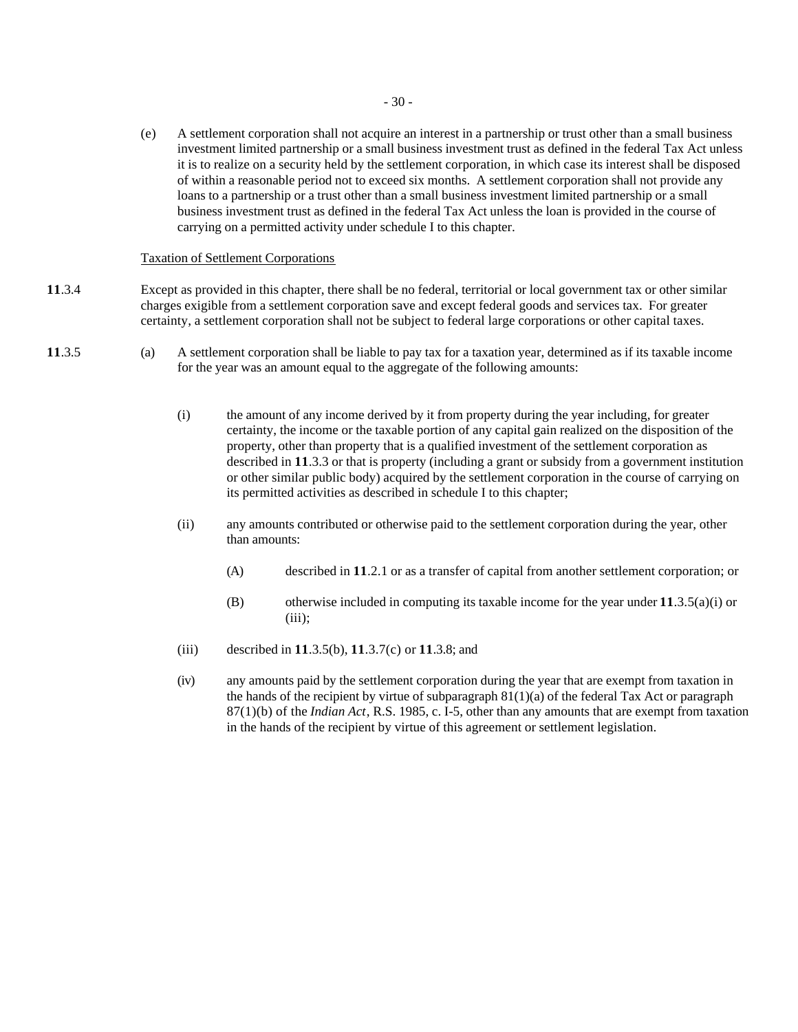(e) A settlement corporation shall not acquire an interest in a partnership or trust other than a small business investment limited partnership or a small business investment trust as defined in the federal Tax Act unless it is to realize on a security held by the settlement corporation, in which case its interest shall be disposed of within a reasonable period not to exceed six months. A settlement corporation shall not provide any loans to a partnership or a trust other than a small business investment limited partnership or a small business investment trust as defined in the federal Tax Act unless the loan is provided in the course of carrying on a permitted activity under schedule I to this chapter.

Taxation of Settlement Corporations

**11**.3.4 Except as provided in this chapter, there shall be no federal, territorial or local government tax or other similar charges exigible from a settlement corporation save and except federal goods and services tax. For greater certainty, a settlement corporation shall not be subject to federal large corporations or other capital taxes.

**11**.3.5 (a) A settlement corporation shall be liable to pay tax for a taxation year, determined as if its taxable income for the year was an amount equal to the aggregate of the following amounts:

(i) the amount of any income derived by it from property during the year including, for greater certainty, the income or the taxable portion of any capital gain realized on the disposition of the property, other than property that is a qualified investment of the settlement corporation as described in **11**.3.3 or that is property (including a grant or subsidy from a government institution or other similar public body) acquired by the settlement corporation in the course of carrying on its permitted activities as described in schedule I to this chapter;

(ii) any amounts contributed or otherwise paid to the settlement corporation during the year, other than amounts:

(A) described in **11**.2.1 or as a transfer of capital from another settlement corporation; or

(B) otherwise included in computing its taxable income for the year under **11**.3.5(a)(i) or (iii);

(iii) described in **11**.3.5(b), **11**.3.7(c) or **11**.3.8; and

(iv) any amounts paid by the settlement corporation during the year that are exempt from taxation in the hands of the recipient by virtue of subparagraph 81(1)(a) of the federal Tax Act or paragraph 87(1)(b) of the *Indian Act*, R.S. 1985, c. I-5, other than any amounts that are exempt from taxation in the hands of the recipient by virtue of this agreement or settlement legislation.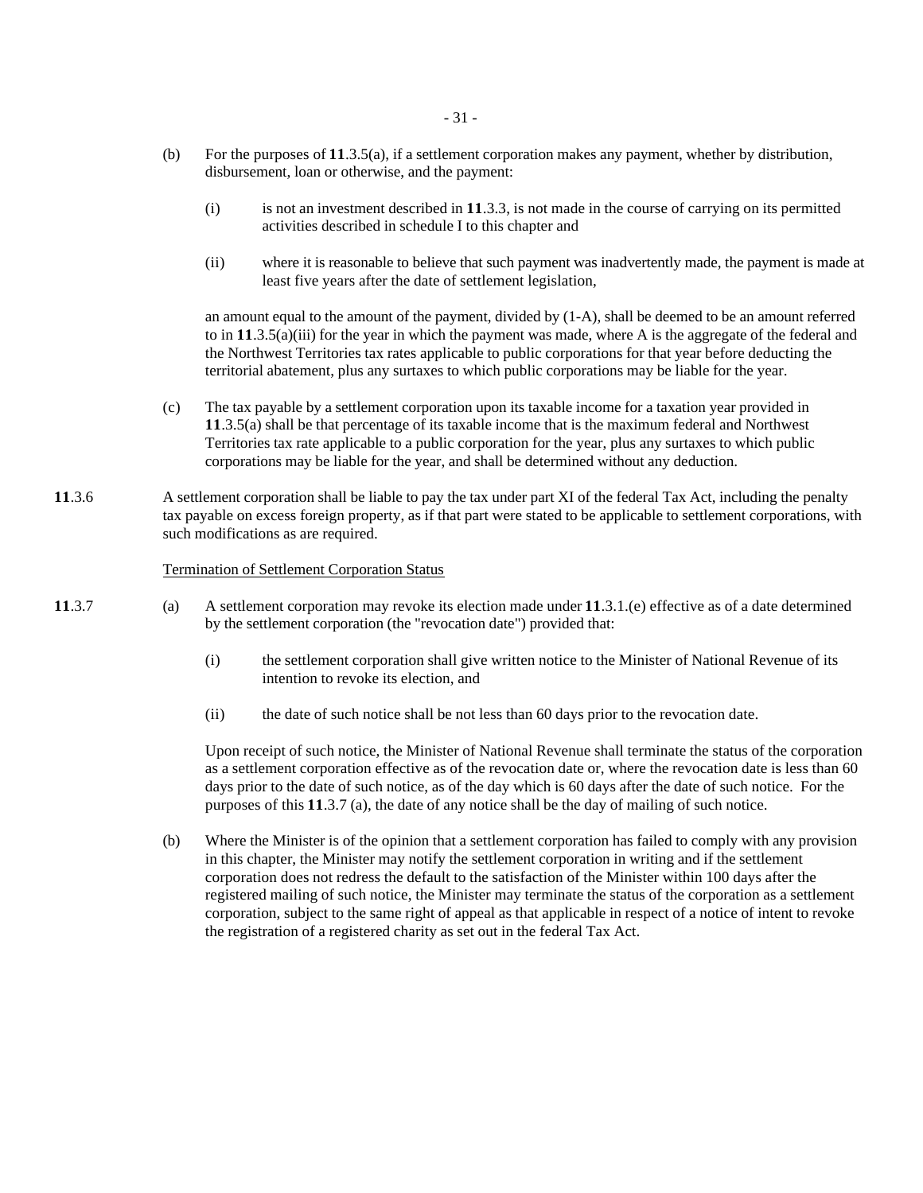(b) For the purposes of **11**.3.5(a), if a settlement corporation makes any payment, whether by distribution, disbursement, loan or otherwise, and the payment:

(i) is not an investment described in **11**.3.3, is not made in the course of carrying on its permitted activities described in schedule I to this chapter and

(ii) where it is reasonable to believe that such payment was inadvertently made, the payment is made at least five years after the date of settlement legislation,

an amount equal to the amount of the payment, divided by (1-A), shall be deemed to be an amount referred to in **11**.3.5(a)(iii) for the year in which the payment was made, where A is the aggregate of the federal and the Northwest Territories tax rates applicable to public corporations for that year before deducting the territorial abatement, plus any surtaxes to which public corporations may be liable for the year.

(c) The tax payable by a settlement corporation upon its taxable income for a taxation year provided in **11**.3.5(a) shall be that percentage of its taxable income that is the maximum federal and Northwest Territories tax rate applicable to a public corporation for the year, plus any surtaxes to which public corporations may be liable for the year, and shall be determined without any deduction.

**11**.3.6 A settlement corporation shall be liable to pay the tax under part XI of the federal Tax Act, including the penalty tax payable on excess foreign property, as if that part were stated to be applicable to settlement corporations, with such modifications as are required.

Termination of Settlement Corporation Status

**11**.3.7 (a) A settlement corporation may revoke its election made under **11**.3.1.(e) effective as of a date determined by the settlement corporation (the "revocation date") provided that:

(i) the settlement corporation shall give written notice to the Minister of National Revenue of its intention to revoke its election, and

(ii) the date of such notice shall be not less than 60 days prior to the revocation date.

Upon receipt of such notice, the Minister of National Revenue shall terminate the status of the corporation as a settlement corporation effective as of the revocation date or, where the revocation date is less than 60 days prior to the date of such notice, as of the day which is 60 days after the date of such notice. For the purposes of this **11**.3.7 (a), the date of any notice shall be the day of mailing of such notice.

(b) Where the Minister is of the opinion that a settlement corporation has failed to comply with any provision in this chapter, the Minister may notify the settlement corporation in writing and if the settlement corporation does not redress the default to the satisfaction of the Minister within 100 days after the registered mailing of such notice, the Minister may terminate the status of the corporation as a settlement corporation, subject to the same right of appeal as that applicable in respect of a notice of intent to revoke the registration of a registered charity as set out in the federal Tax Act.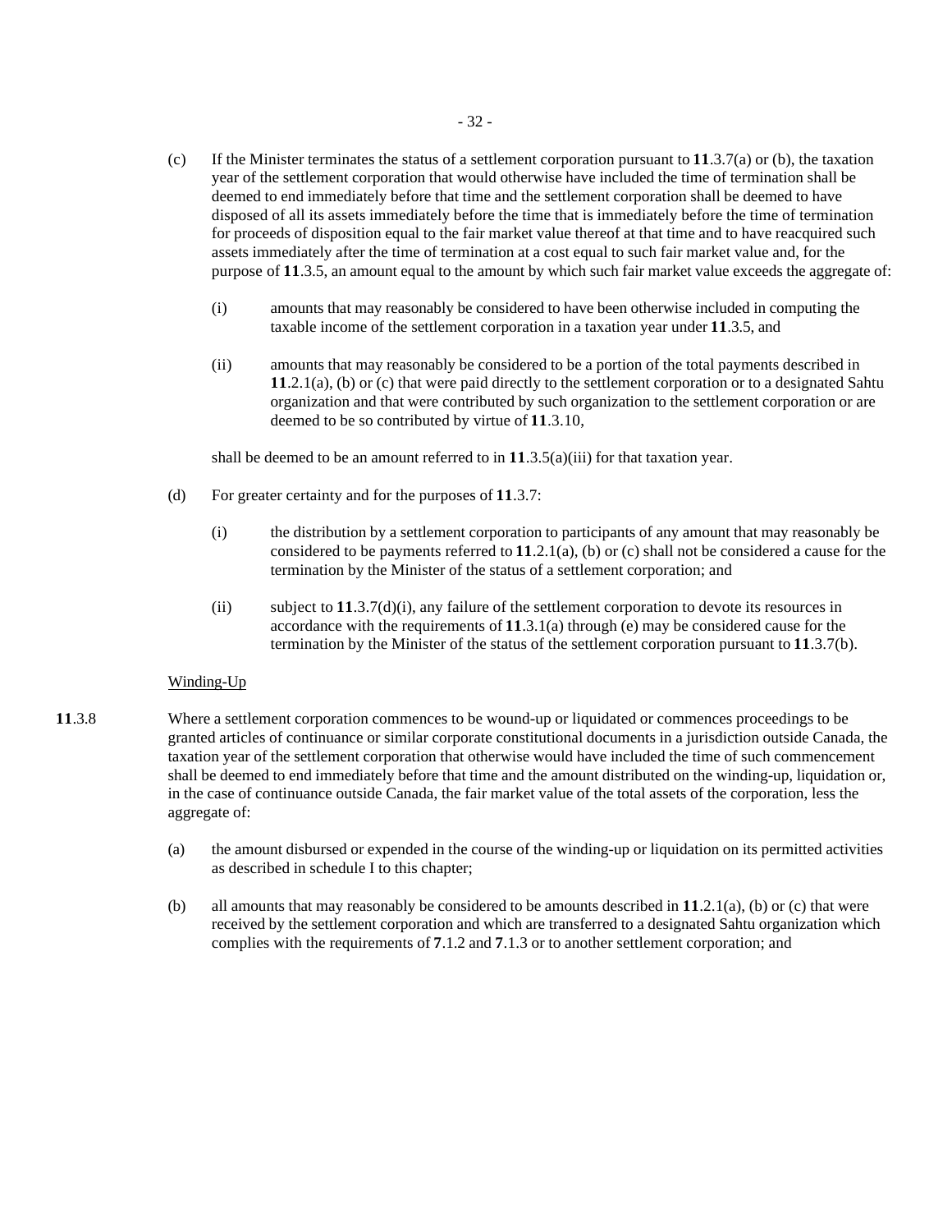(c) If the Minister terminates the status of a settlement corporation pursuant to **11**.3.7(a) or (b), the taxation year of the settlement corporation that would otherwise have included the time of termination shall be deemed to end immediately before that time and the settlement corporation shall be deemed to have disposed of all its assets immediately before the time that is immediately before the time of termination for proceeds of disposition equal to the fair market value thereof at that time and to have reacquired such assets immediately after the time of termination at a cost equal to such fair market value and, for the purpose of **11**.3.5, an amount equal to the amount by which such fair market value exceeds the aggregate of:

(i) amounts that may reasonably be considered to have been otherwise included in computing the taxable income of the settlement corporation in a taxation year under **11**.3.5, and

(ii) amounts that may reasonably be considered to be a portion of the total payments described in **11**.2.1(a), (b) or (c) that were paid directly to the settlement corporation or to a designated Sahtu organization and that were contributed by such organization to the settlement corporation or are deemed to be so contributed by virtue of **11**.3.10,

shall be deemed to be an amount referred to in **11**.3.5(a)(iii) for that taxation year.

(d) For greater certainty and for the purposes of **11**.3.7:

(i) the distribution by a settlement corporation to participants of any amount that may reasonably be considered to be payments referred to **11**.2.1(a), (b) or (c) shall not be considered a cause for the termination by the Minister of the status of a settlement corporation; and

(ii) subject to **11**.3.7(d)(i), any failure of the settlement corporation to devote its resources in accordance with the requirements of **11**.3.1(a) through (e) may be considered cause for the termination by the Minister of the status of the settlement corporation pursuant to **11**.3.7(b).

Winding-Up

**11**.3.8 Where a settlement corporation commences to be wound-up or liquidated or commences proceedings to be granted articles of continuance or similar corporate constitutional documents in a jurisdiction outside Canada, the taxation year of the settlement corporation that otherwise would have included the time of such commencement shall be deemed to end immediately before that time and the amount distributed on the winding-up, liquidation or, in the case of continuance outside Canada, the fair market value of the total assets of the corporation, less the aggregate of:

(a) the amount disbursed or expended in the course of the winding-up or liquidation on its permitted activities as described in schedule I to this chapter;

(b) all amounts that may reasonably be considered to be amounts described in **11**.2.1(a), (b) or (c) that were received by the settlement corporation and which are transferred to a designated Sahtu organization which complies with the requirements of **7**.1.2 and **7**.1.3 or to another settlement corporation; and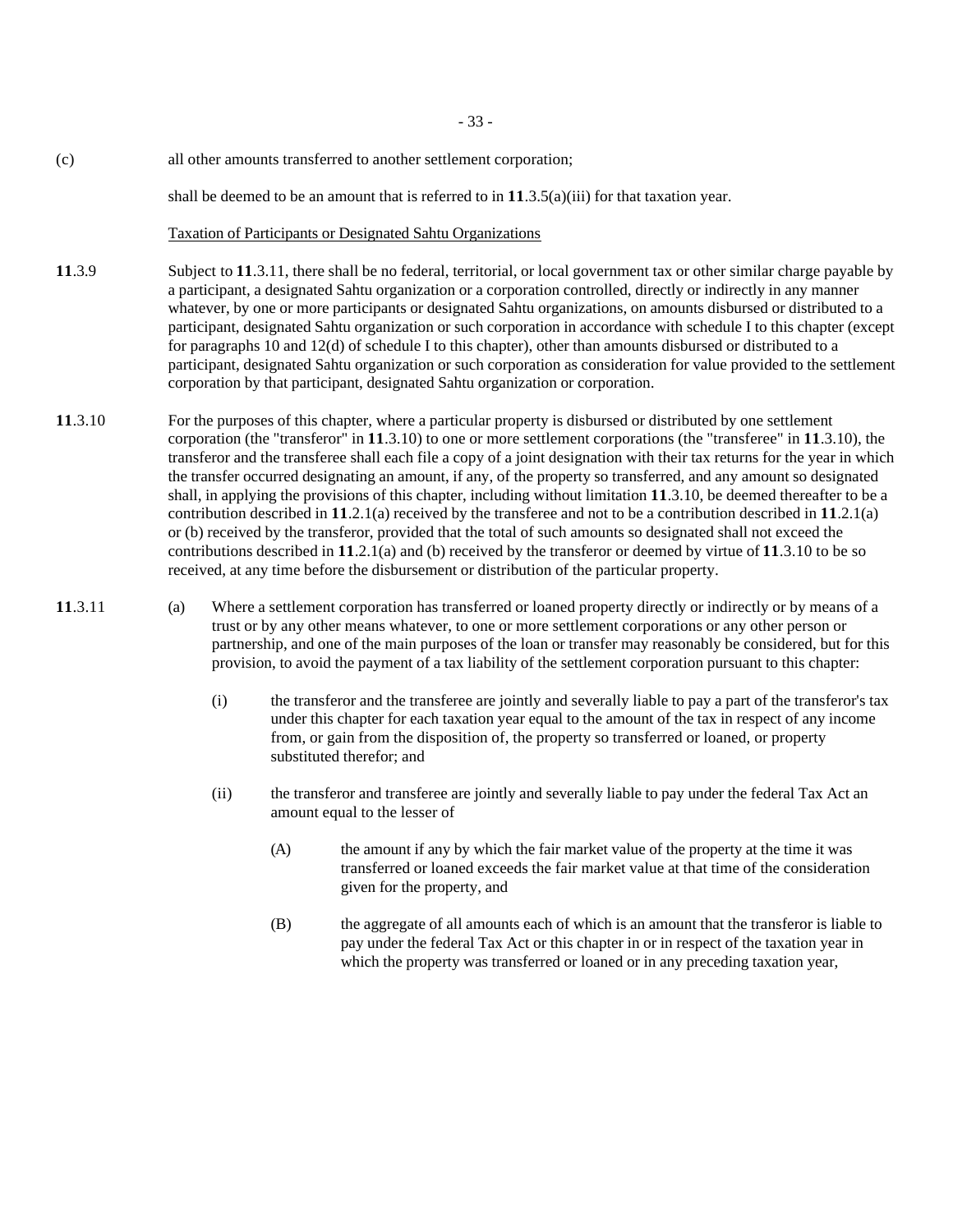(c) all other amounts transferred to another settlement corporation;

shall be deemed to be an amount that is referred to in **11**.3.5(a)(iii) for that taxation year.

Taxation of Participants or Designated Sahtu Organizations

**11**.3.9 Subject to **11**.3.11, there shall be no federal, territorial, or local government tax or other similar charge payable by a participant, a designated Sahtu organization or a corporation controlled, directly or indirectly in any manner whatever, by one or more participants or designated Sahtu organizations, on amounts disbursed or distributed to a participant, designated Sahtu organization or such corporation in accordance with schedule I to this chapter (except for paragraphs 10 and 12(d) of schedule I to this chapter), other than amounts disbursed or distributed to a participant, designated Sahtu organization or such corporation as consideration for value provided to the settlement corporation by that participant, designated Sahtu organization or corporation.

**11**.3.10 For the purposes of this chapter, where a particular property is disbursed or distributed by one settlement corporation (the "transferor" in **11**.3.10) to one or more settlement corporations (the "transferee" in **11**.3.10), the transferor and the transferee shall each file a copy of a joint designation with their tax returns for the year in which the transfer occurred designating an amount, if any, of the property so transferred, and any amount so designated shall, in applying the provisions of this chapter, including without limitation **11**.3.10, be deemed thereafter to be a contribution described in **11**.2.1(a) received by the transferee and not to be a contribution described in **11**.2.1(a) or (b) received by the transferor, provided that the total of such amounts so designated shall not exceed the contributions described in **11**.2.1(a) and (b) received by the transferor or deemed by virtue of **11**.3.10 to be so received, at any time before the disbursement or distribution of the particular property.

**11**.3.11 (a) Where a settlement corporation has transferred or loaned property directly or indirectly or by means of a trust or by any other means whatever, to one or more settlement corporations or any other person or partnership, and one of the main purposes of the loan or transfer may reasonably be considered, but for this provision, to avoid the payment of a tax liability of the settlement corporation pursuant to this chapter:

(i) the transferor and the transferee are jointly and severally liable to pay a part of the transferor's tax under this chapter for each taxation year equal to the amount of the tax in respect of any income from, or gain from the disposition of, the property so transferred or loaned, or property substituted therefor; and

(ii) the transferor and transferee are jointly and severally liable to pay under the federal Tax Act an amount equal to the lesser of

(A) the amount if any by which the fair market value of the property at the time it was transferred or loaned exceeds the fair market value at that time of the consideration given for the property, and

(B) the aggregate of all amounts each of which is an amount that the transferor is liable to pay under the federal Tax Act or this chapter in or in respect of the taxation year in which the property was transferred or loaned or in any preceding taxation year,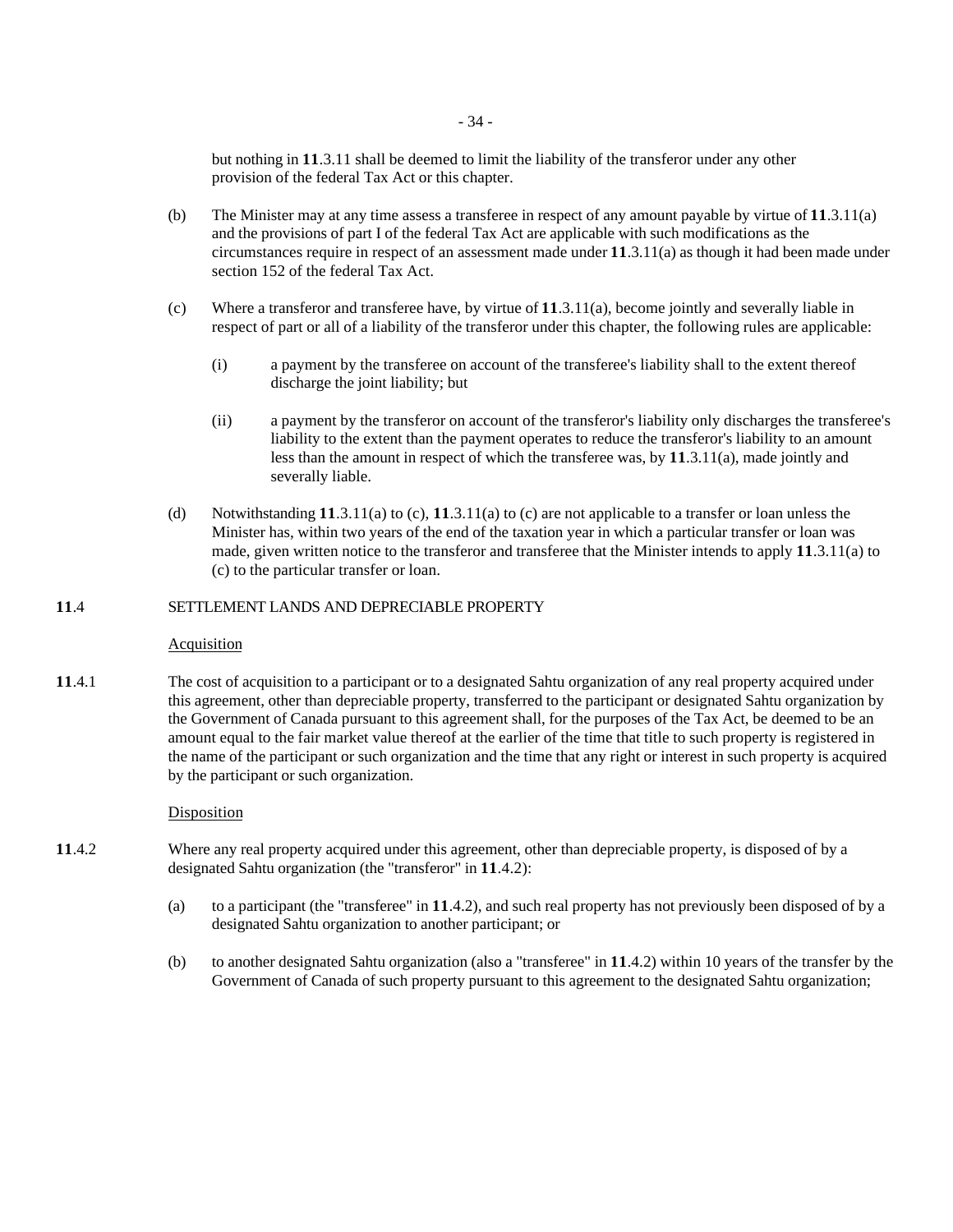but nothing in **11**.3.11 shall be deemed to limit the liability of the transferor under any other provision of the federal Tax Act or this chapter.

(b) The Minister may at any time assess a transferee in respect of any amount payable by virtue of **11**.3.11(a) and the provisions of part I of the federal Tax Act are applicable with such modifications as the circumstances require in respect of an assessment made under **11**.3.11(a) as though it had been made under section 152 of the federal Tax Act.

(c) Where a transferor and transferee have, by virtue of **11**.3.11(a), become jointly and severally liable in respect of part or all of a liability of the transferor under this chapter, the following rules are applicable:

(i) a payment by the transferee on account of the transferee's liability shall to the extent thereof discharge the joint liability; but

(ii) a payment by the transferor on account of the transferor's liability only discharges the transferee's liability to the extent than the payment operates to reduce the transferor's liability to an amount less than the amount in respect of which the transferee was, by **11**.3.11(a), made jointly and severally liable.

(d) Notwithstanding **11**.3.11(a) to (c), **11**.3.11(a) to (c) are not applicable to a transfer or loan unless the Minister has, within two years of the end of the taxation year in which a particular transfer or loan was made, given written notice to the transferor and transferee that the Minister intends to apply **11**.3.11(a) to (c) to the particular transfer or loan.

## **11**.4 SETTLEMENT LANDS AND DEPRECIABLE PROPERTY

Acquisition

**11**.4.1 The cost of acquisition to a participant or to a designated Sahtu organization of any real property acquired under this agreement, other than depreciable property, transferred to the participant or designated Sahtu organization by the Government of Canada pursuant to this agreement shall, for the purposes of the Tax Act, be deemed to be an amount equal to the fair market value thereof at the earlier of the time that title to such property is registered in the name of the participant or such organization and the time that any right or interest in such property is acquired by the participant or such organization.

Disposition

**11**.4.2 Where any real property acquired under this agreement, other than depreciable property, is disposed of by a designated Sahtu organization (the "transferor" in **11**.4.2):

(a) to a participant (the "transferee" in **11**.4.2), and such real property has not previously been disposed of by a designated Sahtu organization to another participant; or

(b) to another designated Sahtu organization (also a "transferee" in **11**.4.2) within 10 years of the transfer by the Government of Canada of such property pursuant to this agreement to the designated Sahtu organization;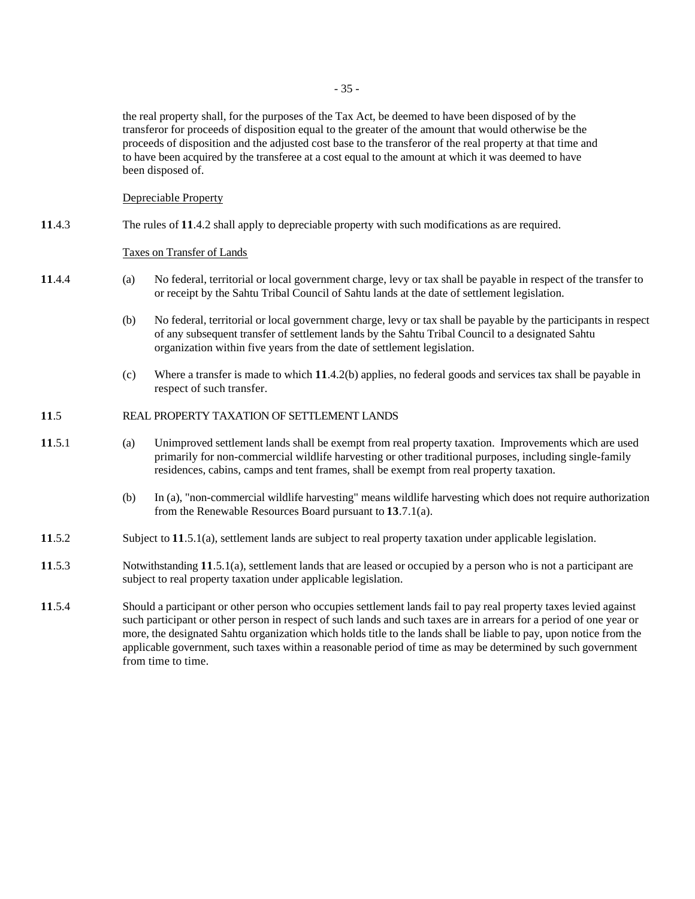the real property shall, for the purposes of the Tax Act, be deemed to have been disposed of by the transferor for proceeds of disposition equal to the greater of the amount that would otherwise be the proceeds of disposition and the adjusted cost base to the transferor of the real property at that time and to have been acquired by the transferee at a cost equal to the amount at which it was deemed to have been disposed of.

<u>Depreciable Property</u>

**11**.4.3 The rules of **11**.4.2 shall apply to depreciable property with such modifications as are required.

<u>Taxes on Transfer of Lands</u>

**11**.4.4 (a) No federal, territorial or local government charge, levy or tax shall be payable in respect of the transfer to or receipt by the Sahtu Tribal Council of Sahtu lands at the date of settlement legislation.

(b) No federal, territorial or local government charge, levy or tax shall be payable by the participants in respect of any subsequent transfer of settlement lands by the Sahtu Tribal Council to a designated Sahtu organization within five years from the date of settlement legislation.

(c) Where a transfer is made to which **11**.4.2(b) applies, no federal goods and services tax shall be payable in respect of such transfer.

**11**.5 REAL PROPERTY TAXATION OF SETTLEMENT LANDS

**11**.5.1 (a) Unimproved settlement lands shall be exempt from real property taxation. Improvements which are used primarily for non-commercial wildlife harvesting or other traditional purposes, including single-family residences, cabins, camps and tent frames, shall be exempt from real property taxation.

(b) In (a), "non-commercial wildlife harvesting" means wildlife harvesting which does not require authorization from the Renewable Resources Board pursuant to **13**.7.1(a).

**11**.5.2 Subject to **11**.5.1(a), settlement lands are subject to real property taxation under applicable legislation.

**11**.5.3 Notwithstanding **11**.5.1(a), settlement lands that are leased or occupied by a person who is not a participant are subject to real property taxation under applicable legislation.

**11**.5.4 Should a participant or other person who occupies settlement lands fail to pay real property taxes levied against such participant or other person in respect of such lands and such taxes are in arrears for a period of one year or more, the designated Sahtu organization which holds title to the lands shall be liable to pay, upon notice from the applicable government, such taxes within a reasonable period of time as may be determined by such government from time to time.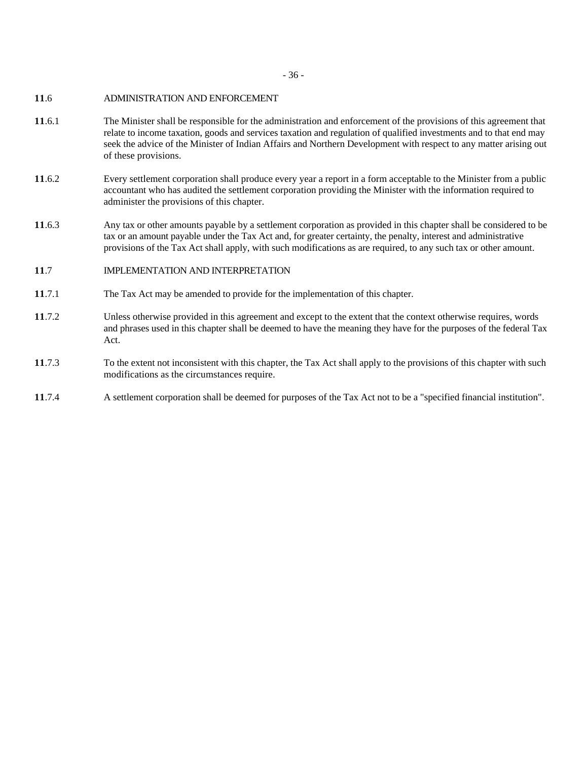**11**.6 ADMINISTRATION AND ENFORCEMENT

**11**.6.1 The Minister shall be responsible for the administration and enforcement of the provisions of this agreement that relate to income taxation, goods and services taxation and regulation of qualified investments and to that end may seek the advice of the Minister of Indian Affairs and Northern Development with respect to any matter arising out of these provisions.

**11**.6.2 Every settlement corporation shall produce every year a report in a form acceptable to the Minister from a public accountant who has audited the settlement corporation providing the Minister with the information required to administer the provisions of this chapter.

**11**.6.3 Any tax or other amounts payable by a settlement corporation as provided in this chapter shall be considered to be tax or an amount payable under the Tax Act and, for greater certainty, the penalty, interest and administrative provisions of the Tax Act shall apply, with such modifications as are required, to any such tax or other amount.

**11**.7 IMPLEMENTATION AND INTERPRETATION

**11**.7.1 The Tax Act may be amended to provide for the implementation of this chapter.

**11**.7.2 Unless otherwise provided in this agreement and except to the extent that the context otherwise requires, words and phrases used in this chapter shall be deemed to have the meaning they have for the purposes of the federal Tax Act.

**11**.7.3 To the extent not inconsistent with this chapter, the Tax Act shall apply to the provisions of this chapter with such modifications as the circumstances require.

**11**.7.4 A settlement corporation shall be deemed for purposes of the Tax Act not to be a "specified financial institution".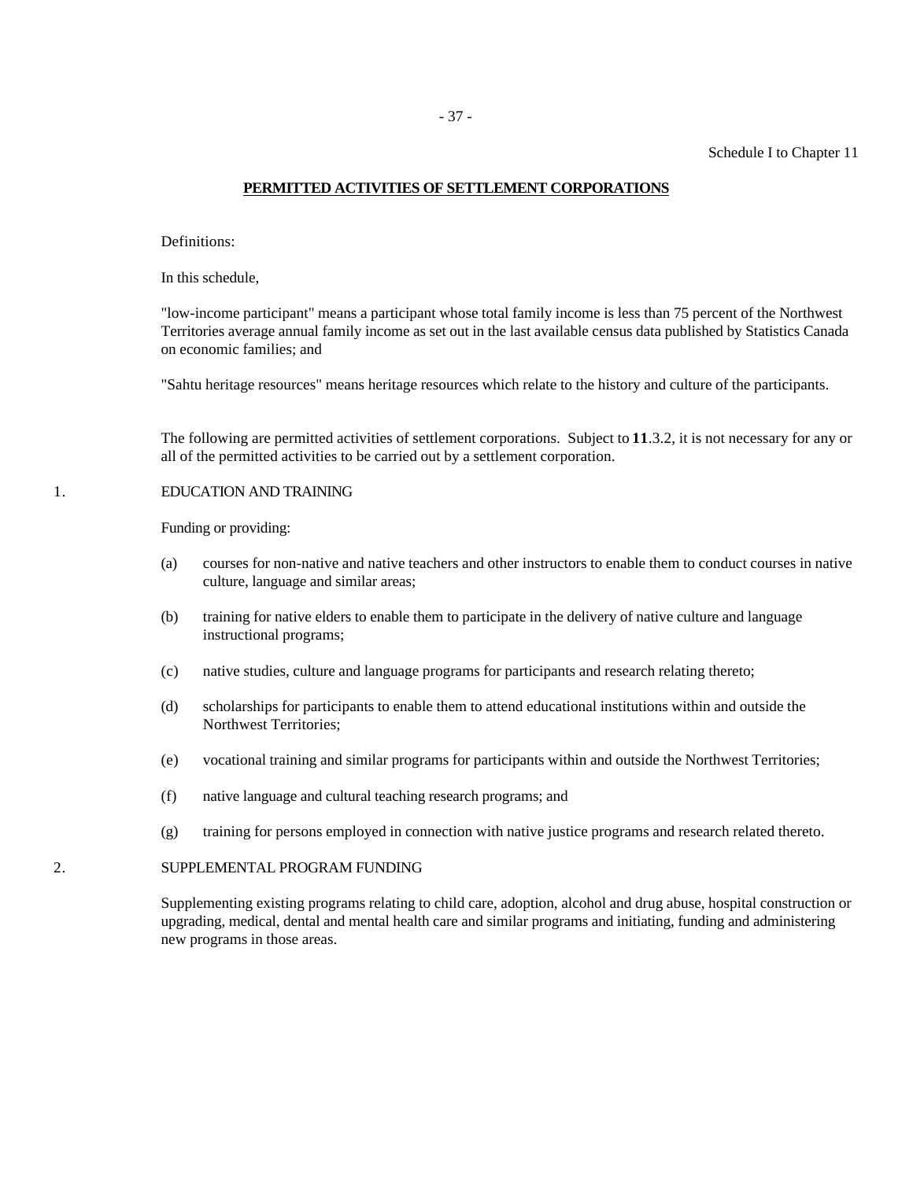Schedule I to Chapter 11

## PERMITTED ACTIVITIES OF SETTLEMENT CORPORATIONS

Definitions:

In this schedule,

"low-income participant" means a participant whose total family income is less than 75 percent of the Northwest Territories average annual family income as set out in the last available census data published by Statistics Canada on economic families; and

"Sahtu heritage resources" means heritage resources which relate to the history and culture of the participants.

The following are permitted activities of settlement corporations. Subject to **11**.3.2, it is not necessary for any or all of the permitted activities to be carried out by a settlement corporation.

1. EDUCATION AND TRAINING

Funding or providing:

(a) courses for non-native and native teachers and other instructors to enable them to conduct courses in native culture, language and similar areas;

(b) training for native elders to enable them to participate in the delivery of native culture and language instructional programs;

(c) native studies, culture and language programs for participants and research relating thereto;

(d) scholarships for participants to enable them to attend educational institutions within and outside the Northwest Territories;

(e) vocational training and similar programs for participants within and outside the Northwest Territories;

(f) native language and cultural teaching research programs; and

(g) training for persons employed in connection with native justice programs and research related thereto.

2. SUPPLEMENTAL PROGRAM FUNDING

Supplementing existing programs relating to child care, adoption, alcohol and drug abuse, hospital construction or upgrading, medical, dental and mental health care and similar programs and initiating, funding and administering new programs in those areas.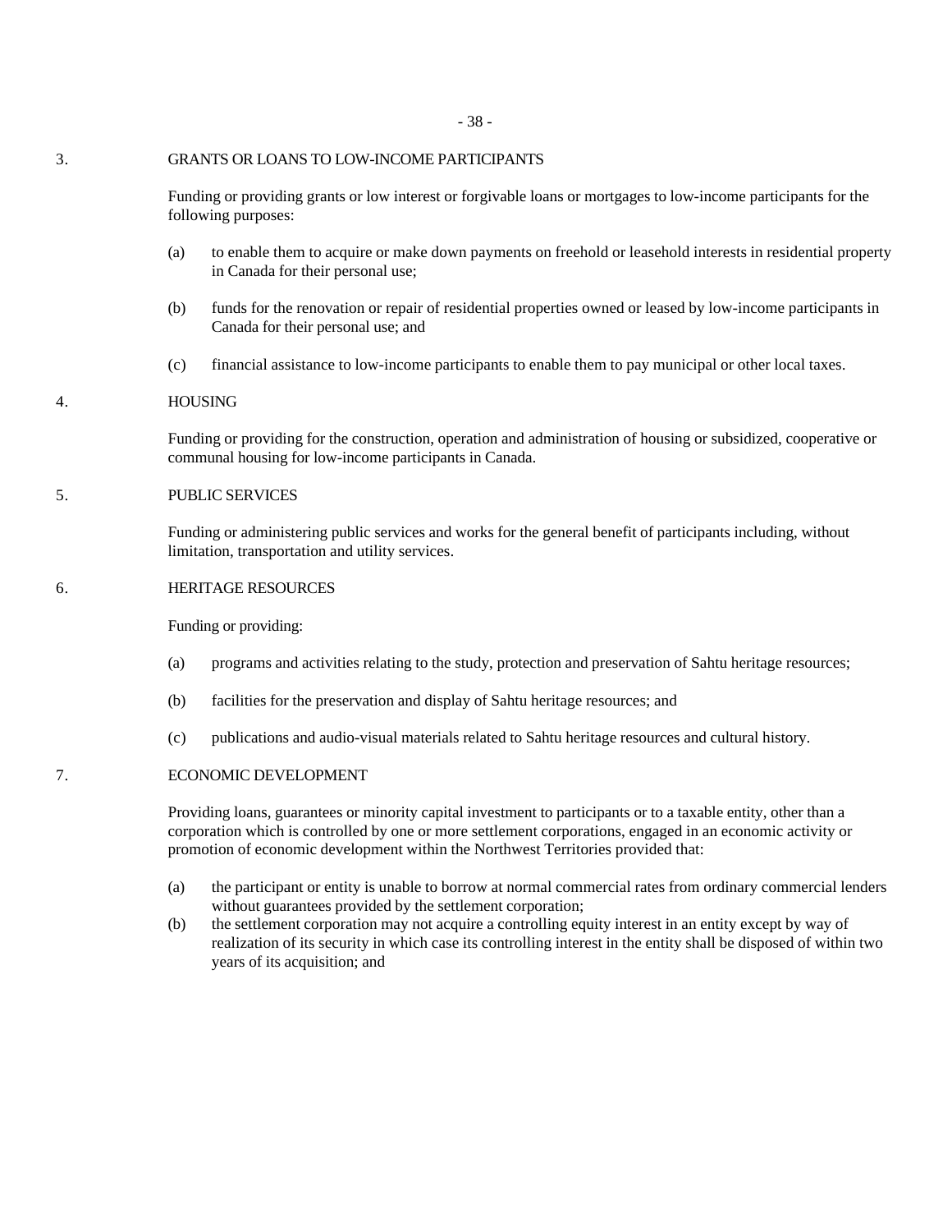3. GRANTS OR LOANS TO LOW-INCOME PARTICIPANTS

Funding or providing grants or low interest or forgivable loans or mortgages to low-income participants for the following purposes:

(a) to enable them to acquire or make down payments on freehold or leasehold interests in residential property in Canada for their personal use;

(b) funds for the renovation or repair of residential properties owned or leased by low-income participants in Canada for their personal use; and

(c) financial assistance to low-income participants to enable them to pay municipal or other local taxes.

4. HOUSING

Funding or providing for the construction, operation and administration of housing or subsidized, cooperative or communal housing for low-income participants in Canada.

5. PUBLIC SERVICES

Funding or administering public services and works for the general benefit of participants including, without limitation, transportation and utility services.

6. HERITAGE RESOURCES

Funding or providing:

(a) programs and activities relating to the study, protection and preservation of Sahtu heritage resources;

(b) facilities for the preservation and display of Sahtu heritage resources; and

(c) publications and audio-visual materials related to Sahtu heritage resources and cultural history.

7. ECONOMIC DEVELOPMENT

Providing loans, guarantees or minority capital investment to participants or to a taxable entity, other than a corporation which is controlled by one or more settlement corporations, engaged in an economic activity or promotion of economic development within the Northwest Territories provided that:

(a) the participant or entity is unable to borrow at normal commercial rates from ordinary commercial lenders without guarantees provided by the settlement corporation;

(b) the settlement corporation may not acquire a controlling equity interest in an entity except by way of realization of its security in which case its controlling interest in the entity shall be disposed of within two years of its acquisition; and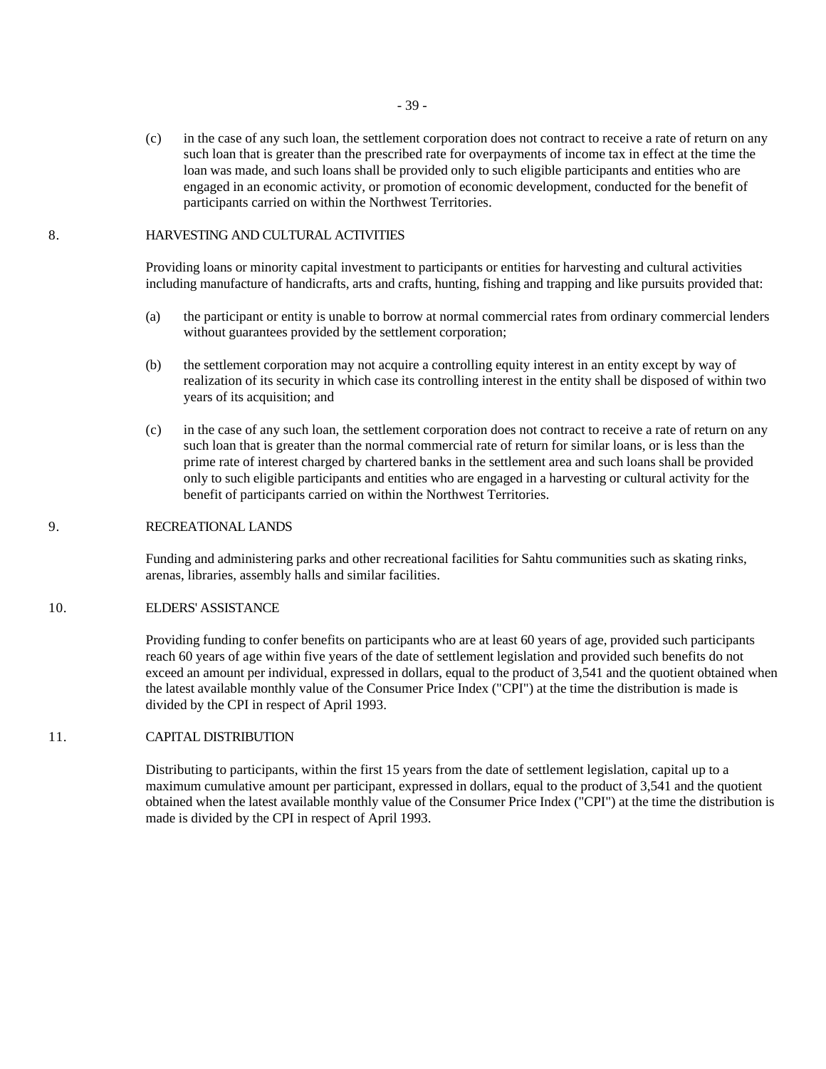(c) in the case of any such loan, the settlement corporation does not contract to receive a rate of return on any such loan that is greater than the prescribed rate for overpayments of income tax in effect at the time the loan was made, and such loans shall be provided only to such eligible participants and entities who are engaged in an economic activity, or promotion of economic development, conducted for the benefit of participants carried on within the Northwest Territories.

8. HARVESTING AND CULTURAL ACTIVITIES

Providing loans or minority capital investment to participants or entities for harvesting and cultural activities including manufacture of handicrafts, arts and crafts, hunting, fishing and trapping and like pursuits provided that:

(a) the participant or entity is unable to borrow at normal commercial rates from ordinary commercial lenders without guarantees provided by the settlement corporation;

(b) the settlement corporation may not acquire a controlling equity interest in an entity except by way of realization of its security in which case its controlling interest in the entity shall be disposed of within two years of its acquisition; and

(c) in the case of any such loan, the settlement corporation does not contract to receive a rate of return on any such loan that is greater than the normal commercial rate of return for similar loans, or is less than the prime rate of interest charged by chartered banks in the settlement area and such loans shall be provided only to such eligible participants and entities who are engaged in a harvesting or cultural activity for the benefit of participants carried on within the Northwest Territories.

9. RECREATIONAL LANDS

Funding and administering parks and other recreational facilities for Sahtu communities such as skating rinks, arenas, libraries, assembly halls and similar facilities.

10. ELDERS' ASSISTANCE

Providing funding to confer benefits on participants who are at least 60 years of age, provided such participants reach 60 years of age within five years of the date of settlement legislation and provided such benefits do not exceed an amount per individual, expressed in dollars, equal to the product of 3,541 and the quotient obtained when the latest available monthly value of the Consumer Price Index ("CPI") at the time the distribution is made is divided by the CPI in respect of April 1993.

11. CAPITAL DISTRIBUTION

Distributing to participants, within the first 15 years from the date of settlement legislation, capital up to a maximum cumulative amount per participant, expressed in dollars, equal to the product of 3,541 and the quotient obtained when the latest available monthly value of the Consumer Price Index ("CPI") at the time the distribution is made is divided by the CPI in respect of April 1993.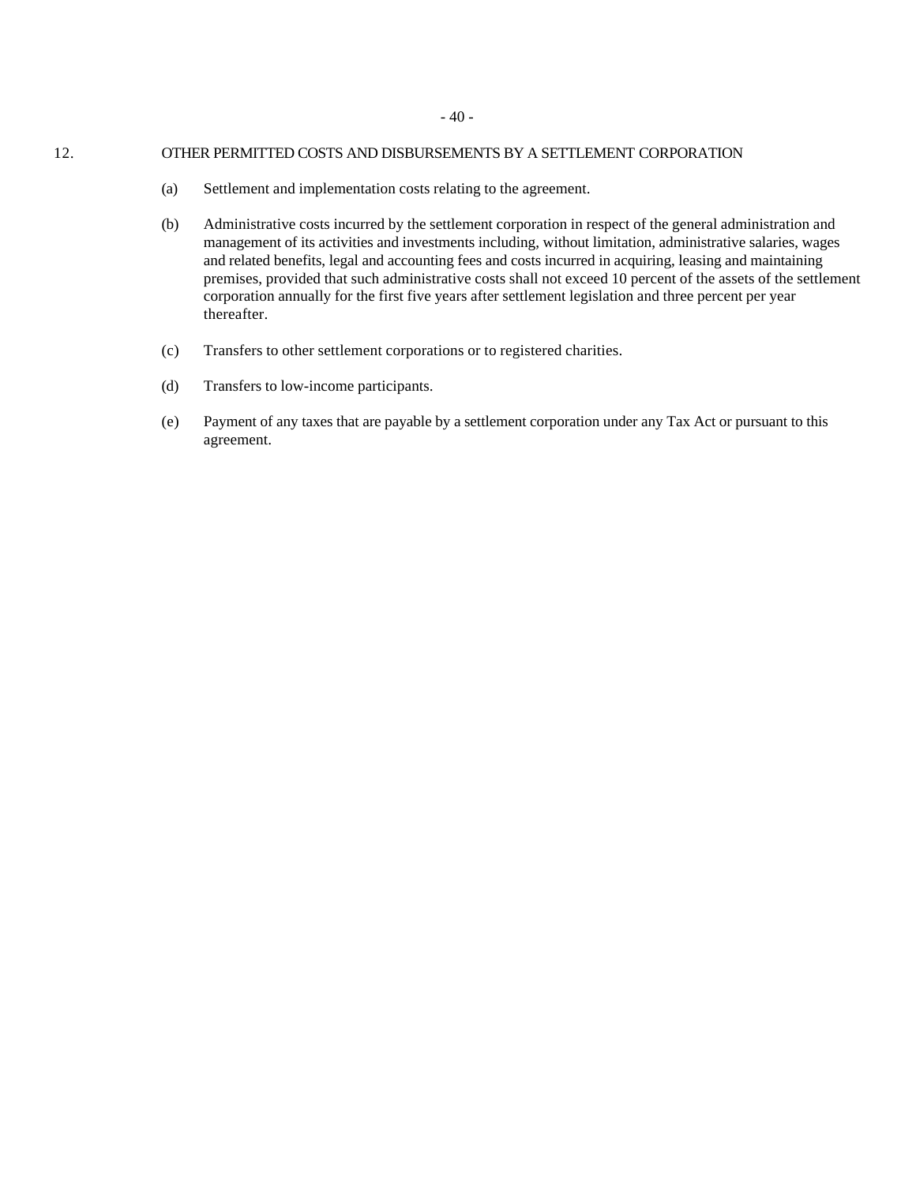## 12. OTHER PERMITTED COSTS AND DISBURSEMENTS BY A SETTLEMENT CORPORATION

(a) Settlement and implementation costs relating to the agreement.

(b) Administrative costs incurred by the settlement corporation in respect of the general administration and management of its activities and investments including, without limitation, administrative salaries, wages and related benefits, legal and accounting fees and costs incurred in acquiring, leasing and maintaining premises, provided that such administrative costs shall not exceed 10 percent of the assets of the settlement corporation annually for the first five years after settlement legislation and three percent per year thereafter.

(c) Transfers to other settlement corporations or to registered charities.

(d) Transfers to low-income participants.

(e) Payment of any taxes that are payable by a settlement corporation under any Tax Act or pursuant to this agreement.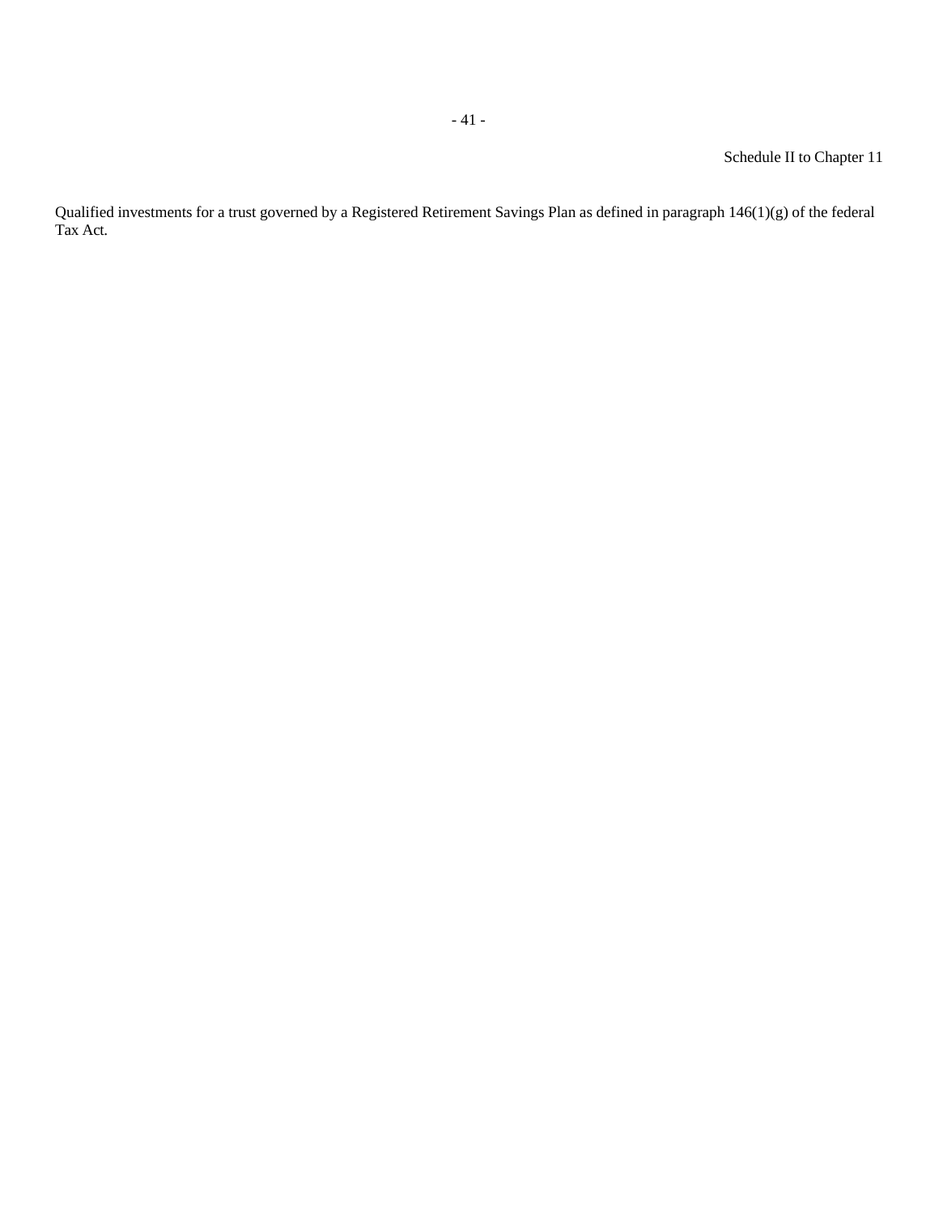Schedule II to Chapter 11

Qualified investments for a trust governed by a Registered Retirement Savings Plan as defined in paragraph 146(1)(g) of the federal Tax Act.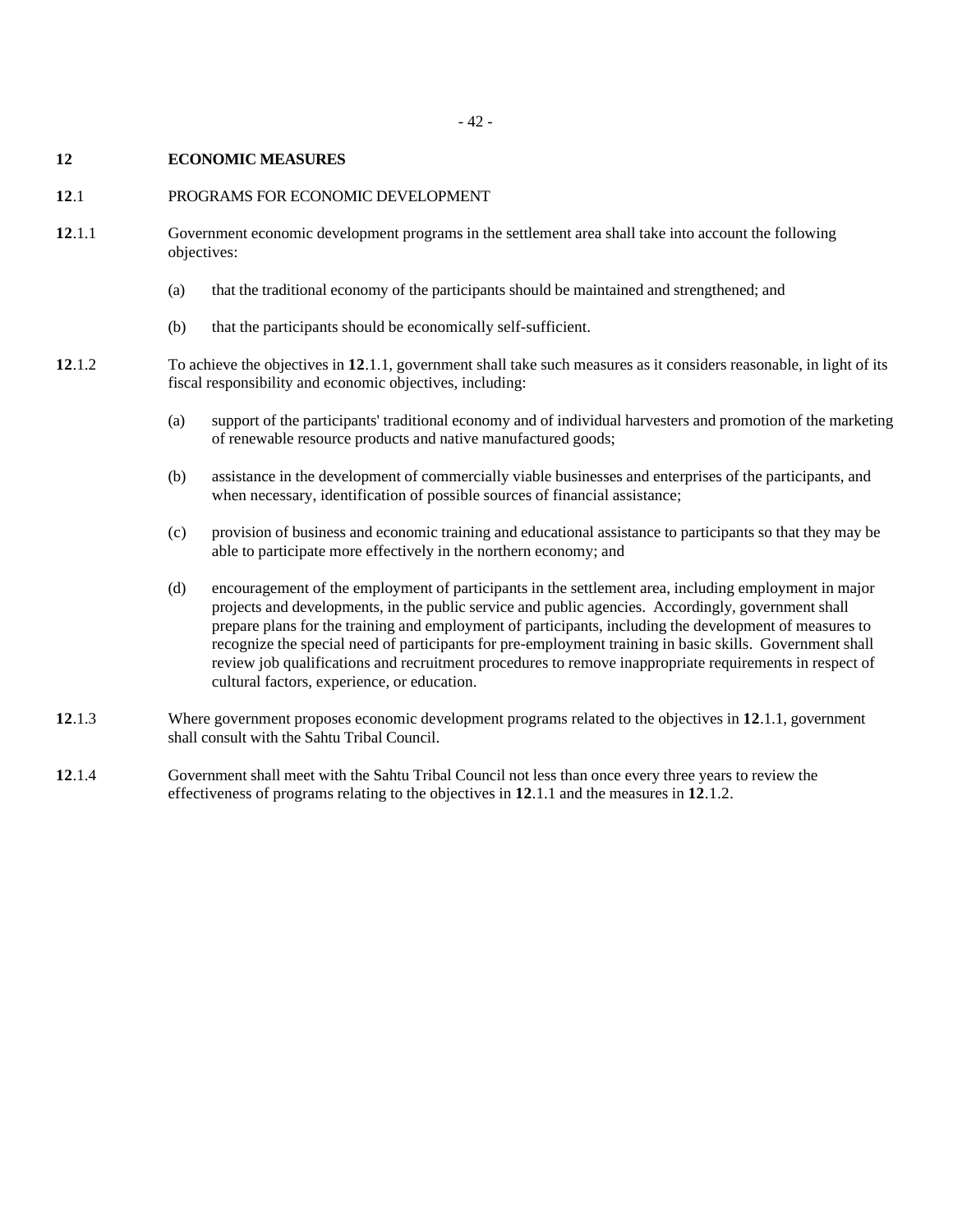# 12 ECONOMIC MEASURES

## 12.1 PROGRAMS FOR ECONOMIC DEVELOPMENT

**12**.1.1 Government economic development programs in the settlement area shall take into account the following objectives:

(a) that the traditional economy of the participants should be maintained and strengthened; and

(b) that the participants should be economically self-sufficient.

**12**.1.2 To achieve the objectives in **12**.1.1, government shall take such measures as it considers reasonable, in light of its fiscal responsibility and economic objectives, including:

(a) support of the participants' traditional economy and of individual harvesters and promotion of the marketing of renewable resource products and native manufactured goods;

(b) assistance in the development of commercially viable businesses and enterprises of the participants, and when necessary, identification of possible sources of financial assistance;

(c) provision of business and economic training and educational assistance to participants so that they may be able to participate more effectively in the northern economy; and

(d) encouragement of the employment of participants in the settlement area, including employment in major projects and developments, in the public service and public agencies. Accordingly, government shall prepare plans for the training and employment of participants, including the development of measures to recognize the special need of participants for pre-employment training in basic skills. Government shall review job qualifications and recruitment procedures to remove inappropriate requirements in respect of cultural factors, experience, or education.

**12**.1.3 Where government proposes economic development programs related to the objectives in **12**.1.1, government shall consult with the Sahtu Tribal Council.

**12**.1.4 Government shall meet with the Sahtu Tribal Council not less than once every three years to review the effectiveness of programs relating to the objectives in **12**.1.1 and the measures in **12**.1.2.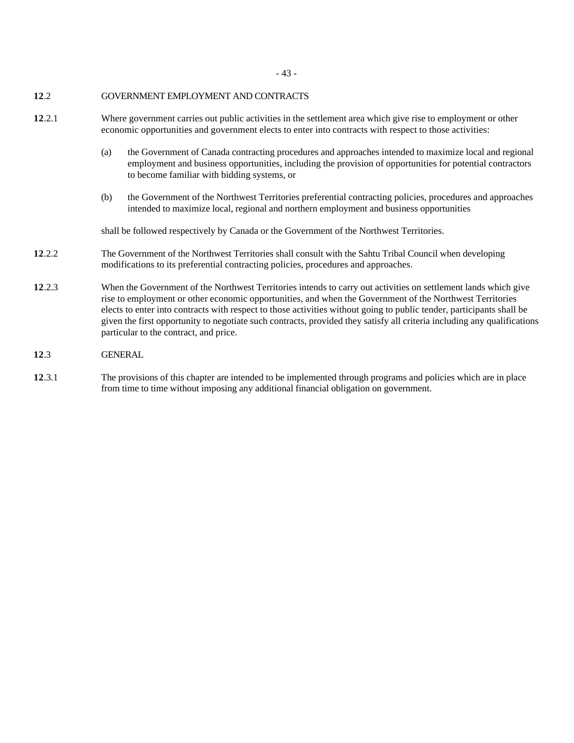**12**.2 GOVERNMENT EMPLOYMENT AND CONTRACTS

**12**.2.1 Where government carries out public activities in the settlement area which give rise to employment or other economic opportunities and government elects to enter into contracts with respect to those activities:

(a) the Government of Canada contracting procedures and approaches intended to maximize local and regional employment and business opportunities, including the provision of opportunities for potential contractors to become familiar with bidding systems, or

(b) the Government of the Northwest Territories preferential contracting policies, procedures and approaches intended to maximize local, regional and northern employment and business opportunities

shall be followed respectively by Canada or the Government of the Northwest Territories.

**12**.2.2 The Government of the Northwest Territories shall consult with the Sahtu Tribal Council when developing modifications to its preferential contracting policies, procedures and approaches.

**12**.2.3 When the Government of the Northwest Territories intends to carry out activities on settlement lands which give rise to employment or other economic opportunities, and when the Government of the Northwest Territories elects to enter into contracts with respect to those activities without going to public tender, participants shall be given the first opportunity to negotiate such contracts, provided they satisfy all criteria including any qualifications particular to the contract, and price.

**12**.3 GENERAL

**12**.3.1 The provisions of this chapter are intended to be implemented through programs and policies which are in place from time to time without imposing any additional financial obligation on government.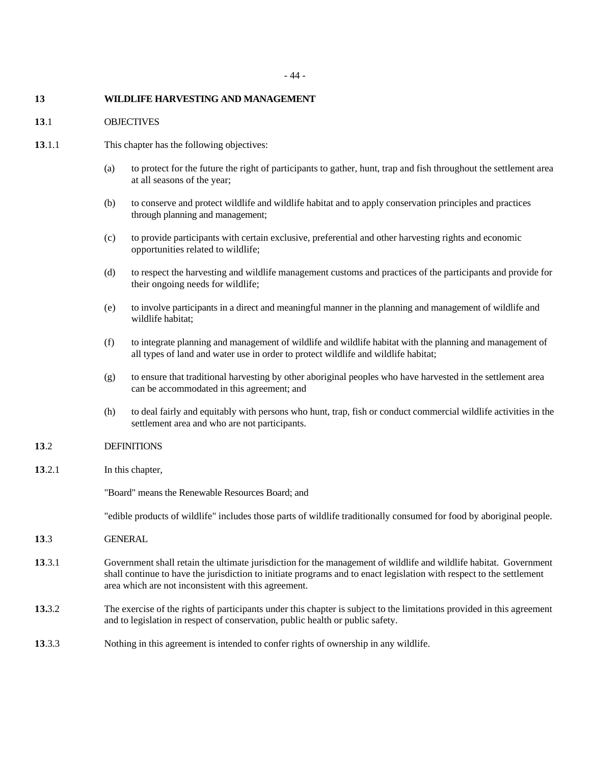## 13 WILDLIFE HARVESTING AND MANAGEMENT

### 13.1 OBJECTIVES

**13**.1.1 This chapter has the following objectives:

(a) to protect for the future the right of participants to gather, hunt, trap and fish throughout the settlement area at all seasons of the year;

(b) to conserve and protect wildlife and wildlife habitat and to apply conservation principles and practices through planning and management;

(c) to provide participants with certain exclusive, preferential and other harvesting rights and economic opportunities related to wildlife;

(d) to respect the harvesting and wildlife management customs and practices of the participants and provide for their ongoing needs for wildlife;

(e) to involve participants in a direct and meaningful manner in the planning and management of wildlife and wildlife habitat;

(f) to integrate planning and management of wildlife and wildlife habitat with the planning and management of all types of land and water use in order to protect wildlife and wildlife habitat;

(g) to ensure that traditional harvesting by other aboriginal peoples who have harvested in the settlement area can be accommodated in this agreement; and

(h) to deal fairly and equitably with persons who hunt, trap, fish or conduct commercial wildlife activities in the settlement area and who are not participants.

### 13.2 DEFINITIONS

**13**.2.1 In this chapter,

"Board" means the Renewable Resources Board; and

"edible products of wildlife" includes those parts of wildlife traditionally consumed for food by aboriginal people.

### 13.3 GENERAL

**13**.3.1 Government shall retain the ultimate jurisdiction for the management of wildlife and wildlife habitat. Government shall continue to have the jurisdiction to initiate programs and to enact legislation with respect to the settlement area which are not inconsistent with this agreement.

**13.**3.2 The exercise of the rights of participants under this chapter is subject to the limitations provided in this agreement and to legislation in respect of conservation, public health or public safety.

**13**.3.3 Nothing in this agreement is intended to confer rights of ownership in any wildlife.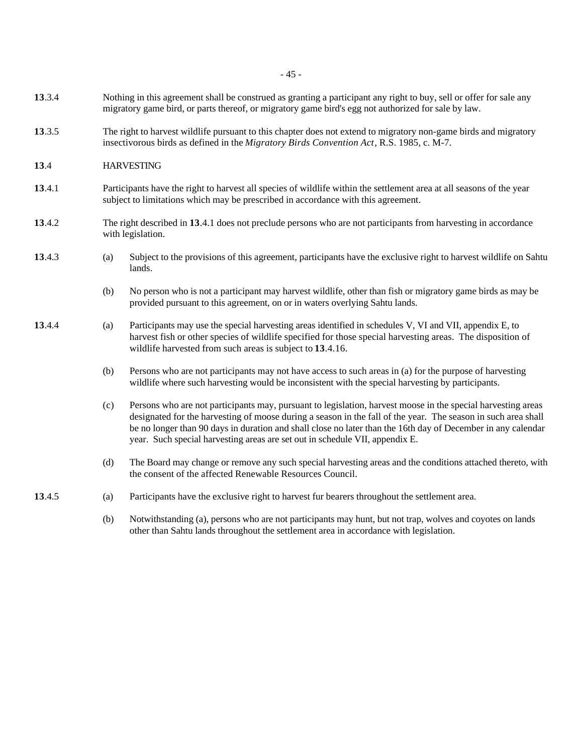**13**.3.4 Nothing in this agreement shall be construed as granting a participant any right to buy, sell or offer for sale any migratory game bird, or parts thereof, or migratory game bird's egg not authorized for sale by law.

**13**.3.5 The right to harvest wildlife pursuant to this chapter does not extend to migratory non-game birds and migratory insectivorous birds as defined in the *Migratory Birds Convention Act*, R.S. 1985, c. M-7.

**13**.4 HARVESTING

**13**.4.1 Participants have the right to harvest all species of wildlife within the settlement area at all seasons of the year subject to limitations which may be prescribed in accordance with this agreement.

**13**.4.2 The right described in **13**.4.1 does not preclude persons who are not participants from harvesting in accordance with legislation.

**13**.4.3 (a) Subject to the provisions of this agreement, participants have the exclusive right to harvest wildlife on Sahtu lands.

(b) No person who is not a participant may harvest wildlife, other than fish or migratory game birds as may be provided pursuant to this agreement, on or in waters overlying Sahtu lands.

**13**.4.4 (a) Participants may use the special harvesting areas identified in schedules V, VI and VII, appendix E, to harvest fish or other species of wildlife specified for those special harvesting areas. The disposition of wildlife harvested from such areas is subject to **13**.4.16.

(b) Persons who are not participants may not have access to such areas in (a) for the purpose of harvesting wildlife where such harvesting would be inconsistent with the special harvesting by participants.

(c) Persons who are not participants may, pursuant to legislation, harvest moose in the special harvesting areas designated for the harvesting of moose during a season in the fall of the year. The season in such area shall be no longer than 90 days in duration and shall close no later than the 16th day of December in any calendar year. Such special harvesting areas are set out in schedule VII, appendix E.

(d) The Board may change or remove any such special harvesting areas and the conditions attached thereto, with the consent of the affected Renewable Resources Council.

**13**.4.5 (a) Participants have the exclusive right to harvest fur bearers throughout the settlement area.

(b) Notwithstanding (a), persons who are not participants may hunt, but not trap, wolves and coyotes on lands other than Sahtu lands throughout the settlement area in accordance with legislation.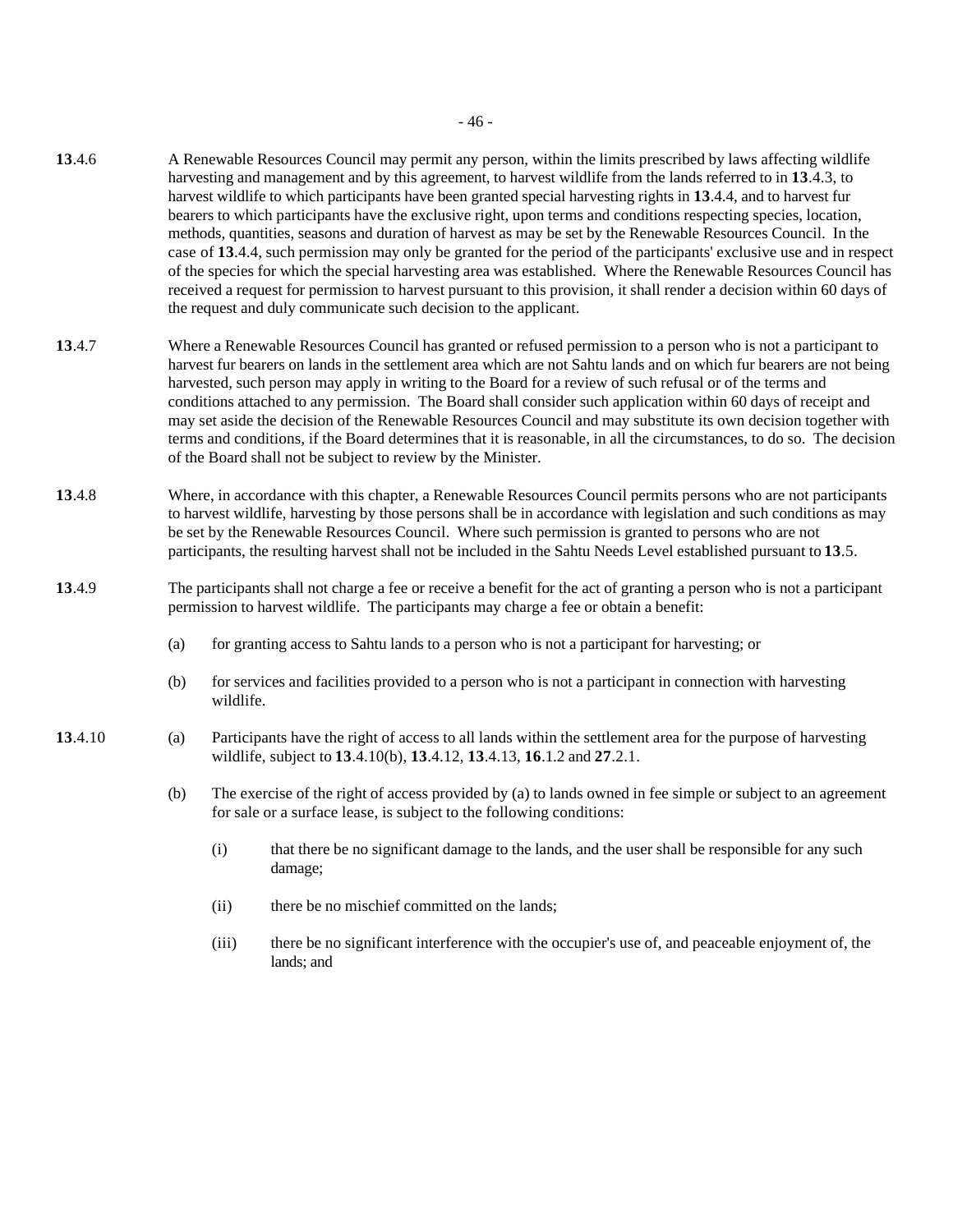**13**.4.6 A Renewable Resources Council may permit any person, within the limits prescribed by laws affecting wildlife harvesting and management and by this agreement, to harvest wildlife from the lands referred to in **13**.4.3, to harvest wildlife to which participants have been granted special harvesting rights in **13**.4.4, and to harvest fur bearers to which participants have the exclusive right, upon terms and conditions respecting species, location, methods, quantities, seasons and duration of harvest as may be set by the Renewable Resources Council. In the case of **13**.4.4, such permission may only be granted for the period of the participants' exclusive use and in respect of the species for which the special harvesting area was established. Where the Renewable Resources Council has received a request for permission to harvest pursuant to this provision, it shall render a decision within 60 days of the request and duly communicate such decision to the applicant.

**13**.4.7 Where a Renewable Resources Council has granted or refused permission to a person who is not a participant to harvest fur bearers on lands in the settlement area which are not Sahtu lands and on which fur bearers are not being harvested, such person may apply in writing to the Board for a review of such refusal or of the terms and conditions attached to any permission. The Board shall consider such application within 60 days of receipt and may set aside the decision of the Renewable Resources Council and may substitute its own decision together with terms and conditions, if the Board determines that it is reasonable, in all the circumstances, to do so. The decision of the Board shall not be subject to review by the Minister.

**13**.4.8 Where, in accordance with this chapter, a Renewable Resources Council permits persons who are not participants to harvest wildlife, harvesting by those persons shall be in accordance with legislation and such conditions as may be set by the Renewable Resources Council. Where such permission is granted to persons who are not participants, the resulting harvest shall not be included in the Sahtu Needs Level established pursuant to **13**.5.

**13**.4.9 The participants shall not charge a fee or receive a benefit for the act of granting a person who is not a participant permission to harvest wildlife. The participants may charge a fee or obtain a benefit:

(a) for granting access to Sahtu lands to a person who is not a participant for harvesting; or

(b) for services and facilities provided to a person who is not a participant in connection with harvesting wildlife.

**13**.4.10 (a) Participants have the right of access to all lands within the settlement area for the purpose of harvesting wildlife, subject to **13**.4.10(b), **13**.4.12, **13**.4.13, **16**.1.2 and **27**.2.1.

(b) The exercise of the right of access provided by (a) to lands owned in fee simple or subject to an agreement for sale or a surface lease, is subject to the following conditions:

(i) that there be no significant damage to the lands, and the user shall be responsible for any such damage;

(ii) there be no mischief committed on the lands;

(iii) there be no significant interference with the occupier's use of, and peaceable enjoyment of, the lands; and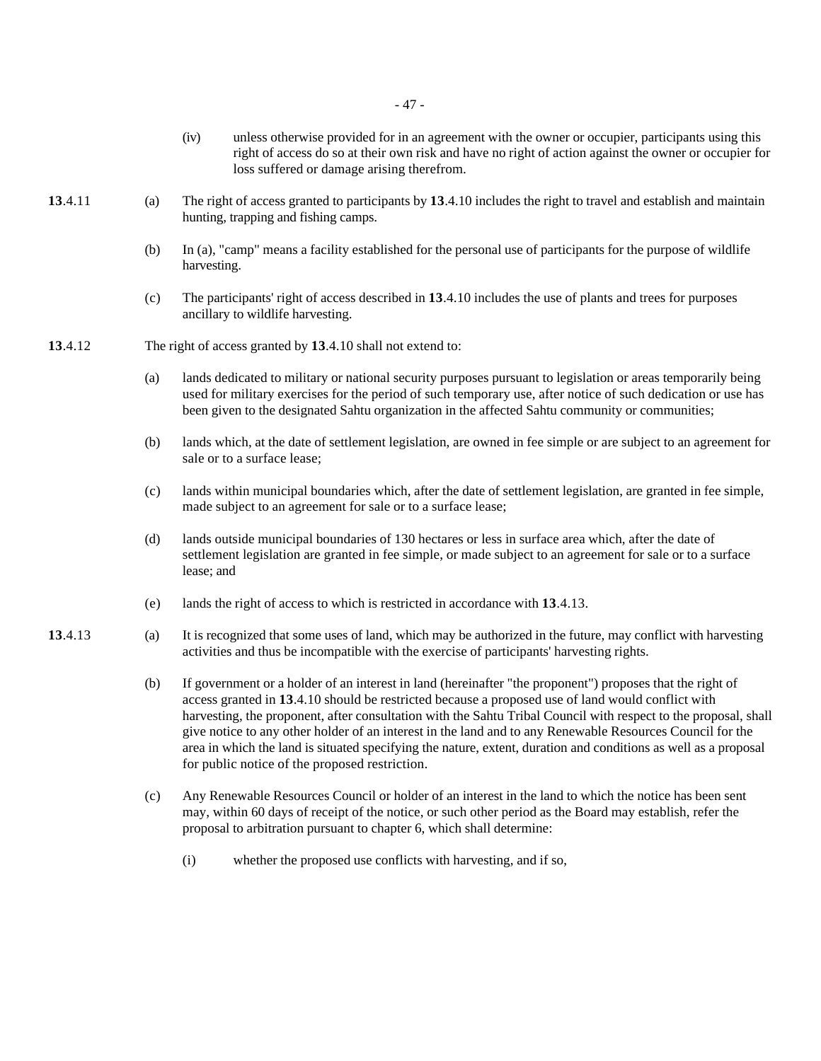(iv) unless otherwise provided for in an agreement with the owner or occupier, participants using this right of access do so at their own risk and have no right of action against the owner or occupier for loss suffered or damage arising therefrom.

**13**.4.11 (a) The right of access granted to participants by **13**.4.10 includes the right to travel and establish and maintain hunting, trapping and fishing camps.

(b) In (a), "camp" means a facility established for the personal use of participants for the purpose of wildlife harvesting.

(c) The participants' right of access described in **13**.4.10 includes the use of plants and trees for purposes ancillary to wildlife harvesting.

**13**.4.12 The right of access granted by **13**.4.10 shall not extend to:

(a) lands dedicated to military or national security purposes pursuant to legislation or areas temporarily being used for military exercises for the period of such temporary use, after notice of such dedication or use has been given to the designated Sahtu organization in the affected Sahtu community or communities;

(b) lands which, at the date of settlement legislation, are owned in fee simple or are subject to an agreement for sale or to a surface lease;

(c) lands within municipal boundaries which, after the date of settlement legislation, are granted in fee simple, made subject to an agreement for sale or to a surface lease;

(d) lands outside municipal boundaries of 130 hectares or less in surface area which, after the date of settlement legislation are granted in fee simple, or made subject to an agreement for sale or to a surface lease; and

(e) lands the right of access to which is restricted in accordance with **13**.4.13.

**13**.4.13 (a) It is recognized that some uses of land, which may be authorized in the future, may conflict with harvesting activities and thus be incompatible with the exercise of participants' harvesting rights.

(b) If government or a holder of an interest in land (hereinafter "the proponent") proposes that the right of access granted in **13**.4.10 should be restricted because a proposed use of land would conflict with harvesting, the proponent, after consultation with the Sahtu Tribal Council with respect to the proposal, shall give notice to any other holder of an interest in the land and to any Renewable Resources Council for the area in which the land is situated specifying the nature, extent, duration and conditions as well as a proposal for public notice of the proposed restriction.

(c) Any Renewable Resources Council or holder of an interest in the land to which the notice has been sent may, within 60 days of receipt of the notice, or such other period as the Board may establish, refer the proposal to arbitration pursuant to chapter 6, which shall determine:

(i) whether the proposed use conflicts with harvesting, and if so,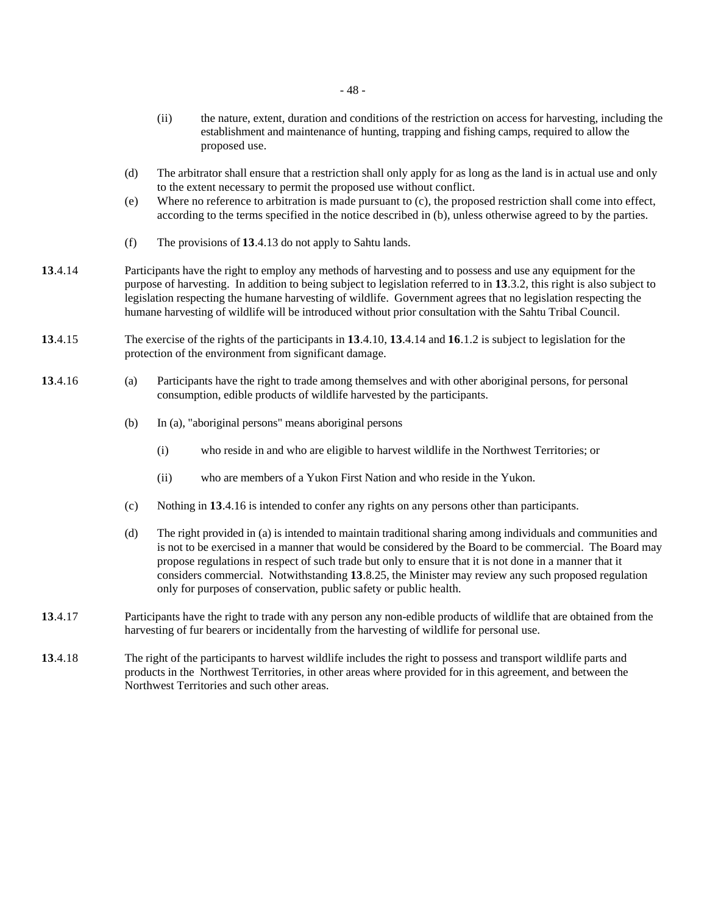(ii) the nature, extent, duration and conditions of the restriction on access for harvesting, including the establishment and maintenance of hunting, trapping and fishing camps, required to allow the proposed use.

(d) The arbitrator shall ensure that a restriction shall only apply for as long as the land is in actual use and only to the extent necessary to permit the proposed use without conflict.

(e) Where no reference to arbitration is made pursuant to (c), the proposed restriction shall come into effect, according to the terms specified in the notice described in (b), unless otherwise agreed to by the parties.

(f) The provisions of **13**.4.13 do not apply to Sahtu lands.

**13**.4.14 Participants have the right to employ any methods of harvesting and to possess and use any equipment for the purpose of harvesting. In addition to being subject to legislation referred to in **13**.3.2, this right is also subject to legislation respecting the humane harvesting of wildlife. Government agrees that no legislation respecting the humane harvesting of wildlife will be introduced without prior consultation with the Sahtu Tribal Council.

**13**.4.15 The exercise of the rights of the participants in **13**.4.10, **13**.4.14 and **16**.1.2 is subject to legislation for the protection of the environment from significant damage.

**13**.4.16 (a) Participants have the right to trade among themselves and with other aboriginal persons, for personal consumption, edible products of wildlife harvested by the participants.

(b) In (a), "aboriginal persons" means aboriginal persons

(i) who reside in and who are eligible to harvest wildlife in the Northwest Territories; or

(ii) who are members of a Yukon First Nation and who reside in the Yukon.

(c) Nothing in **13**.4.16 is intended to confer any rights on any persons other than participants.

(d) The right provided in (a) is intended to maintain traditional sharing among individuals and communities and is not to be exercised in a manner that would be considered by the Board to be commercial. The Board may propose regulations in respect of such trade but only to ensure that it is not done in a manner that it considers commercial. Notwithstanding **13**.8.25, the Minister may review any such proposed regulation only for purposes of conservation, public safety or public health.

**13**.4.17 Participants have the right to trade with any person any non-edible products of wildlife that are obtained from the harvesting of fur bearers or incidentally from the harvesting of wildlife for personal use.

**13**.4.18 The right of the participants to harvest wildlife includes the right to possess and transport wildlife parts and products in the Northwest Territories, in other areas where provided for in this agreement, and between the Northwest Territories and such other areas.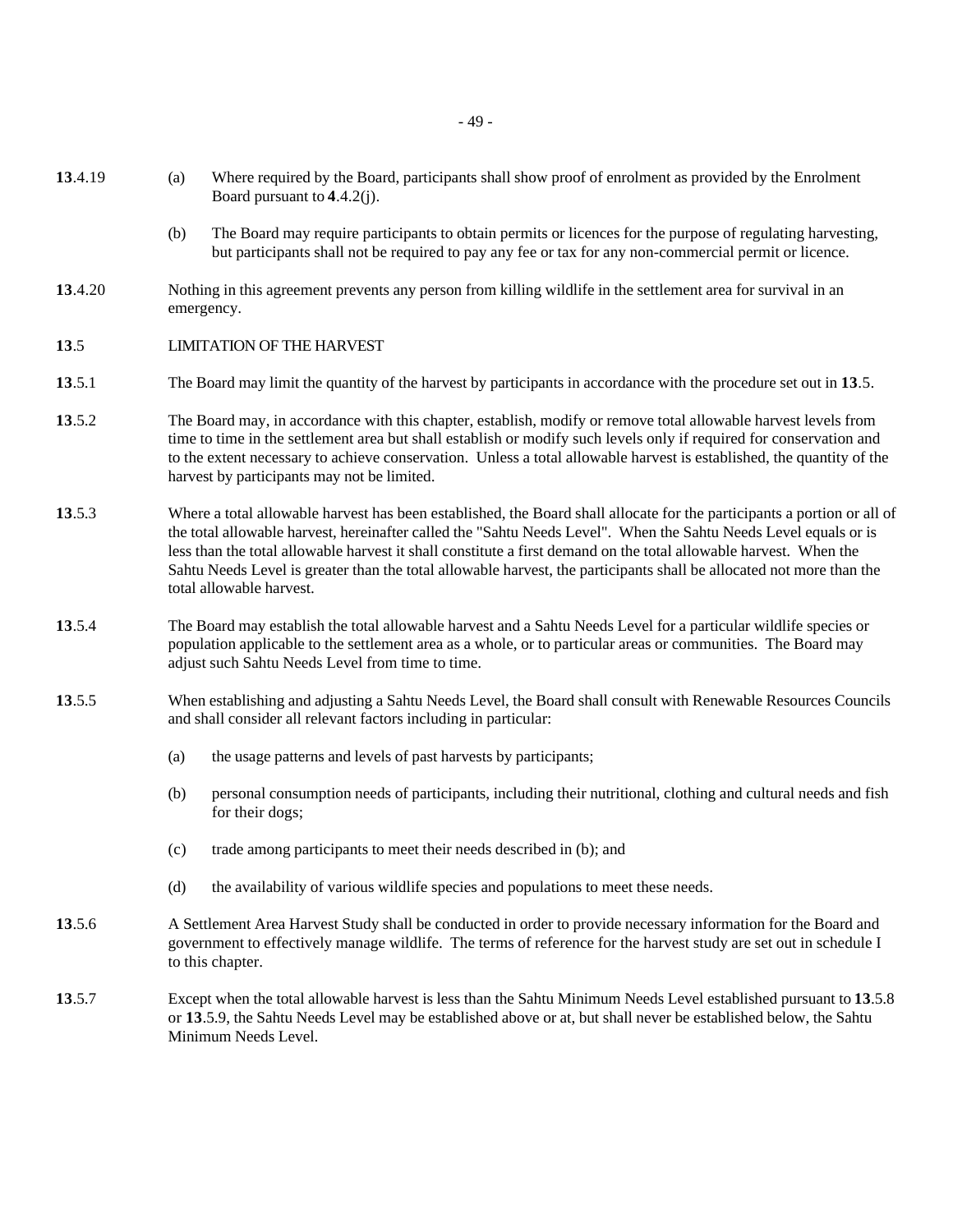**13**.4.19 (a) Where required by the Board, participants shall show proof of enrolment as provided by the Enrolment Board pursuant to **4**.4.2(j).

(b) The Board may require participants to obtain permits or licences for the purpose of regulating harvesting, but participants shall not be required to pay any fee or tax for any non-commercial permit or licence.

**13**.4.20 Nothing in this agreement prevents any person from killing wildlife in the settlement area for survival in an emergency.

**13**.5 LIMITATION OF THE HARVEST

**13**.5.1 The Board may limit the quantity of the harvest by participants in accordance with the procedure set out in **13**.5.

**13**.5.2 The Board may, in accordance with this chapter, establish, modify or remove total allowable harvest levels from time to time in the settlement area but shall establish or modify such levels only if required for conservation and to the extent necessary to achieve conservation. Unless a total allowable harvest is established, the quantity of the harvest by participants may not be limited.

**13**.5.3 Where a total allowable harvest has been established, the Board shall allocate for the participants a portion or all of the total allowable harvest, hereinafter called the "Sahtu Needs Level". When the Sahtu Needs Level equals or is less than the total allowable harvest it shall constitute a first demand on the total allowable harvest. When the Sahtu Needs Level is greater than the total allowable harvest, the participants shall be allocated not more than the total allowable harvest.

**13**.5.4 The Board may establish the total allowable harvest and a Sahtu Needs Level for a particular wildlife species or population applicable to the settlement area as a whole, or to particular areas or communities. The Board may adjust such Sahtu Needs Level from time to time.

**13**.5.5 When establishing and adjusting a Sahtu Needs Level, the Board shall consult with Renewable Resources Councils and shall consider all relevant factors including in particular:

(a) the usage patterns and levels of past harvests by participants;

(b) personal consumption needs of participants, including their nutritional, clothing and cultural needs and fish for their dogs;

(c) trade among participants to meet their needs described in (b); and

(d) the availability of various wildlife species and populations to meet these needs.

**13**.5.6 A Settlement Area Harvest Study shall be conducted in order to provide necessary information for the Board and government to effectively manage wildlife. The terms of reference for the harvest study are set out in schedule I to this chapter.

**13**.5.7 Except when the total allowable harvest is less than the Sahtu Minimum Needs Level established pursuant to **13**.5.8 or **13**.5.9, the Sahtu Needs Level may be established above or at, but shall never be established below, the Sahtu Minimum Needs Level.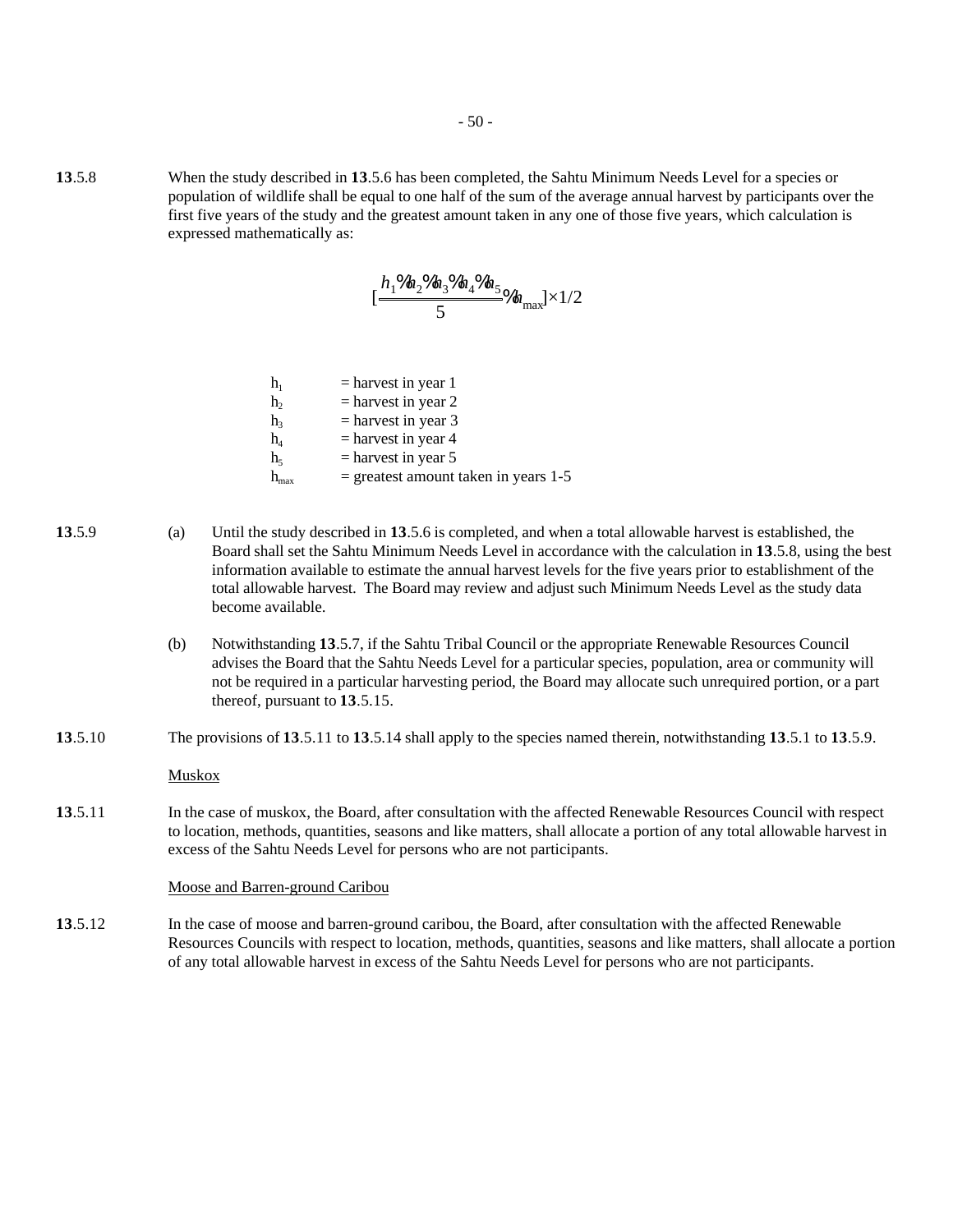**13**.5.8 When the study described in **13**.5.6 has been completed, the Sahtu Minimum Needs Level for a species or population of wildlife shall be equal to one half of the sum of the average annual harvest by participants over the first five years of the study and the greatest amount taken in any one of those five years, which calculation is expressed mathematically as:

$$\left[\frac{h_1 + h_2 + h_3 + h_4 + h_5}{5} + h_{max}\right] \times 1/2$$

| | |
|---|---|
| $h_1$ | = harvest in year 1 |
| $h_2$ | = harvest in year 2 |
| $h_3$ | = harvest in year 3 |
| $h_4$ | = harvest in year 4 |
| $h_5$ | = harvest in year 5 |
| $h_{max}$ | = greatest amount taken in years 1-5 |

**13**.5.9 (a) Until the study described in **13**.5.6 is completed, and when a total allowable harvest is established, the Board shall set the Sahtu Minimum Needs Level in accordance with the calculation in **13**.5.8, using the best information available to estimate the annual harvest levels for the five years prior to establishment of the total allowable harvest. The Board may review and adjust such Minimum Needs Level as the study data become available.

(b) Notwithstanding **13**.5.7, if the Sahtu Tribal Council or the appropriate Renewable Resources Council advises the Board that the Sahtu Needs Level for a particular species, population, area or community will not be required in a particular harvesting period, the Board may allocate such unrequired portion, or a part thereof, pursuant to **13**.5.15.

**13**.5.10 The provisions of **13**.5.11 to **13**.5.14 shall apply to the species named therein, notwithstanding **13**.5.1 to **13**.5.9.

Muskox

**13**.5.11 In the case of muskox, the Board, after consultation with the affected Renewable Resources Council with respect to location, methods, quantities, seasons and like matters, shall allocate a portion of any total allowable harvest in excess of the Sahtu Needs Level for persons who are not participants.

Moose and Barren-ground Caribou

**13**.5.12 In the case of moose and barren-ground caribou, the Board, after consultation with the affected Renewable Resources Councils with respect to location, methods, quantities, seasons and like matters, shall allocate a portion of any total allowable harvest in excess of the Sahtu Needs Level for persons who are not participants.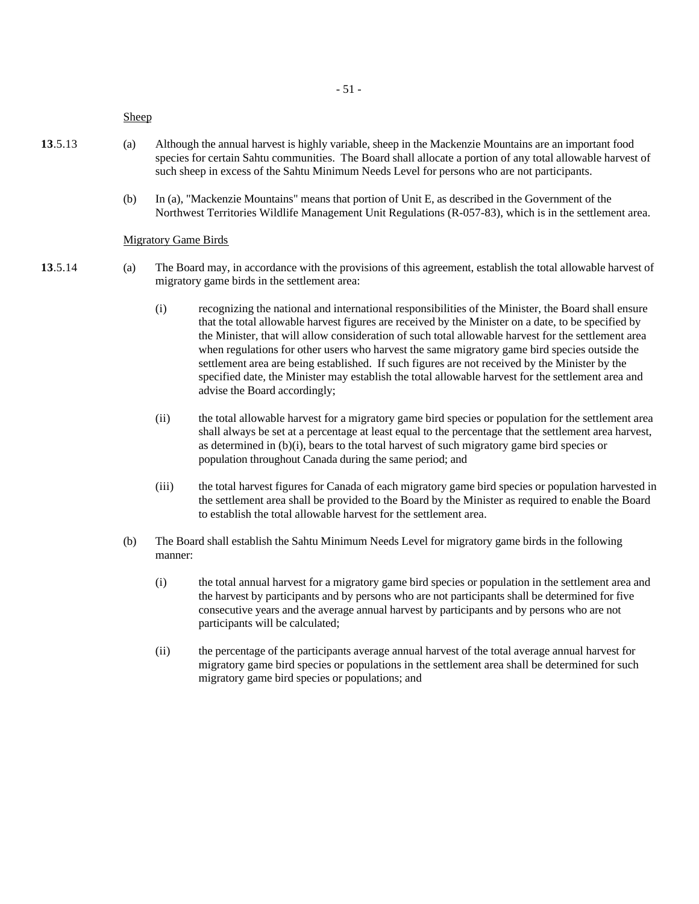Sheep

**13**.5.13 (a) Although the annual harvest is highly variable, sheep in the Mackenzie Mountains are an important food species for certain Sahtu communities. The Board shall allocate a portion of any total allowable harvest of such sheep in excess of the Sahtu Minimum Needs Level for persons who are not participants.

(b) In (a), "Mackenzie Mountains" means that portion of Unit E, as described in the Government of the Northwest Territories Wildlife Management Unit Regulations (R-057-83), which is in the settlement area.

Migratory Game Birds

**13**.5.14 (a) The Board may, in accordance with the provisions of this agreement, establish the total allowable harvest of migratory game birds in the settlement area:

(i) recognizing the national and international responsibilities of the Minister, the Board shall ensure that the total allowable harvest figures are received by the Minister on a date, to be specified by the Minister, that will allow consideration of such total allowable harvest for the settlement area when regulations for other users who harvest the same migratory game bird species outside the settlement area are being established. If such figures are not received by the Minister by the specified date, the Minister may establish the total allowable harvest for the settlement area and advise the Board accordingly;

(ii) the total allowable harvest for a migratory game bird species or population for the settlement area shall always be set at a percentage at least equal to the percentage that the settlement area harvest, as determined in (b)(i), bears to the total harvest of such migratory game bird species or population throughout Canada during the same period; and

(iii) the total harvest figures for Canada of each migratory game bird species or population harvested in the settlement area shall be provided to the Board by the Minister as required to enable the Board to establish the total allowable harvest for the settlement area.

(b) The Board shall establish the Sahtu Minimum Needs Level for migratory game birds in the following manner:

(i) the total annual harvest for a migratory game bird species or population in the settlement area and the harvest by participants and by persons who are not participants shall be determined for five consecutive years and the average annual harvest by participants and by persons who are not participants will be calculated;

(ii) the percentage of the participants average annual harvest of the total average annual harvest for migratory game bird species or populations in the settlement area shall be determined for such migratory game bird species or populations; and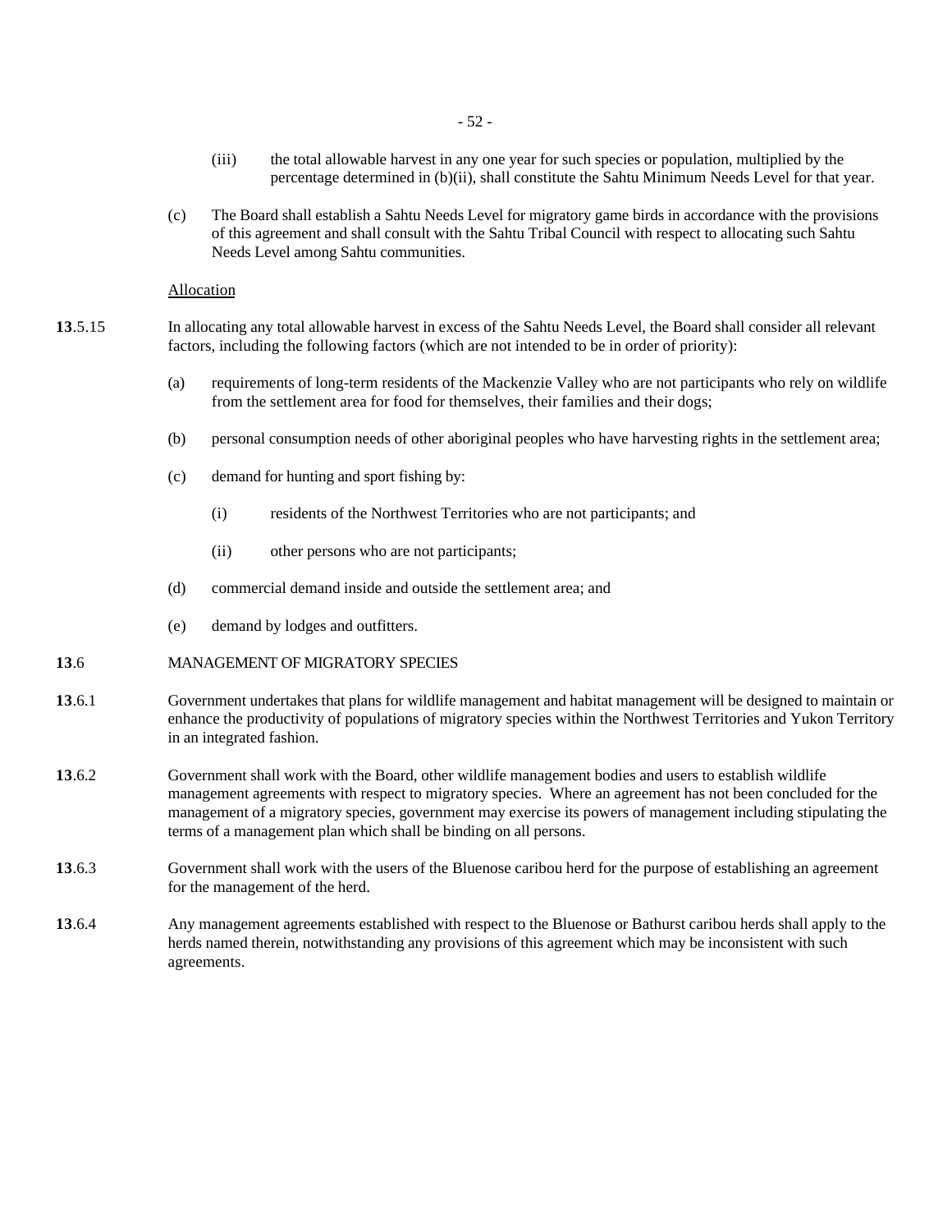(iii) the total allowable harvest in any one year for such species or population, multiplied by the percentage determined in (b)(ii), shall constitute the Sahtu Minimum Needs Level for that year.

(c) The Board shall establish a Sahtu Needs Level for migratory game birds in accordance with the provisions of this agreement and shall consult with the Sahtu Tribal Council with respect to allocating such Sahtu Needs Level among Sahtu communities.

Allocation

**13**.5.15 In allocating any total allowable harvest in excess of the Sahtu Needs Level, the Board shall consider all relevant factors, including the following factors (which are not intended to be in order of priority):

(a) requirements of long-term residents of the Mackenzie Valley who are not participants who rely on wildlife from the settlement area for food for themselves, their families and their dogs;

(b) personal consumption needs of other aboriginal peoples who have harvesting rights in the settlement area;

(c) demand for hunting and sport fishing by:

(i) residents of the Northwest Territories who are not participants; and

(ii) other persons who are not participants;

(d) commercial demand inside and outside the settlement area; and

(e) demand by lodges and outfitters.

**13**.6 MANAGEMENT OF MIGRATORY SPECIES

**13**.6.1 Government undertakes that plans for wildlife management and habitat management will be designed to maintain or enhance the productivity of populations of migratory species within the Northwest Territories and Yukon Territory in an integrated fashion.

**13**.6.2 Government shall work with the Board, other wildlife management bodies and users to establish wildlife management agreements with respect to migratory species. Where an agreement has not been concluded for the management of a migratory species, government may exercise its powers of management including stipulating the terms of a management plan which shall be binding on all persons.

**13**.6.3 Government shall work with the users of the Bluenose caribou herd for the purpose of establishing an agreement for the management of the herd.

**13**.6.4 Any management agreements established with respect to the Bluenose or Bathurst caribou herds shall apply to the herds named therein, notwithstanding any provisions of this agreement which may be inconsistent with such agreements.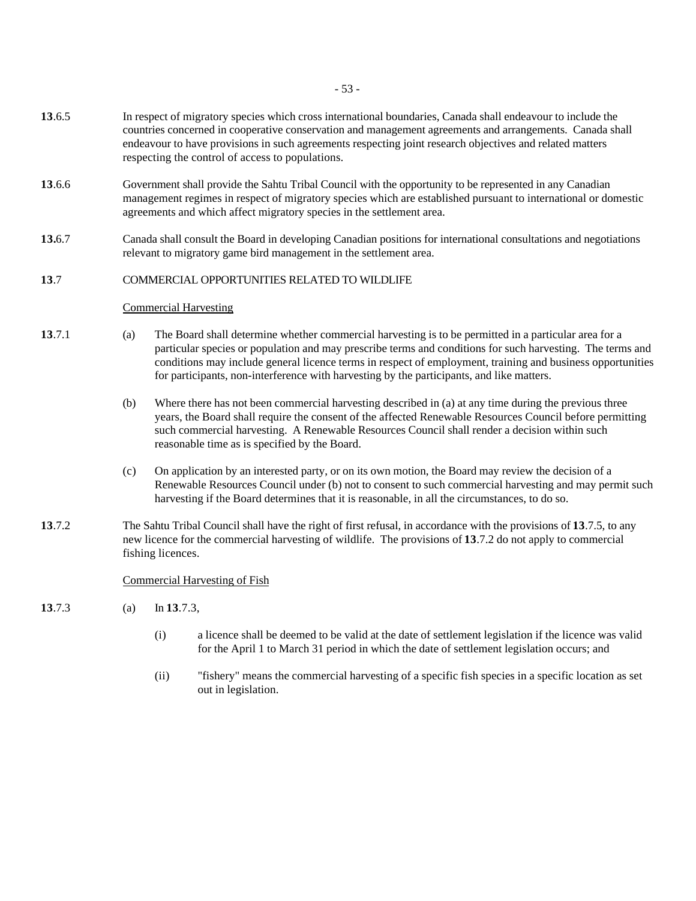**13**.6.5 In respect of migratory species which cross international boundaries, Canada shall endeavour to include the countries concerned in cooperative conservation and management agreements and arrangements. Canada shall endeavour to have provisions in such agreements respecting joint research objectives and related matters respecting the control of access to populations.

**13**.6.6 Government shall provide the Sahtu Tribal Council with the opportunity to be represented in any Canadian management regimes in respect of migratory species which are established pursuant to international or domestic agreements and which affect migratory species in the settlement area.

**13.**6.7 Canada shall consult the Board in developing Canadian positions for international consultations and negotiations relevant to migratory game bird management in the settlement area.

**13**.7 COMMERCIAL OPPORTUNITIES RELATED TO WILDLIFE

<u>Commercial Harvesting</u>

**13**.7.1 (a) The Board shall determine whether commercial harvesting is to be permitted in a particular area for a particular species or population and may prescribe terms and conditions for such harvesting. The terms and conditions may include general licence terms in respect of employment, training and business opportunities for participants, non-interference with harvesting by the participants, and like matters.

(b) Where there has not been commercial harvesting described in (a) at any time during the previous three years, the Board shall require the consent of the affected Renewable Resources Council before permitting such commercial harvesting. A Renewable Resources Council shall render a decision within such reasonable time as is specified by the Board.

(c) On application by an interested party, or on its own motion, the Board may review the decision of a Renewable Resources Council under (b) not to consent to such commercial harvesting and may permit such harvesting if the Board determines that it is reasonable, in all the circumstances, to do so.

**13**.7.2 The Sahtu Tribal Council shall have the right of first refusal, in accordance with the provisions of **13**.7.5, to any new licence for the commercial harvesting of wildlife. The provisions of **13**.7.2 do not apply to commercial fishing licences.

<u>Commercial Harvesting of Fish</u>

**13**.7.3 (a) In **13**.7.3,

(i) a licence shall be deemed to be valid at the date of settlement legislation if the licence was valid for the April 1 to March 31 period in which the date of settlement legislation occurs; and

(ii) "fishery" means the commercial harvesting of a specific fish species in a specific location as set out in legislation.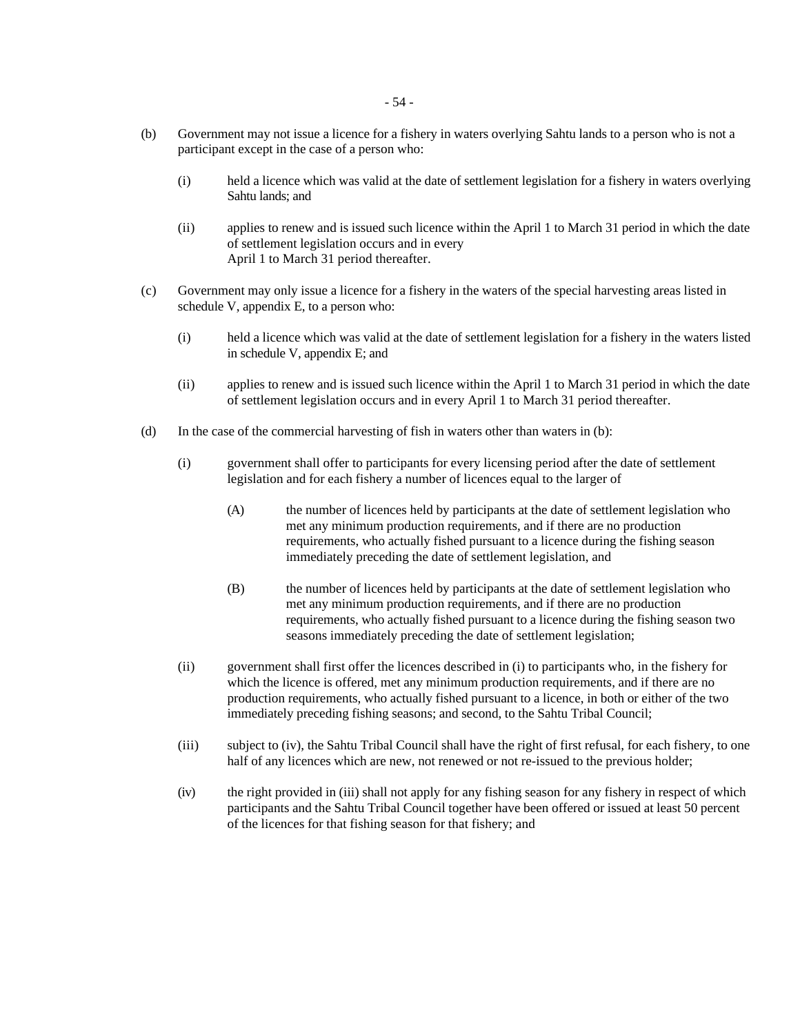(b) Government may not issue a licence for a fishery in waters overlying Sahtu lands to a person who is not a participant except in the case of a person who:

  (i) held a licence which was valid at the date of settlement legislation for a fishery in waters overlying Sahtu lands; and

  (ii) applies to renew and is issued such licence within the April 1 to March 31 period in which the date of settlement legislation occurs and in every April 1 to March 31 period thereafter.

(c) Government may only issue a licence for a fishery in the waters of the special harvesting areas listed in schedule V, appendix E, to a person who:

  (i) held a licence which was valid at the date of settlement legislation for a fishery in the waters listed in schedule V, appendix E; and

  (ii) applies to renew and is issued such licence within the April 1 to March 31 period in which the date of settlement legislation occurs and in every April 1 to March 31 period thereafter.

(d) In the case of the commercial harvesting of fish in waters other than waters in (b):

  (i) government shall offer to participants for every licensing period after the date of settlement legislation and for each fishery a number of licences equal to the larger of

    (A) the number of licences held by participants at the date of settlement legislation who met any minimum production requirements, and if there are no production requirements, who actually fished pursuant to a licence during the fishing season immediately preceding the date of settlement legislation, and

    (B) the number of licences held by participants at the date of settlement legislation who met any minimum production requirements, and if there are no production requirements, who actually fished pursuant to a licence during the fishing season two seasons immediately preceding the date of settlement legislation;

  (ii) government shall first offer the licences described in (i) to participants who, in the fishery for which the licence is offered, met any minimum production requirements, and if there are no production requirements, who actually fished pursuant to a licence, in both or either of the two immediately preceding fishing seasons; and second, to the Sahtu Tribal Council;

  (iii) subject to (iv), the Sahtu Tribal Council shall have the right of first refusal, for each fishery, to one half of any licences which are new, not renewed or not re-issued to the previous holder;

  (iv) the right provided in (iii) shall not apply for any fishing season for any fishery in respect of which participants and the Sahtu Tribal Council together have been offered or issued at least 50 percent of the licences for that fishing season for that fishery; and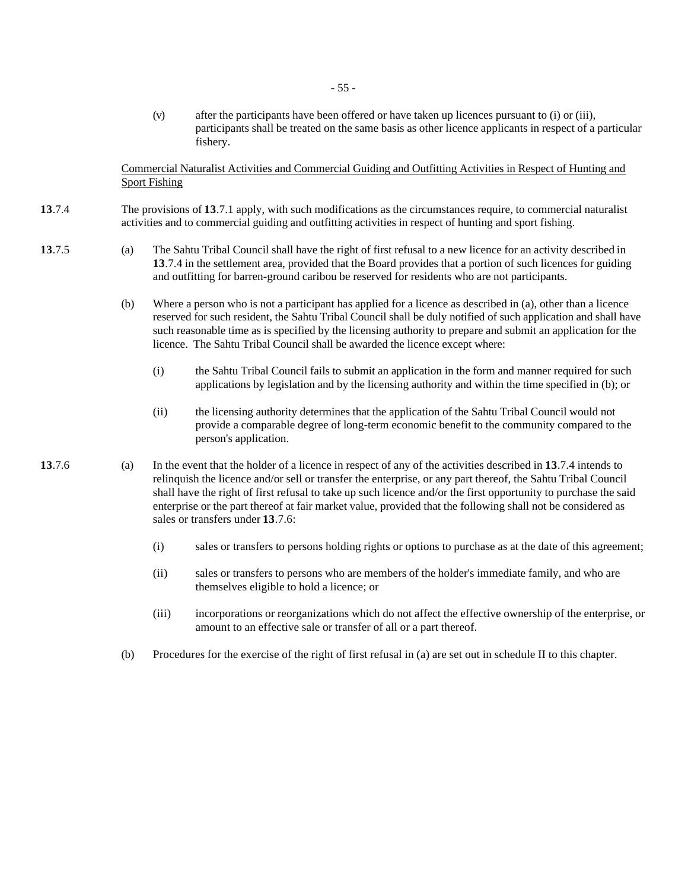(v) after the participants have been offered or have taken up licences pursuant to (i) or (iii), participants shall be treated on the same basis as other licence applicants in respect of a particular fishery.

Commercial Naturalist Activities and Commercial Guiding and Outfitting Activities in Respect of Hunting and Sport Fishing

**13**.7.4 The provisions of **13**.7.1 apply, with such modifications as the circumstances require, to commercial naturalist activities and to commercial guiding and outfitting activities in respect of hunting and sport fishing.

**13**.7.5 (a) The Sahtu Tribal Council shall have the right of first refusal to a new licence for an activity described in **13**.7.4 in the settlement area, provided that the Board provides that a portion of such licences for guiding and outfitting for barren-ground caribou be reserved for residents who are not participants.

(b) Where a person who is not a participant has applied for a licence as described in (a), other than a licence reserved for such resident, the Sahtu Tribal Council shall be duly notified of such application and shall have such reasonable time as is specified by the licensing authority to prepare and submit an application for the licence. The Sahtu Tribal Council shall be awarded the licence except where:

(i) the Sahtu Tribal Council fails to submit an application in the form and manner required for such applications by legislation and by the licensing authority and within the time specified in (b); or

(ii) the licensing authority determines that the application of the Sahtu Tribal Council would not provide a comparable degree of long-term economic benefit to the community compared to the person's application.

**13**.7.6 (a) In the event that the holder of a licence in respect of any of the activities described in **13**.7.4 intends to relinquish the licence and/or sell or transfer the enterprise, or any part thereof, the Sahtu Tribal Council shall have the right of first refusal to take up such licence and/or the first opportunity to purchase the said enterprise or the part thereof at fair market value, provided that the following shall not be considered as sales or transfers under **13**.7.6:

(i) sales or transfers to persons holding rights or options to purchase as at the date of this agreement;

(ii) sales or transfers to persons who are members of the holder's immediate family, and who are themselves eligible to hold a licence; or

(iii) incorporations or reorganizations which do not affect the effective ownership of the enterprise, or amount to an effective sale or transfer of all or a part thereof.

(b) Procedures for the exercise of the right of first refusal in (a) are set out in schedule II to this chapter.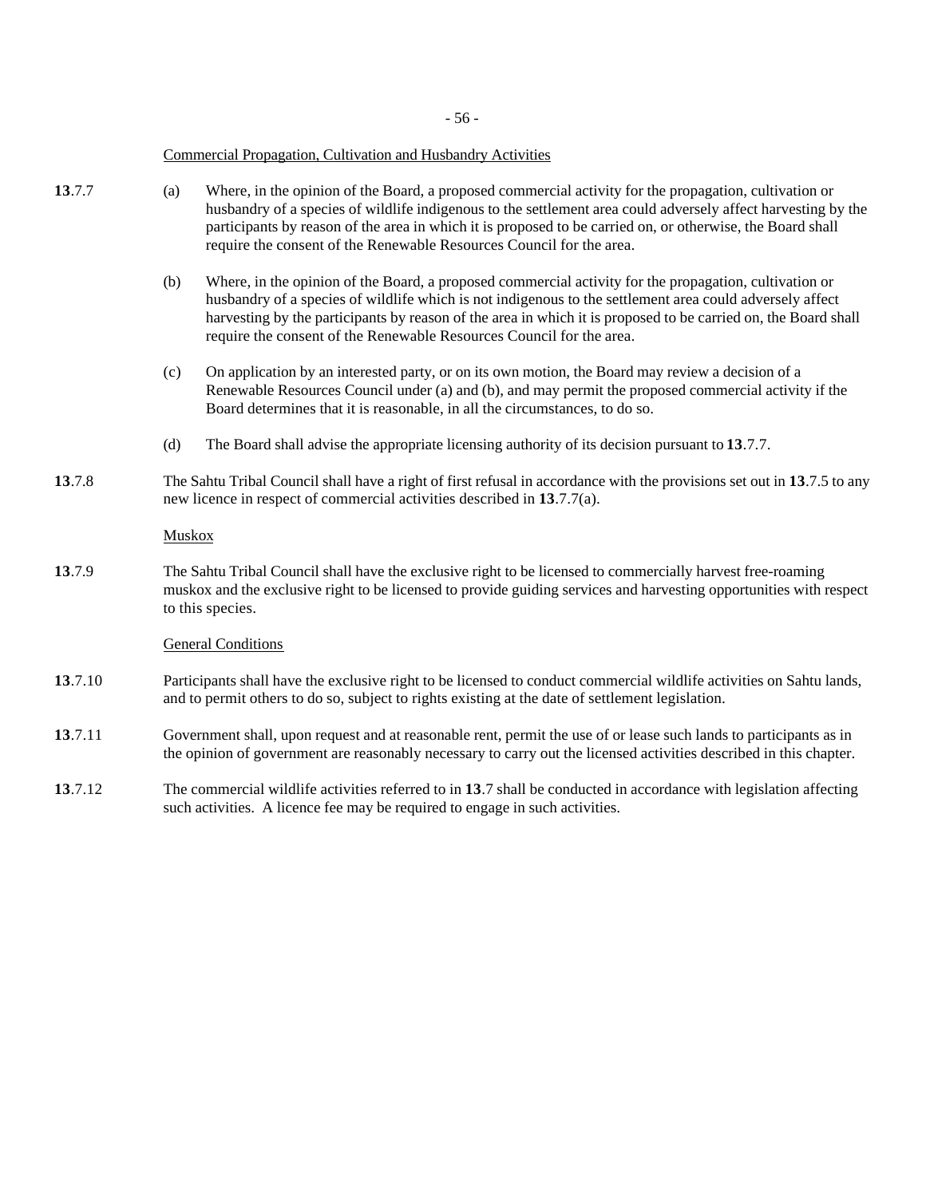Commercial Propagation, Cultivation and Husbandry Activities

**13**.7.7 (a) Where, in the opinion of the Board, a proposed commercial activity for the propagation, cultivation or husbandry of a species of wildlife indigenous to the settlement area could adversely affect harvesting by the participants by reason of the area in which it is proposed to be carried on, or otherwise, the Board shall require the consent of the Renewable Resources Council for the area.

(b) Where, in the opinion of the Board, a proposed commercial activity for the propagation, cultivation or husbandry of a species of wildlife which is not indigenous to the settlement area could adversely affect harvesting by the participants by reason of the area in which it is proposed to be carried on, the Board shall require the consent of the Renewable Resources Council for the area.

(c) On application by an interested party, or on its own motion, the Board may review a decision of a Renewable Resources Council under (a) and (b), and may permit the proposed commercial activity if the Board determines that it is reasonable, in all the circumstances, to do so.

(d) The Board shall advise the appropriate licensing authority of its decision pursuant to **13**.7.7.

**13**.7.8 The Sahtu Tribal Council shall have a right of first refusal in accordance with the provisions set out in **13**.7.5 to any new licence in respect of commercial activities described in **13**.7.7(a).

Muskox

**13**.7.9 The Sahtu Tribal Council shall have the exclusive right to be licensed to commercially harvest free-roaming muskox and the exclusive right to be licensed to provide guiding services and harvesting opportunities with respect to this species.

General Conditions

**13**.7.10 Participants shall have the exclusive right to be licensed to conduct commercial wildlife activities on Sahtu lands, and to permit others to do so, subject to rights existing at the date of settlement legislation.

**13**.7.11 Government shall, upon request and at reasonable rent, permit the use of or lease such lands to participants as in the opinion of government are reasonably necessary to carry out the licensed activities described in this chapter.

**13**.7.12 The commercial wildlife activities referred to in **13**.7 shall be conducted in accordance with legislation affecting such activities. A licence fee may be required to engage in such activities.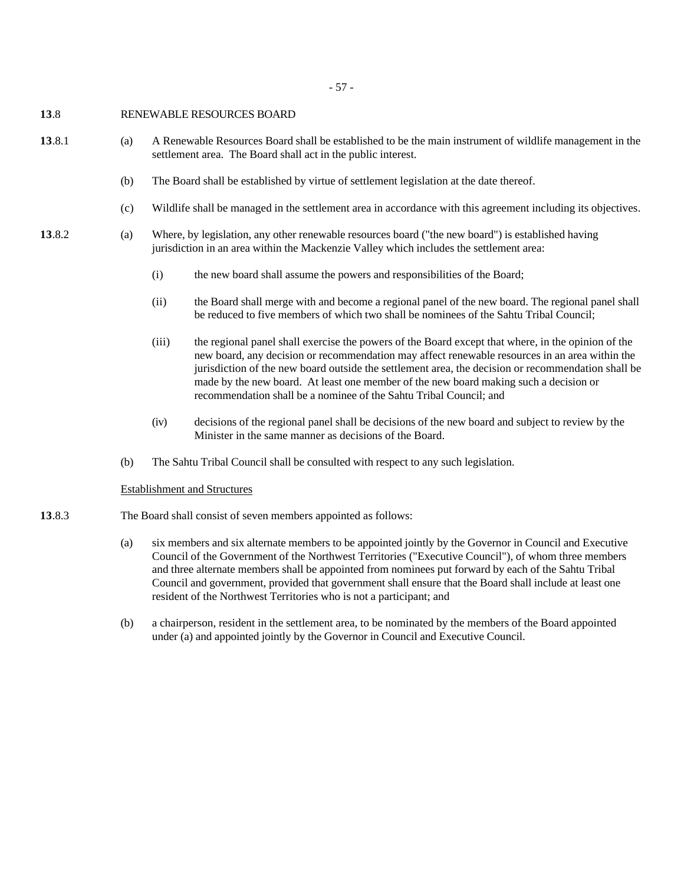**13**.8 RENEWABLE RESOURCES BOARD

**13**.8.1 (a) A Renewable Resources Board shall be established to be the main instrument of wildlife management in the settlement area. The Board shall act in the public interest.

(b) The Board shall be established by virtue of settlement legislation at the date thereof.

(c) Wildlife shall be managed in the settlement area in accordance with this agreement including its objectives.

**13**.8.2 (a) Where, by legislation, any other renewable resources board ("the new board") is established having jurisdiction in an area within the Mackenzie Valley which includes the settlement area:

(i) the new board shall assume the powers and responsibilities of the Board;

(ii) the Board shall merge with and become a regional panel of the new board. The regional panel shall be reduced to five members of which two shall be nominees of the Sahtu Tribal Council;

(iii) the regional panel shall exercise the powers of the Board except that where, in the opinion of the new board, any decision or recommendation may affect renewable resources in an area within the jurisdiction of the new board outside the settlement area, the decision or recommendation shall be made by the new board. At least one member of the new board making such a decision or recommendation shall be a nominee of the Sahtu Tribal Council; and

(iv) decisions of the regional panel shall be decisions of the new board and subject to review by the Minister in the same manner as decisions of the Board.

(b) The Sahtu Tribal Council shall be consulted with respect to any such legislation.

Establishment and Structures

**13**.8.3 The Board shall consist of seven members appointed as follows:

(a) six members and six alternate members to be appointed jointly by the Governor in Council and Executive Council of the Government of the Northwest Territories ("Executive Council"), of whom three members and three alternate members shall be appointed from nominees put forward by each of the Sahtu Tribal Council and government, provided that government shall ensure that the Board shall include at least one resident of the Northwest Territories who is not a participant; and

(b) a chairperson, resident in the settlement area, to be nominated by the members of the Board appointed under (a) and appointed jointly by the Governor in Council and Executive Council.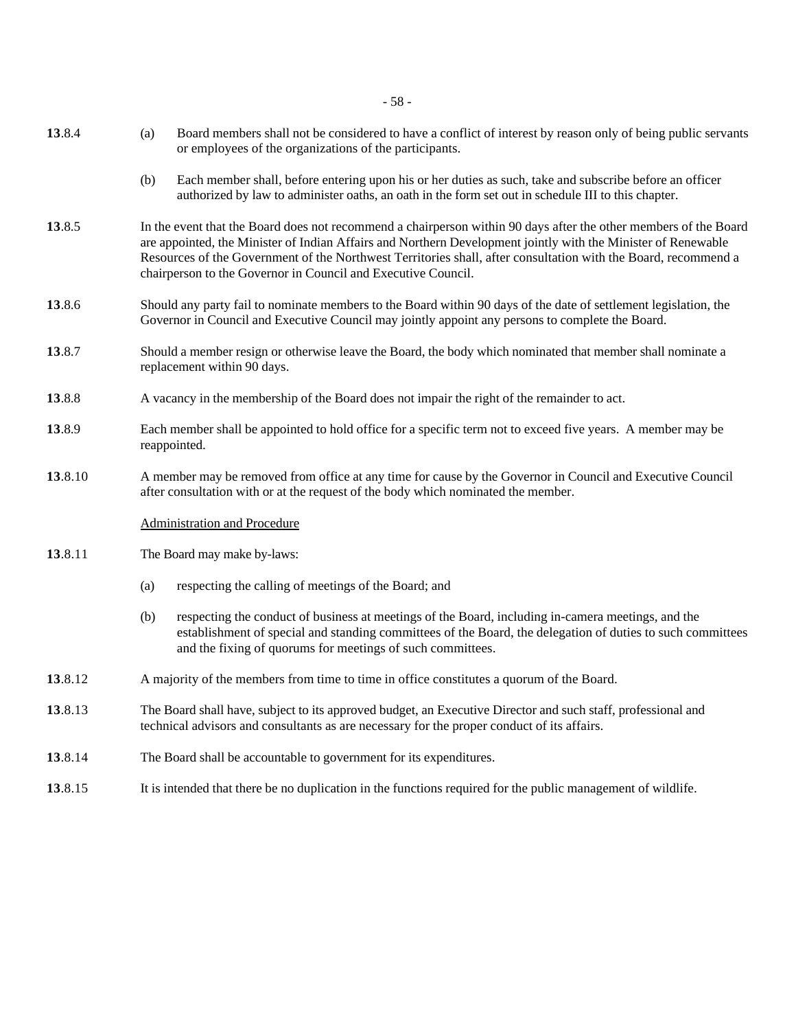**13**.8.4 (a) Board members shall not be considered to have a conflict of interest by reason only of being public servants or employees of the organizations of the participants.

(b) Each member shall, before entering upon his or her duties as such, take and subscribe before an officer authorized by law to administer oaths, an oath in the form set out in schedule III to this chapter.

**13**.8.5 In the event that the Board does not recommend a chairperson within 90 days after the other members of the Board are appointed, the Minister of Indian Affairs and Northern Development jointly with the Minister of Renewable Resources of the Government of the Northwest Territories shall, after consultation with the Board, recommend a chairperson to the Governor in Council and Executive Council.

**13**.8.6 Should any party fail to nominate members to the Board within 90 days of the date of settlement legislation, the Governor in Council and Executive Council may jointly appoint any persons to complete the Board.

**13**.8.7 Should a member resign or otherwise leave the Board, the body which nominated that member shall nominate a replacement within 90 days.

**13**.8.8 A vacancy in the membership of the Board does not impair the right of the remainder to act.

**13**.8.9 Each member shall be appointed to hold office for a specific term not to exceed five years. A member may be reappointed.

**13**.8.10 A member may be removed from office at any time for cause by the Governor in Council and Executive Council after consultation with or at the request of the body which nominated the member.

Administration and Procedure

**13**.8.11 The Board may make by-laws:

(a) respecting the calling of meetings of the Board; and

(b) respecting the conduct of business at meetings of the Board, including in-camera meetings, and the establishment of special and standing committees of the Board, the delegation of duties to such committees and the fixing of quorums for meetings of such committees.

**13**.8.12 A majority of the members from time to time in office constitutes a quorum of the Board.

**13**.8.13 The Board shall have, subject to its approved budget, an Executive Director and such staff, professional and technical advisors and consultants as are necessary for the proper conduct of its affairs.

**13**.8.14 The Board shall be accountable to government for its expenditures.

**13**.8.15 It is intended that there be no duplication in the functions required for the public management of wildlife.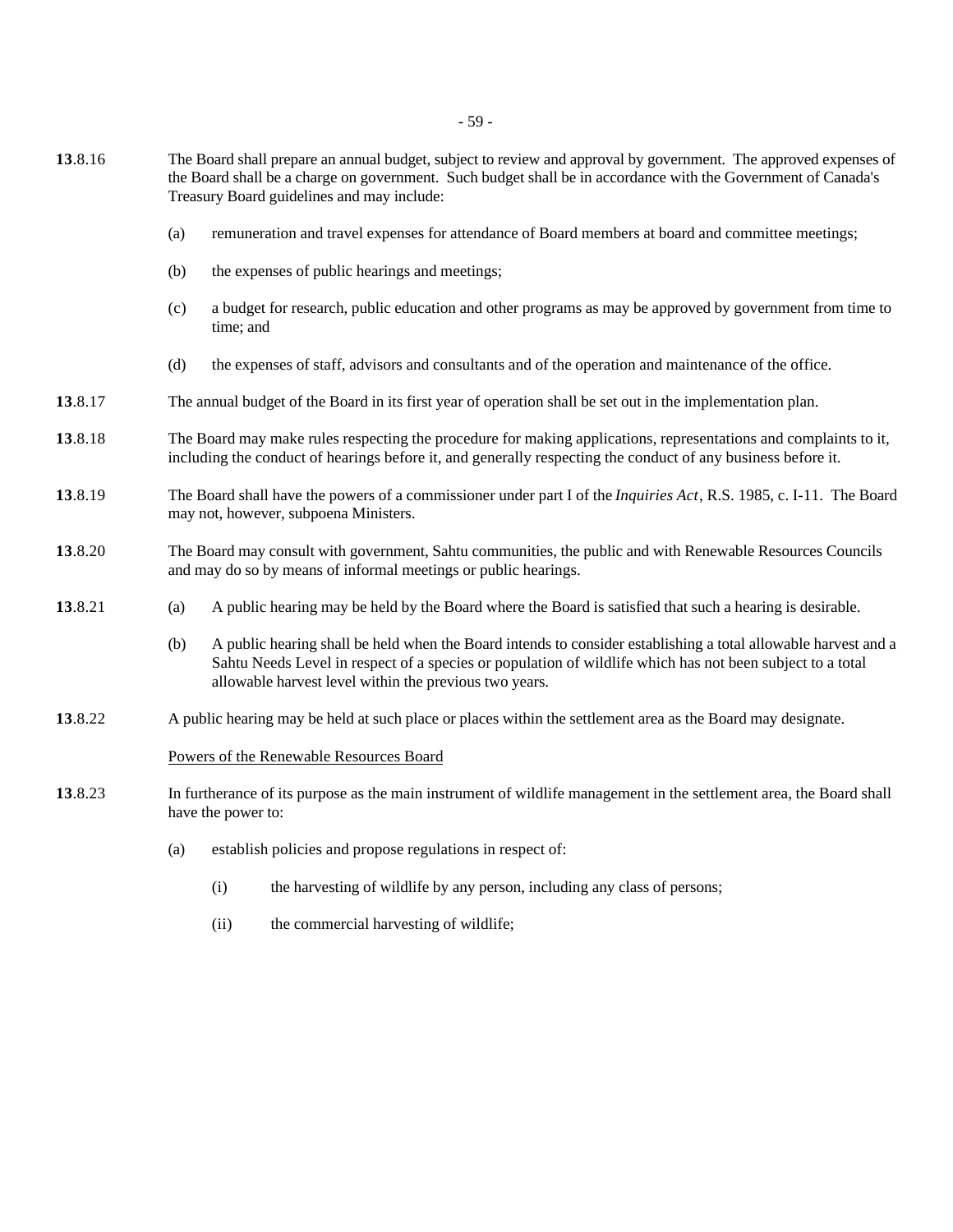**13**.8.16 The Board shall prepare an annual budget, subject to review and approval by government. The approved expenses of the Board shall be a charge on government. Such budget shall be in accordance with the Government of Canada's Treasury Board guidelines and may include:

(a) remuneration and travel expenses for attendance of Board members at board and committee meetings;

(b) the expenses of public hearings and meetings;

(c) a budget for research, public education and other programs as may be approved by government from time to time; and

(d) the expenses of staff, advisors and consultants and of the operation and maintenance of the office.

**13**.8.17 The annual budget of the Board in its first year of operation shall be set out in the implementation plan.

**13**.8.18 The Board may make rules respecting the procedure for making applications, representations and complaints to it, including the conduct of hearings before it, and generally respecting the conduct of any business before it.

**13**.8.19 The Board shall have the powers of a commissioner under part I of the *Inquiries Act*, R.S. 1985, c. I-11. The Board may not, however, subpoena Ministers.

**13**.8.20 The Board may consult with government, Sahtu communities, the public and with Renewable Resources Councils and may do so by means of informal meetings or public hearings.

**13**.8.21 (a) A public hearing may be held by the Board where the Board is satisfied that such a hearing is desirable.

(b) A public hearing shall be held when the Board intends to consider establishing a total allowable harvest and a Sahtu Needs Level in respect of a species or population of wildlife which has not been subject to a total allowable harvest level within the previous two years.

**13**.8.22 A public hearing may be held at such place or places within the settlement area as the Board may designate.

Powers of the Renewable Resources Board

**13**.8.23 In furtherance of its purpose as the main instrument of wildlife management in the settlement area, the Board shall have the power to:

(a) establish policies and propose regulations in respect of:

(i) the harvesting of wildlife by any person, including any class of persons;

(ii) the commercial harvesting of wildlife;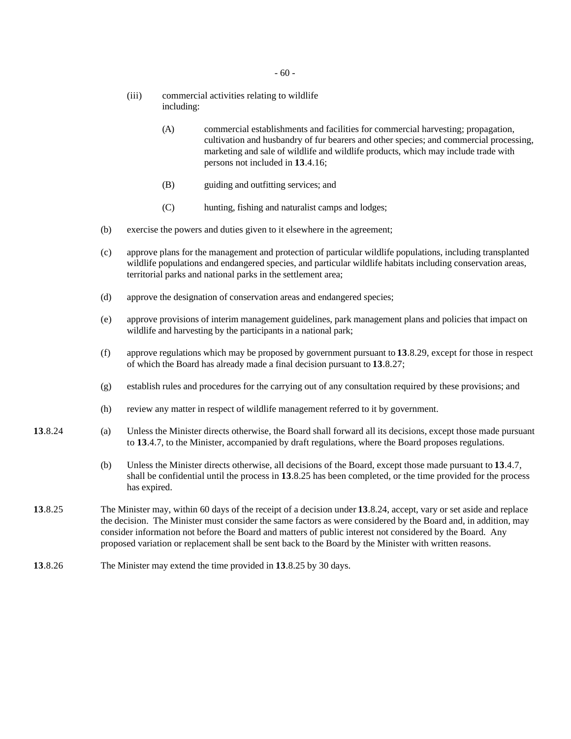(iii) commercial activities relating to wildlife including:

(A) commercial establishments and facilities for commercial harvesting; propagation, cultivation and husbandry of fur bearers and other species; and commercial processing, marketing and sale of wildlife and wildlife products, which may include trade with persons not included in **13**.4.16;

(B) guiding and outfitting services; and

(C) hunting, fishing and naturalist camps and lodges;

(b) exercise the powers and duties given to it elsewhere in the agreement;

(c) approve plans for the management and protection of particular wildlife populations, including transplanted wildlife populations and endangered species, and particular wildlife habitats including conservation areas, territorial parks and national parks in the settlement area;

(d) approve the designation of conservation areas and endangered species;

(e) approve provisions of interim management guidelines, park management plans and policies that impact on wildlife and harvesting by the participants in a national park;

(f) approve regulations which may be proposed by government pursuant to **13**.8.29, except for those in respect of which the Board has already made a final decision pursuant to **13**.8.27;

(g) establish rules and procedures for the carrying out of any consultation required by these provisions; and

(h) review any matter in respect of wildlife management referred to it by government.

**13**.8.24 (a) Unless the Minister directs otherwise, the Board shall forward all its decisions, except those made pursuant to **13**.4.7, to the Minister, accompanied by draft regulations, where the Board proposes regulations.

(b) Unless the Minister directs otherwise, all decisions of the Board, except those made pursuant to **13**.4.7, shall be confidential until the process in **13**.8.25 has been completed, or the time provided for the process has expired.

**13**.8.25 The Minister may, within 60 days of the receipt of a decision under **13**.8.24, accept, vary or set aside and replace the decision. The Minister must consider the same factors as were considered by the Board and, in addition, may consider information not before the Board and matters of public interest not considered by the Board. Any proposed variation or replacement shall be sent back to the Board by the Minister with written reasons.

**13**.8.26 The Minister may extend the time provided in **13**.8.25 by 30 days.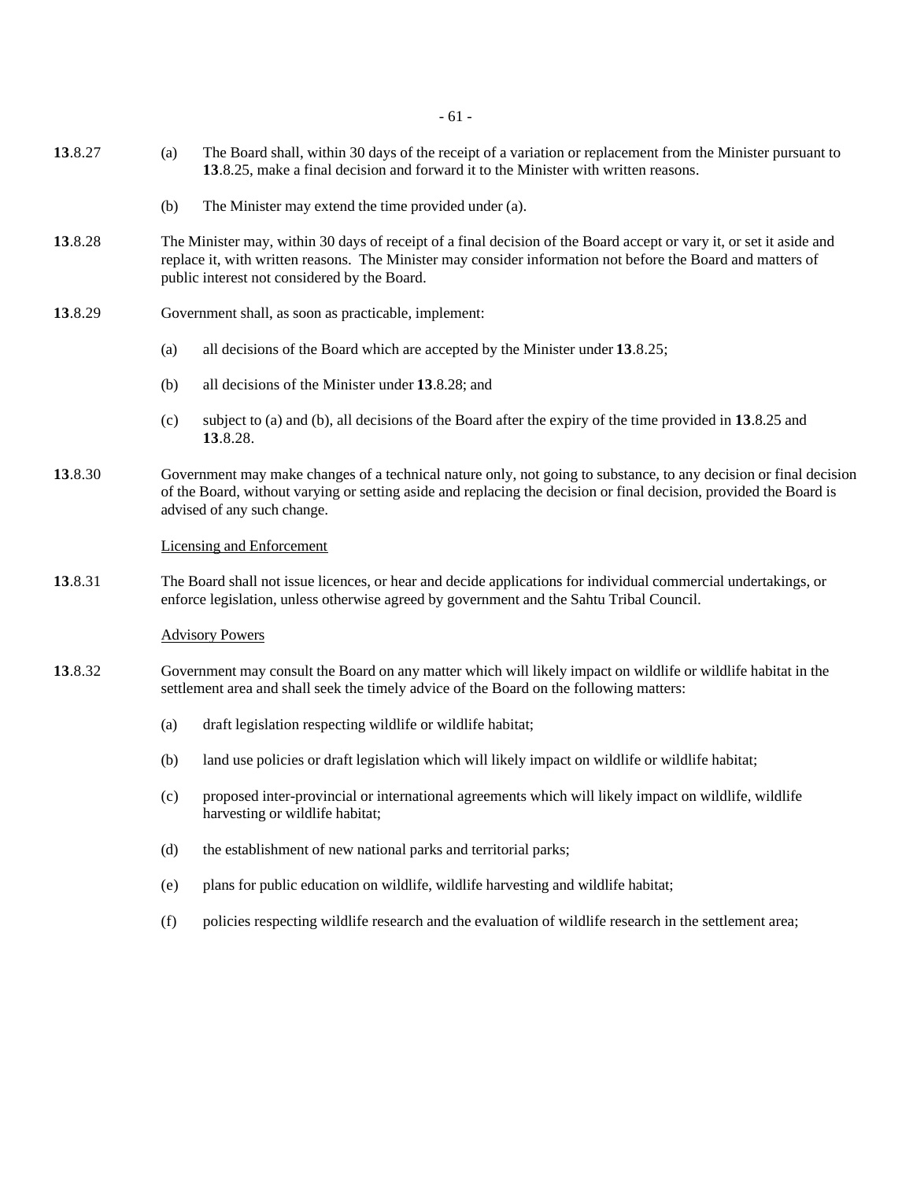**13**.8.27 (a) The Board shall, within 30 days of the receipt of a variation or replacement from the Minister pursuant to **13**.8.25, make a final decision and forward it to the Minister with written reasons.

(b) The Minister may extend the time provided under (a).

**13**.8.28 The Minister may, within 30 days of receipt of a final decision of the Board accept or vary it, or set it aside and replace it, with written reasons. The Minister may consider information not before the Board and matters of public interest not considered by the Board.

**13**.8.29 Government shall, as soon as practicable, implement:

(a) all decisions of the Board which are accepted by the Minister under **13**.8.25;

(b) all decisions of the Minister under **13**.8.28; and

(c) subject to (a) and (b), all decisions of the Board after the expiry of the time provided in **13**.8.25 and **13**.8.28.

**13**.8.30 Government may make changes of a technical nature only, not going to substance, to any decision or final decision of the Board, without varying or setting aside and replacing the decision or final decision, provided the Board is advised of any such change.

<u>Licensing and Enforcement</u>

**13**.8.31 The Board shall not issue licences, or hear and decide applications for individual commercial undertakings, or enforce legislation, unless otherwise agreed by government and the Sahtu Tribal Council.

<u>Advisory Powers</u>

**13**.8.32 Government may consult the Board on any matter which will likely impact on wildlife or wildlife habitat in the settlement area and shall seek the timely advice of the Board on the following matters:

(a) draft legislation respecting wildlife or wildlife habitat;

(b) land use policies or draft legislation which will likely impact on wildlife or wildlife habitat;

(c) proposed inter-provincial or international agreements which will likely impact on wildlife, wildlife harvesting or wildlife habitat;

(d) the establishment of new national parks and territorial parks;

(e) plans for public education on wildlife, wildlife harvesting and wildlife habitat;

(f) policies respecting wildlife research and the evaluation of wildlife research in the settlement area;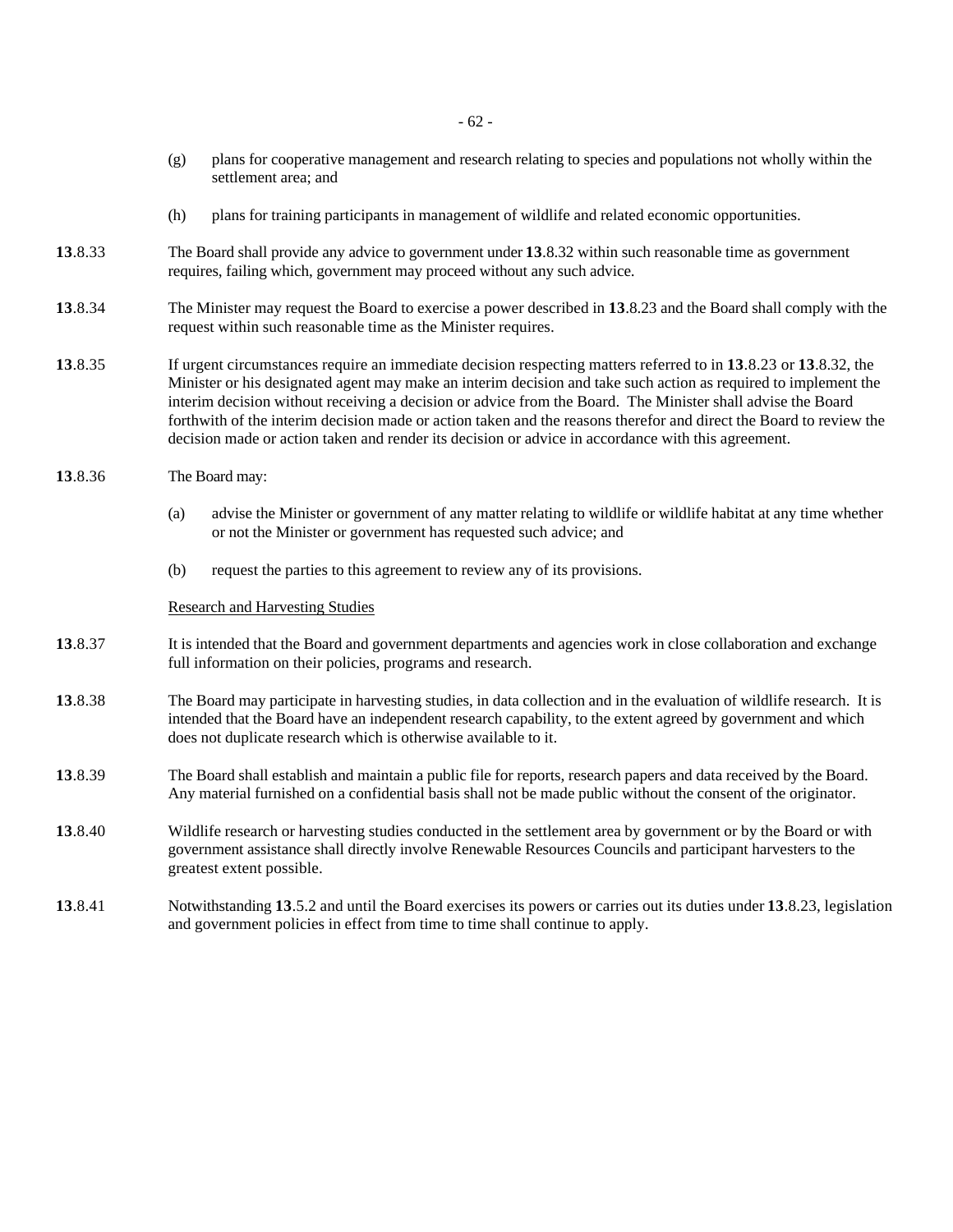(g) plans for cooperative management and research relating to species and populations not wholly within the settlement area; and

(h) plans for training participants in management of wildlife and related economic opportunities.

**13**.8.33 The Board shall provide any advice to government under **13**.8.32 within such reasonable time as government requires, failing which, government may proceed without any such advice.

**13**.8.34 The Minister may request the Board to exercise a power described in **13**.8.23 and the Board shall comply with the request within such reasonable time as the Minister requires.

**13**.8.35 If urgent circumstances require an immediate decision respecting matters referred to in **13**.8.23 or **13**.8.32, the Minister or his designated agent may make an interim decision and take such action as required to implement the interim decision without receiving a decision or advice from the Board. The Minister shall advise the Board forthwith of the interim decision made or action taken and the reasons therefor and direct the Board to review the decision made or action taken and render its decision or advice in accordance with this agreement.

**13**.8.36 The Board may:

(a) advise the Minister or government of any matter relating to wildlife or wildlife habitat at any time whether or not the Minister or government has requested such advice; and

(b) request the parties to this agreement to review any of its provisions.

<u>Research and Harvesting Studies</u>

**13**.8.37 It is intended that the Board and government departments and agencies work in close collaboration and exchange full information on their policies, programs and research.

**13**.8.38 The Board may participate in harvesting studies, in data collection and in the evaluation of wildlife research. It is intended that the Board have an independent research capability, to the extent agreed by government and which does not duplicate research which is otherwise available to it.

**13**.8.39 The Board shall establish and maintain a public file for reports, research papers and data received by the Board. Any material furnished on a confidential basis shall not be made public without the consent of the originator.

**13**.8.40 Wildlife research or harvesting studies conducted in the settlement area by government or by the Board or with government assistance shall directly involve Renewable Resources Councils and participant harvesters to the greatest extent possible.

**13**.8.41 Notwithstanding **13**.5.2 and until the Board exercises its powers or carries out its duties under **13**.8.23, legislation and government policies in effect from time to time shall continue to apply.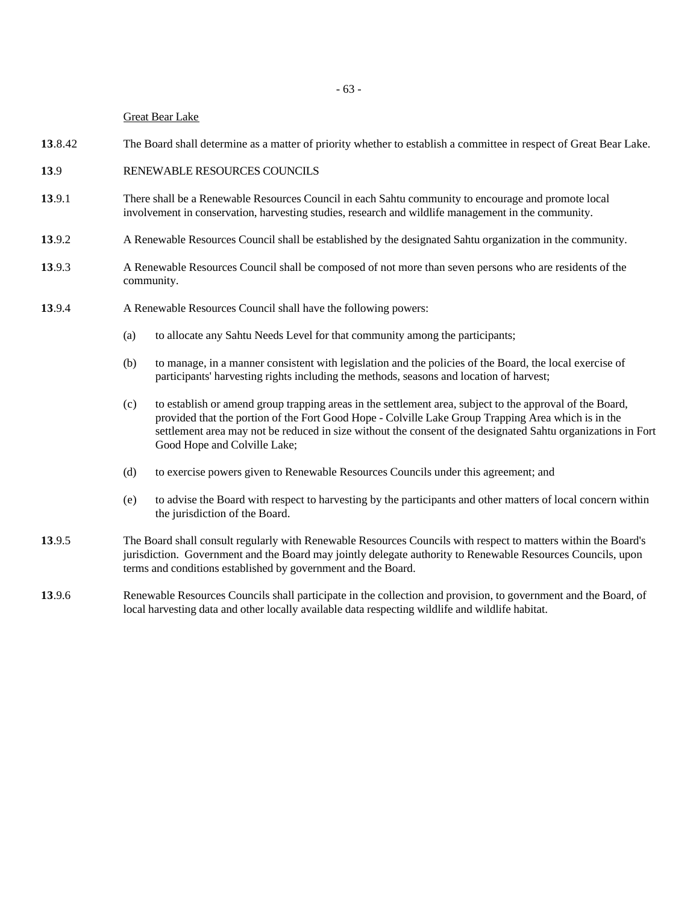<u>Great Bear Lake</u>

**13**.8.42 The Board shall determine as a matter of priority whether to establish a committee in respect of Great Bear Lake.

**13**.9 RENEWABLE RESOURCES COUNCILS

**13**.9.1 There shall be a Renewable Resources Council in each Sahtu community to encourage and promote local involvement in conservation, harvesting studies, research and wildlife management in the community.

**13**.9.2 A Renewable Resources Council shall be established by the designated Sahtu organization in the community.

**13**.9.3 A Renewable Resources Council shall be composed of not more than seven persons who are residents of the community.

**13**.9.4 A Renewable Resources Council shall have the following powers:

(a) to allocate any Sahtu Needs Level for that community among the participants;

(b) to manage, in a manner consistent with legislation and the policies of the Board, the local exercise of participants' harvesting rights including the methods, seasons and location of harvest;

(c) to establish or amend group trapping areas in the settlement area, subject to the approval of the Board, provided that the portion of the Fort Good Hope - Colville Lake Group Trapping Area which is in the settlement area may not be reduced in size without the consent of the designated Sahtu organizations in Fort Good Hope and Colville Lake;

(d) to exercise powers given to Renewable Resources Councils under this agreement; and

(e) to advise the Board with respect to harvesting by the participants and other matters of local concern within the jurisdiction of the Board.

**13**.9.5 The Board shall consult regularly with Renewable Resources Councils with respect to matters within the Board's jurisdiction. Government and the Board may jointly delegate authority to Renewable Resources Councils, upon terms and conditions established by government and the Board.

**13**.9.6 Renewable Resources Councils shall participate in the collection and provision, to government and the Board, of local harvesting data and other locally available data respecting wildlife and wildlife habitat.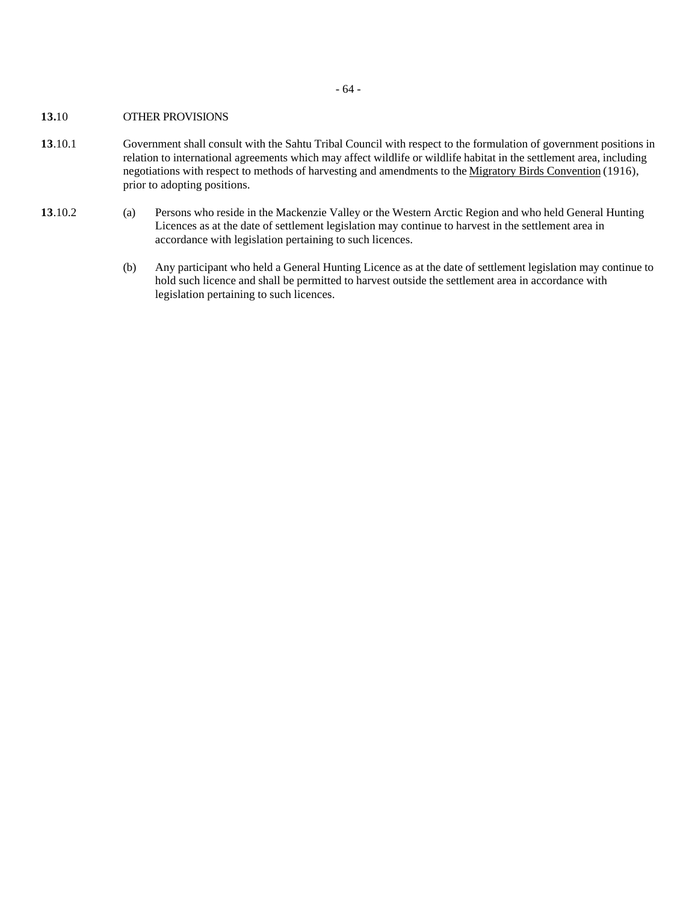**13.**10 OTHER PROVISIONS

**13**.10.1 Government shall consult with the Sahtu Tribal Council with respect to the formulation of government positions in relation to international agreements which may affect wildlife or wildlife habitat in the settlement area, including negotiations with respect to methods of harvesting and amendments to the Migratory Birds Convention (1916), prior to adopting positions.

**13**.10.2 (a) Persons who reside in the Mackenzie Valley or the Western Arctic Region and who held General Hunting Licences as at the date of settlement legislation may continue to harvest in the settlement area in accordance with legislation pertaining to such licences.

(b) Any participant who held a General Hunting Licence as at the date of settlement legislation may continue to hold such licence and shall be permitted to harvest outside the settlement area in accordance with legislation pertaining to such licences.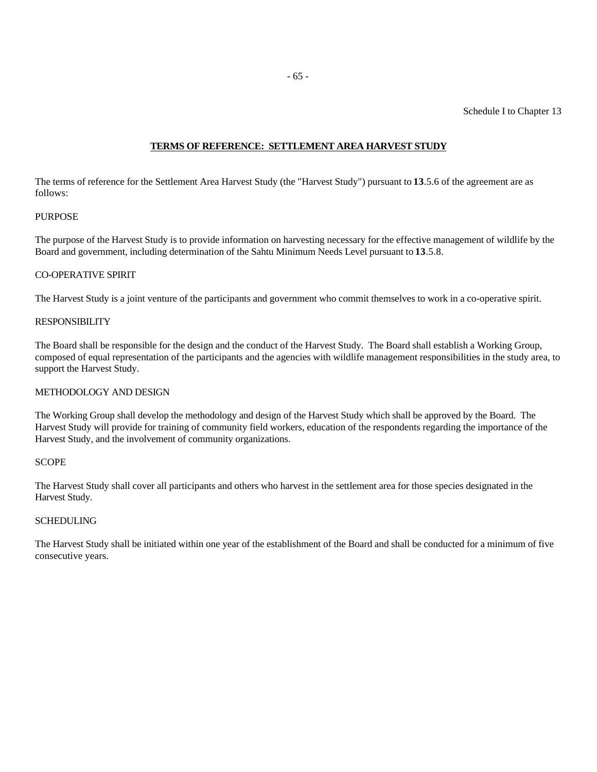Schedule I to Chapter 13

## TERMS OF REFERENCE: SETTLEMENT AREA HARVEST STUDY

The terms of reference for the Settlement Area Harvest Study (the "Harvest Study") pursuant to **13**.5.6 of the agreement are as follows:

### PURPOSE

The purpose of the Harvest Study is to provide information on harvesting necessary for the effective management of wildlife by the Board and government, including determination of the Sahtu Minimum Needs Level pursuant to **13**.5.8.

### CO-OPERATIVE SPIRIT

The Harvest Study is a joint venture of the participants and government who commit themselves to work in a co-operative spirit.

### RESPONSIBILITY

The Board shall be responsible for the design and the conduct of the Harvest Study. The Board shall establish a Working Group, composed of equal representation of the participants and the agencies with wildlife management responsibilities in the study area, to support the Harvest Study.

### METHODOLOGY AND DESIGN

The Working Group shall develop the methodology and design of the Harvest Study which shall be approved by the Board. The Harvest Study will provide for training of community field workers, education of the respondents regarding the importance of the Harvest Study, and the involvement of community organizations.

### SCOPE

The Harvest Study shall cover all participants and others who harvest in the settlement area for those species designated in the Harvest Study.

### SCHEDULING

The Harvest Study shall be initiated within one year of the establishment of the Board and shall be conducted for a minimum of five consecutive years.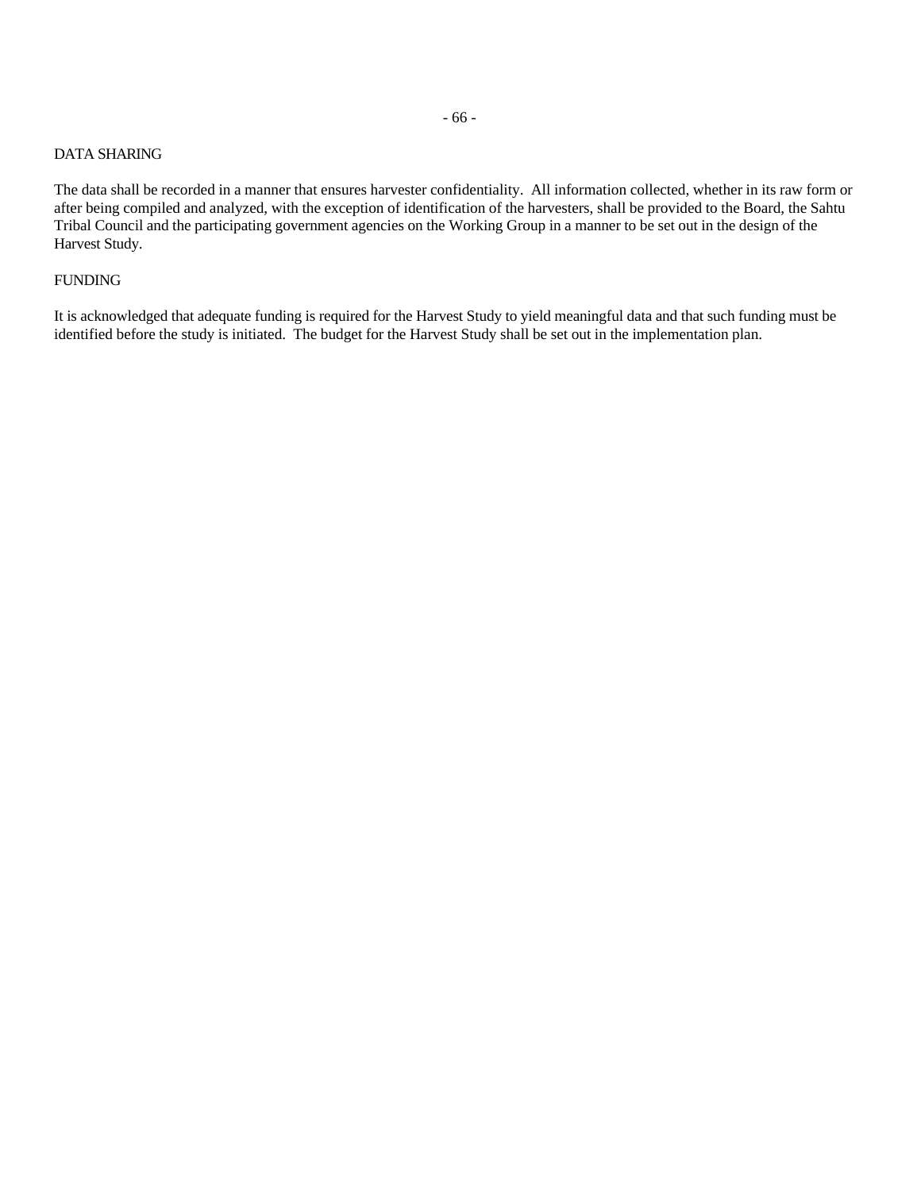DATA SHARING

The data shall be recorded in a manner that ensures harvester confidentiality. All information collected, whether in its raw form or after being compiled and analyzed, with the exception of identification of the harvesters, shall be provided to the Board, the Sahtu Tribal Council and the participating government agencies on the Working Group in a manner to be set out in the design of the Harvest Study.

FUNDING

It is acknowledged that adequate funding is required for the Harvest Study to yield meaningful data and that such funding must be identified before the study is initiated. The budget for the Harvest Study shall be set out in the implementation plan.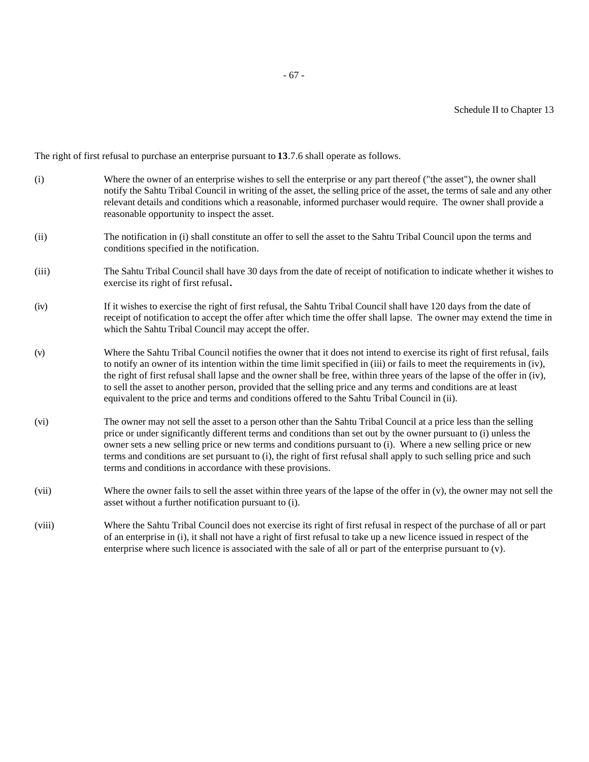Schedule II to Chapter 13

The right of first refusal to purchase an enterprise pursuant to **13**.7.6 shall operate as follows.

(i) Where the owner of an enterprise wishes to sell the enterprise or any part thereof ("the asset"), the owner shall notify the Sahtu Tribal Council in writing of the asset, the selling price of the asset, the terms of sale and any other relevant details and conditions which a reasonable, informed purchaser would require. The owner shall provide a reasonable opportunity to inspect the asset.

(ii) The notification in (i) shall constitute an offer to sell the asset to the Sahtu Tribal Council upon the terms and conditions specified in the notification.

(iii) The Sahtu Tribal Council shall have 30 days from the date of receipt of notification to indicate whether it wishes to exercise its right of first refusal**.**

(iv) If it wishes to exercise the right of first refusal, the Sahtu Tribal Council shall have 120 days from the date of receipt of notification to accept the offer after which time the offer shall lapse. The owner may extend the time in which the Sahtu Tribal Council may accept the offer.

(v) Where the Sahtu Tribal Council notifies the owner that it does not intend to exercise its right of first refusal, fails to notify an owner of its intention within the time limit specified in (iii) or fails to meet the requirements in (iv), the right of first refusal shall lapse and the owner shall be free, within three years of the lapse of the offer in (iv), to sell the asset to another person, provided that the selling price and any terms and conditions are at least equivalent to the price and terms and conditions offered to the Sahtu Tribal Council in (ii).

(vi) The owner may not sell the asset to a person other than the Sahtu Tribal Council at a price less than the selling price or under significantly different terms and conditions than set out by the owner pursuant to (i) unless the owner sets a new selling price or new terms and conditions pursuant to (i). Where a new selling price or new terms and conditions are set pursuant to (i), the right of first refusal shall apply to such selling price and such terms and conditions in accordance with these provisions.

(vii) Where the owner fails to sell the asset within three years of the lapse of the offer in (v), the owner may not sell the asset without a further notification pursuant to (i).

(viii) Where the Sahtu Tribal Council does not exercise its right of first refusal in respect of the purchase of all or part of an enterprise in (i), it shall not have a right of first refusal to take up a new licence issued in respect of the enterprise where such licence is associated with the sale of all or part of the enterprise pursuant to (v).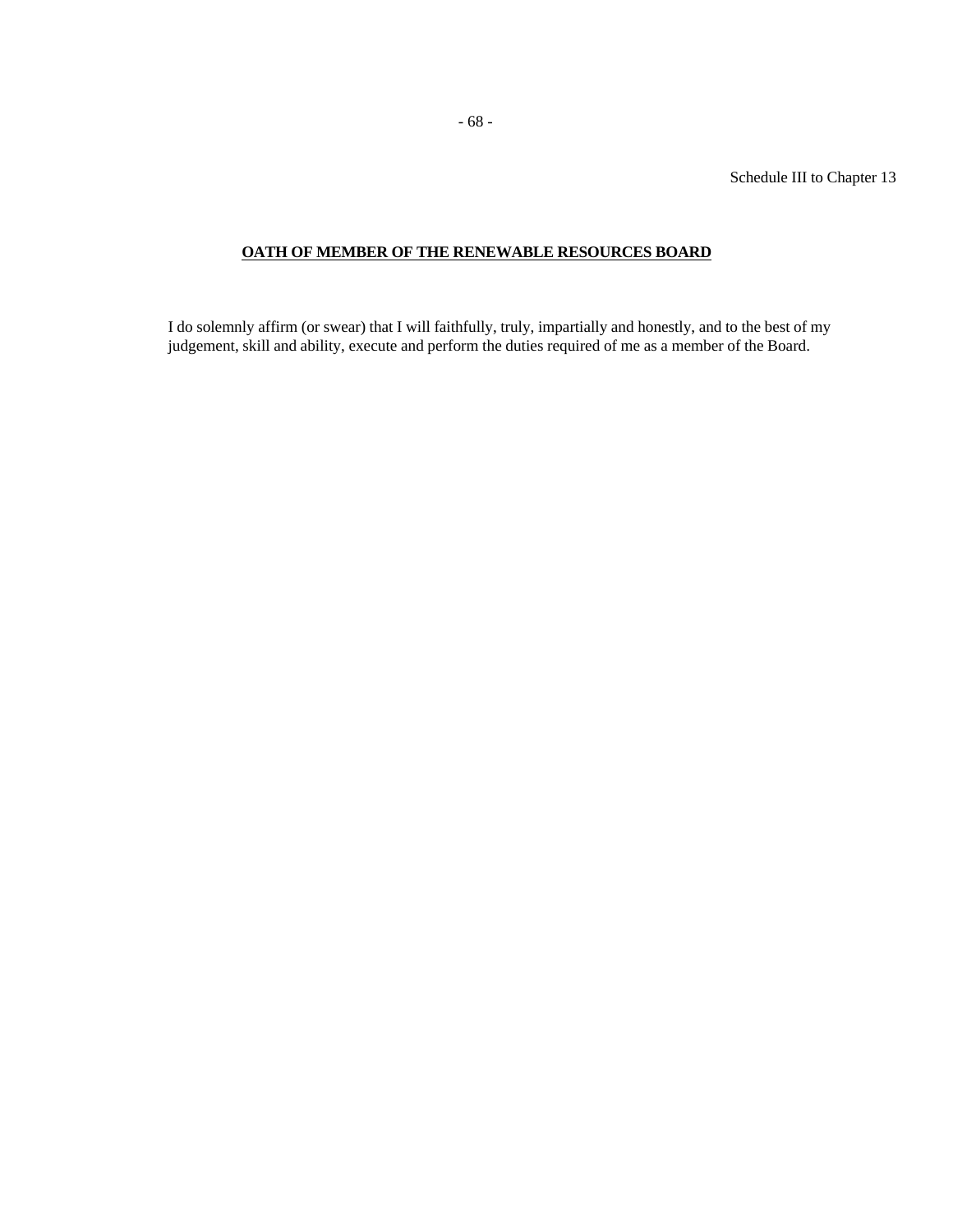Schedule III to Chapter 13

## OATH OF MEMBER OF THE RENEWABLE RESOURCES BOARD

I do solemnly affirm (or swear) that I will faithfully, truly, impartially and honestly, and to the best of my judgement, skill and ability, execute and perform the duties required of me as a member of the Board.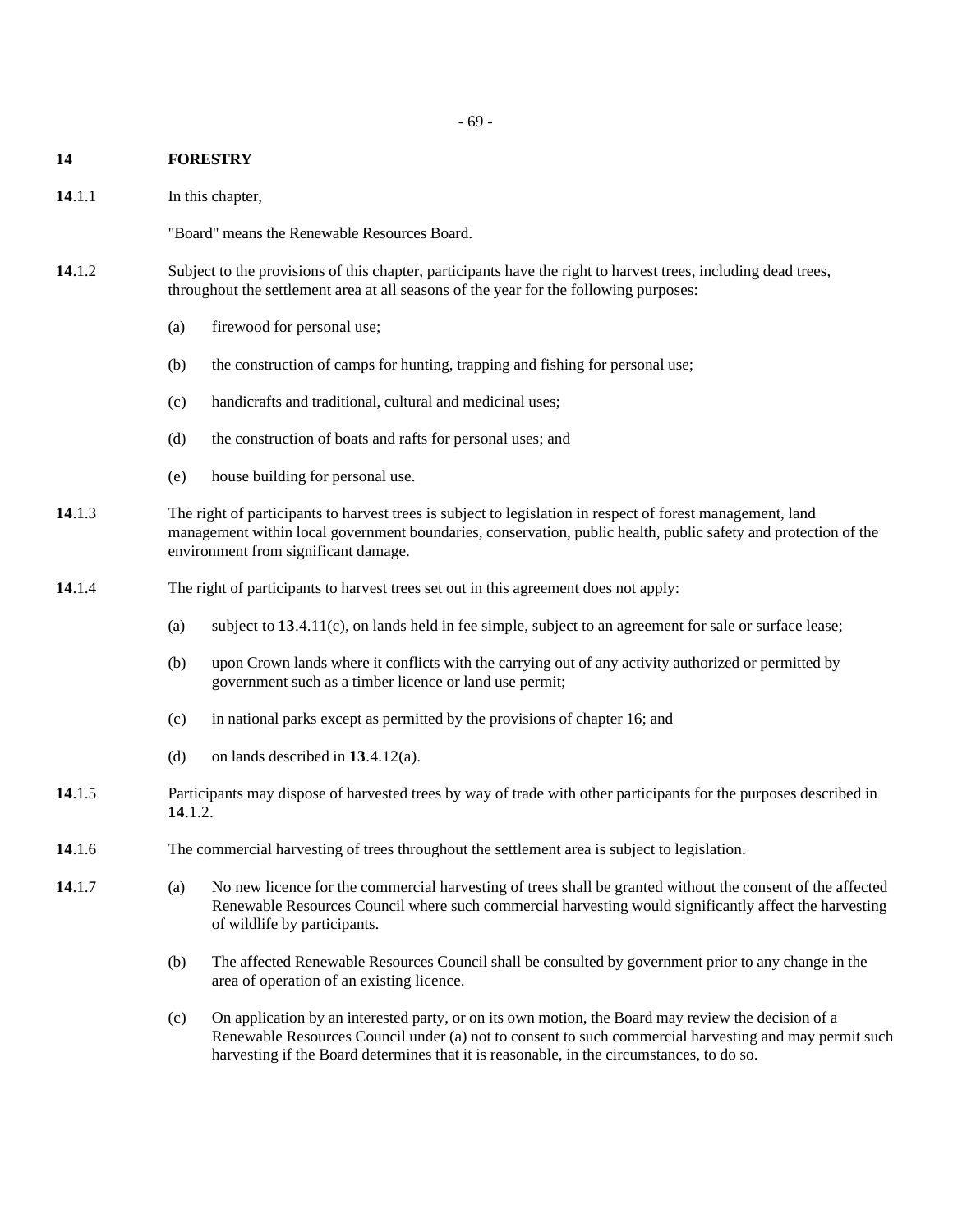## 14 FORESTRY

**14**.1.1 In this chapter,

"Board" means the Renewable Resources Board.

**14**.1.2 Subject to the provisions of this chapter, participants have the right to harvest trees, including dead trees, throughout the settlement area at all seasons of the year for the following purposes:

- (a) firewood for personal use;
- (b) the construction of camps for hunting, trapping and fishing for personal use;
- (c) handicrafts and traditional, cultural and medicinal uses;
- (d) the construction of boats and rafts for personal uses; and
- (e) house building for personal use.

**14**.1.3 The right of participants to harvest trees is subject to legislation in respect of forest management, land management within local government boundaries, conservation, public health, public safety and protection of the environment from significant damage.

**14**.1.4 The right of participants to harvest trees set out in this agreement does not apply:

- (a) subject to **13**.4.11(c), on lands held in fee simple, subject to an agreement for sale or surface lease;
- (b) upon Crown lands where it conflicts with the carrying out of any activity authorized or permitted by government such as a timber licence or land use permit;
- (c) in national parks except as permitted by the provisions of chapter 16; and
- (d) on lands described in **13**.4.12(a).

**14**.1.5 Participants may dispose of harvested trees by way of trade with other participants for the purposes described in **14**.1.2.

**14**.1.6 The commercial harvesting of trees throughout the settlement area is subject to legislation.

**14**.1.7

- (a) No new licence for the commercial harvesting of trees shall be granted without the consent of the affected Renewable Resources Council where such commercial harvesting would significantly affect the harvesting of wildlife by participants.
- (b) The affected Renewable Resources Council shall be consulted by government prior to any change in the area of operation of an existing licence.
- (c) On application by an interested party, or on its own motion, the Board may review the decision of a Renewable Resources Council under (a) not to consent to such commercial harvesting and may permit such harvesting if the Board determines that it is reasonable, in the circumstances, to do so.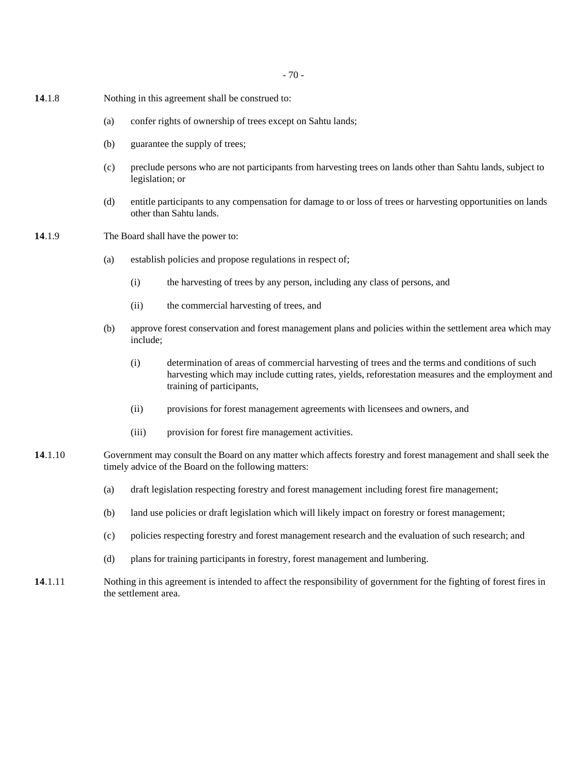**14**.1.8 Nothing in this agreement shall be construed to:

(a) confer rights of ownership of trees except on Sahtu lands;

(b) guarantee the supply of trees;

(c) preclude persons who are not participants from harvesting trees on lands other than Sahtu lands, subject to legislation; or

(d) entitle participants to any compensation for damage to or loss of trees or harvesting opportunities on lands other than Sahtu lands.

**14**.1.9 The Board shall have the power to:

(a) establish policies and propose regulations in respect of;

(i) the harvesting of trees by any person, including any class of persons, and

(ii) the commercial harvesting of trees, and

(b) approve forest conservation and forest management plans and policies within the settlement area which may include;

(i) determination of areas of commercial harvesting of trees and the terms and conditions of such harvesting which may include cutting rates, yields, reforestation measures and the employment and training of participants,

(ii) provisions for forest management agreements with licensees and owners, and

(iii) provision for forest fire management activities.

**14**.1.10 Government may consult the Board on any matter which affects forestry and forest management and shall seek the timely advice of the Board on the following matters:

(a) draft legislation respecting forestry and forest management including forest fire management;

(b) land use policies or draft legislation which will likely impact on forestry or forest management;

(c) policies respecting forestry and forest management research and the evaluation of such research; and

(d) plans for training participants in forestry, forest management and lumbering.

**14**.1.11 Nothing in this agreement is intended to affect the responsibility of government for the fighting of forest fires in the settlement area.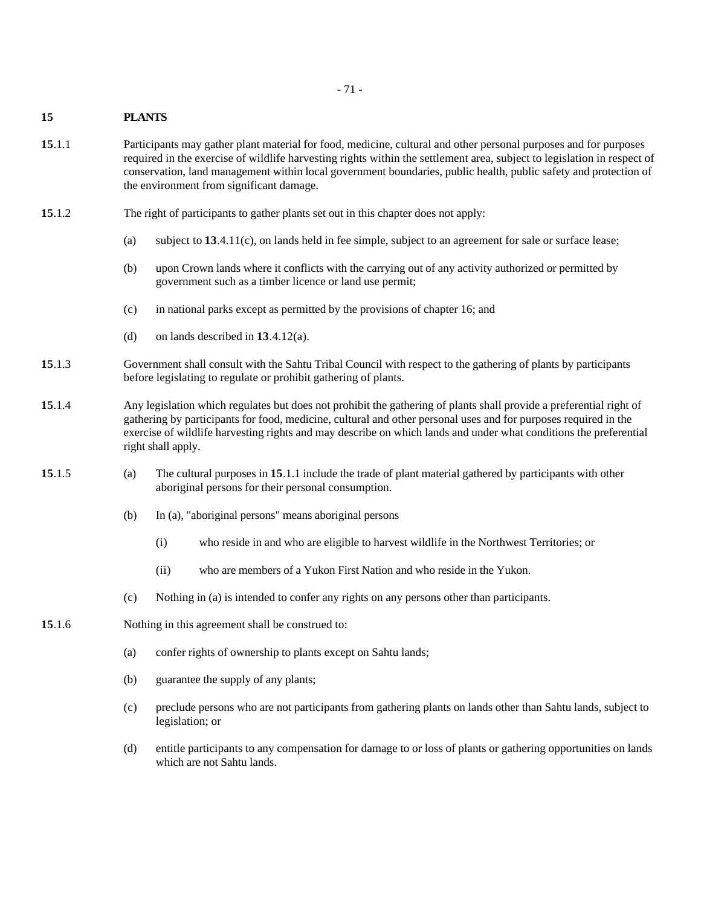# 15 PLANTS

**15**.1.1 Participants may gather plant material for food, medicine, cultural and other personal purposes and for purposes required in the exercise of wildlife harvesting rights within the settlement area, subject to legislation in respect of conservation, land management within local government boundaries, public health, public safety and protection of the environment from significant damage.

**15**.1.2 The right of participants to gather plants set out in this chapter does not apply:

(a) subject to **13**.4.11(c), on lands held in fee simple, subject to an agreement for sale or surface lease;

(b) upon Crown lands where it conflicts with the carrying out of any activity authorized or permitted by government such as a timber licence or land use permit;

(c) in national parks except as permitted by the provisions of chapter 16; and

(d) on lands described in **13**.4.12(a).

**15**.1.3 Government shall consult with the Sahtu Tribal Council with respect to the gathering of plants by participants before legislating to regulate or prohibit gathering of plants.

**15**.1.4 Any legislation which regulates but does not prohibit the gathering of plants shall provide a preferential right of gathering by participants for food, medicine, cultural and other personal uses and for purposes required in the exercise of wildlife harvesting rights and may describe on which lands and under what conditions the preferential right shall apply.

**15**.1.5 (a) The cultural purposes in **15**.1.1 include the trade of plant material gathered by participants with other aboriginal persons for their personal consumption.

(b) In (a), "aboriginal persons" means aboriginal persons

(i) who reside in and who are eligible to harvest wildlife in the Northwest Territories; or

(ii) who are members of a Yukon First Nation and who reside in the Yukon.

(c) Nothing in (a) is intended to confer any rights on any persons other than participants.

**15**.1.6 Nothing in this agreement shall be construed to:

(a) confer rights of ownership to plants except on Sahtu lands;

(b) guarantee the supply of any plants;

(c) preclude persons who are not participants from gathering plants on lands other than Sahtu lands, subject to legislation; or

(d) entitle participants to any compensation for damage to or loss of plants or gathering opportunities on lands which are not Sahtu lands.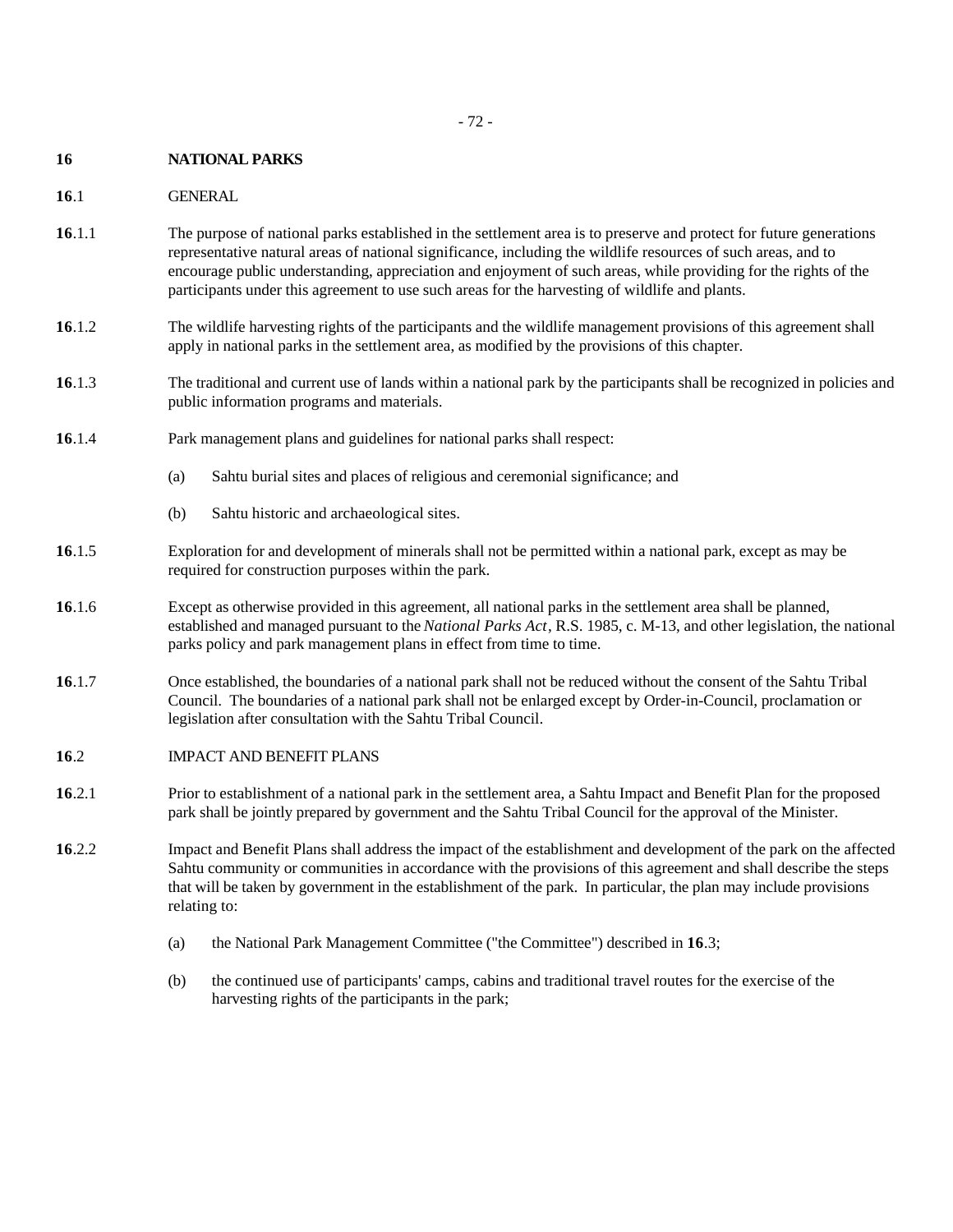## 16 NATIONAL PARKS

### 16.1 GENERAL

**16**.1.1 The purpose of national parks established in the settlement area is to preserve and protect for future generations representative natural areas of national significance, including the wildlife resources of such areas, and to encourage public understanding, appreciation and enjoyment of such areas, while providing for the rights of the participants under this agreement to use such areas for the harvesting of wildlife and plants.

**16**.1.2 The wildlife harvesting rights of the participants and the wildlife management provisions of this agreement shall apply in national parks in the settlement area, as modified by the provisions of this chapter.

**16**.1.3 The traditional and current use of lands within a national park by the participants shall be recognized in policies and public information programs and materials.

**16**.1.4 Park management plans and guidelines for national parks shall respect:

- (a) Sahtu burial sites and places of religious and ceremonial significance; and
- (b) Sahtu historic and archaeological sites.

**16**.1.5 Exploration for and development of minerals shall not be permitted within a national park, except as may be required for construction purposes within the park.

**16**.1.6 Except as otherwise provided in this agreement, all national parks in the settlement area shall be planned, established and managed pursuant to the *National Parks Act*, R.S. 1985, c. M-13, and other legislation, the national parks policy and park management plans in effect from time to time.

**16**.1.7 Once established, the boundaries of a national park shall not be reduced without the consent of the Sahtu Tribal Council. The boundaries of a national park shall not be enlarged except by Order-in-Council, proclamation or legislation after consultation with the Sahtu Tribal Council.

### 16.2 IMPACT AND BENEFIT PLANS

**16**.2.1 Prior to establishment of a national park in the settlement area, a Sahtu Impact and Benefit Plan for the proposed park shall be jointly prepared by government and the Sahtu Tribal Council for the approval of the Minister.

**16**.2.2 Impact and Benefit Plans shall address the impact of the establishment and development of the park on the affected Sahtu community or communities in accordance with the provisions of this agreement and shall describe the steps that will be taken by government in the establishment of the park. In particular, the plan may include provisions relating to:

- (a) the National Park Management Committee ("the Committee") described in **16**.3;
- (b) the continued use of participants' camps, cabins and traditional travel routes for the exercise of the harvesting rights of the participants in the park;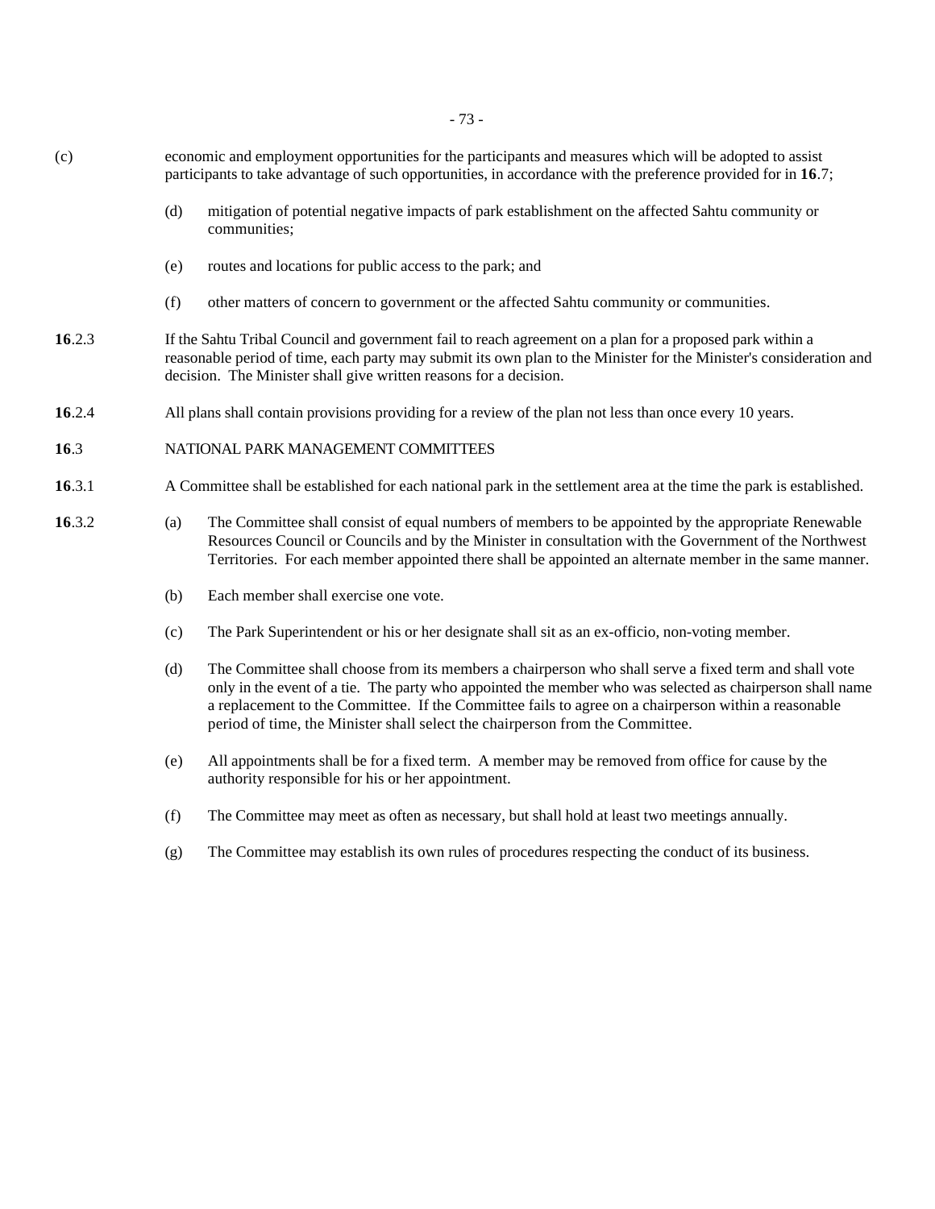(c) economic and employment opportunities for the participants and measures which will be adopted to assist participants to take advantage of such opportunities, in accordance with the preference provided for in **16**.7;

(d) mitigation of potential negative impacts of park establishment on the affected Sahtu community or communities;

(e) routes and locations for public access to the park; and

(f) other matters of concern to government or the affected Sahtu community or communities.

**16**.2.3 If the Sahtu Tribal Council and government fail to reach agreement on a plan for a proposed park within a reasonable period of time, each party may submit its own plan to the Minister for the Minister's consideration and decision. The Minister shall give written reasons for a decision.

**16**.2.4 All plans shall contain provisions providing for a review of the plan not less than once every 10 years.

## **16**.3 NATIONAL PARK MANAGEMENT COMMITTEES

**16**.3.1 A Committee shall be established for each national park in the settlement area at the time the park is established.

**16**.3.2

(a) The Committee shall consist of equal numbers of members to be appointed by the appropriate Renewable Resources Council or Councils and by the Minister in consultation with the Government of the Northwest Territories. For each member appointed there shall be appointed an alternate member in the same manner.

(b) Each member shall exercise one vote.

(c) The Park Superintendent or his or her designate shall sit as an ex-officio, non-voting member.

(d) The Committee shall choose from its members a chairperson who shall serve a fixed term and shall vote only in the event of a tie. The party who appointed the member who was selected as chairperson shall name a replacement to the Committee. If the Committee fails to agree on a chairperson within a reasonable period of time, the Minister shall select the chairperson from the Committee.

(e) All appointments shall be for a fixed term. A member may be removed from office for cause by the authority responsible for his or her appointment.

(f) The Committee may meet as often as necessary, but shall hold at least two meetings annually.

(g) The Committee may establish its own rules of procedures respecting the conduct of its business.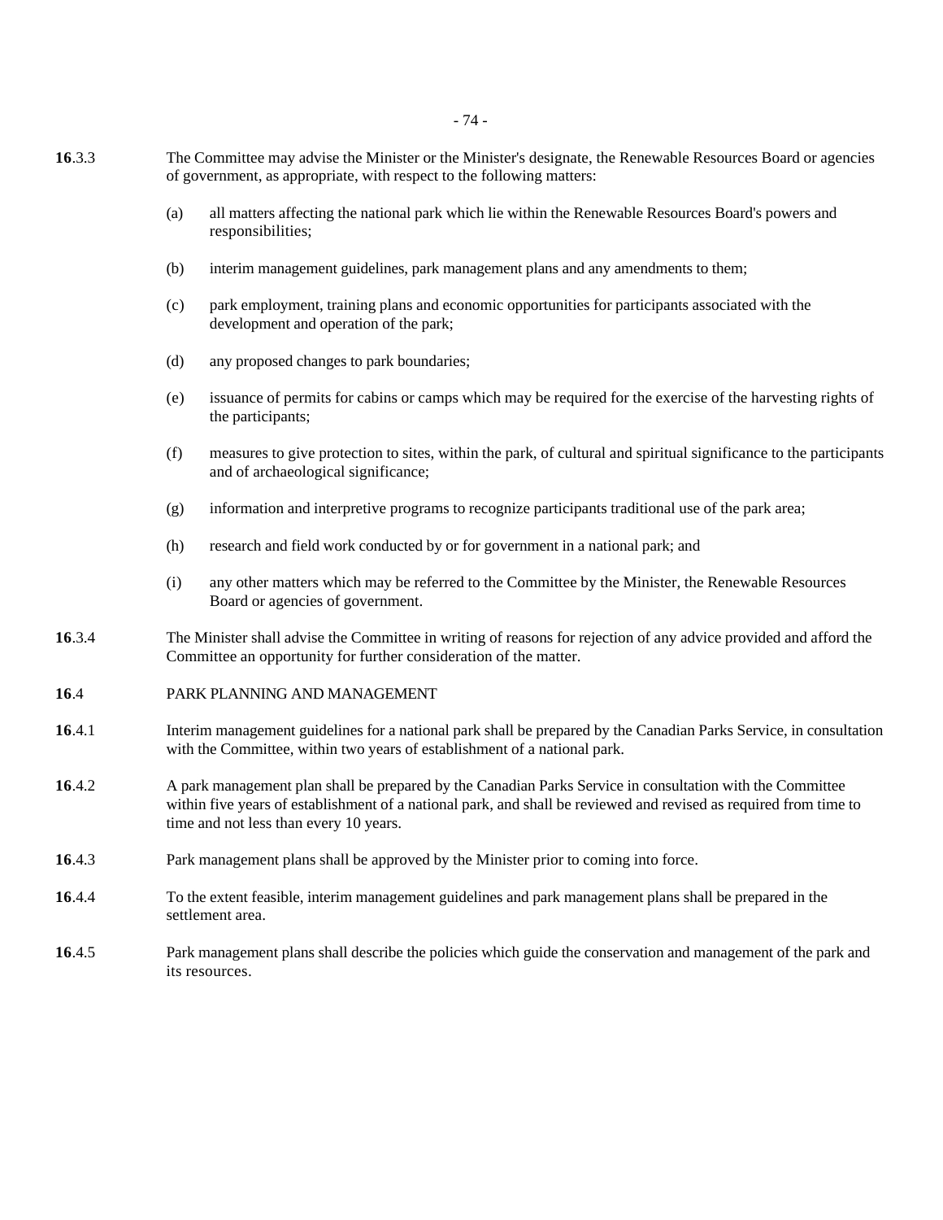**16**.3.3 The Committee may advise the Minister or the Minister's designate, the Renewable Resources Board or agencies of government, as appropriate, with respect to the following matters:

(a) all matters affecting the national park which lie within the Renewable Resources Board's powers and responsibilities;

(b) interim management guidelines, park management plans and any amendments to them;

(c) park employment, training plans and economic opportunities for participants associated with the development and operation of the park;

(d) any proposed changes to park boundaries;

(e) issuance of permits for cabins or camps which may be required for the exercise of the harvesting rights of the participants;

(f) measures to give protection to sites, within the park, of cultural and spiritual significance to the participants and of archaeological significance;

(g) information and interpretive programs to recognize participants traditional use of the park area;

(h) research and field work conducted by or for government in a national park; and

(i) any other matters which may be referred to the Committee by the Minister, the Renewable Resources Board or agencies of government.

**16**.3.4 The Minister shall advise the Committee in writing of reasons for rejection of any advice provided and afford the Committee an opportunity for further consideration of the matter.

**16**.4 PARK PLANNING AND MANAGEMENT

**16**.4.1 Interim management guidelines for a national park shall be prepared by the Canadian Parks Service, in consultation with the Committee, within two years of establishment of a national park.

**16**.4.2 A park management plan shall be prepared by the Canadian Parks Service in consultation with the Committee within five years of establishment of a national park, and shall be reviewed and revised as required from time to time and not less than every 10 years.

**16**.4.3 Park management plans shall be approved by the Minister prior to coming into force.

**16**.4.4 To the extent feasible, interim management guidelines and park management plans shall be prepared in the settlement area.

**16**.4.5 Park management plans shall describe the policies which guide the conservation and management of the park and its resources.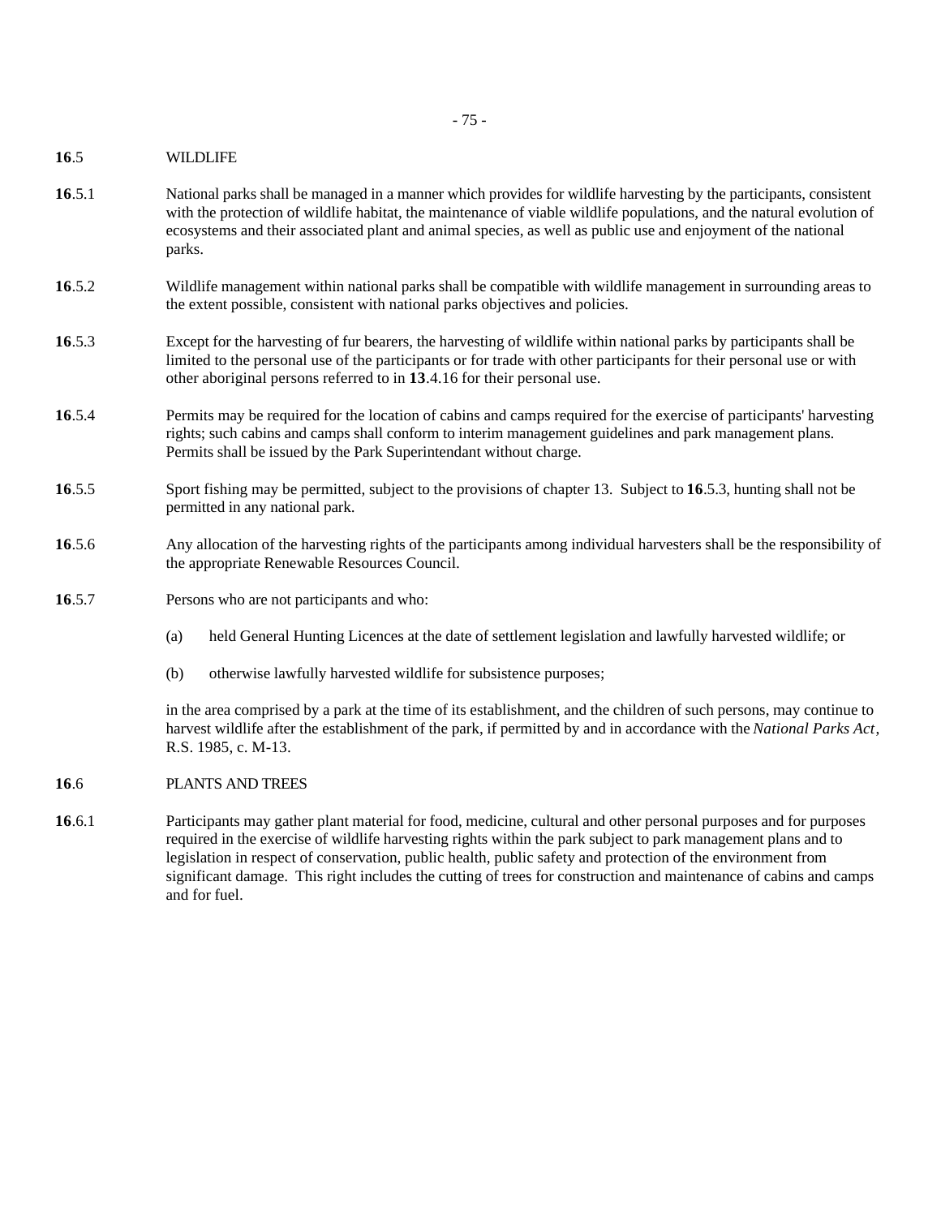**16**.5 WILDLIFE

**16**.5.1 National parks shall be managed in a manner which provides for wildlife harvesting by the participants, consistent with the protection of wildlife habitat, the maintenance of viable wildlife populations, and the natural evolution of ecosystems and their associated plant and animal species, as well as public use and enjoyment of the national parks.

**16**.5.2 Wildlife management within national parks shall be compatible with wildlife management in surrounding areas to the extent possible, consistent with national parks objectives and policies.

**16**.5.3 Except for the harvesting of fur bearers, the harvesting of wildlife within national parks by participants shall be limited to the personal use of the participants or for trade with other participants for their personal use or with other aboriginal persons referred to in **13**.4.16 for their personal use.

**16**.5.4 Permits may be required for the location of cabins and camps required for the exercise of participants' harvesting rights; such cabins and camps shall conform to interim management guidelines and park management plans. Permits shall be issued by the Park Superintendant without charge.

**16**.5.5 Sport fishing may be permitted, subject to the provisions of chapter 13. Subject to **16**.5.3, hunting shall not be permitted in any national park.

**16**.5.6 Any allocation of the harvesting rights of the participants among individual harvesters shall be the responsibility of the appropriate Renewable Resources Council.

**16**.5.7 Persons who are not participants and who:

(a) held General Hunting Licences at the date of settlement legislation and lawfully harvested wildlife; or

(b) otherwise lawfully harvested wildlife for subsistence purposes;

in the area comprised by a park at the time of its establishment, and the children of such persons, may continue to harvest wildlife after the establishment of the park, if permitted by and in accordance with the *National Parks Act*, R.S. 1985, c. M-13.

**16**.6 PLANTS AND TREES

**16**.6.1 Participants may gather plant material for food, medicine, cultural and other personal purposes and for purposes required in the exercise of wildlife harvesting rights within the park subject to park management plans and to legislation in respect of conservation, public health, public safety and protection of the environment from significant damage. This right includes the cutting of trees for construction and maintenance of cabins and camps and for fuel.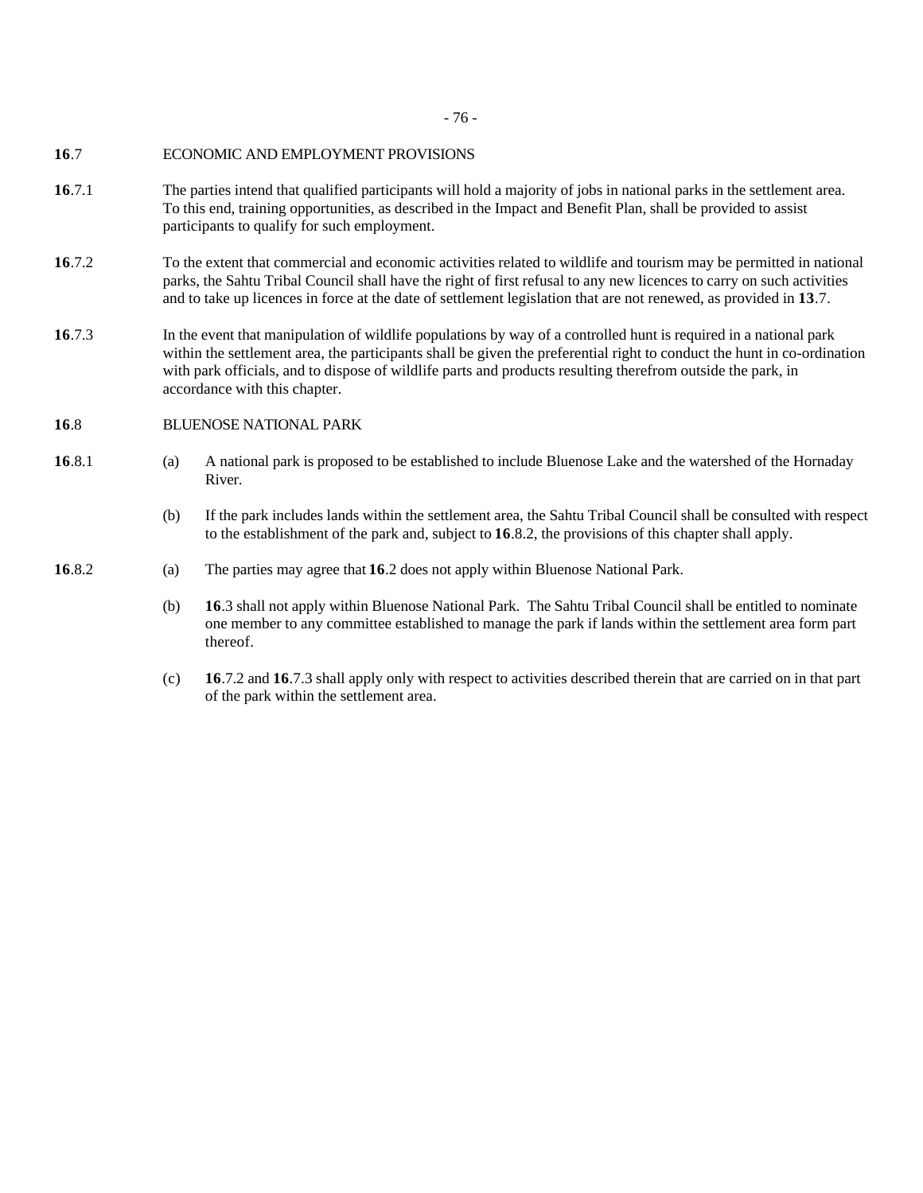**16**.7 ECONOMIC AND EMPLOYMENT PROVISIONS

**16**.7.1 The parties intend that qualified participants will hold a majority of jobs in national parks in the settlement area. To this end, training opportunities, as described in the Impact and Benefit Plan, shall be provided to assist participants to qualify for such employment.

**16**.7.2 To the extent that commercial and economic activities related to wildlife and tourism may be permitted in national parks, the Sahtu Tribal Council shall have the right of first refusal to any new licences to carry on such activities and to take up licences in force at the date of settlement legislation that are not renewed, as provided in **13**.7.

**16**.7.3 In the event that manipulation of wildlife populations by way of a controlled hunt is required in a national park within the settlement area, the participants shall be given the preferential right to conduct the hunt in co-ordination with park officials, and to dispose of wildlife parts and products resulting therefrom outside the park, in accordance with this chapter.

**16**.8 BLUENOSE NATIONAL PARK

**16**.8.1 (a) A national park is proposed to be established to include Bluenose Lake and the watershed of the Hornaday River.

(b) If the park includes lands within the settlement area, the Sahtu Tribal Council shall be consulted with respect to the establishment of the park and, subject to **16**.8.2, the provisions of this chapter shall apply.

**16**.8.2 (a) The parties may agree that **16**.2 does not apply within Bluenose National Park.

(b) **16**.3 shall not apply within Bluenose National Park. The Sahtu Tribal Council shall be entitled to nominate one member to any committee established to manage the park if lands within the settlement area form part thereof.

(c) **16**.7.2 and **16**.7.3 shall apply only with respect to activities described therein that are carried on in that part of the park within the settlement area.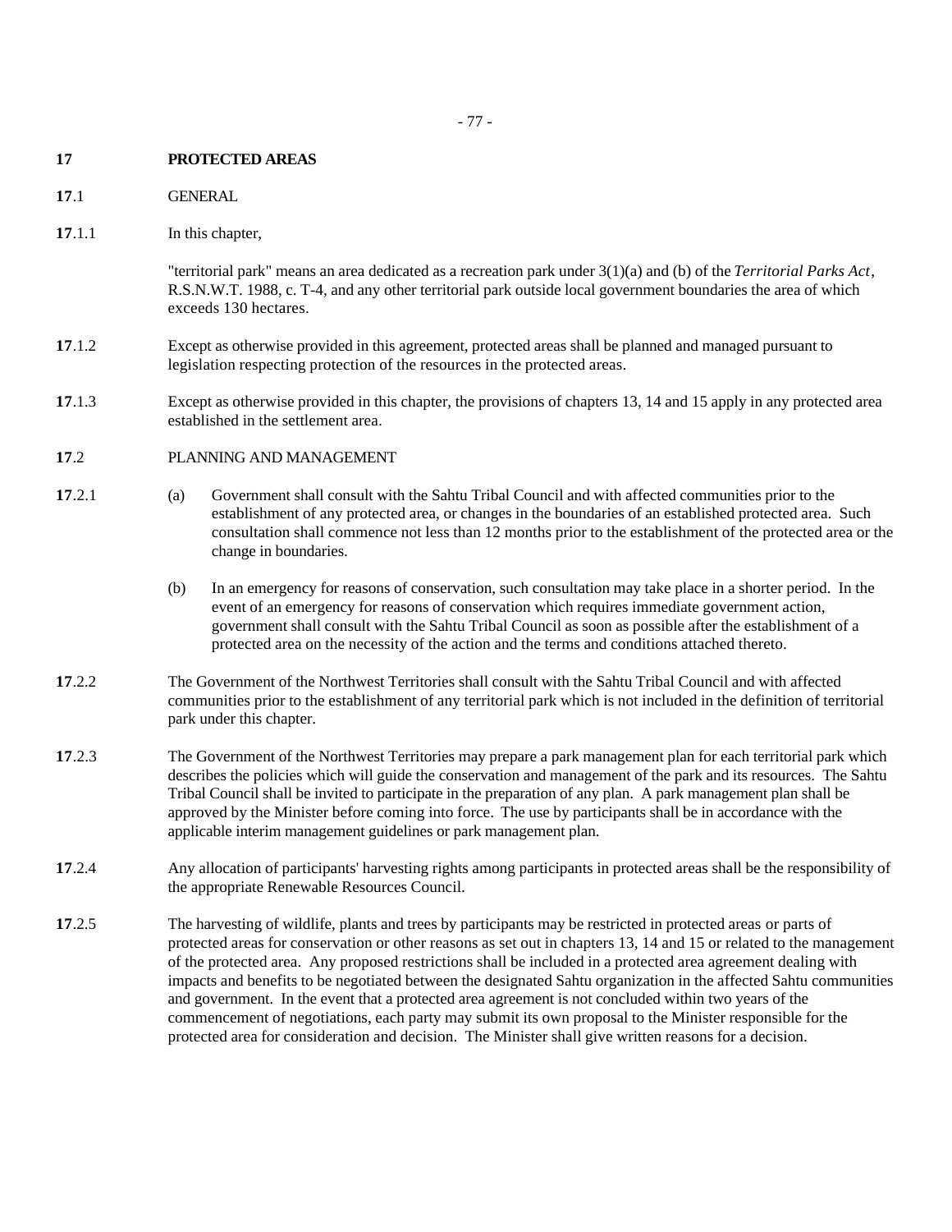## 17 PROTECTED AREAS

### 17.1 GENERAL

**17**.1.1 In this chapter,

"territorial park" means an area dedicated as a recreation park under 3(1)(a) and (b) of the *Territorial Parks Act*, R.S.N.W.T. 1988, c. T-4, and any other territorial park outside local government boundaries the area of which exceeds 130 hectares.

**17**.1.2 Except as otherwise provided in this agreement, protected areas shall be planned and managed pursuant to legislation respecting protection of the resources in the protected areas.

**17**.1.3 Except as otherwise provided in this chapter, the provisions of chapters 13, 14 and 15 apply in any protected area established in the settlement area.

### 17.2 PLANNING AND MANAGEMENT

**17**.2.1

(a) Government shall consult with the Sahtu Tribal Council and with affected communities prior to the establishment of any protected area, or changes in the boundaries of an established protected area. Such consultation shall commence not less than 12 months prior to the establishment of the protected area or the change in boundaries.

(b) In an emergency for reasons of conservation, such consultation may take place in a shorter period. In the event of an emergency for reasons of conservation which requires immediate government action, government shall consult with the Sahtu Tribal Council as soon as possible after the establishment of a protected area on the necessity of the action and the terms and conditions attached thereto.

**17**.2.2 The Government of the Northwest Territories shall consult with the Sahtu Tribal Council and with affected communities prior to the establishment of any territorial park which is not included in the definition of territorial park under this chapter.

**17**.2.3 The Government of the Northwest Territories may prepare a park management plan for each territorial park which describes the policies which will guide the conservation and management of the park and its resources. The Sahtu Tribal Council shall be invited to participate in the preparation of any plan. A park management plan shall be approved by the Minister before coming into force. The use by participants shall be in accordance with the applicable interim management guidelines or park management plan.

**17**.2.4 Any allocation of participants' harvesting rights among participants in protected areas shall be the responsibility of the appropriate Renewable Resources Council.

**17**.2.5 The harvesting of wildlife, plants and trees by participants may be restricted in protected areas or parts of protected areas for conservation or other reasons as set out in chapters 13, 14 and 15 or related to the management of the protected area. Any proposed restrictions shall be included in a protected area agreement dealing with impacts and benefits to be negotiated between the designated Sahtu organization in the affected Sahtu communities and government. In the event that a protected area agreement is not concluded within two years of the commencement of negotiations, each party may submit its own proposal to the Minister responsible for the protected area for consideration and decision. The Minister shall give written reasons for a decision.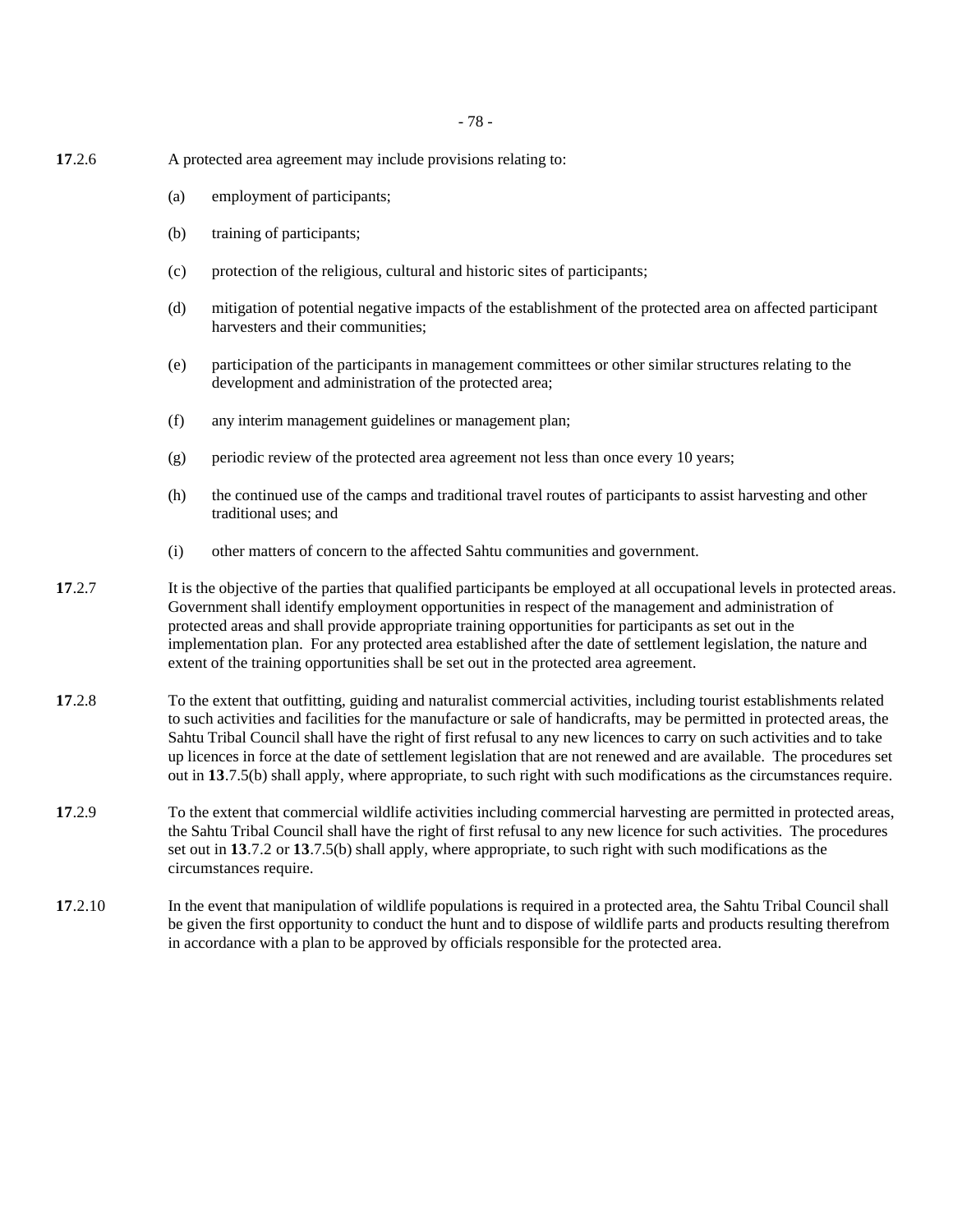**17**.2.6 A protected area agreement may include provisions relating to:

(a) employment of participants;

(b) training of participants;

(c) protection of the religious, cultural and historic sites of participants;

(d) mitigation of potential negative impacts of the establishment of the protected area on affected participant harvesters and their communities;

(e) participation of the participants in management committees or other similar structures relating to the development and administration of the protected area;

(f) any interim management guidelines or management plan;

(g) periodic review of the protected area agreement not less than once every 10 years;

(h) the continued use of the camps and traditional travel routes of participants to assist harvesting and other traditional uses; and

(i) other matters of concern to the affected Sahtu communities and government.

**17**.2.7 It is the objective of the parties that qualified participants be employed at all occupational levels in protected areas. Government shall identify employment opportunities in respect of the management and administration of protected areas and shall provide appropriate training opportunities for participants as set out in the implementation plan. For any protected area established after the date of settlement legislation, the nature and extent of the training opportunities shall be set out in the protected area agreement.

**17**.2.8 To the extent that outfitting, guiding and naturalist commercial activities, including tourist establishments related to such activities and facilities for the manufacture or sale of handicrafts, may be permitted in protected areas, the Sahtu Tribal Council shall have the right of first refusal to any new licences to carry on such activities and to take up licences in force at the date of settlement legislation that are not renewed and are available. The procedures set out in **13**.7.5(b) shall apply, where appropriate, to such right with such modifications as the circumstances require.

**17**.2.9 To the extent that commercial wildlife activities including commercial harvesting are permitted in protected areas, the Sahtu Tribal Council shall have the right of first refusal to any new licence for such activities. The procedures set out in **13**.7.2 or **13**.7.5(b) shall apply, where appropriate, to such right with such modifications as the circumstances require.

**17**.2.10 In the event that manipulation of wildlife populations is required in a protected area, the Sahtu Tribal Council shall be given the first opportunity to conduct the hunt and to dispose of wildlife parts and products resulting therefrom in accordance with a plan to be approved by officials responsible for the protected area.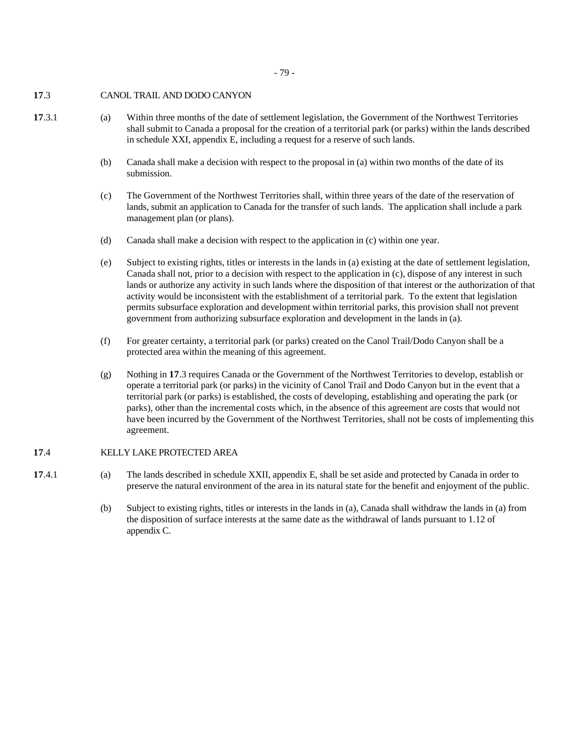**17**.3 CANOL TRAIL AND DODO CANYON

**17**.3.1

(a) Within three months of the date of settlement legislation, the Government of the Northwest Territories shall submit to Canada a proposal for the creation of a territorial park (or parks) within the lands described in schedule XXI, appendix E, including a request for a reserve of such lands.

(b) Canada shall make a decision with respect to the proposal in (a) within two months of the date of its submission.

(c) The Government of the Northwest Territories shall, within three years of the date of the reservation of lands, submit an application to Canada for the transfer of such lands. The application shall include a park management plan (or plans).

(d) Canada shall make a decision with respect to the application in (c) within one year.

(e) Subject to existing rights, titles or interests in the lands in (a) existing at the date of settlement legislation, Canada shall not, prior to a decision with respect to the application in (c), dispose of any interest in such lands or authorize any activity in such lands where the disposition of that interest or the authorization of that activity would be inconsistent with the establishment of a territorial park. To the extent that legislation permits subsurface exploration and development within territorial parks, this provision shall not prevent government from authorizing subsurface exploration and development in the lands in (a).

(f) For greater certainty, a territorial park (or parks) created on the Canol Trail/Dodo Canyon shall be a protected area within the meaning of this agreement.

(g) Nothing in **17**.3 requires Canada or the Government of the Northwest Territories to develop, establish or operate a territorial park (or parks) in the vicinity of Canol Trail and Dodo Canyon but in the event that a territorial park (or parks) is established, the costs of developing, establishing and operating the park (or parks), other than the incremental costs which, in the absence of this agreement are costs that would not have been incurred by the Government of the Northwest Territories, shall not be costs of implementing this agreement.

**17**.4 KELLY LAKE PROTECTED AREA

**17**.4.1

(a) The lands described in schedule XXII, appendix E, shall be set aside and protected by Canada in order to preserve the natural environment of the area in its natural state for the benefit and enjoyment of the public.

(b) Subject to existing rights, titles or interests in the lands in (a), Canada shall withdraw the lands in (a) from the disposition of surface interests at the same date as the withdrawal of lands pursuant to 1.12 of appendix C.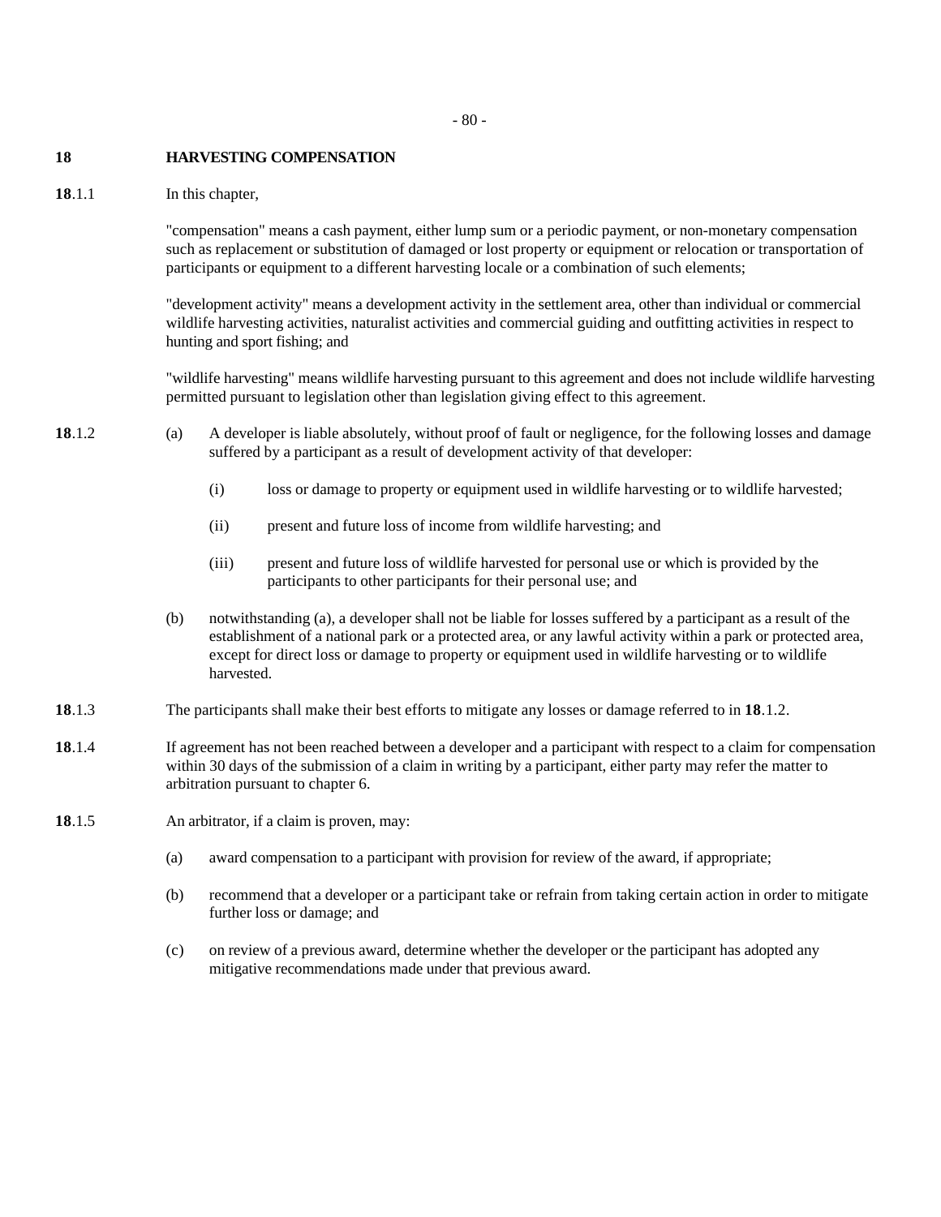## 18 HARVESTING COMPENSATION

**18**.1.1 In this chapter,

"compensation" means a cash payment, either lump sum or a periodic payment, or non-monetary compensation such as replacement or substitution of damaged or lost property or equipment or relocation or transportation of participants or equipment to a different harvesting locale or a combination of such elements;

"development activity" means a development activity in the settlement area, other than individual or commercial wildlife harvesting activities, naturalist activities and commercial guiding and outfitting activities in respect to hunting and sport fishing; and

"wildlife harvesting" means wildlife harvesting pursuant to this agreement and does not include wildlife harvesting permitted pursuant to legislation other than legislation giving effect to this agreement.

**18**.1.2 (a) A developer is liable absolutely, without proof of fault or negligence, for the following losses and damage suffered by a participant as a result of development activity of that developer:

- (i) loss or damage to property or equipment used in wildlife harvesting or to wildlife harvested;
- (ii) present and future loss of income from wildlife harvesting; and
- (iii) present and future loss of wildlife harvested for personal use or which is provided by the participants to other participants for their personal use; and

(b) notwithstanding (a), a developer shall not be liable for losses suffered by a participant as a result of the establishment of a national park or a protected area, or any lawful activity within a park or protected area, except for direct loss or damage to property or equipment used in wildlife harvesting or to wildlife harvested.

**18**.1.3 The participants shall make their best efforts to mitigate any losses or damage referred to in **18**.1.2.

**18**.1.4 If agreement has not been reached between a developer and a participant with respect to a claim for compensation within 30 days of the submission of a claim in writing by a participant, either party may refer the matter to arbitration pursuant to chapter 6.

**18**.1.5 An arbitrator, if a claim is proven, may:

(a) award compensation to a participant with provision for review of the award, if appropriate;

(b) recommend that a developer or a participant take or refrain from taking certain action in order to mitigate further loss or damage; and

(c) on review of a previous award, determine whether the developer or the participant has adopted any mitigative recommendations made under that previous award.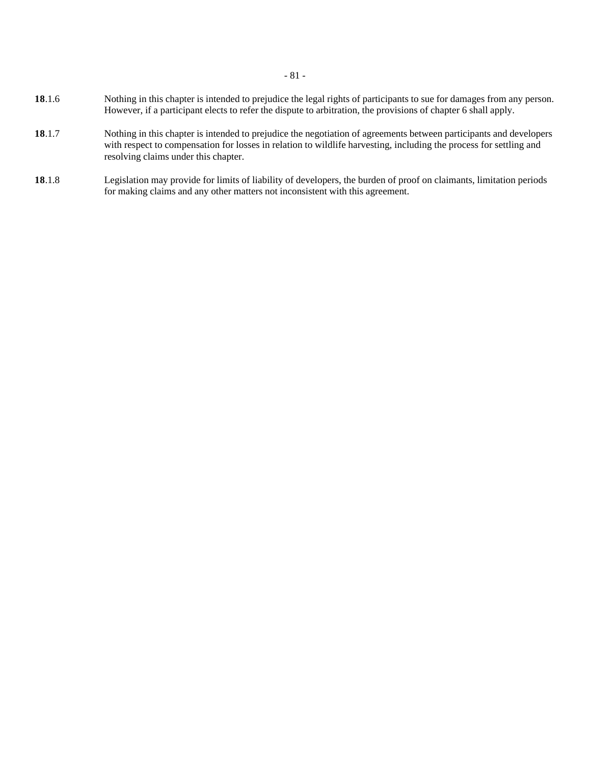**18**.1.6 Nothing in this chapter is intended to prejudice the legal rights of participants to sue for damages from any person. However, if a participant elects to refer the dispute to arbitration, the provisions of chapter 6 shall apply.

**18**.1.7 Nothing in this chapter is intended to prejudice the negotiation of agreements between participants and developers with respect to compensation for losses in relation to wildlife harvesting, including the process for settling and resolving claims under this chapter.

**18**.1.8 Legislation may provide for limits of liability of developers, the burden of proof on claimants, limitation periods for making claims and any other matters not inconsistent with this agreement.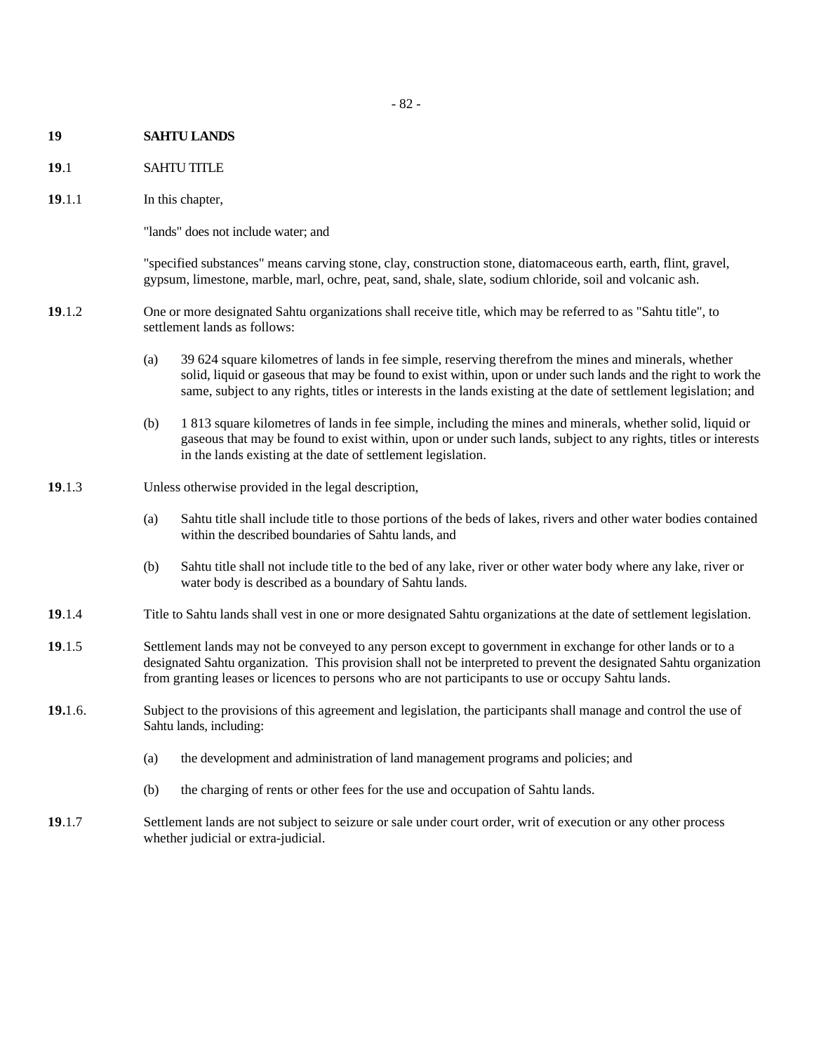# 19 SAHTU LANDS

## 19.1 SAHTU TITLE

**19**.1.1 In this chapter,

"lands" does not include water; and

"specified substances" means carving stone, clay, construction stone, diatomaceous earth, earth, flint, gravel, gypsum, limestone, marble, marl, ochre, peat, sand, shale, slate, sodium chloride, soil and volcanic ash.

**19**.1.2 One or more designated Sahtu organizations shall receive title, which may be referred to as "Sahtu title", to settlement lands as follows:

(a) 39 624 square kilometres of lands in fee simple, reserving therefrom the mines and minerals, whether solid, liquid or gaseous that may be found to exist within, upon or under such lands and the right to work the same, subject to any rights, titles or interests in the lands existing at the date of settlement legislation; and

(b) 1 813 square kilometres of lands in fee simple, including the mines and minerals, whether solid, liquid or gaseous that may be found to exist within, upon or under such lands, subject to any rights, titles or interests in the lands existing at the date of settlement legislation.

**19**.1.3 Unless otherwise provided in the legal description,

(a) Sahtu title shall include title to those portions of the beds of lakes, rivers and other water bodies contained within the described boundaries of Sahtu lands, and

(b) Sahtu title shall not include title to the bed of any lake, river or other water body where any lake, river or water body is described as a boundary of Sahtu lands.

**19**.1.4 Title to Sahtu lands shall vest in one or more designated Sahtu organizations at the date of settlement legislation.

**19**.1.5 Settlement lands may not be conveyed to any person except to government in exchange for other lands or to a designated Sahtu organization. This provision shall not be interpreted to prevent the designated Sahtu organization from granting leases or licences to persons who are not participants to use or occupy Sahtu lands.

**19.**1.6. Subject to the provisions of this agreement and legislation, the participants shall manage and control the use of Sahtu lands, including:

(a) the development and administration of land management programs and policies; and

(b) the charging of rents or other fees for the use and occupation of Sahtu lands.

**19**.1.7 Settlement lands are not subject to seizure or sale under court order, writ of execution or any other process whether judicial or extra-judicial.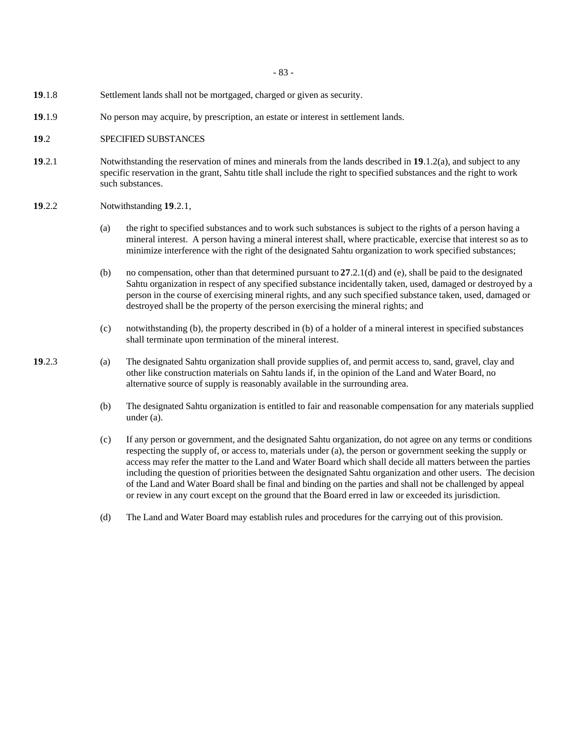**19**.1.8 Settlement lands shall not be mortgaged, charged or given as security.

**19**.1.9 No person may acquire, by prescription, an estate or interest in settlement lands.

**19**.2 SPECIFIED SUBSTANCES

**19**.2.1 Notwithstanding the reservation of mines and minerals from the lands described in **19**.1.2(a), and subject to any specific reservation in the grant, Sahtu title shall include the right to specified substances and the right to work such substances.

**19**.2.2 Notwithstanding **19**.2.1,

(a) the right to specified substances and to work such substances is subject to the rights of a person having a mineral interest. A person having a mineral interest shall, where practicable, exercise that interest so as to minimize interference with the right of the designated Sahtu organization to work specified substances;

(b) no compensation, other than that determined pursuant to **27**.2.1(d) and (e), shall be paid to the designated Sahtu organization in respect of any specified substance incidentally taken, used, damaged or destroyed by a person in the course of exercising mineral rights, and any such specified substance taken, used, damaged or destroyed shall be the property of the person exercising the mineral rights; and

(c) notwithstanding (b), the property described in (b) of a holder of a mineral interest in specified substances shall terminate upon termination of the mineral interest.

**19**.2.3 (a) The designated Sahtu organization shall provide supplies of, and permit access to, sand, gravel, clay and other like construction materials on Sahtu lands if, in the opinion of the Land and Water Board, no alternative source of supply is reasonably available in the surrounding area.

(b) The designated Sahtu organization is entitled to fair and reasonable compensation for any materials supplied under (a).

(c) If any person or government, and the designated Sahtu organization, do not agree on any terms or conditions respecting the supply of, or access to, materials under (a), the person or government seeking the supply or access may refer the matter to the Land and Water Board which shall decide all matters between the parties including the question of priorities between the designated Sahtu organization and other users. The decision of the Land and Water Board shall be final and binding on the parties and shall not be challenged by appeal or review in any court except on the ground that the Board erred in law or exceeded its jurisdiction.

(d) The Land and Water Board may establish rules and procedures for the carrying out of this provision.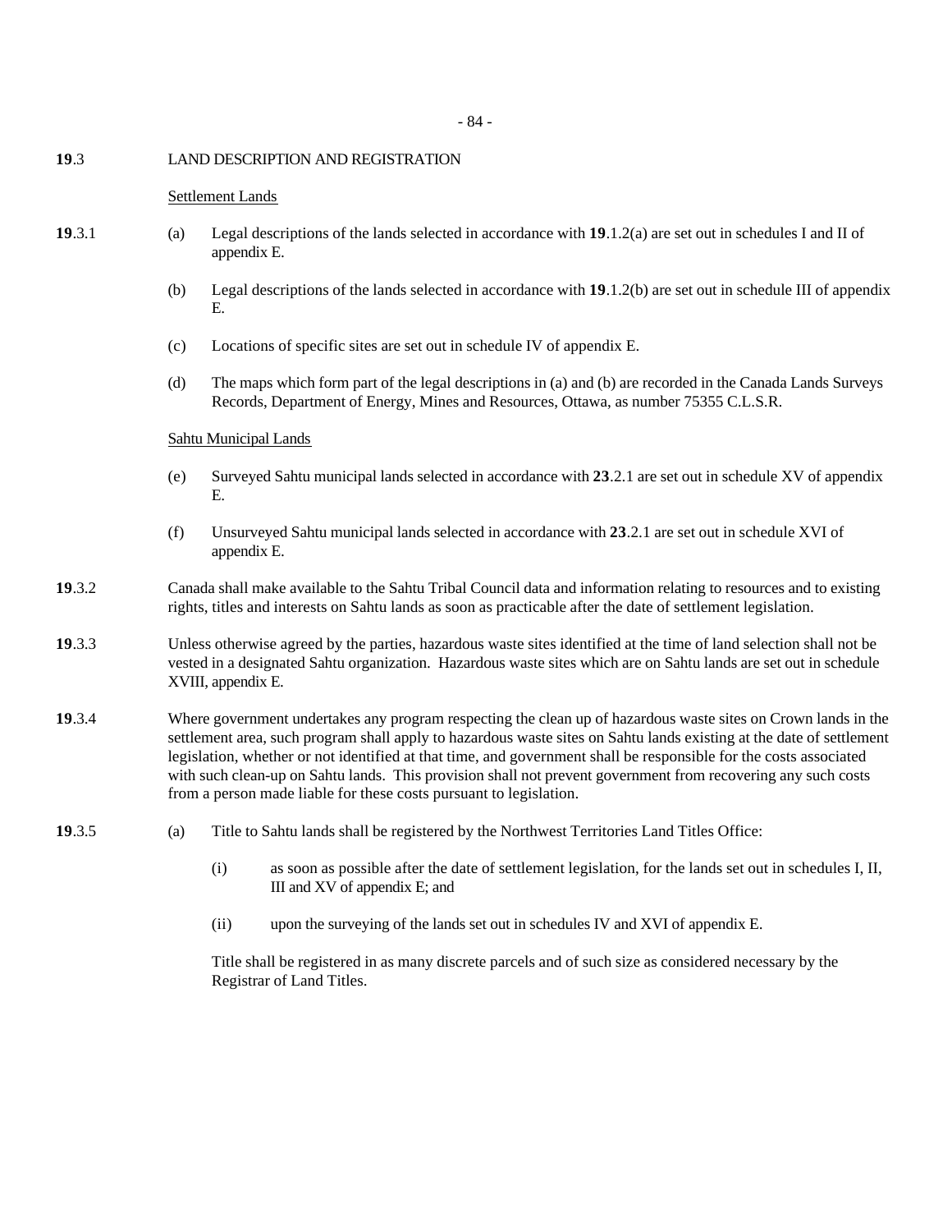**19**.3 LAND DESCRIPTION AND REGISTRATION

<u>Settlement Lands</u>

**19**.3.1 (a) Legal descriptions of the lands selected in accordance with **19**.1.2(a) are set out in schedules I and II of appendix E.

(b) Legal descriptions of the lands selected in accordance with **19**.1.2(b) are set out in schedule III of appendix E.

(c) Locations of specific sites are set out in schedule IV of appendix E.

(d) The maps which form part of the legal descriptions in (a) and (b) are recorded in the Canada Lands Surveys Records, Department of Energy, Mines and Resources, Ottawa, as number 75355 C.L.S.R.

<u>Sahtu Municipal Lands</u>

(e) Surveyed Sahtu municipal lands selected in accordance with **23**.2.1 are set out in schedule XV of appendix E.

(f) Unsurveyed Sahtu municipal lands selected in accordance with **23**.2.1 are set out in schedule XVI of appendix E.

**19**.3.2 Canada shall make available to the Sahtu Tribal Council data and information relating to resources and to existing rights, titles and interests on Sahtu lands as soon as practicable after the date of settlement legislation.

**19**.3.3 Unless otherwise agreed by the parties, hazardous waste sites identified at the time of land selection shall not be vested in a designated Sahtu organization. Hazardous waste sites which are on Sahtu lands are set out in schedule XVIII, appendix E.

**19**.3.4 Where government undertakes any program respecting the clean up of hazardous waste sites on Crown lands in the settlement area, such program shall apply to hazardous waste sites on Sahtu lands existing at the date of settlement legislation, whether or not identified at that time, and government shall be responsible for the costs associated with such clean-up on Sahtu lands. This provision shall not prevent government from recovering any such costs from a person made liable for these costs pursuant to legislation.

**19**.3.5 (a) Title to Sahtu lands shall be registered by the Northwest Territories Land Titles Office:

(i) as soon as possible after the date of settlement legislation, for the lands set out in schedules I, II, III and XV of appendix E; and

(ii) upon the surveying of the lands set out in schedules IV and XVI of appendix E.

Title shall be registered in as many discrete parcels and of such size as considered necessary by the Registrar of Land Titles.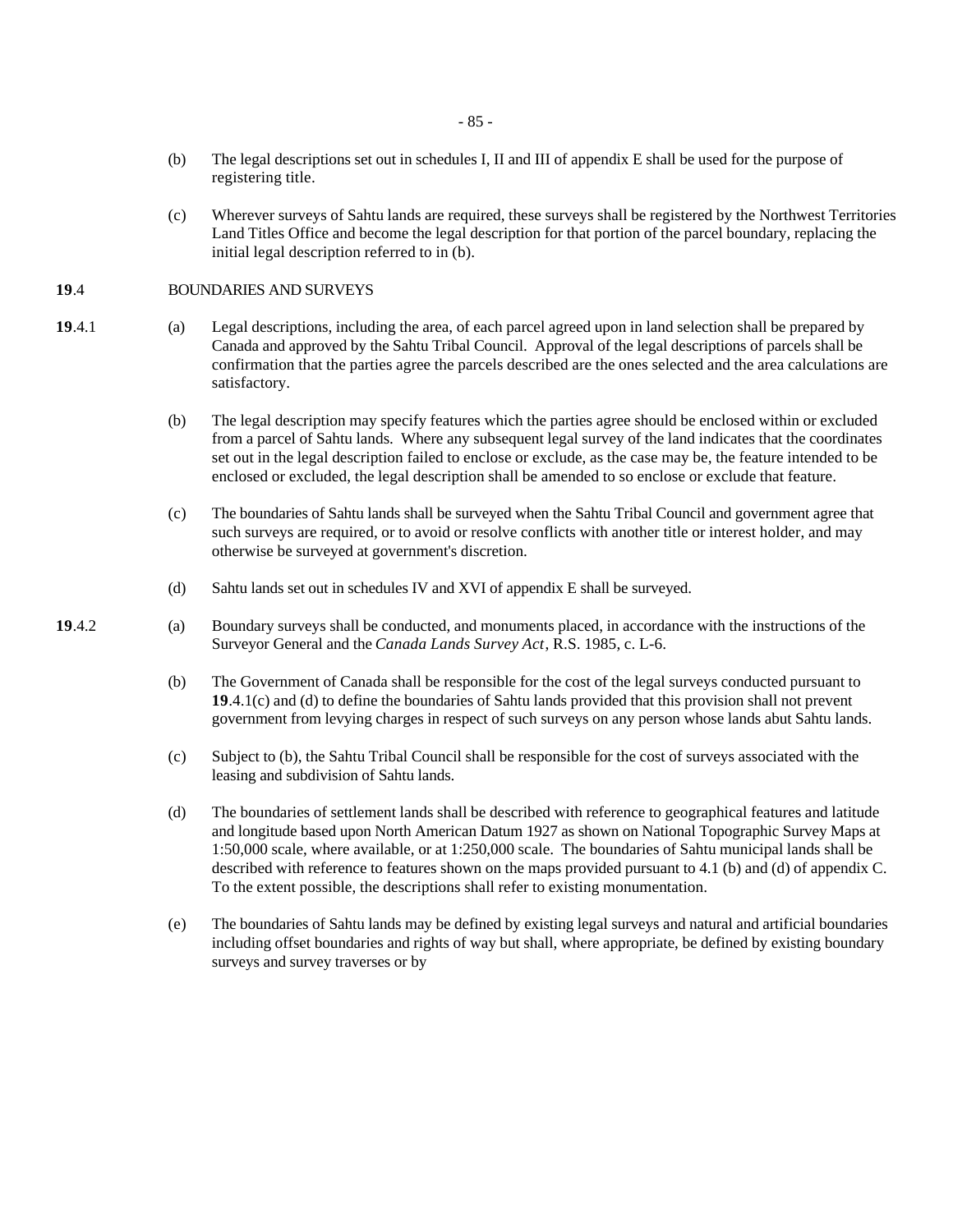(b) The legal descriptions set out in schedules I, II and III of appendix E shall be used for the purpose of registering title.

(c) Wherever surveys of Sahtu lands are required, these surveys shall be registered by the Northwest Territories Land Titles Office and become the legal description for that portion of the parcel boundary, replacing the initial legal description referred to in (b).

**19**.4 BOUNDARIES AND SURVEYS

**19**.4.1 (a) Legal descriptions, including the area, of each parcel agreed upon in land selection shall be prepared by Canada and approved by the Sahtu Tribal Council. Approval of the legal descriptions of parcels shall be confirmation that the parties agree the parcels described are the ones selected and the area calculations are satisfactory.

(b) The legal description may specify features which the parties agree should be enclosed within or excluded from a parcel of Sahtu lands. Where any subsequent legal survey of the land indicates that the coordinates set out in the legal description failed to enclose or exclude, as the case may be, the feature intended to be enclosed or excluded, the legal description shall be amended to so enclose or exclude that feature.

(c) The boundaries of Sahtu lands shall be surveyed when the Sahtu Tribal Council and government agree that such surveys are required, or to avoid or resolve conflicts with another title or interest holder, and may otherwise be surveyed at government's discretion.

(d) Sahtu lands set out in schedules IV and XVI of appendix E shall be surveyed.

**19**.4.2 (a) Boundary surveys shall be conducted, and monuments placed, in accordance with the instructions of the Surveyor General and the *Canada Lands Survey Act*, R.S. 1985, c. L-6.

(b) The Government of Canada shall be responsible for the cost of the legal surveys conducted pursuant to **19**.4.1(c) and (d) to define the boundaries of Sahtu lands provided that this provision shall not prevent government from levying charges in respect of such surveys on any person whose lands abut Sahtu lands.

(c) Subject to (b), the Sahtu Tribal Council shall be responsible for the cost of surveys associated with the leasing and subdivision of Sahtu lands.

(d) The boundaries of settlement lands shall be described with reference to geographical features and latitude and longitude based upon North American Datum 1927 as shown on National Topographic Survey Maps at 1:50,000 scale, where available, or at 1:250,000 scale. The boundaries of Sahtu municipal lands shall be described with reference to features shown on the maps provided pursuant to 4.1 (b) and (d) of appendix C. To the extent possible, the descriptions shall refer to existing monumentation.

(e) The boundaries of Sahtu lands may be defined by existing legal surveys and natural and artificial boundaries including offset boundaries and rights of way but shall, where appropriate, be defined by existing boundary surveys and survey traverses or by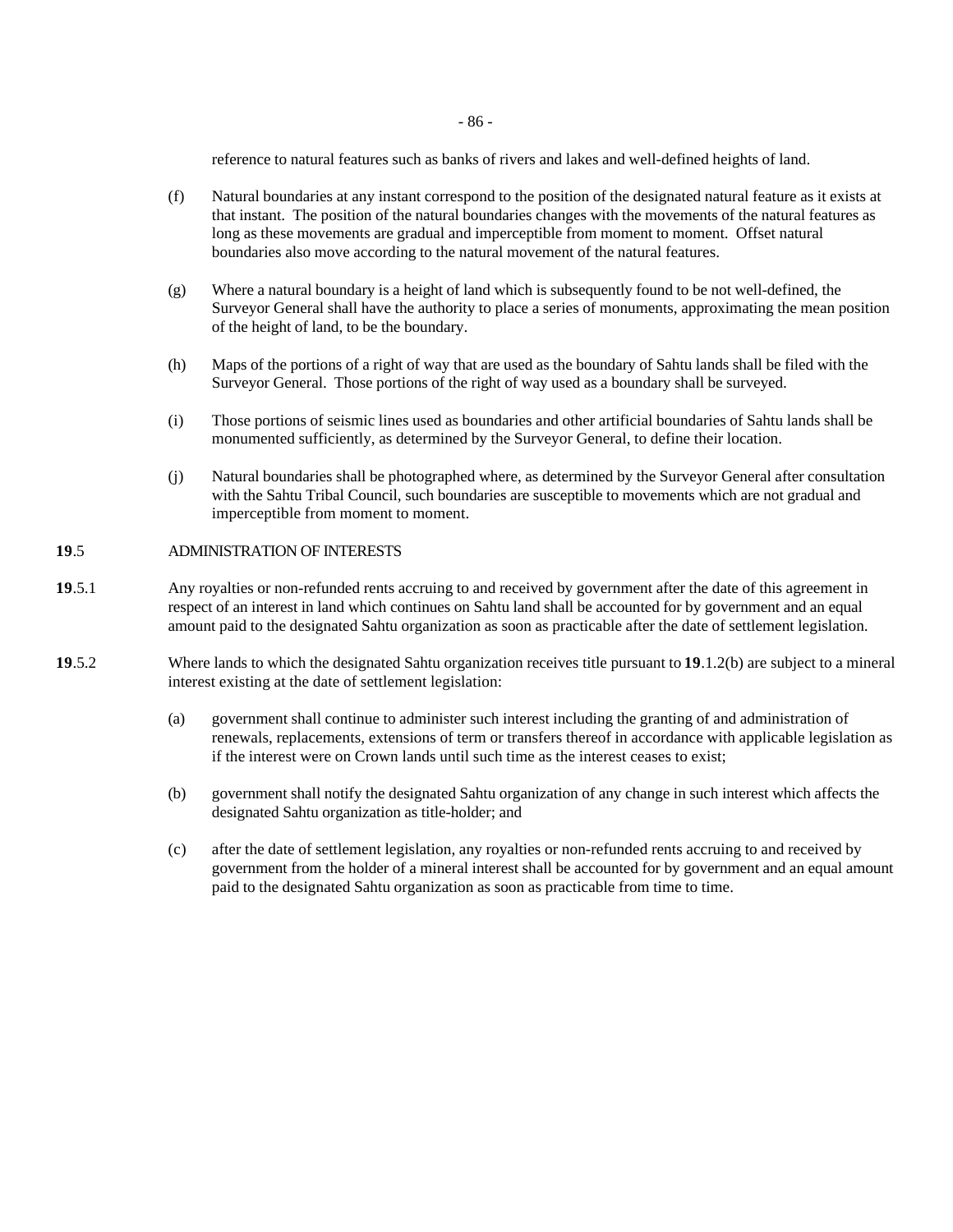reference to natural features such as banks of rivers and lakes and well-defined heights of land.

(f) Natural boundaries at any instant correspond to the position of the designated natural feature as it exists at that instant. The position of the natural boundaries changes with the movements of the natural features as long as these movements are gradual and imperceptible from moment to moment. Offset natural boundaries also move according to the natural movement of the natural features.

(g) Where a natural boundary is a height of land which is subsequently found to be not well-defined, the Surveyor General shall have the authority to place a series of monuments, approximating the mean position of the height of land, to be the boundary.

(h) Maps of the portions of a right of way that are used as the boundary of Sahtu lands shall be filed with the Surveyor General. Those portions of the right of way used as a boundary shall be surveyed.

(i) Those portions of seismic lines used as boundaries and other artificial boundaries of Sahtu lands shall be monumented sufficiently, as determined by the Surveyor General, to define their location.

(j) Natural boundaries shall be photographed where, as determined by the Surveyor General after consultation with the Sahtu Tribal Council, such boundaries are susceptible to movements which are not gradual and imperceptible from moment to moment.

**19**.5 ADMINISTRATION OF INTERESTS

**19**.5.1 Any royalties or non-refunded rents accruing to and received by government after the date of this agreement in respect of an interest in land which continues on Sahtu land shall be accounted for by government and an equal amount paid to the designated Sahtu organization as soon as practicable after the date of settlement legislation.

**19**.5.2 Where lands to which the designated Sahtu organization receives title pursuant to **19**.1.2(b) are subject to a mineral interest existing at the date of settlement legislation:

(a) government shall continue to administer such interest including the granting of and administration of renewals, replacements, extensions of term or transfers thereof in accordance with applicable legislation as if the interest were on Crown lands until such time as the interest ceases to exist;

(b) government shall notify the designated Sahtu organization of any change in such interest which affects the designated Sahtu organization as title-holder; and

(c) after the date of settlement legislation, any royalties or non-refunded rents accruing to and received by government from the holder of a mineral interest shall be accounted for by government and an equal amount paid to the designated Sahtu organization as soon as practicable from time to time.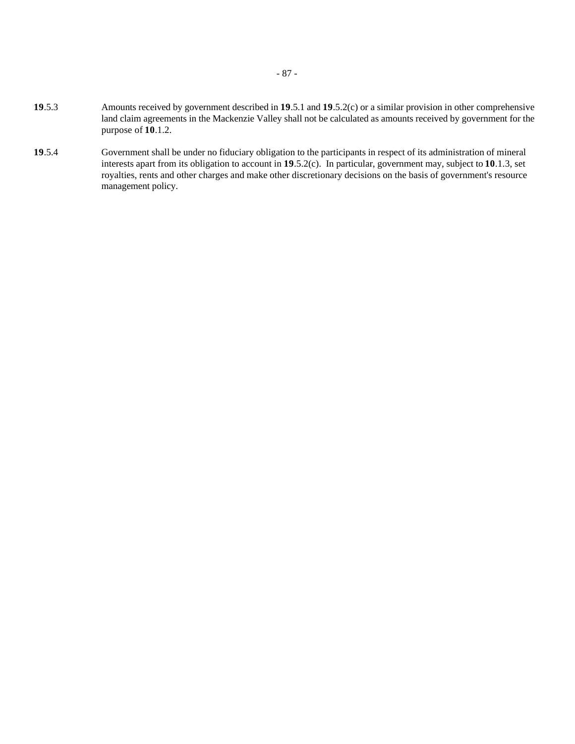**19**.5.3 Amounts received by government described in **19**.5.1 and **19**.5.2(c) or a similar provision in other comprehensive land claim agreements in the Mackenzie Valley shall not be calculated as amounts received by government for the purpose of **10**.1.2.

**19**.5.4 Government shall be under no fiduciary obligation to the participants in respect of its administration of mineral interests apart from its obligation to account in **19**.5.2(c). In particular, government may, subject to **10**.1.3, set royalties, rents and other charges and make other discretionary decisions on the basis of government's resource management policy.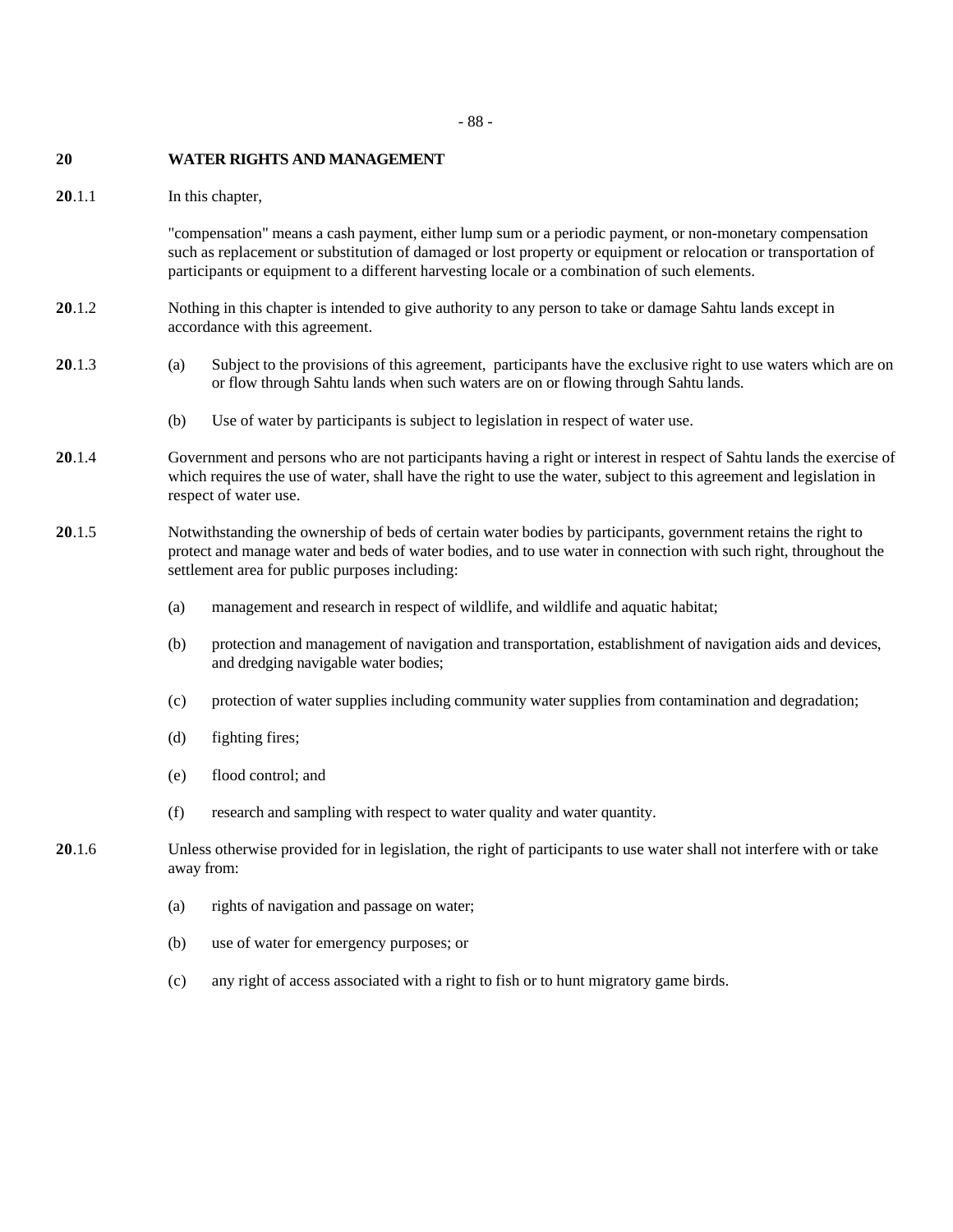## 20 WATER RIGHTS AND MANAGEMENT

**20**.1.1 In this chapter,

"compensation" means a cash payment, either lump sum or a periodic payment, or non-monetary compensation such as replacement or substitution of damaged or lost property or equipment or relocation or transportation of participants or equipment to a different harvesting locale or a combination of such elements.

**20**.1.2 Nothing in this chapter is intended to give authority to any person to take or damage Sahtu lands except in accordance with this agreement.

**20**.1.3

(a) Subject to the provisions of this agreement, participants have the exclusive right to use waters which are on or flow through Sahtu lands when such waters are on or flowing through Sahtu lands.

(b) Use of water by participants is subject to legislation in respect of water use.

**20**.1.4 Government and persons who are not participants having a right or interest in respect of Sahtu lands the exercise of which requires the use of water, shall have the right to use the water, subject to this agreement and legislation in respect of water use.

**20**.1.5 Notwithstanding the ownership of beds of certain water bodies by participants, government retains the right to protect and manage water and beds of water bodies, and to use water in connection with such right, throughout the settlement area for public purposes including:

(a) management and research in respect of wildlife, and wildlife and aquatic habitat;

(b) protection and management of navigation and transportation, establishment of navigation aids and devices, and dredging navigable water bodies;

(c) protection of water supplies including community water supplies from contamination and degradation;

(d) fighting fires;

(e) flood control; and

(f) research and sampling with respect to water quality and water quantity.

**20**.1.6 Unless otherwise provided for in legislation, the right of participants to use water shall not interfere with or take away from:

(a) rights of navigation and passage on water;

(b) use of water for emergency purposes; or

(c) any right of access associated with a right to fish or to hunt migratory game birds.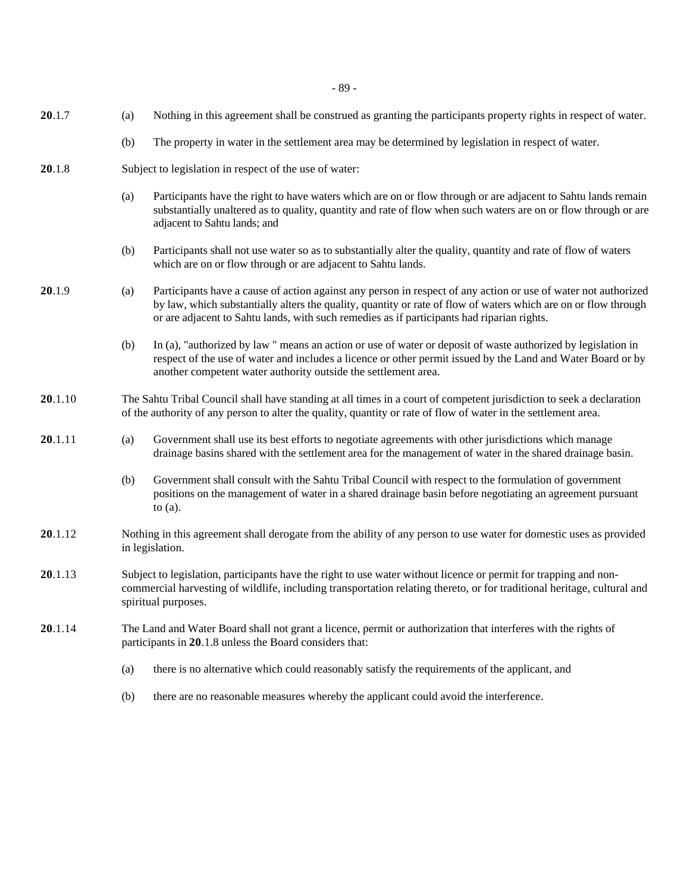**20**.1.7 (a) Nothing in this agreement shall be construed as granting the participants property rights in respect of water.

(b) The property in water in the settlement area may be determined by legislation in respect of water.

**20**.1.8 Subject to legislation in respect of the use of water:

(a) Participants have the right to have waters which are on or flow through or are adjacent to Sahtu lands remain substantially unaltered as to quality, quantity and rate of flow when such waters are on or flow through or are adjacent to Sahtu lands; and

(b) Participants shall not use water so as to substantially alter the quality, quantity and rate of flow of waters which are on or flow through or are adjacent to Sahtu lands.

**20**.1.9 (a) Participants have a cause of action against any person in respect of any action or use of water not authorized by law, which substantially alters the quality, quantity or rate of flow of waters which are on or flow through or are adjacent to Sahtu lands, with such remedies as if participants had riparian rights.

(b) In (a), "authorized by law " means an action or use of water or deposit of waste authorized by legislation in respect of the use of water and includes a licence or other permit issued by the Land and Water Board or by another competent water authority outside the settlement area.

**20**.1.10 The Sahtu Tribal Council shall have standing at all times in a court of competent jurisdiction to seek a declaration of the authority of any person to alter the quality, quantity or rate of flow of water in the settlement area.

**20**.1.11 (a) Government shall use its best efforts to negotiate agreements with other jurisdictions which manage drainage basins shared with the settlement area for the management of water in the shared drainage basin.

(b) Government shall consult with the Sahtu Tribal Council with respect to the formulation of government positions on the management of water in a shared drainage basin before negotiating an agreement pursuant to (a).

**20**.1.12 Nothing in this agreement shall derogate from the ability of any person to use water for domestic uses as provided in legislation.

**20**.1.13 Subject to legislation, participants have the right to use water without licence or permit for trapping and non-commercial harvesting of wildlife, including transportation relating thereto, or for traditional heritage, cultural and spiritual purposes.

**20**.1.14 The Land and Water Board shall not grant a licence, permit or authorization that interferes with the rights of participants in **20**.1.8 unless the Board considers that:

(a) there is no alternative which could reasonably satisfy the requirements of the applicant, and

(b) there are no reasonable measures whereby the applicant could avoid the interference.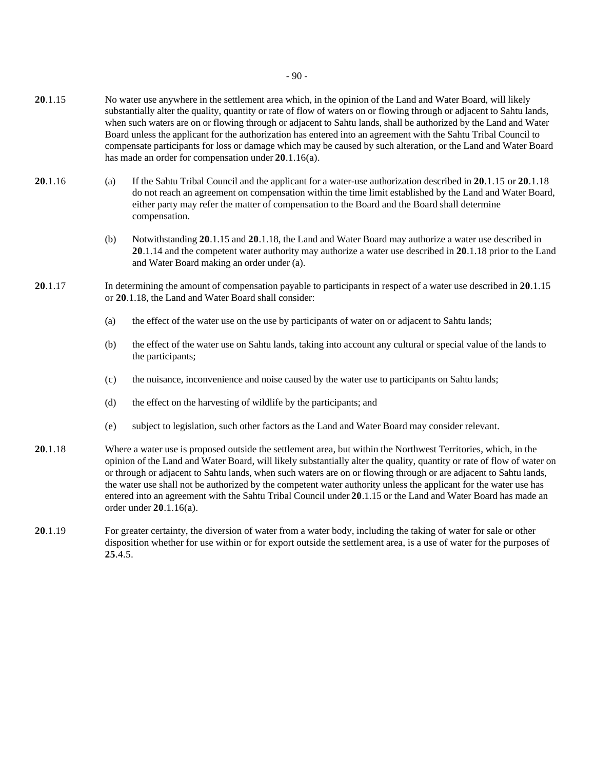**20**.1.15 No water use anywhere in the settlement area which, in the opinion of the Land and Water Board, will likely substantially alter the quality, quantity or rate of flow of waters on or flowing through or adjacent to Sahtu lands, when such waters are on or flowing through or adjacent to Sahtu lands, shall be authorized by the Land and Water Board unless the applicant for the authorization has entered into an agreement with the Sahtu Tribal Council to compensate participants for loss or damage which may be caused by such alteration, or the Land and Water Board has made an order for compensation under **20**.1.16(a).

**20**.1.16 (a) If the Sahtu Tribal Council and the applicant for a water-use authorization described in **20**.1.15 or **20**.1.18 do not reach an agreement on compensation within the time limit established by the Land and Water Board, either party may refer the matter of compensation to the Board and the Board shall determine compensation.

(b) Notwithstanding **20**.1.15 and **20**.1.18, the Land and Water Board may authorize a water use described in **20**.1.14 and the competent water authority may authorize a water use described in **20**.1.18 prior to the Land and Water Board making an order under (a).

**20**.1.17 In determining the amount of compensation payable to participants in respect of a water use described in **20**.1.15 or **20**.1.18, the Land and Water Board shall consider:

(a) the effect of the water use on the use by participants of water on or adjacent to Sahtu lands;

(b) the effect of the water use on Sahtu lands, taking into account any cultural or special value of the lands to the participants;

(c) the nuisance, inconvenience and noise caused by the water use to participants on Sahtu lands;

(d) the effect on the harvesting of wildlife by the participants; and

(e) subject to legislation, such other factors as the Land and Water Board may consider relevant.

**20**.1.18 Where a water use is proposed outside the settlement area, but within the Northwest Territories, which, in the opinion of the Land and Water Board, will likely substantially alter the quality, quantity or rate of flow of water on or through or adjacent to Sahtu lands, when such waters are on or flowing through or are adjacent to Sahtu lands, the water use shall not be authorized by the competent water authority unless the applicant for the water use has entered into an agreement with the Sahtu Tribal Council under **20**.1.15 or the Land and Water Board has made an order under **20**.1.16(a).

**20**.1.19 For greater certainty, the diversion of water from a water body, including the taking of water for sale or other disposition whether for use within or for export outside the settlement area, is a use of water for the purposes of **25**.4.5.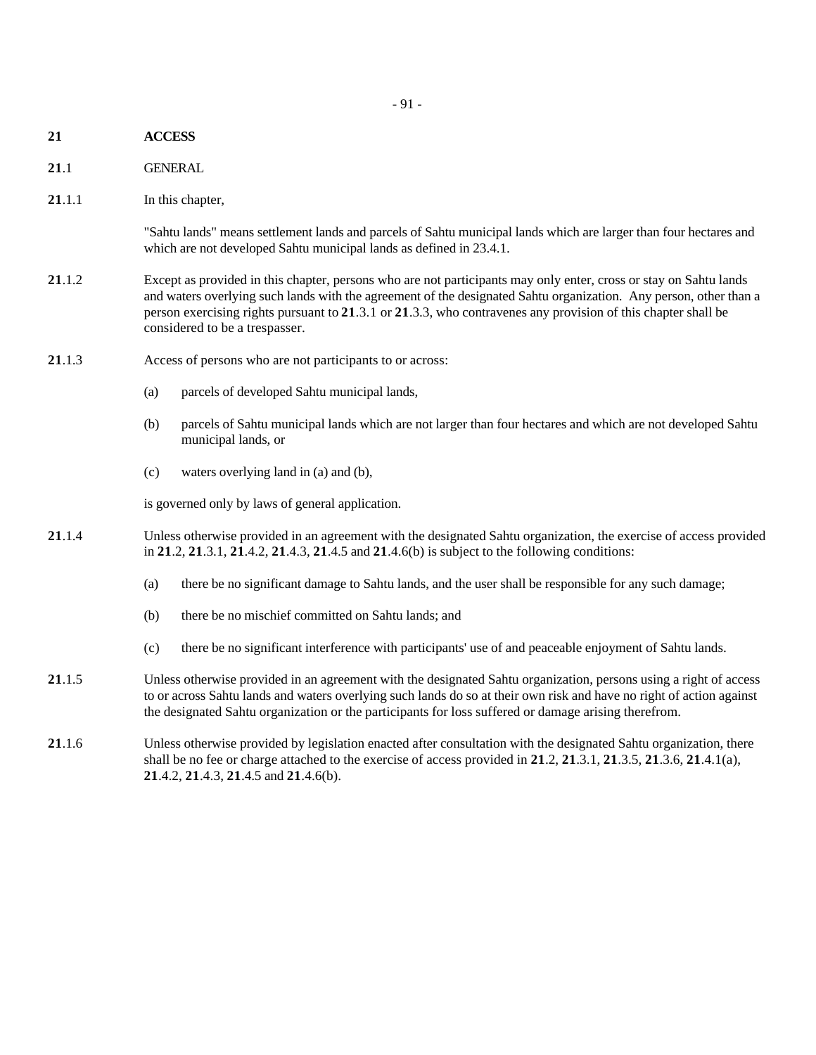# 21 ACCESS

## 21.1 GENERAL

**21**.1.1 In this chapter,

"Sahtu lands" means settlement lands and parcels of Sahtu municipal lands which are larger than four hectares and which are not developed Sahtu municipal lands as defined in 23.4.1.

**21**.1.2 Except as provided in this chapter, persons who are not participants may only enter, cross or stay on Sahtu lands and waters overlying such lands with the agreement of the designated Sahtu organization. Any person, other than a person exercising rights pursuant to **21**.3.1 or **21**.3.3, who contravenes any provision of this chapter shall be considered to be a trespasser.

**21**.1.3 Access of persons who are not participants to or across:

(a) parcels of developed Sahtu municipal lands,

(b) parcels of Sahtu municipal lands which are not larger than four hectares and which are not developed Sahtu municipal lands, or

(c) waters overlying land in (a) and (b),

is governed only by laws of general application.

**21**.1.4 Unless otherwise provided in an agreement with the designated Sahtu organization, the exercise of access provided in **21**.2, **21**.3.1, **21**.4.2, **21**.4.3, **21**.4.5 and **21**.4.6(b) is subject to the following conditions:

(a) there be no significant damage to Sahtu lands, and the user shall be responsible for any such damage;

(b) there be no mischief committed on Sahtu lands; and

(c) there be no significant interference with participants' use of and peaceable enjoyment of Sahtu lands.

**21**.1.5 Unless otherwise provided in an agreement with the designated Sahtu organization, persons using a right of access to or across Sahtu lands and waters overlying such lands do so at their own risk and have no right of action against the designated Sahtu organization or the participants for loss suffered or damage arising therefrom.

**21**.1.6 Unless otherwise provided by legislation enacted after consultation with the designated Sahtu organization, there shall be no fee or charge attached to the exercise of access provided in **21**.2, **21**.3.1, **21**.3.5, **21**.3.6, **21**.4.1(a), **21**.4.2, **21**.4.3, **21**.4.5 and **21**.4.6(b).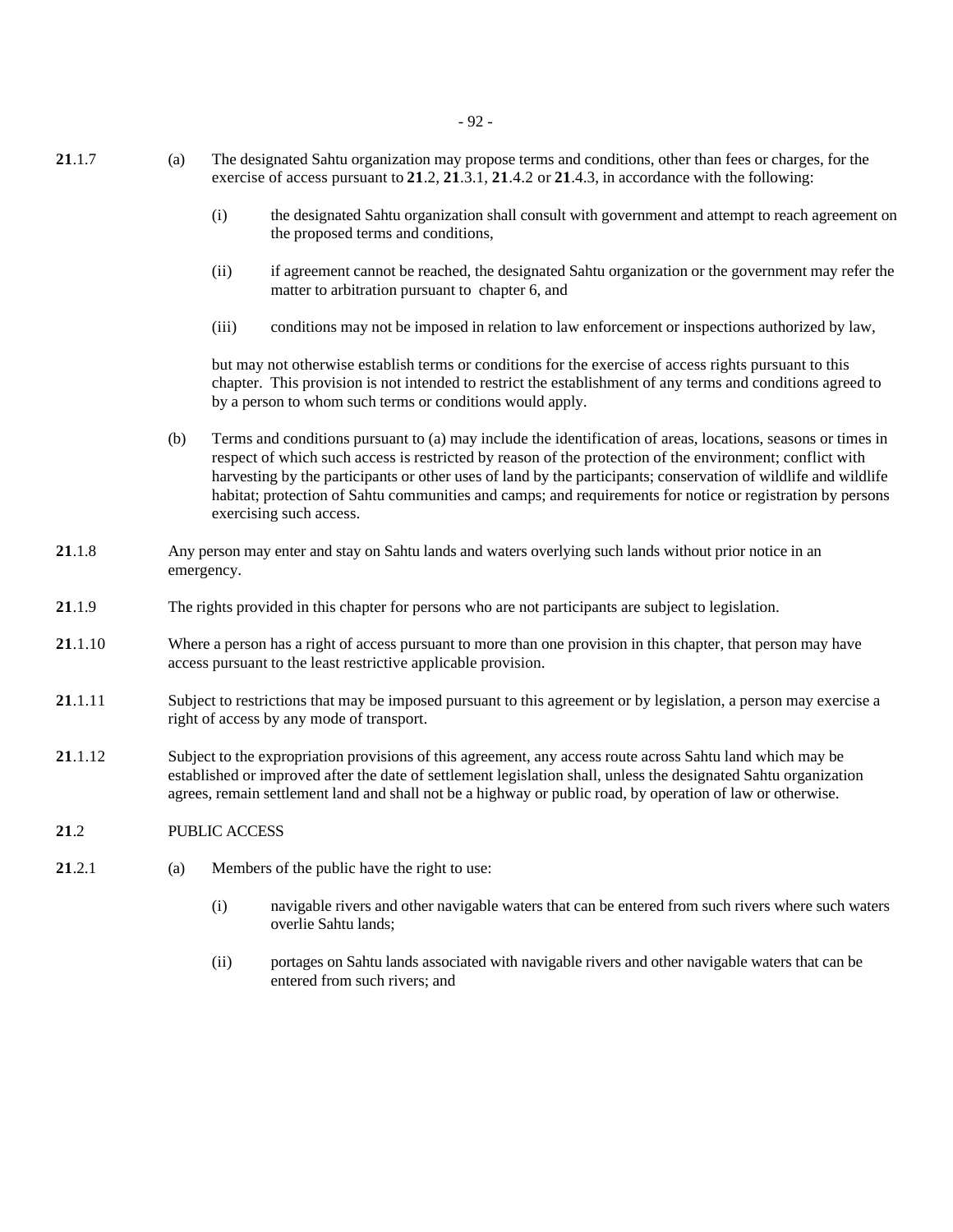**21**.1.7 (a) The designated Sahtu organization may propose terms and conditions, other than fees or charges, for the exercise of access pursuant to **21**.2, **21**.3.1, **21**.4.2 or **21**.4.3, in accordance with the following:

(i) the designated Sahtu organization shall consult with government and attempt to reach agreement on the proposed terms and conditions,

(ii) if agreement cannot be reached, the designated Sahtu organization or the government may refer the matter to arbitration pursuant to chapter 6, and

(iii) conditions may not be imposed in relation to law enforcement or inspections authorized by law,

but may not otherwise establish terms or conditions for the exercise of access rights pursuant to this chapter. This provision is not intended to restrict the establishment of any terms and conditions agreed to by a person to whom such terms or conditions would apply.

(b) Terms and conditions pursuant to (a) may include the identification of areas, locations, seasons or times in respect of which such access is restricted by reason of the protection of the environment; conflict with harvesting by the participants or other uses of land by the participants; conservation of wildlife and wildlife habitat; protection of Sahtu communities and camps; and requirements for notice or registration by persons exercising such access.

**21**.1.8 Any person may enter and stay on Sahtu lands and waters overlying such lands without prior notice in an emergency.

**21**.1.9 The rights provided in this chapter for persons who are not participants are subject to legislation.

**21**.1.10 Where a person has a right of access pursuant to more than one provision in this chapter, that person may have access pursuant to the least restrictive applicable provision.

**21**.1.11 Subject to restrictions that may be imposed pursuant to this agreement or by legislation, a person may exercise a right of access by any mode of transport.

**21**.1.12 Subject to the expropriation provisions of this agreement, any access route across Sahtu land which may be established or improved after the date of settlement legislation shall, unless the designated Sahtu organization agrees, remain settlement land and shall not be a highway or public road, by operation of law or otherwise.

## **21**.2 PUBLIC ACCESS

**21**.2.1 (a) Members of the public have the right to use:

(i) navigable rivers and other navigable waters that can be entered from such rivers where such waters overlie Sahtu lands;

(ii) portages on Sahtu lands associated with navigable rivers and other navigable waters that can be entered from such rivers; and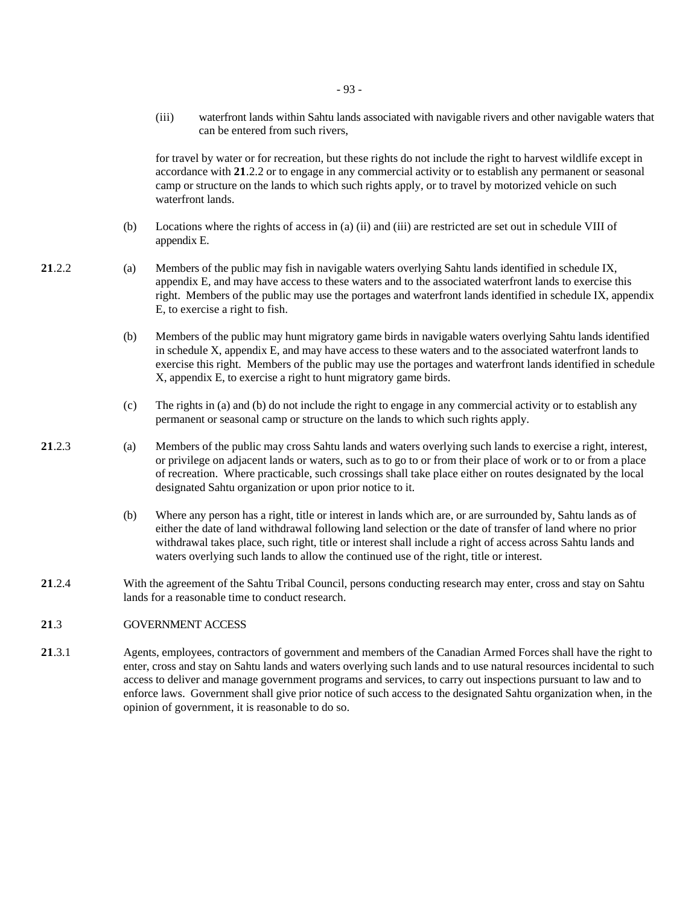(iii) waterfront lands within Sahtu lands associated with navigable rivers and other navigable waters that can be entered from such rivers,

for travel by water or for recreation, but these rights do not include the right to harvest wildlife except in accordance with **21**.2.2 or to engage in any commercial activity or to establish any permanent or seasonal camp or structure on the lands to which such rights apply, or to travel by motorized vehicle on such waterfront lands.

(b) Locations where the rights of access in (a) (ii) and (iii) are restricted are set out in schedule VIII of appendix E.

**21**.2.2 (a) Members of the public may fish in navigable waters overlying Sahtu lands identified in schedule IX, appendix E, and may have access to these waters and to the associated waterfront lands to exercise this right. Members of the public may use the portages and waterfront lands identified in schedule IX, appendix E, to exercise a right to fish.

(b) Members of the public may hunt migratory game birds in navigable waters overlying Sahtu lands identified in schedule X, appendix E, and may have access to these waters and to the associated waterfront lands to exercise this right. Members of the public may use the portages and waterfront lands identified in schedule X, appendix E, to exercise a right to hunt migratory game birds.

(c) The rights in (a) and (b) do not include the right to engage in any commercial activity or to establish any permanent or seasonal camp or structure on the lands to which such rights apply.

**21**.2.3 (a) Members of the public may cross Sahtu lands and waters overlying such lands to exercise a right, interest, or privilege on adjacent lands or waters, such as to go to or from their place of work or to or from a place of recreation. Where practicable, such crossings shall take place either on routes designated by the local designated Sahtu organization or upon prior notice to it.

(b) Where any person has a right, title or interest in lands which are, or are surrounded by, Sahtu lands as of either the date of land withdrawal following land selection or the date of transfer of land where no prior withdrawal takes place, such right, title or interest shall include a right of access across Sahtu lands and waters overlying such lands to allow the continued use of the right, title or interest.

**21**.2.4 With the agreement of the Sahtu Tribal Council, persons conducting research may enter, cross and stay on Sahtu lands for a reasonable time to conduct research.

## **21**.3 GOVERNMENT ACCESS

**21**.3.1 Agents, employees, contractors of government and members of the Canadian Armed Forces shall have the right to enter, cross and stay on Sahtu lands and waters overlying such lands and to use natural resources incidental to such access to deliver and manage government programs and services, to carry out inspections pursuant to law and to enforce laws. Government shall give prior notice of such access to the designated Sahtu organization when, in the opinion of government, it is reasonable to do so.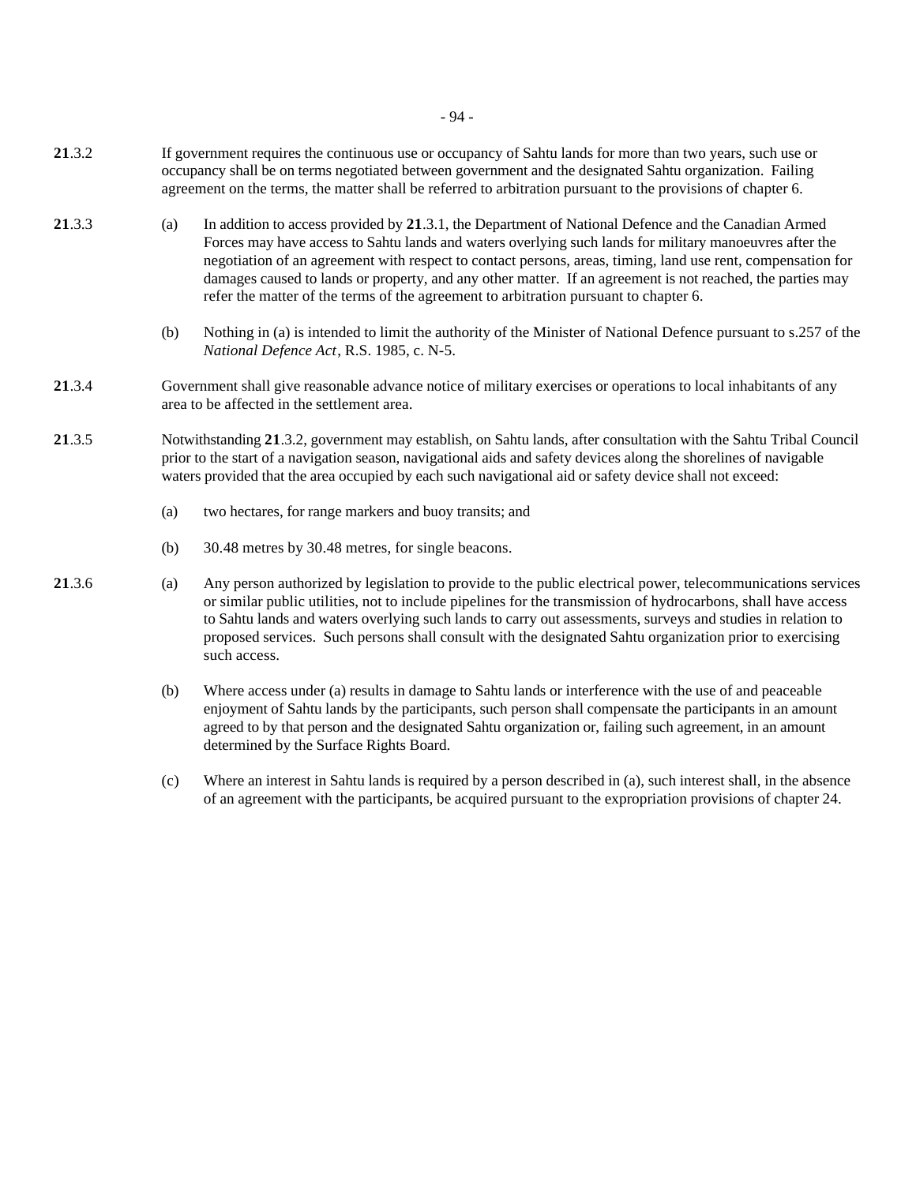**21**.3.2 If government requires the continuous use or occupancy of Sahtu lands for more than two years, such use or occupancy shall be on terms negotiated between government and the designated Sahtu organization. Failing agreement on the terms, the matter shall be referred to arbitration pursuant to the provisions of chapter 6.

**21**.3.3 (a) In addition to access provided by **21**.3.1, the Department of National Defence and the Canadian Armed Forces may have access to Sahtu lands and waters overlying such lands for military manoeuvres after the negotiation of an agreement with respect to contact persons, areas, timing, land use rent, compensation for damages caused to lands or property, and any other matter. If an agreement is not reached, the parties may refer the matter of the terms of the agreement to arbitration pursuant to chapter 6.

(b) Nothing in (a) is intended to limit the authority of the Minister of National Defence pursuant to s.257 of the *National Defence Act*, R.S. 1985, c. N-5.

**21**.3.4 Government shall give reasonable advance notice of military exercises or operations to local inhabitants of any area to be affected in the settlement area.

**21**.3.5 Notwithstanding **21**.3.2, government may establish, on Sahtu lands, after consultation with the Sahtu Tribal Council prior to the start of a navigation season, navigational aids and safety devices along the shorelines of navigable waters provided that the area occupied by each such navigational aid or safety device shall not exceed:

(a) two hectares, for range markers and buoy transits; and

(b) 30.48 metres by 30.48 metres, for single beacons.

**21**.3.6 (a) Any person authorized by legislation to provide to the public electrical power, telecommunications services or similar public utilities, not to include pipelines for the transmission of hydrocarbons, shall have access to Sahtu lands and waters overlying such lands to carry out assessments, surveys and studies in relation to proposed services. Such persons shall consult with the designated Sahtu organization prior to exercising such access.

(b) Where access under (a) results in damage to Sahtu lands or interference with the use of and peaceable enjoyment of Sahtu lands by the participants, such person shall compensate the participants in an amount agreed to by that person and the designated Sahtu organization or, failing such agreement, in an amount determined by the Surface Rights Board.

(c) Where an interest in Sahtu lands is required by a person described in (a), such interest shall, in the absence of an agreement with the participants, be acquired pursuant to the expropriation provisions of chapter 24.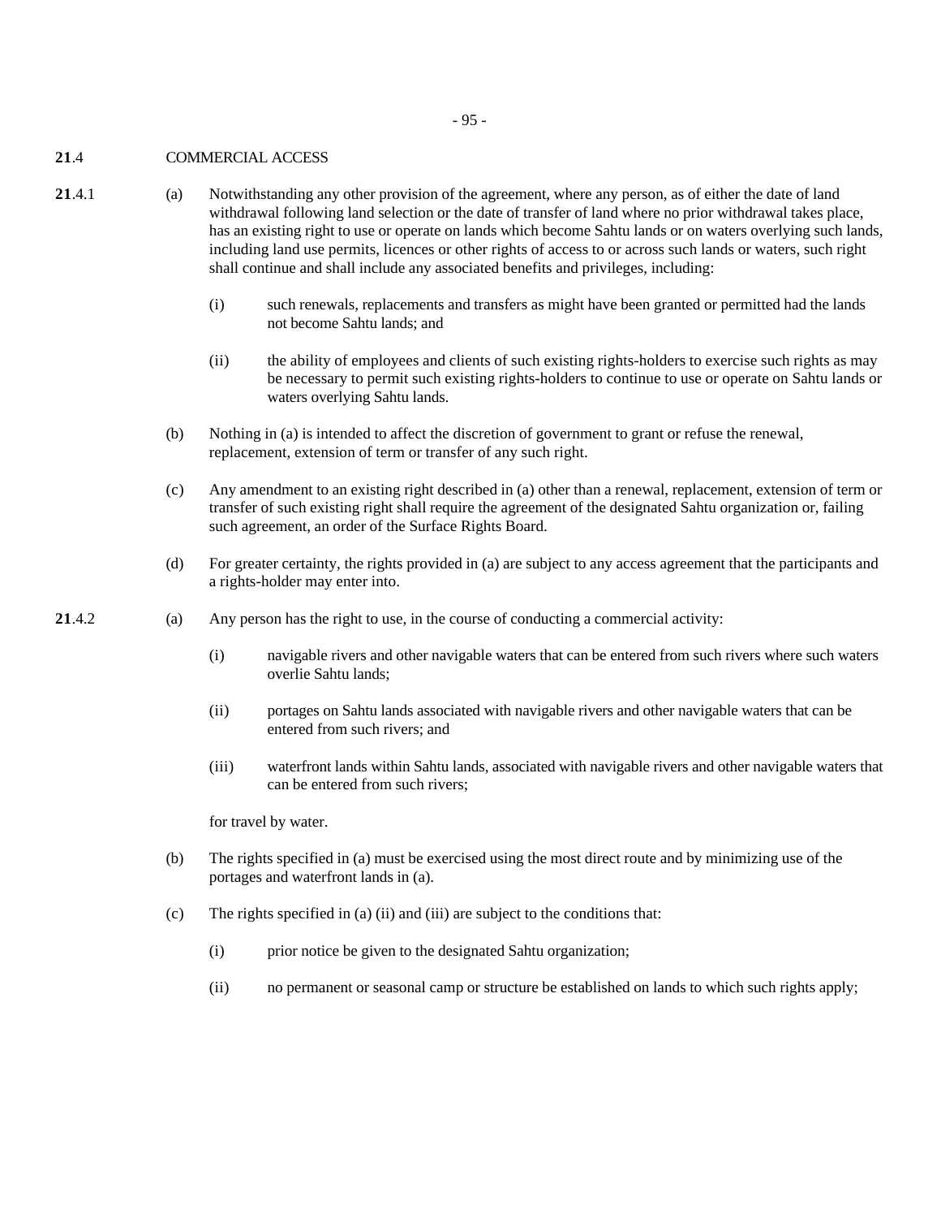**21**.4 COMMERCIAL ACCESS

**21**.4.1 (a) Notwithstanding any other provision of the agreement, where any person, as of either the date of land withdrawal following land selection or the date of transfer of land where no prior withdrawal takes place, has an existing right to use or operate on lands which become Sahtu lands or on waters overlying such lands, including land use permits, licences or other rights of access to or across such lands or waters, such right shall continue and shall include any associated benefits and privileges, including:

(i) such renewals, replacements and transfers as might have been granted or permitted had the lands not become Sahtu lands; and

(ii) the ability of employees and clients of such existing rights-holders to exercise such rights as may be necessary to permit such existing rights-holders to continue to use or operate on Sahtu lands or waters overlying Sahtu lands.

(b) Nothing in (a) is intended to affect the discretion of government to grant or refuse the renewal, replacement, extension of term or transfer of any such right.

(c) Any amendment to an existing right described in (a) other than a renewal, replacement, extension of term or transfer of such existing right shall require the agreement of the designated Sahtu organization or, failing such agreement, an order of the Surface Rights Board.

(d) For greater certainty, the rights provided in (a) are subject to any access agreement that the participants and a rights-holder may enter into.

**21**.4.2 (a) Any person has the right to use, in the course of conducting a commercial activity:

(i) navigable rivers and other navigable waters that can be entered from such rivers where such waters overlie Sahtu lands;

(ii) portages on Sahtu lands associated with navigable rivers and other navigable waters that can be entered from such rivers; and

(iii) waterfront lands within Sahtu lands, associated with navigable rivers and other navigable waters that can be entered from such rivers;

for travel by water.

(b) The rights specified in (a) must be exercised using the most direct route and by minimizing use of the portages and waterfront lands in (a).

(c) The rights specified in (a) (ii) and (iii) are subject to the conditions that:

(i) prior notice be given to the designated Sahtu organization;

(ii) no permanent or seasonal camp or structure be established on lands to which such rights apply;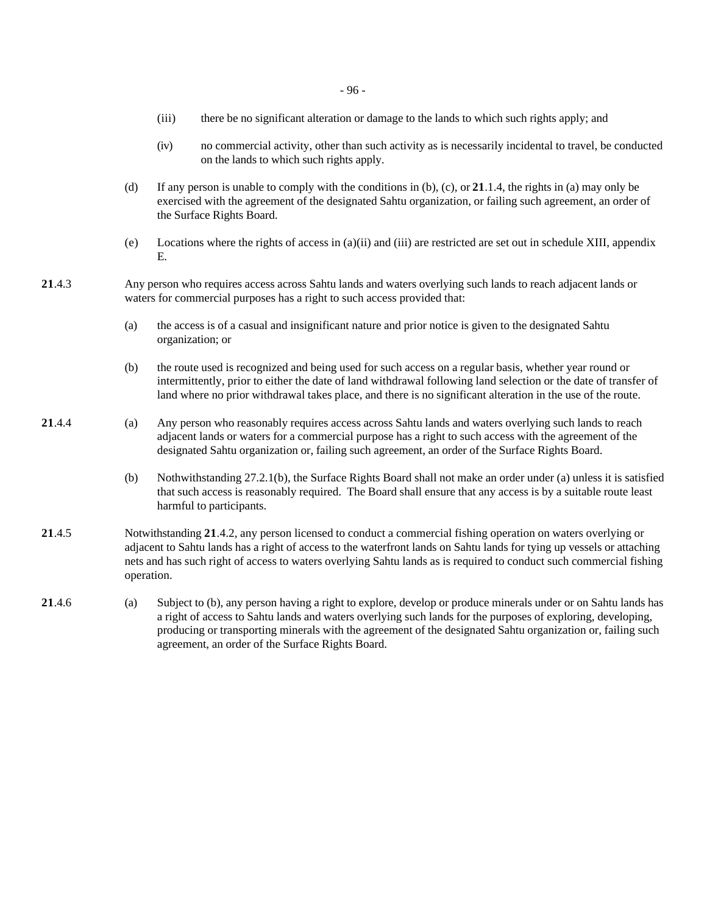(iii) there be no significant alteration or damage to the lands to which such rights apply; and

(iv) no commercial activity, other than such activity as is necessarily incidental to travel, be conducted on the lands to which such rights apply.

(d) If any person is unable to comply with the conditions in (b), (c), or **21**.1.4, the rights in (a) may only be exercised with the agreement of the designated Sahtu organization, or failing such agreement, an order of the Surface Rights Board.

(e) Locations where the rights of access in (a)(ii) and (iii) are restricted are set out in schedule XIII, appendix E.

**21**.4.3 Any person who requires access across Sahtu lands and waters overlying such lands to reach adjacent lands or waters for commercial purposes has a right to such access provided that:

(a) the access is of a casual and insignificant nature and prior notice is given to the designated Sahtu organization; or

(b) the route used is recognized and being used for such access on a regular basis, whether year round or intermittently, prior to either the date of land withdrawal following land selection or the date of transfer of land where no prior withdrawal takes place, and there is no significant alteration in the use of the route.

**21**.4.4 (a) Any person who reasonably requires access across Sahtu lands and waters overlying such lands to reach adjacent lands or waters for a commercial purpose has a right to such access with the agreement of the designated Sahtu organization or, failing such agreement, an order of the Surface Rights Board.

(b) Nothwithstanding 27.2.1(b), the Surface Rights Board shall not make an order under (a) unless it is satisfied that such access is reasonably required. The Board shall ensure that any access is by a suitable route least harmful to participants.

**21**.4.5 Notwithstanding **21**.4.2, any person licensed to conduct a commercial fishing operation on waters overlying or adjacent to Sahtu lands has a right of access to the waterfront lands on Sahtu lands for tying up vessels or attaching nets and has such right of access to waters overlying Sahtu lands as is required to conduct such commercial fishing operation.

**21**.4.6 (a) Subject to (b), any person having a right to explore, develop or produce minerals under or on Sahtu lands has a right of access to Sahtu lands and waters overlying such lands for the purposes of exploring, developing, producing or transporting minerals with the agreement of the designated Sahtu organization or, failing such agreement, an order of the Surface Rights Board.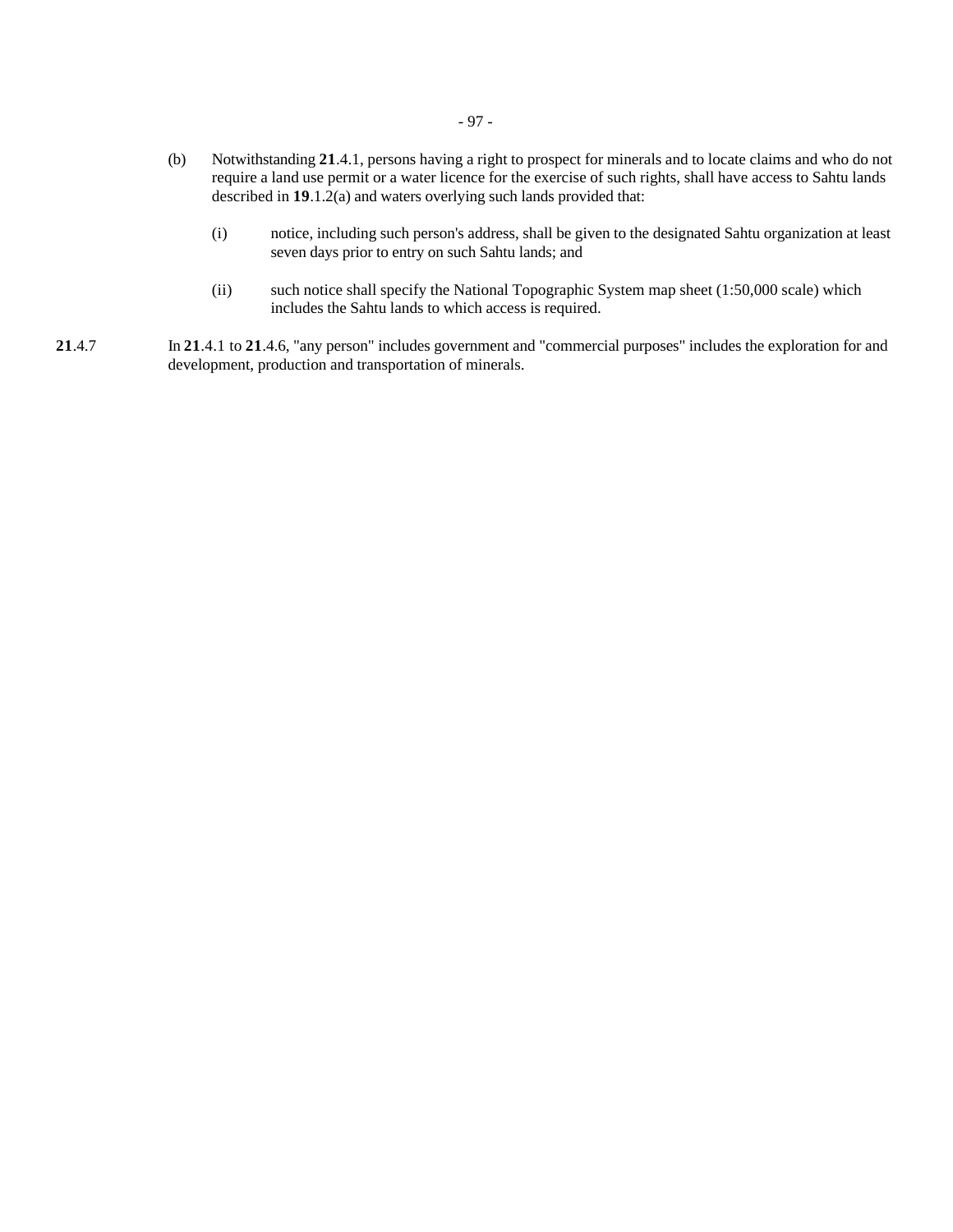(b) Notwithstanding **21**.4.1, persons having a right to prospect for minerals and to locate claims and who do not require a land use permit or a water licence for the exercise of such rights, shall have access to Sahtu lands described in **19**.1.2(a) and waters overlying such lands provided that:

(i) notice, including such person's address, shall be given to the designated Sahtu organization at least seven days prior to entry on such Sahtu lands; and

(ii) such notice shall specify the National Topographic System map sheet (1:50,000 scale) which includes the Sahtu lands to which access is required.

**21**.4.7 In **21**.4.1 to **21**.4.6, "any person" includes government and "commercial purposes" includes the exploration for and development, production and transportation of minerals.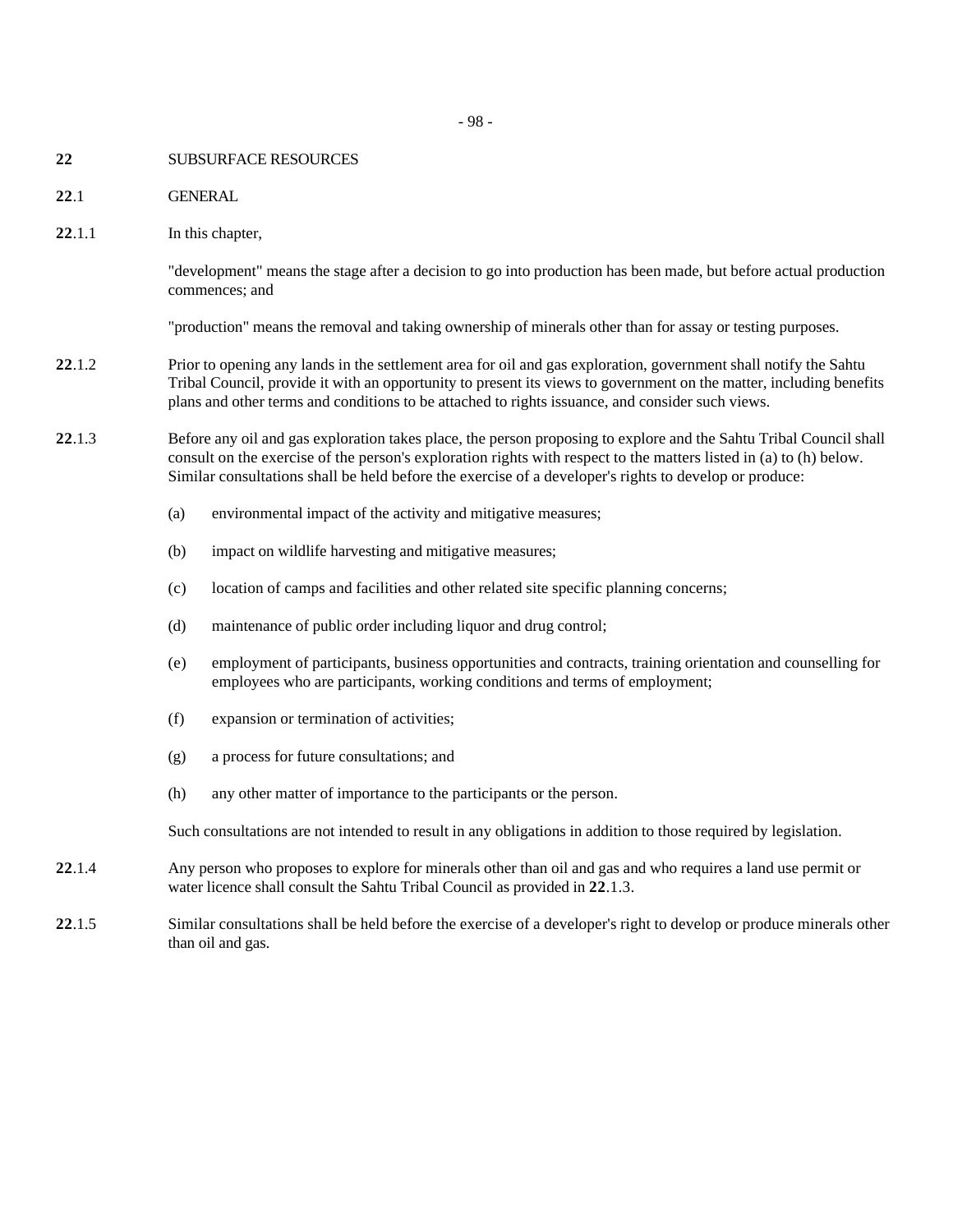# 22 SUBSURFACE RESOURCES

## 22.1 GENERAL

**22**.1.1 In this chapter,

"development" means the stage after a decision to go into production has been made, but before actual production commences; and

"production" means the removal and taking ownership of minerals other than for assay or testing purposes.

**22**.1.2 Prior to opening any lands in the settlement area for oil and gas exploration, government shall notify the Sahtu Tribal Council, provide it with an opportunity to present its views to government on the matter, including benefits plans and other terms and conditions to be attached to rights issuance, and consider such views.

**22**.1.3 Before any oil and gas exploration takes place, the person proposing to explore and the Sahtu Tribal Council shall consult on the exercise of the person's exploration rights with respect to the matters listed in (a) to (h) below. Similar consultations shall be held before the exercise of a developer's rights to develop or produce:

(a) environmental impact of the activity and mitigative measures;

(b) impact on wildlife harvesting and mitigative measures;

(c) location of camps and facilities and other related site specific planning concerns;

(d) maintenance of public order including liquor and drug control;

(e) employment of participants, business opportunities and contracts, training orientation and counselling for employees who are participants, working conditions and terms of employment;

(f) expansion or termination of activities;

(g) a process for future consultations; and

(h) any other matter of importance to the participants or the person.

Such consultations are not intended to result in any obligations in addition to those required by legislation.

**22**.1.4 Any person who proposes to explore for minerals other than oil and gas and who requires a land use permit or water licence shall consult the Sahtu Tribal Council as provided in **22**.1.3.

**22**.1.5 Similar consultations shall be held before the exercise of a developer's right to develop or produce minerals other than oil and gas.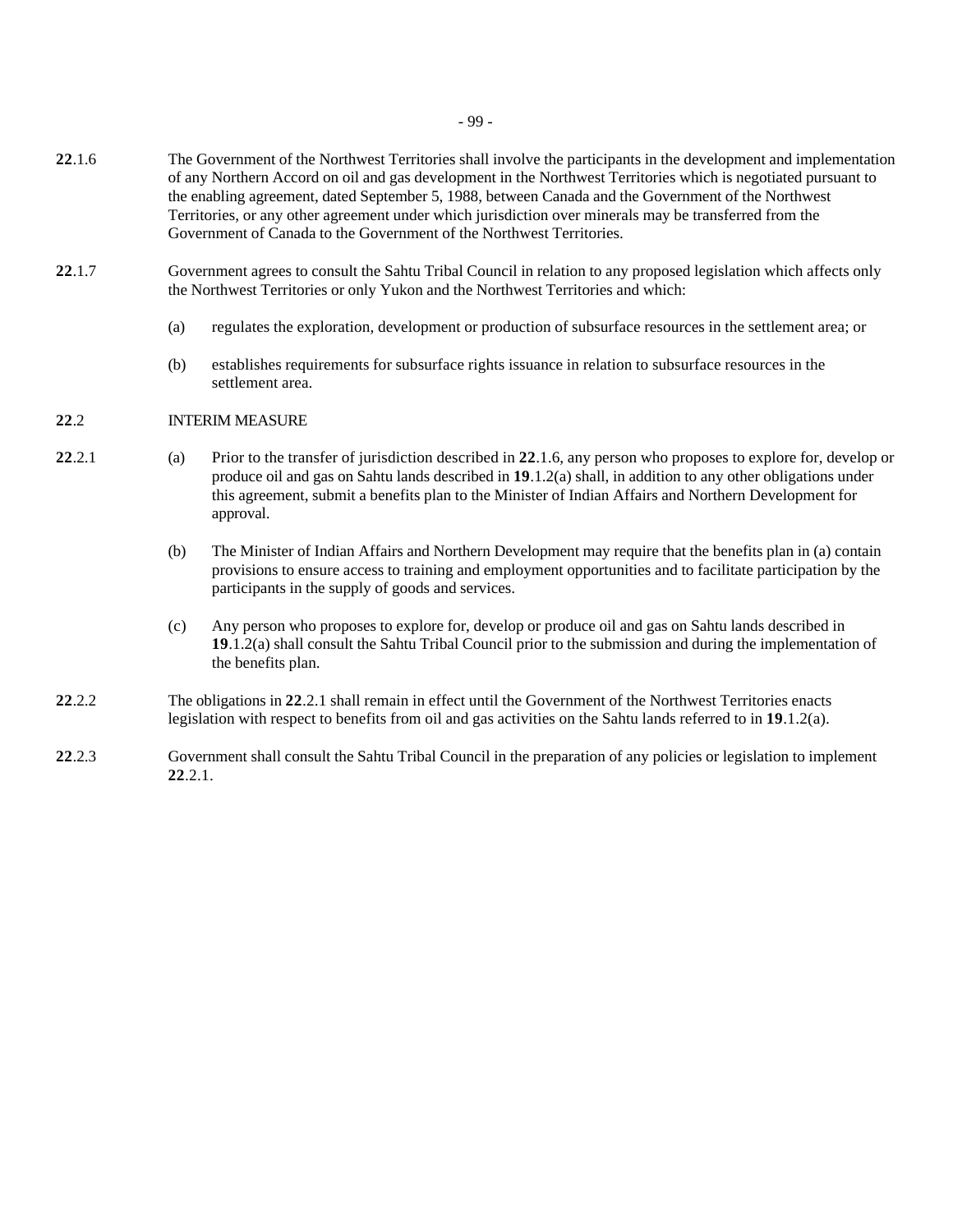**22**.1.6 The Government of the Northwest Territories shall involve the participants in the development and implementation of any Northern Accord on oil and gas development in the Northwest Territories which is negotiated pursuant to the enabling agreement, dated September 5, 1988, between Canada and the Government of the Northwest Territories, or any other agreement under which jurisdiction over minerals may be transferred from the Government of Canada to the Government of the Northwest Territories.

**22**.1.7 Government agrees to consult the Sahtu Tribal Council in relation to any proposed legislation which affects only the Northwest Territories or only Yukon and the Northwest Territories and which:

(a) regulates the exploration, development or production of subsurface resources in the settlement area; or

(b) establishes requirements for subsurface rights issuance in relation to subsurface resources in the settlement area.

**22**.2 INTERIM MEASURE

**22**.2.1 (a) Prior to the transfer of jurisdiction described in **22**.1.6, any person who proposes to explore for, develop or produce oil and gas on Sahtu lands described in **19**.1.2(a) shall, in addition to any other obligations under this agreement, submit a benefits plan to the Minister of Indian Affairs and Northern Development for approval.

(b) The Minister of Indian Affairs and Northern Development may require that the benefits plan in (a) contain provisions to ensure access to training and employment opportunities and to facilitate participation by the participants in the supply of goods and services.

(c) Any person who proposes to explore for, develop or produce oil and gas on Sahtu lands described in **19**.1.2(a) shall consult the Sahtu Tribal Council prior to the submission and during the implementation of the benefits plan.

**22**.2.2 The obligations in **22**.2.1 shall remain in effect until the Government of the Northwest Territories enacts legislation with respect to benefits from oil and gas activities on the Sahtu lands referred to in **19**.1.2(a).

**22**.2.3 Government shall consult the Sahtu Tribal Council in the preparation of any policies or legislation to implement **22**.2.1.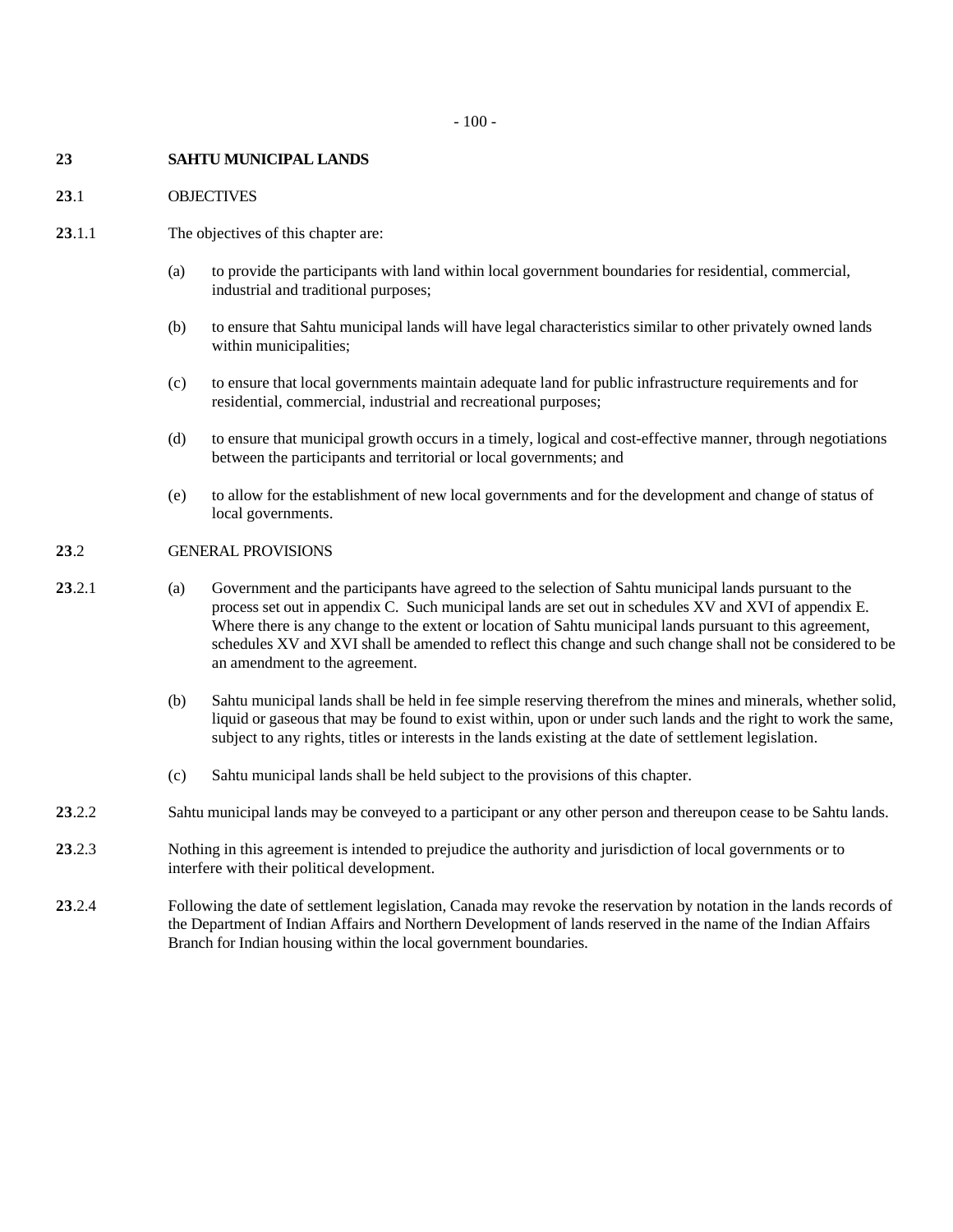# 23 SAHTU MUNICIPAL LANDS

## 23.1 OBJECTIVES

**23**.1.1 The objectives of this chapter are:

(a) to provide the participants with land within local government boundaries for residential, commercial, industrial and traditional purposes;

(b) to ensure that Sahtu municipal lands will have legal characteristics similar to other privately owned lands within municipalities;

(c) to ensure that local governments maintain adequate land for public infrastructure requirements and for residential, commercial, industrial and recreational purposes;

(d) to ensure that municipal growth occurs in a timely, logical and cost-effective manner, through negotiations between the participants and territorial or local governments; and

(e) to allow for the establishment of new local governments and for the development and change of status of local governments.

## 23.2 GENERAL PROVISIONS

**23**.2.1 (a) Government and the participants have agreed to the selection of Sahtu municipal lands pursuant to the process set out in appendix C. Such municipal lands are set out in schedules XV and XVI of appendix E. Where there is any change to the extent or location of Sahtu municipal lands pursuant to this agreement, schedules XV and XVI shall be amended to reflect this change and such change shall not be considered to be an amendment to the agreement.

(b) Sahtu municipal lands shall be held in fee simple reserving therefrom the mines and minerals, whether solid, liquid or gaseous that may be found to exist within, upon or under such lands and the right to work the same, subject to any rights, titles or interests in the lands existing at the date of settlement legislation.

(c) Sahtu municipal lands shall be held subject to the provisions of this chapter.

**23**.2.2 Sahtu municipal lands may be conveyed to a participant or any other person and thereupon cease to be Sahtu lands.

**23**.2.3 Nothing in this agreement is intended to prejudice the authority and jurisdiction of local governments or to interfere with their political development.

**23**.2.4 Following the date of settlement legislation, Canada may revoke the reservation by notation in the lands records of the Department of Indian Affairs and Northern Development of lands reserved in the name of the Indian Affairs Branch for Indian housing within the local government boundaries.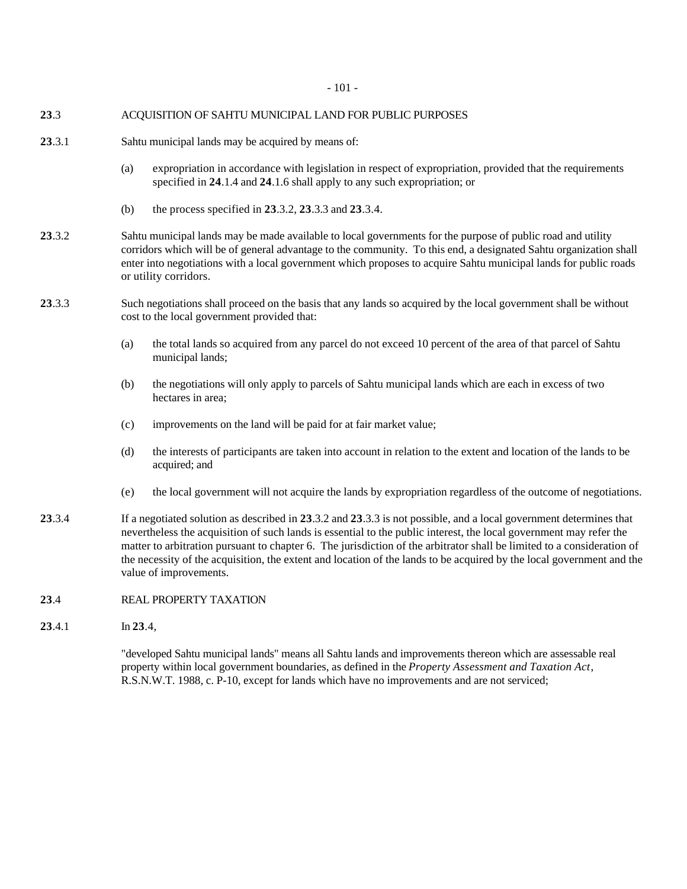**23**.3 ACQUISITION OF SAHTU MUNICIPAL LAND FOR PUBLIC PURPOSES

**23**.3.1 Sahtu municipal lands may be acquired by means of:

(a) expropriation in accordance with legislation in respect of expropriation, provided that the requirements specified in **24**.1.4 and **24**.1.6 shall apply to any such expropriation; or

(b) the process specified in **23**.3.2, **23**.3.3 and **23**.3.4.

**23**.3.2 Sahtu municipal lands may be made available to local governments for the purpose of public road and utility corridors which will be of general advantage to the community. To this end, a designated Sahtu organization shall enter into negotiations with a local government which proposes to acquire Sahtu municipal lands for public roads or utility corridors.

**23**.3.3 Such negotiations shall proceed on the basis that any lands so acquired by the local government shall be without cost to the local government provided that:

(a) the total lands so acquired from any parcel do not exceed 10 percent of the area of that parcel of Sahtu municipal lands;

(b) the negotiations will only apply to parcels of Sahtu municipal lands which are each in excess of two hectares in area;

(c) improvements on the land will be paid for at fair market value;

(d) the interests of participants are taken into account in relation to the extent and location of the lands to be acquired; and

(e) the local government will not acquire the lands by expropriation regardless of the outcome of negotiations.

**23**.3.4 If a negotiated solution as described in **23**.3.2 and **23**.3.3 is not possible, and a local government determines that nevertheless the acquisition of such lands is essential to the public interest, the local government may refer the matter to arbitration pursuant to chapter 6. The jurisdiction of the arbitrator shall be limited to a consideration of the necessity of the acquisition, the extent and location of the lands to be acquired by the local government and the value of improvements.

**23**.4 REAL PROPERTY TAXATION

**23**.4.1 In **23**.4,

"developed Sahtu municipal lands" means all Sahtu lands and improvements thereon which are assessable real property within local government boundaries, as defined in the *Property Assessment and Taxation Act*, R.S.N.W.T. 1988, c. P-10, except for lands which have no improvements and are not serviced;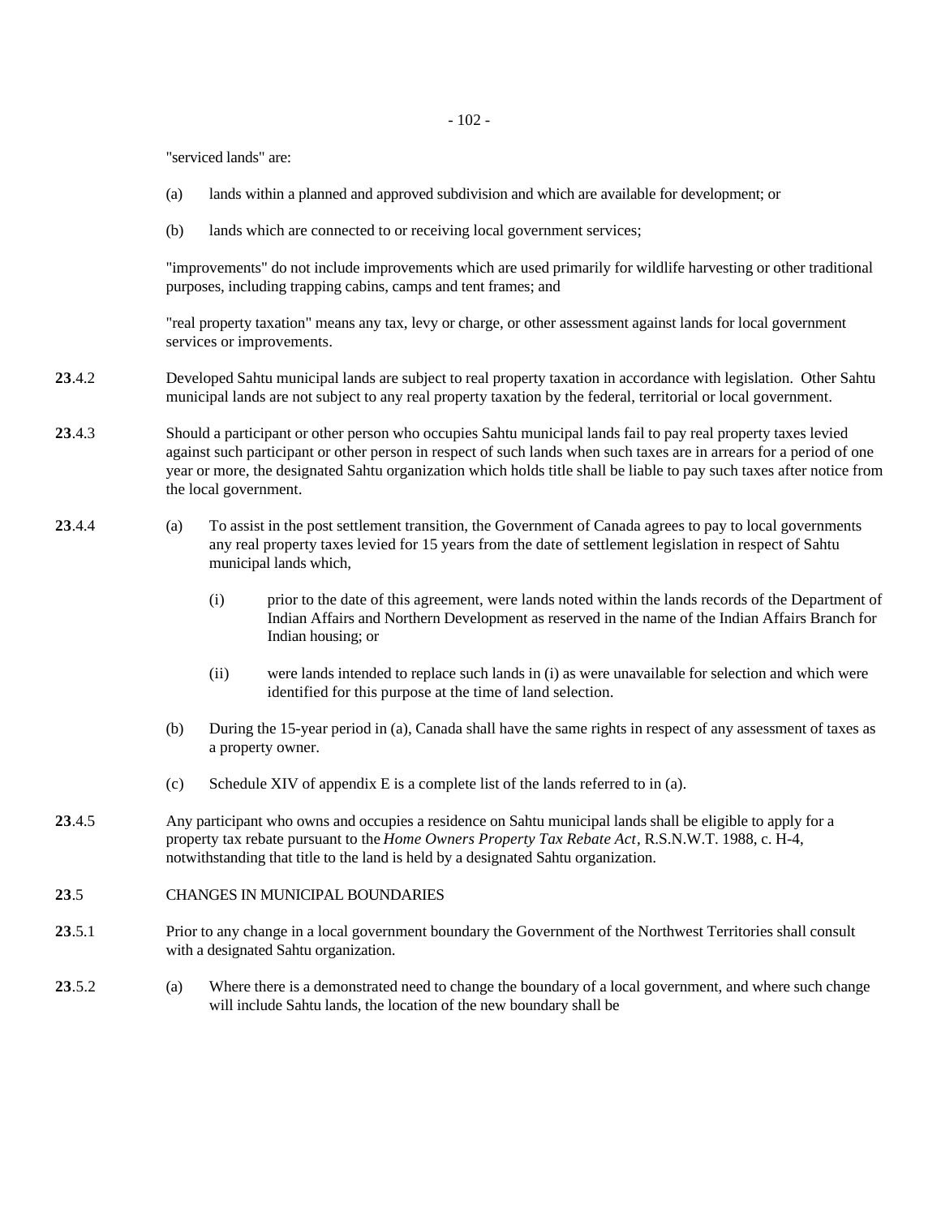"serviced lands" are:

(a) lands within a planned and approved subdivision and which are available for development; or

(b) lands which are connected to or receiving local government services;

"improvements" do not include improvements which are used primarily for wildlife harvesting or other traditional purposes, including trapping cabins, camps and tent frames; and

"real property taxation" means any tax, levy or charge, or other assessment against lands for local government services or improvements.

**23**.4.2 Developed Sahtu municipal lands are subject to real property taxation in accordance with legislation. Other Sahtu municipal lands are not subject to any real property taxation by the federal, territorial or local government.

**23**.4.3 Should a participant or other person who occupies Sahtu municipal lands fail to pay real property taxes levied against such participant or other person in respect of such lands when such taxes are in arrears for a period of one year or more, the designated Sahtu organization which holds title shall be liable to pay such taxes after notice from the local government.

**23**.4.4 (a) To assist in the post settlement transition, the Government of Canada agrees to pay to local governments any real property taxes levied for 15 years from the date of settlement legislation in respect of Sahtu municipal lands which,

(i) prior to the date of this agreement, were lands noted within the lands records of the Department of Indian Affairs and Northern Development as reserved in the name of the Indian Affairs Branch for Indian housing; or

(ii) were lands intended to replace such lands in (i) as were unavailable for selection and which were identified for this purpose at the time of land selection.

(b) During the 15-year period in (a), Canada shall have the same rights in respect of any assessment of taxes as a property owner.

(c) Schedule XIV of appendix E is a complete list of the lands referred to in (a).

**23**.4.5 Any participant who owns and occupies a residence on Sahtu municipal lands shall be eligible to apply for a property tax rebate pursuant to the *Home Owners Property Tax Rebate Act*, R.S.N.W.T. 1988, c. H-4, notwithstanding that title to the land is held by a designated Sahtu organization.

## **23**.5 CHANGES IN MUNICIPAL BOUNDARIES

**23**.5.1 Prior to any change in a local government boundary the Government of the Northwest Territories shall consult with a designated Sahtu organization.

**23**.5.2 (a) Where there is a demonstrated need to change the boundary of a local government, and where such change will include Sahtu lands, the location of the new boundary shall be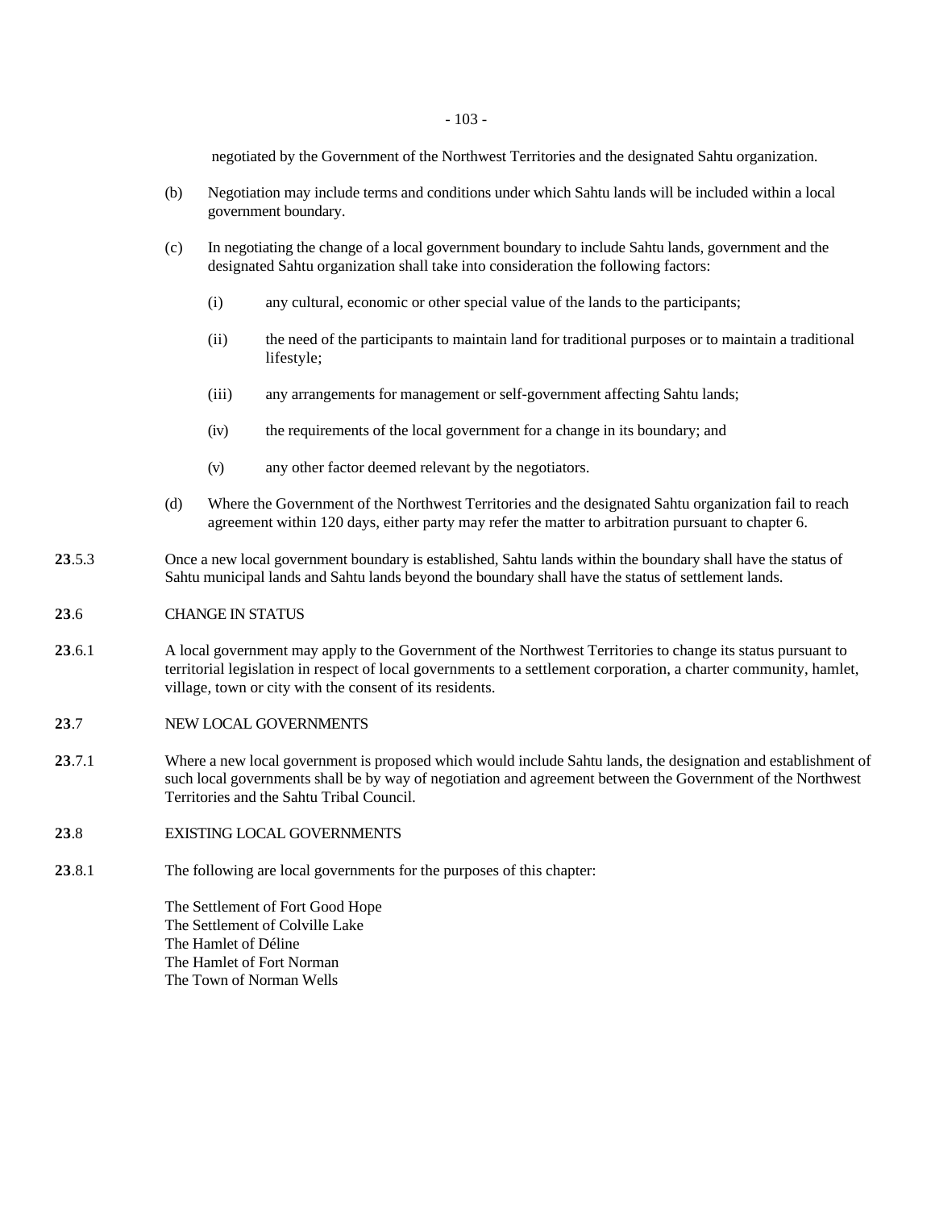negotiated by the Government of the Northwest Territories and the designated Sahtu organization.

(b) Negotiation may include terms and conditions under which Sahtu lands will be included within a local government boundary.

(c) In negotiating the change of a local government boundary to include Sahtu lands, government and the designated Sahtu organization shall take into consideration the following factors:

(i) any cultural, economic or other special value of the lands to the participants;

(ii) the need of the participants to maintain land for traditional purposes or to maintain a traditional lifestyle;

(iii) any arrangements for management or self-government affecting Sahtu lands;

(iv) the requirements of the local government for a change in its boundary; and

(v) any other factor deemed relevant by the negotiators.

(d) Where the Government of the Northwest Territories and the designated Sahtu organization fail to reach agreement within 120 days, either party may refer the matter to arbitration pursuant to chapter 6.

**23**.5.3 Once a new local government boundary is established, Sahtu lands within the boundary shall have the status of Sahtu municipal lands and Sahtu lands beyond the boundary shall have the status of settlement lands.

**23**.6 CHANGE IN STATUS

**23**.6.1 A local government may apply to the Government of the Northwest Territories to change its status pursuant to territorial legislation in respect of local governments to a settlement corporation, a charter community, hamlet, village, town or city with the consent of its residents.

**23**.7 NEW LOCAL GOVERNMENTS

**23**.7.1 Where a new local government is proposed which would include Sahtu lands, the designation and establishment of such local governments shall be by way of negotiation and agreement between the Government of the Northwest Territories and the Sahtu Tribal Council.

**23**.8 EXISTING LOCAL GOVERNMENTS

**23**.8.1 The following are local governments for the purposes of this chapter:

The Settlement of Fort Good Hope
The Settlement of Colville Lake
The Hamlet of Déline
The Hamlet of Fort Norman
The Town of Norman Wells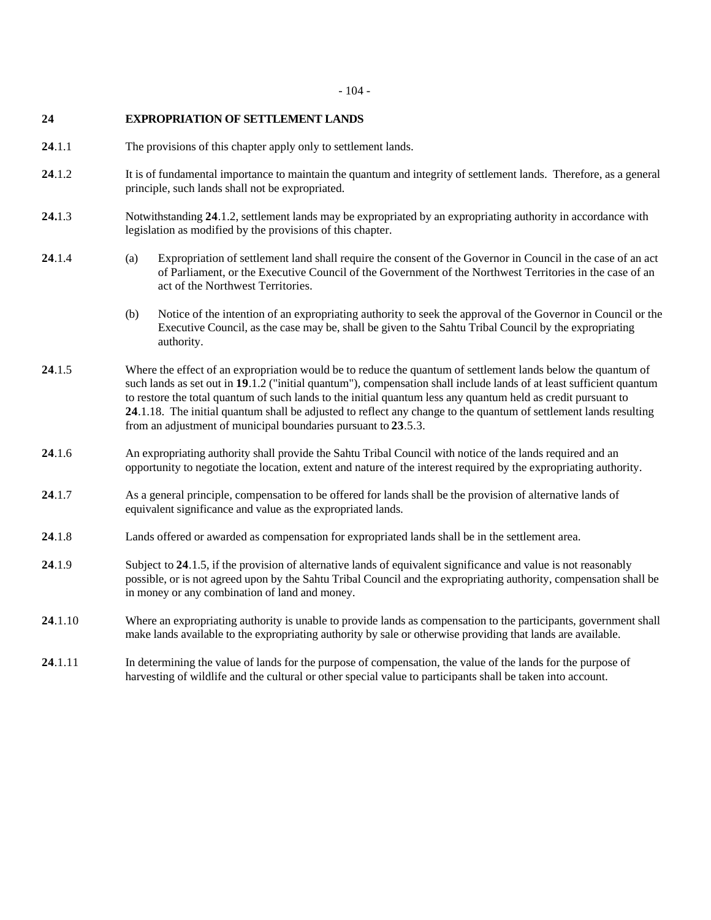## 24 EXPROPRIATION OF SETTLEMENT LANDS

**24**.1.1 The provisions of this chapter apply only to settlement lands.

**24**.1.2 It is of fundamental importance to maintain the quantum and integrity of settlement lands. Therefore, as a general principle, such lands shall not be expropriated.

**24.**1.3 Notwithstanding **24**.1.2, settlement lands may be expropriated by an expropriating authority in accordance with legislation as modified by the provisions of this chapter.

**24**.1.4 (a) Expropriation of settlement land shall require the consent of the Governor in Council in the case of an act of Parliament, or the Executive Council of the Government of the Northwest Territories in the case of an act of the Northwest Territories.

(b) Notice of the intention of an expropriating authority to seek the approval of the Governor in Council or the Executive Council, as the case may be, shall be given to the Sahtu Tribal Council by the expropriating authority.

**24**.1.5 Where the effect of an expropriation would be to reduce the quantum of settlement lands below the quantum of such lands as set out in **19**.1.2 ("initial quantum"), compensation shall include lands of at least sufficient quantum to restore the total quantum of such lands to the initial quantum less any quantum held as credit pursuant to **24**.1.18. The initial quantum shall be adjusted to reflect any change to the quantum of settlement lands resulting from an adjustment of municipal boundaries pursuant to **23**.5.3.

**24**.1.6 An expropriating authority shall provide the Sahtu Tribal Council with notice of the lands required and an opportunity to negotiate the location, extent and nature of the interest required by the expropriating authority.

**24**.1.7 As a general principle, compensation to be offered for lands shall be the provision of alternative lands of equivalent significance and value as the expropriated lands.

**24**.1.8 Lands offered or awarded as compensation for expropriated lands shall be in the settlement area.

**24**.1.9 Subject to **24**.1.5, if the provision of alternative lands of equivalent significance and value is not reasonably possible, or is not agreed upon by the Sahtu Tribal Council and the expropriating authority, compensation shall be in money or any combination of land and money.

**24**.1.10 Where an expropriating authority is unable to provide lands as compensation to the participants, government shall make lands available to the expropriating authority by sale or otherwise providing that lands are available.

**24**.1.11 In determining the value of lands for the purpose of compensation, the value of the lands for the purpose of harvesting of wildlife and the cultural or other special value to participants shall be taken into account.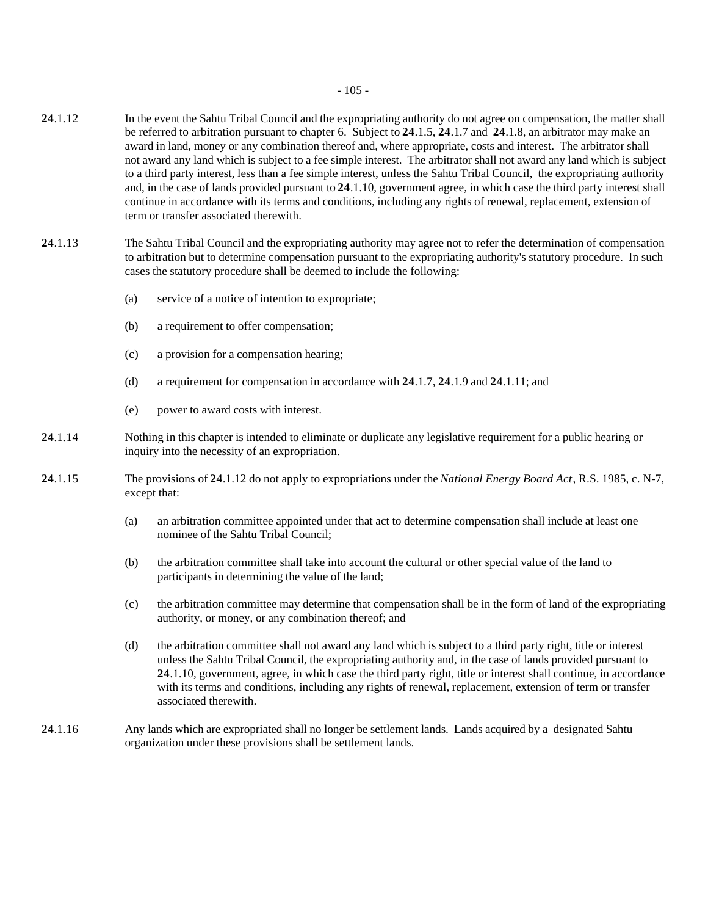**24**.1.12 In the event the Sahtu Tribal Council and the expropriating authority do not agree on compensation, the matter shall be referred to arbitration pursuant to chapter 6. Subject to **24**.1.5, **24**.1.7 and **24**.1.8, an arbitrator may make an award in land, money or any combination thereof and, where appropriate, costs and interest. The arbitrator shall not award any land which is subject to a fee simple interest. The arbitrator shall not award any land which is subject to a third party interest, less than a fee simple interest, unless the Sahtu Tribal Council, the expropriating authority and, in the case of lands provided pursuant to **24**.1.10, government agree, in which case the third party interest shall continue in accordance with its terms and conditions, including any rights of renewal, replacement, extension of term or transfer associated therewith.

**24**.1.13 The Sahtu Tribal Council and the expropriating authority may agree not to refer the determination of compensation to arbitration but to determine compensation pursuant to the expropriating authority's statutory procedure. In such cases the statutory procedure shall be deemed to include the following:

(a) service of a notice of intention to expropriate;

(b) a requirement to offer compensation;

(c) a provision for a compensation hearing;

(d) a requirement for compensation in accordance with **24**.1.7, **24**.1.9 and **24**.1.11; and

(e) power to award costs with interest.

**24**.1.14 Nothing in this chapter is intended to eliminate or duplicate any legislative requirement for a public hearing or inquiry into the necessity of an expropriation.

**24**.1.15 The provisions of **24**.1.12 do not apply to expropriations under the *National Energy Board Act*, R.S. 1985, c. N-7, except that:

(a) an arbitration committee appointed under that act to determine compensation shall include at least one nominee of the Sahtu Tribal Council;

(b) the arbitration committee shall take into account the cultural or other special value of the land to participants in determining the value of the land;

(c) the arbitration committee may determine that compensation shall be in the form of land of the expropriating authority, or money, or any combination thereof; and

(d) the arbitration committee shall not award any land which is subject to a third party right, title or interest unless the Sahtu Tribal Council, the expropriating authority and, in the case of lands provided pursuant to **24**.1.10, government, agree, in which case the third party right, title or interest shall continue, in accordance with its terms and conditions, including any rights of renewal, replacement, extension of term or transfer associated therewith.

**24**.1.16 Any lands which are expropriated shall no longer be settlement lands. Lands acquired by a designated Sahtu organization under these provisions shall be settlement lands.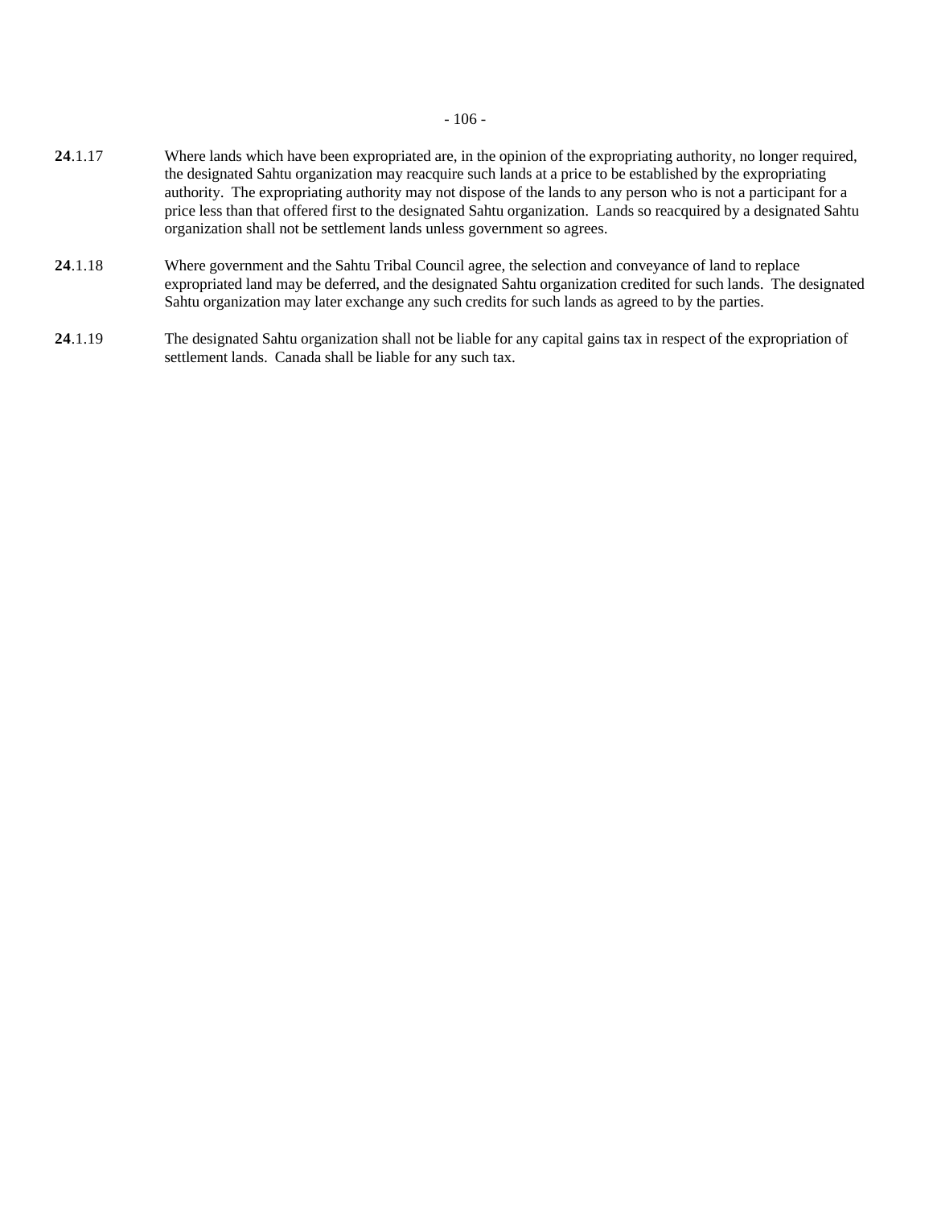**24**.1.17 Where lands which have been expropriated are, in the opinion of the expropriating authority, no longer required, the designated Sahtu organization may reacquire such lands at a price to be established by the expropriating authority. The expropriating authority may not dispose of the lands to any person who is not a participant for a price less than that offered first to the designated Sahtu organization. Lands so reacquired by a designated Sahtu organization shall not be settlement lands unless government so agrees.

**24**.1.18 Where government and the Sahtu Tribal Council agree, the selection and conveyance of land to replace expropriated land may be deferred, and the designated Sahtu organization credited for such lands. The designated Sahtu organization may later exchange any such credits for such lands as agreed to by the parties.

**24**.1.19 The designated Sahtu organization shall not be liable for any capital gains tax in respect of the expropriation of settlement lands. Canada shall be liable for any such tax.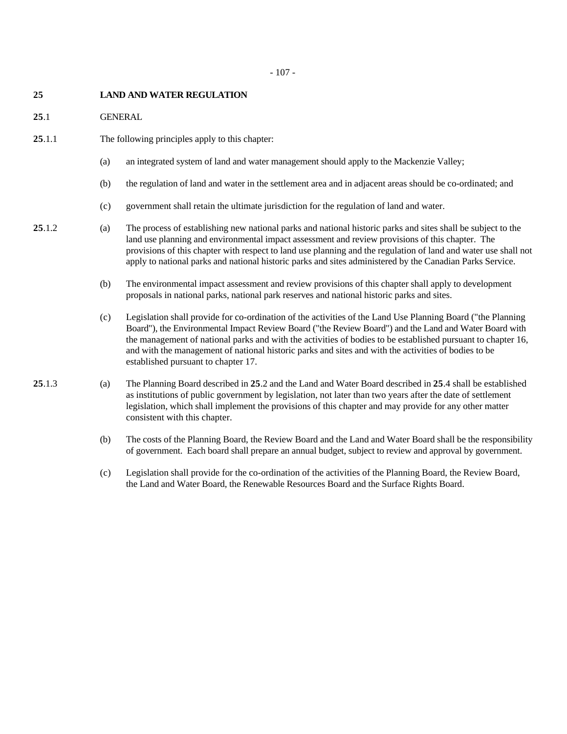## 25 LAND AND WATER REGULATION

### 25.1 GENERAL

**25**.1.1 The following principles apply to this chapter:

(a) an integrated system of land and water management should apply to the Mackenzie Valley;

(b) the regulation of land and water in the settlement area and in adjacent areas should be co-ordinated; and

(c) government shall retain the ultimate jurisdiction for the regulation of land and water.

**25**.1.2 (a) The process of establishing new national parks and national historic parks and sites shall be subject to the land use planning and environmental impact assessment and review provisions of this chapter. The provisions of this chapter with respect to land use planning and the regulation of land and water use shall not apply to national parks and national historic parks and sites administered by the Canadian Parks Service.

(b) The environmental impact assessment and review provisions of this chapter shall apply to development proposals in national parks, national park reserves and national historic parks and sites.

(c) Legislation shall provide for co-ordination of the activities of the Land Use Planning Board ("the Planning Board"), the Environmental Impact Review Board ("the Review Board") and the Land and Water Board with the management of national parks and with the activities of bodies to be established pursuant to chapter 16, and with the management of national historic parks and sites and with the activities of bodies to be established pursuant to chapter 17.

**25**.1.3 (a) The Planning Board described in **25**.2 and the Land and Water Board described in **25**.4 shall be established as institutions of public government by legislation, not later than two years after the date of settlement legislation, which shall implement the provisions of this chapter and may provide for any other matter consistent with this chapter.

(b) The costs of the Planning Board, the Review Board and the Land and Water Board shall be the responsibility of government. Each board shall prepare an annual budget, subject to review and approval by government.

(c) Legislation shall provide for the co-ordination of the activities of the Planning Board, the Review Board, the Land and Water Board, the Renewable Resources Board and the Surface Rights Board.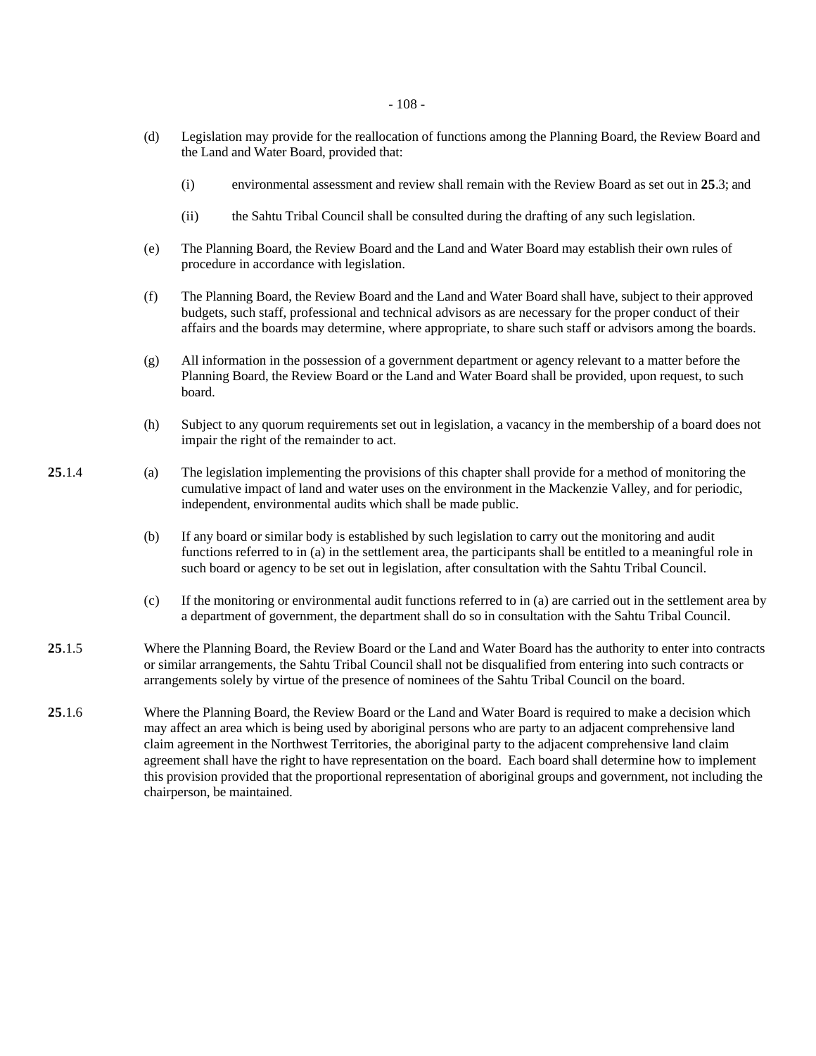(d) Legislation may provide for the reallocation of functions among the Planning Board, the Review Board and the Land and Water Board, provided that:

(i) environmental assessment and review shall remain with the Review Board as set out in **25**.3; and

(ii) the Sahtu Tribal Council shall be consulted during the drafting of any such legislation.

(e) The Planning Board, the Review Board and the Land and Water Board may establish their own rules of procedure in accordance with legislation.

(f) The Planning Board, the Review Board and the Land and Water Board shall have, subject to their approved budgets, such staff, professional and technical advisors as are necessary for the proper conduct of their affairs and the boards may determine, where appropriate, to share such staff or advisors among the boards.

(g) All information in the possession of a government department or agency relevant to a matter before the Planning Board, the Review Board or the Land and Water Board shall be provided, upon request, to such board.

(h) Subject to any quorum requirements set out in legislation, a vacancy in the membership of a board does not impair the right of the remainder to act.

**25**.1.4 (a) The legislation implementing the provisions of this chapter shall provide for a method of monitoring the cumulative impact of land and water uses on the environment in the Mackenzie Valley, and for periodic, independent, environmental audits which shall be made public.

(b) If any board or similar body is established by such legislation to carry out the monitoring and audit functions referred to in (a) in the settlement area, the participants shall be entitled to a meaningful role in such board or agency to be set out in legislation, after consultation with the Sahtu Tribal Council.

(c) If the monitoring or environmental audit functions referred to in (a) are carried out in the settlement area by a department of government, the department shall do so in consultation with the Sahtu Tribal Council.

**25**.1.5 Where the Planning Board, the Review Board or the Land and Water Board has the authority to enter into contracts or similar arrangements, the Sahtu Tribal Council shall not be disqualified from entering into such contracts or arrangements solely by virtue of the presence of nominees of the Sahtu Tribal Council on the board.

**25**.1.6 Where the Planning Board, the Review Board or the Land and Water Board is required to make a decision which may affect an area which is being used by aboriginal persons who are party to an adjacent comprehensive land claim agreement in the Northwest Territories, the aboriginal party to the adjacent comprehensive land claim agreement shall have the right to have representation on the board. Each board shall determine how to implement this provision provided that the proportional representation of aboriginal groups and government, not including the chairperson, be maintained.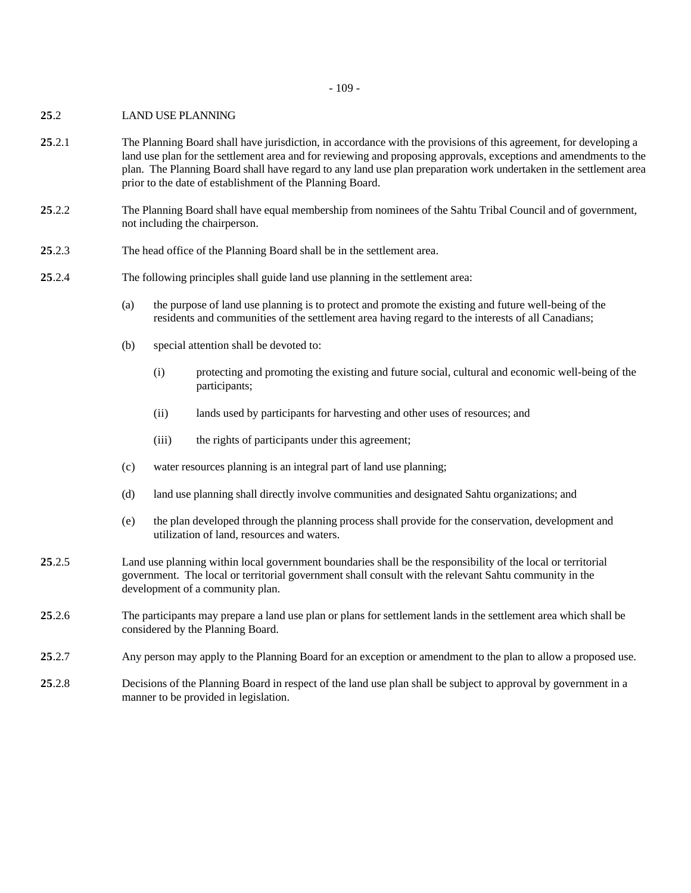**25**.2 LAND USE PLANNING

**25**.2.1 The Planning Board shall have jurisdiction, in accordance with the provisions of this agreement, for developing a land use plan for the settlement area and for reviewing and proposing approvals, exceptions and amendments to the plan. The Planning Board shall have regard to any land use plan preparation work undertaken in the settlement area prior to the date of establishment of the Planning Board.

**25**.2.2 The Planning Board shall have equal membership from nominees of the Sahtu Tribal Council and of government, not including the chairperson.

**25**.2.3 The head office of the Planning Board shall be in the settlement area.

**25**.2.4 The following principles shall guide land use planning in the settlement area:

(a) the purpose of land use planning is to protect and promote the existing and future well-being of the residents and communities of the settlement area having regard to the interests of all Canadians;

(b) special attention shall be devoted to:

(i) protecting and promoting the existing and future social, cultural and economic well-being of the participants;

(ii) lands used by participants for harvesting and other uses of resources; and

(iii) the rights of participants under this agreement;

(c) water resources planning is an integral part of land use planning;

(d) land use planning shall directly involve communities and designated Sahtu organizations; and

(e) the plan developed through the planning process shall provide for the conservation, development and utilization of land, resources and waters.

**25**.2.5 Land use planning within local government boundaries shall be the responsibility of the local or territorial government. The local or territorial government shall consult with the relevant Sahtu community in the development of a community plan.

**25**.2.6 The participants may prepare a land use plan or plans for settlement lands in the settlement area which shall be considered by the Planning Board.

**25**.2.7 Any person may apply to the Planning Board for an exception or amendment to the plan to allow a proposed use.

**25**.2.8 Decisions of the Planning Board in respect of the land use plan shall be subject to approval by government in a manner to be provided in legislation.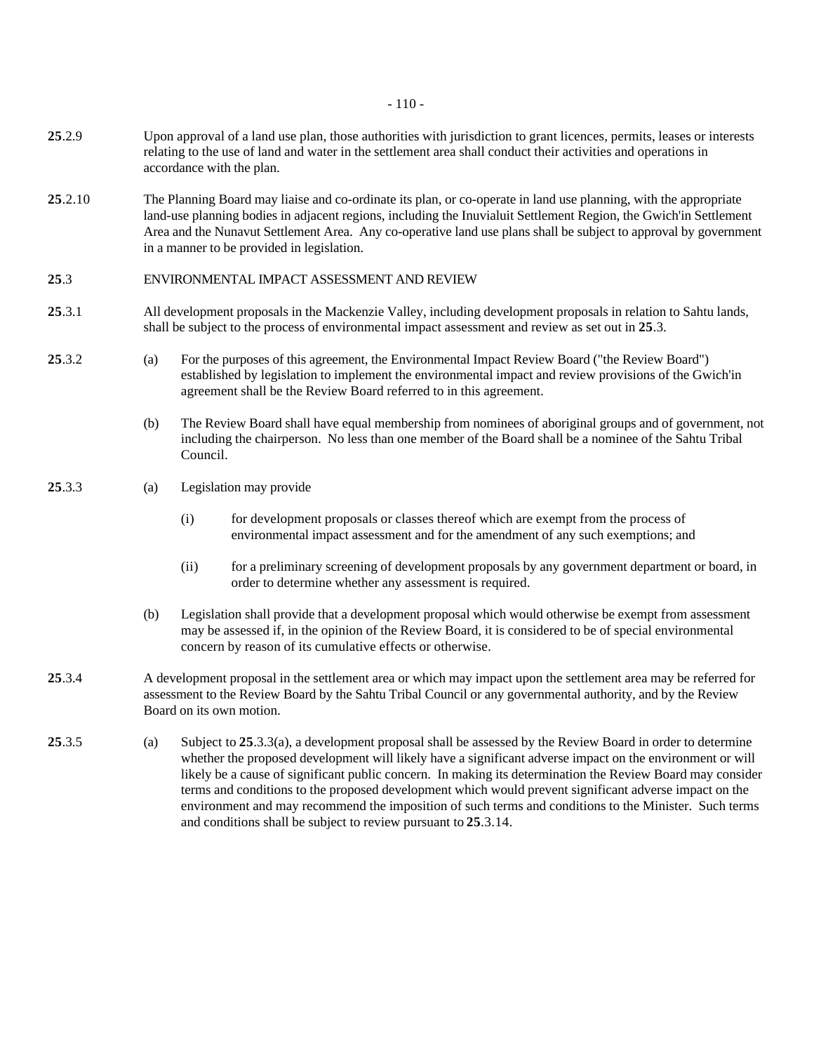**25**.2.9 Upon approval of a land use plan, those authorities with jurisdiction to grant licences, permits, leases or interests relating to the use of land and water in the settlement area shall conduct their activities and operations in accordance with the plan.

**25**.2.10 The Planning Board may liaise and co-ordinate its plan, or co-operate in land use planning, with the appropriate land-use planning bodies in adjacent regions, including the Inuvialuit Settlement Region, the Gwich'in Settlement Area and the Nunavut Settlement Area. Any co-operative land use plans shall be subject to approval by government in a manner to be provided in legislation.

**25**.3 ENVIRONMENTAL IMPACT ASSESSMENT AND REVIEW

**25**.3.1 All development proposals in the Mackenzie Valley, including development proposals in relation to Sahtu lands, shall be subject to the process of environmental impact assessment and review as set out in **25**.3.

**25**.3.2 (a) For the purposes of this agreement, the Environmental Impact Review Board ("the Review Board") established by legislation to implement the environmental impact and review provisions of the Gwich'in agreement shall be the Review Board referred to in this agreement.

(b) The Review Board shall have equal membership from nominees of aboriginal groups and of government, not including the chairperson. No less than one member of the Board shall be a nominee of the Sahtu Tribal Council.

**25**.3.3 (a) Legislation may provide

(i) for development proposals or classes thereof which are exempt from the process of environmental impact assessment and for the amendment of any such exemptions; and

(ii) for a preliminary screening of development proposals by any government department or board, in order to determine whether any assessment is required.

(b) Legislation shall provide that a development proposal which would otherwise be exempt from assessment may be assessed if, in the opinion of the Review Board, it is considered to be of special environmental concern by reason of its cumulative effects or otherwise.

**25**.3.4 A development proposal in the settlement area or which may impact upon the settlement area may be referred for assessment to the Review Board by the Sahtu Tribal Council or any governmental authority, and by the Review Board on its own motion.

**25**.3.5 (a) Subject to **25**.3.3(a), a development proposal shall be assessed by the Review Board in order to determine whether the proposed development will likely have a significant adverse impact on the environment or will likely be a cause of significant public concern. In making its determination the Review Board may consider terms and conditions to the proposed development which would prevent significant adverse impact on the environment and may recommend the imposition of such terms and conditions to the Minister. Such terms and conditions shall be subject to review pursuant to **25**.3.14.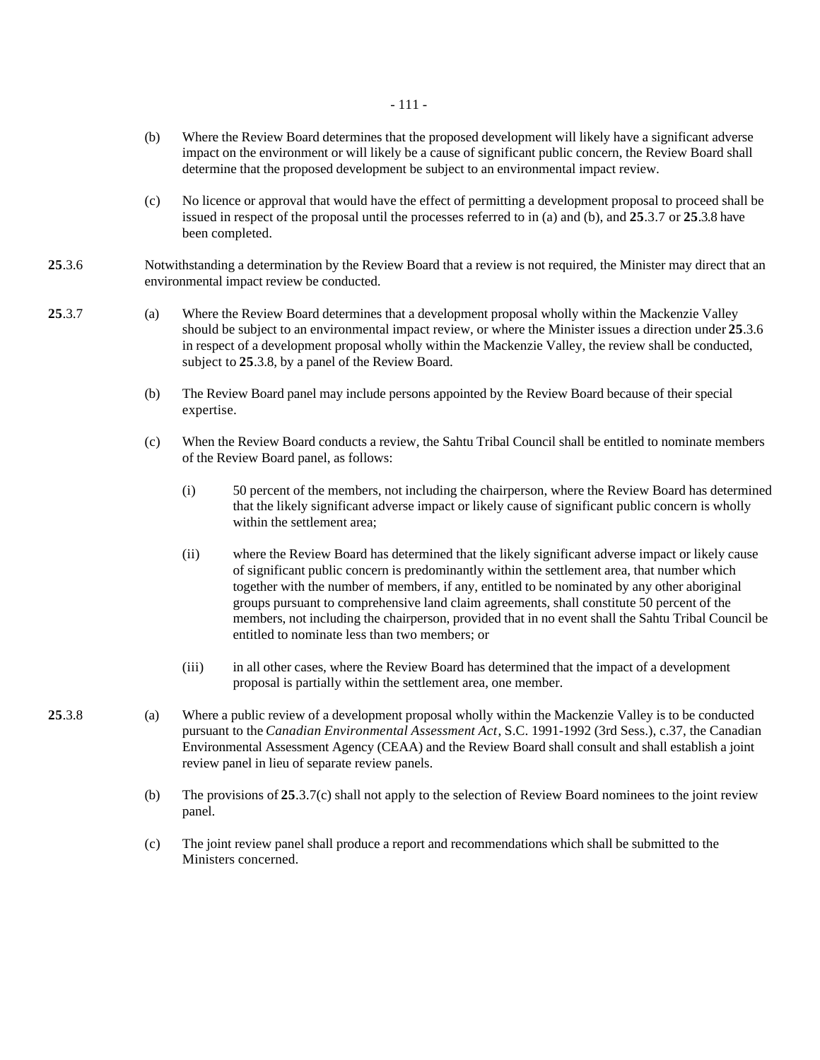(b) Where the Review Board determines that the proposed development will likely have a significant adverse impact on the environment or will likely be a cause of significant public concern, the Review Board shall determine that the proposed development be subject to an environmental impact review.

(c) No licence or approval that would have the effect of permitting a development proposal to proceed shall be issued in respect of the proposal until the processes referred to in (a) and (b), and **25**.3.7 or **25**.3.8 have been completed.

**25**.3.6 Notwithstanding a determination by the Review Board that a review is not required, the Minister may direct that an environmental impact review be conducted.

**25**.3.7 (a) Where the Review Board determines that a development proposal wholly within the Mackenzie Valley should be subject to an environmental impact review, or where the Minister issues a direction under **25**.3.6 in respect of a development proposal wholly within the Mackenzie Valley, the review shall be conducted, subject to **25**.3.8, by a panel of the Review Board.

(b) The Review Board panel may include persons appointed by the Review Board because of their special expertise.

(c) When the Review Board conducts a review, the Sahtu Tribal Council shall be entitled to nominate members of the Review Board panel, as follows:

(i) 50 percent of the members, not including the chairperson, where the Review Board has determined that the likely significant adverse impact or likely cause of significant public concern is wholly within the settlement area;

(ii) where the Review Board has determined that the likely significant adverse impact or likely cause of significant public concern is predominantly within the settlement area, that number which together with the number of members, if any, entitled to be nominated by any other aboriginal groups pursuant to comprehensive land claim agreements, shall constitute 50 percent of the members, not including the chairperson, provided that in no event shall the Sahtu Tribal Council be entitled to nominate less than two members; or

(iii) in all other cases, where the Review Board has determined that the impact of a development proposal is partially within the settlement area, one member.

**25**.3.8 (a) Where a public review of a development proposal wholly within the Mackenzie Valley is to be conducted pursuant to the *Canadian Environmental Assessment Act*, S.C. 1991-1992 (3rd Sess.), c.37, the Canadian Environmental Assessment Agency (CEAA) and the Review Board shall consult and shall establish a joint review panel in lieu of separate review panels.

(b) The provisions of **25**.3.7(c) shall not apply to the selection of Review Board nominees to the joint review panel.

(c) The joint review panel shall produce a report and recommendations which shall be submitted to the Ministers concerned.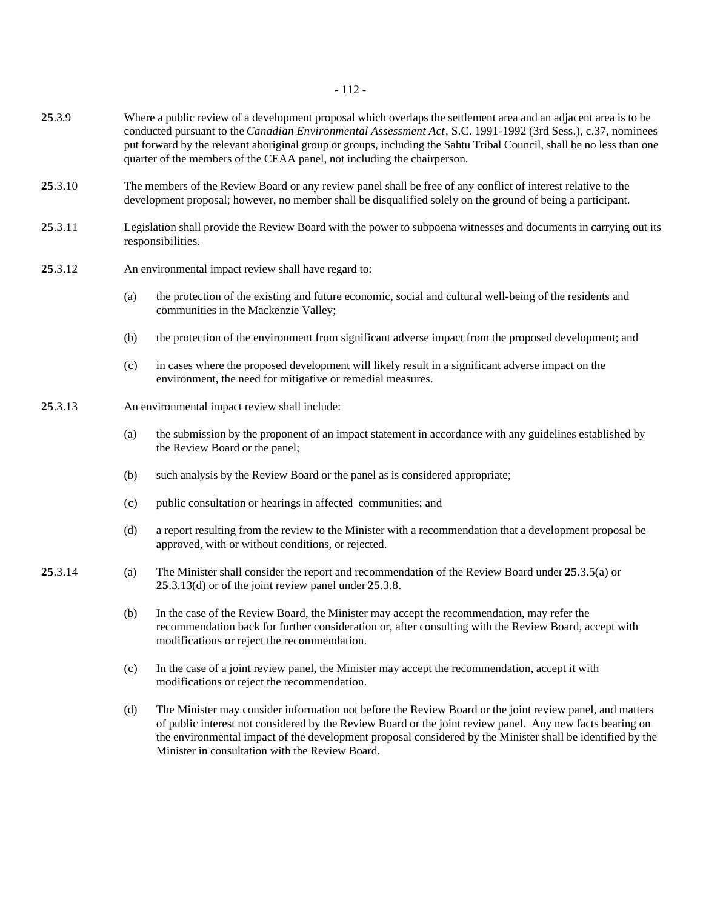**25**.3.9 Where a public review of a development proposal which overlaps the settlement area and an adjacent area is to be conducted pursuant to the *Canadian Environmental Assessment Act*, S.C. 1991-1992 (3rd Sess.), c.37, nominees put forward by the relevant aboriginal group or groups, including the Sahtu Tribal Council, shall be no less than one quarter of the members of the CEAA panel, not including the chairperson.

**25**.3.10 The members of the Review Board or any review panel shall be free of any conflict of interest relative to the development proposal; however, no member shall be disqualified solely on the ground of being a participant.

**25**.3.11 Legislation shall provide the Review Board with the power to subpoena witnesses and documents in carrying out its responsibilities.

**25**.3.12 An environmental impact review shall have regard to:

(a) the protection of the existing and future economic, social and cultural well-being of the residents and communities in the Mackenzie Valley;

(b) the protection of the environment from significant adverse impact from the proposed development; and

(c) in cases where the proposed development will likely result in a significant adverse impact on the environment, the need for mitigative or remedial measures.

**25**.3.13 An environmental impact review shall include:

(a) the submission by the proponent of an impact statement in accordance with any guidelines established by the Review Board or the panel;

(b) such analysis by the Review Board or the panel as is considered appropriate;

(c) public consultation or hearings in affected communities; and

(d) a report resulting from the review to the Minister with a recommendation that a development proposal be approved, with or without conditions, or rejected.

**25**.3.14 (a) The Minister shall consider the report and recommendation of the Review Board under **25**.3.5(a) or **25**.3.13(d) or of the joint review panel under **25**.3.8.

(b) In the case of the Review Board, the Minister may accept the recommendation, may refer the recommendation back for further consideration or, after consulting with the Review Board, accept with modifications or reject the recommendation.

(c) In the case of a joint review panel, the Minister may accept the recommendation, accept it with modifications or reject the recommendation.

(d) The Minister may consider information not before the Review Board or the joint review panel, and matters of public interest not considered by the Review Board or the joint review panel. Any new facts bearing on the environmental impact of the development proposal considered by the Minister shall be identified by the Minister in consultation with the Review Board.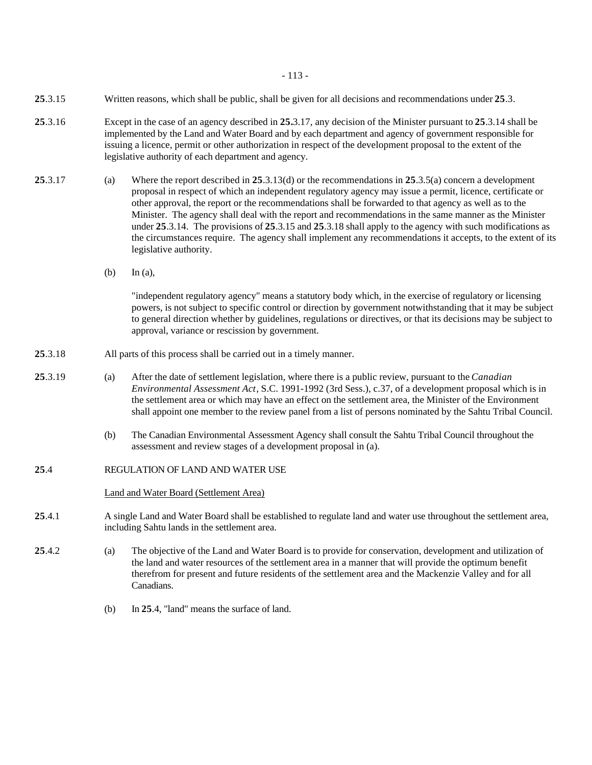**25**.3.15 Written reasons, which shall be public, shall be given for all decisions and recommendations under **25**.3.

**25**.3.16 Except in the case of an agency described in **25.**3.17, any decision of the Minister pursuant to **25**.3.14 shall be implemented by the Land and Water Board and by each department and agency of government responsible for issuing a licence, permit or other authorization in respect of the development proposal to the extent of the legislative authority of each department and agency.

**25**.3.17 (a) Where the report described in **25**.3.13(d) or the recommendations in **25**.3.5(a) concern a development proposal in respect of which an independent regulatory agency may issue a permit, licence, certificate or other approval, the report or the recommendations shall be forwarded to that agency as well as to the Minister. The agency shall deal with the report and recommendations in the same manner as the Minister under **25**.3.14. The provisions of **25**.3.15 and **25**.3.18 shall apply to the agency with such modifications as the circumstances require. The agency shall implement any recommendations it accepts, to the extent of its legislative authority.

(b) In (a),

"independent regulatory agency" means a statutory body which, in the exercise of regulatory or licensing powers, is not subject to specific control or direction by government notwithstanding that it may be subject to general direction whether by guidelines, regulations or directives, or that its decisions may be subject to approval, variance or rescission by government.

**25**.3.18 All parts of this process shall be carried out in a timely manner.

**25**.3.19 (a) After the date of settlement legislation, where there is a public review, pursuant to the *Canadian Environmental Assessment Act*, S.C. 1991-1992 (3rd Sess.), c.37, of a development proposal which is in the settlement area or which may have an effect on the settlement area, the Minister of the Environment shall appoint one member to the review panel from a list of persons nominated by the Sahtu Tribal Council.

(b) The Canadian Environmental Assessment Agency shall consult the Sahtu Tribal Council throughout the assessment and review stages of a development proposal in (a).

## **25**.4 REGULATION OF LAND AND WATER USE

Land and Water Board (Settlement Area)

**25**.4.1 A single Land and Water Board shall be established to regulate land and water use throughout the settlement area, including Sahtu lands in the settlement area.

**25**.4.2 (a) The objective of the Land and Water Board is to provide for conservation, development and utilization of the land and water resources of the settlement area in a manner that will provide the optimum benefit therefrom for present and future residents of the settlement area and the Mackenzie Valley and for all Canadians.

(b) In **25**.4, "land" means the surface of land.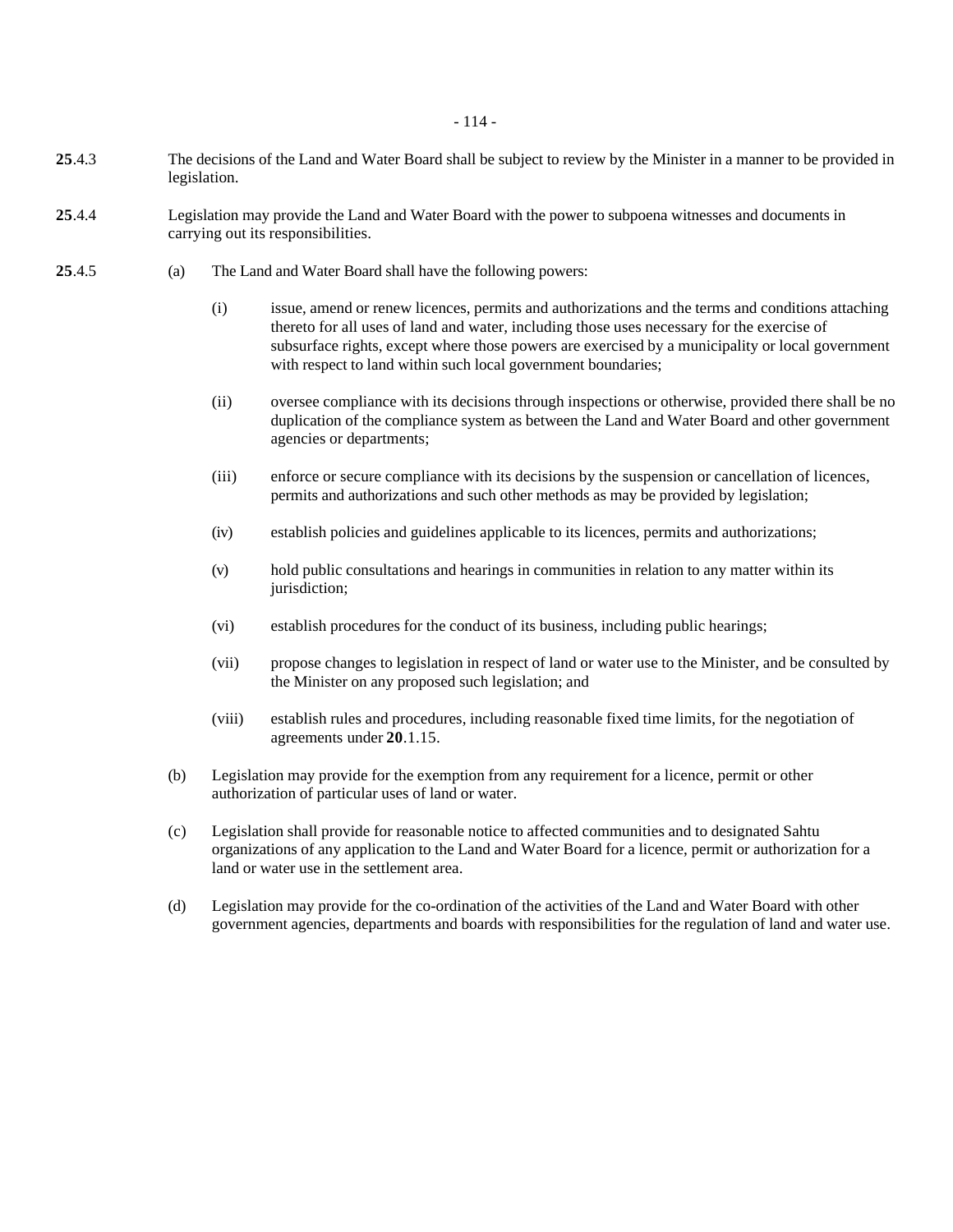**25**.4.3 The decisions of the Land and Water Board shall be subject to review by the Minister in a manner to be provided in legislation.

**25**.4.4 Legislation may provide the Land and Water Board with the power to subpoena witnesses and documents in carrying out its responsibilities.

**25**.4.5 (a) The Land and Water Board shall have the following powers:

(i) issue, amend or renew licences, permits and authorizations and the terms and conditions attaching thereto for all uses of land and water, including those uses necessary for the exercise of subsurface rights, except where those powers are exercised by a municipality or local government with respect to land within such local government boundaries;

(ii) oversee compliance with its decisions through inspections or otherwise, provided there shall be no duplication of the compliance system as between the Land and Water Board and other government agencies or departments;

(iii) enforce or secure compliance with its decisions by the suspension or cancellation of licences, permits and authorizations and such other methods as may be provided by legislation;

(iv) establish policies and guidelines applicable to its licences, permits and authorizations;

(v) hold public consultations and hearings in communities in relation to any matter within its jurisdiction;

(vi) establish procedures for the conduct of its business, including public hearings;

(vii) propose changes to legislation in respect of land or water use to the Minister, and be consulted by the Minister on any proposed such legislation; and

(viii) establish rules and procedures, including reasonable fixed time limits, for the negotiation of agreements under **20**.1.15.

(b) Legislation may provide for the exemption from any requirement for a licence, permit or other authorization of particular uses of land or water.

(c) Legislation shall provide for reasonable notice to affected communities and to designated Sahtu organizations of any application to the Land and Water Board for a licence, permit or authorization for a land or water use in the settlement area.

(d) Legislation may provide for the co-ordination of the activities of the Land and Water Board with other government agencies, departments and boards with responsibilities for the regulation of land and water use.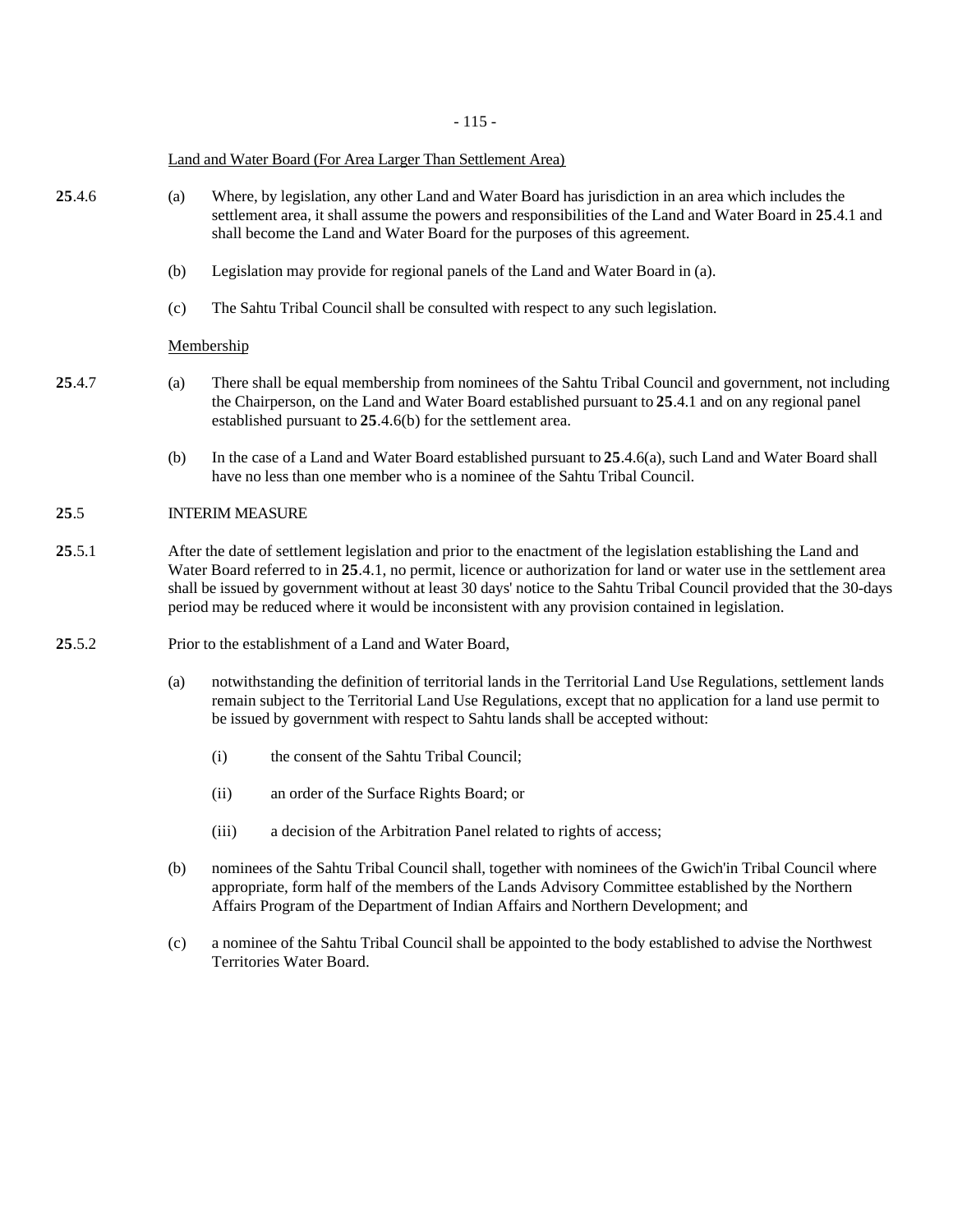Land and Water Board (For Area Larger Than Settlement Area)

**25**.4.6 (a) Where, by legislation, any other Land and Water Board has jurisdiction in an area which includes the settlement area, it shall assume the powers and responsibilities of the Land and Water Board in **25**.4.1 and shall become the Land and Water Board for the purposes of this agreement.

(b) Legislation may provide for regional panels of the Land and Water Board in (a).

(c) The Sahtu Tribal Council shall be consulted with respect to any such legislation.

Membership

**25**.4.7 (a) There shall be equal membership from nominees of the Sahtu Tribal Council and government, not including the Chairperson, on the Land and Water Board established pursuant to **25**.4.1 and on any regional panel established pursuant to **25**.4.6(b) for the settlement area.

(b) In the case of a Land and Water Board established pursuant to **25**.4.6(a), such Land and Water Board shall have no less than one member who is a nominee of the Sahtu Tribal Council.

**25**.5 INTERIM MEASURE

**25**.5.1 After the date of settlement legislation and prior to the enactment of the legislation establishing the Land and Water Board referred to in **25**.4.1, no permit, licence or authorization for land or water use in the settlement area shall be issued by government without at least 30 days' notice to the Sahtu Tribal Council provided that the 30-days period may be reduced where it would be inconsistent with any provision contained in legislation.

**25**.5.2 Prior to the establishment of a Land and Water Board,

(a) notwithstanding the definition of territorial lands in the Territorial Land Use Regulations, settlement lands remain subject to the Territorial Land Use Regulations, except that no application for a land use permit to be issued by government with respect to Sahtu lands shall be accepted without:

(i) the consent of the Sahtu Tribal Council;

(ii) an order of the Surface Rights Board; or

(iii) a decision of the Arbitration Panel related to rights of access;

(b) nominees of the Sahtu Tribal Council shall, together with nominees of the Gwich'in Tribal Council where appropriate, form half of the members of the Lands Advisory Committee established by the Northern Affairs Program of the Department of Indian Affairs and Northern Development; and

(c) a nominee of the Sahtu Tribal Council shall be appointed to the body established to advise the Northwest Territories Water Board.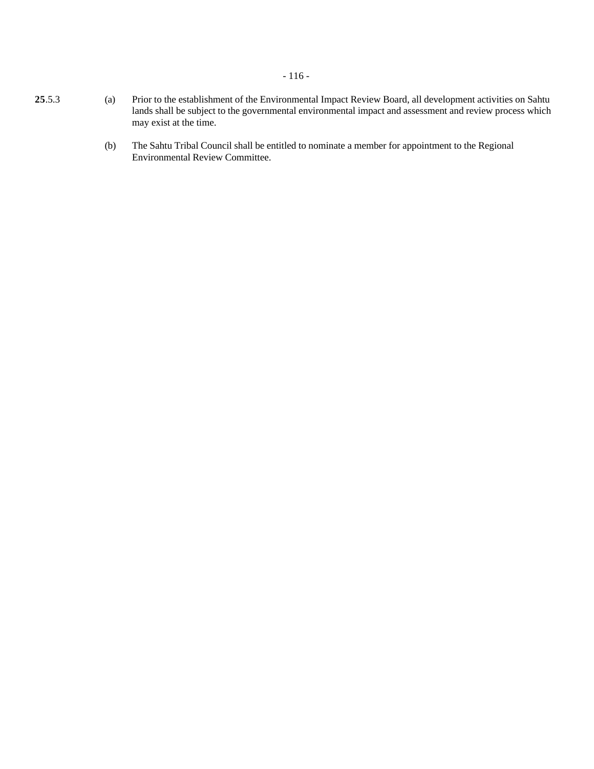**25**.5.3 (a) Prior to the establishment of the Environmental Impact Review Board, all development activities on Sahtu lands shall be subject to the governmental environmental impact and assessment and review process which may exist at the time.

(b) The Sahtu Tribal Council shall be entitled to nominate a member for appointment to the Regional Environmental Review Committee.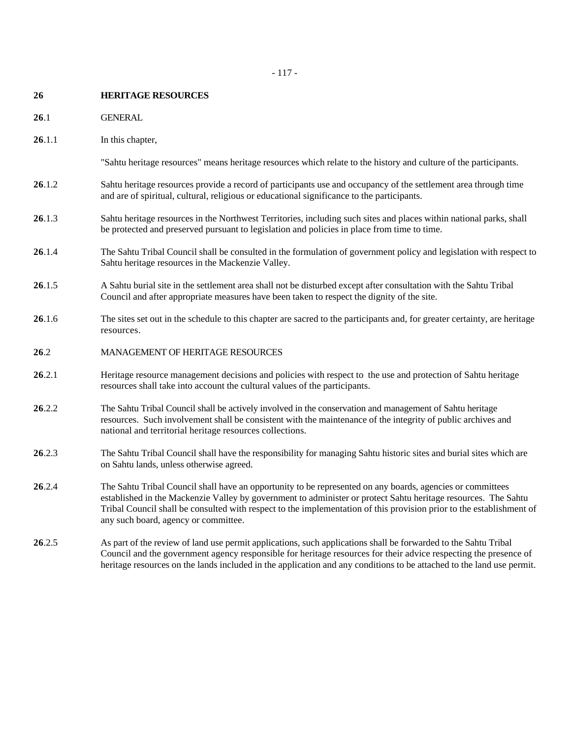# 26 HERITAGE RESOURCES

## 26.1 GENERAL

**26**.1.1 In this chapter,

"Sahtu heritage resources" means heritage resources which relate to the history and culture of the participants.

**26**.1.2 Sahtu heritage resources provide a record of participants use and occupancy of the settlement area through time and are of spiritual, cultural, religious or educational significance to the participants.

**26**.1.3 Sahtu heritage resources in the Northwest Territories, including such sites and places within national parks, shall be protected and preserved pursuant to legislation and policies in place from time to time.

**26**.1.4 The Sahtu Tribal Council shall be consulted in the formulation of government policy and legislation with respect to Sahtu heritage resources in the Mackenzie Valley.

**26**.1.5 A Sahtu burial site in the settlement area shall not be disturbed except after consultation with the Sahtu Tribal Council and after appropriate measures have been taken to respect the dignity of the site.

**26**.1.6 The sites set out in the schedule to this chapter are sacred to the participants and, for greater certainty, are heritage resources.

## 26.2 MANAGEMENT OF HERITAGE RESOURCES

**26**.2.1 Heritage resource management decisions and policies with respect to the use and protection of Sahtu heritage resources shall take into account the cultural values of the participants.

**26**.2.2 The Sahtu Tribal Council shall be actively involved in the conservation and management of Sahtu heritage resources. Such involvement shall be consistent with the maintenance of the integrity of public archives and national and territorial heritage resources collections.

**26**.2.3 The Sahtu Tribal Council shall have the responsibility for managing Sahtu historic sites and burial sites which are on Sahtu lands, unless otherwise agreed.

**26**.2.4 The Sahtu Tribal Council shall have an opportunity to be represented on any boards, agencies or committees established in the Mackenzie Valley by government to administer or protect Sahtu heritage resources. The Sahtu Tribal Council shall be consulted with respect to the implementation of this provision prior to the establishment of any such board, agency or committee.

**26**.2.5 As part of the review of land use permit applications, such applications shall be forwarded to the Sahtu Tribal Council and the government agency responsible for heritage resources for their advice respecting the presence of heritage resources on the lands included in the application and any conditions to be attached to the land use permit.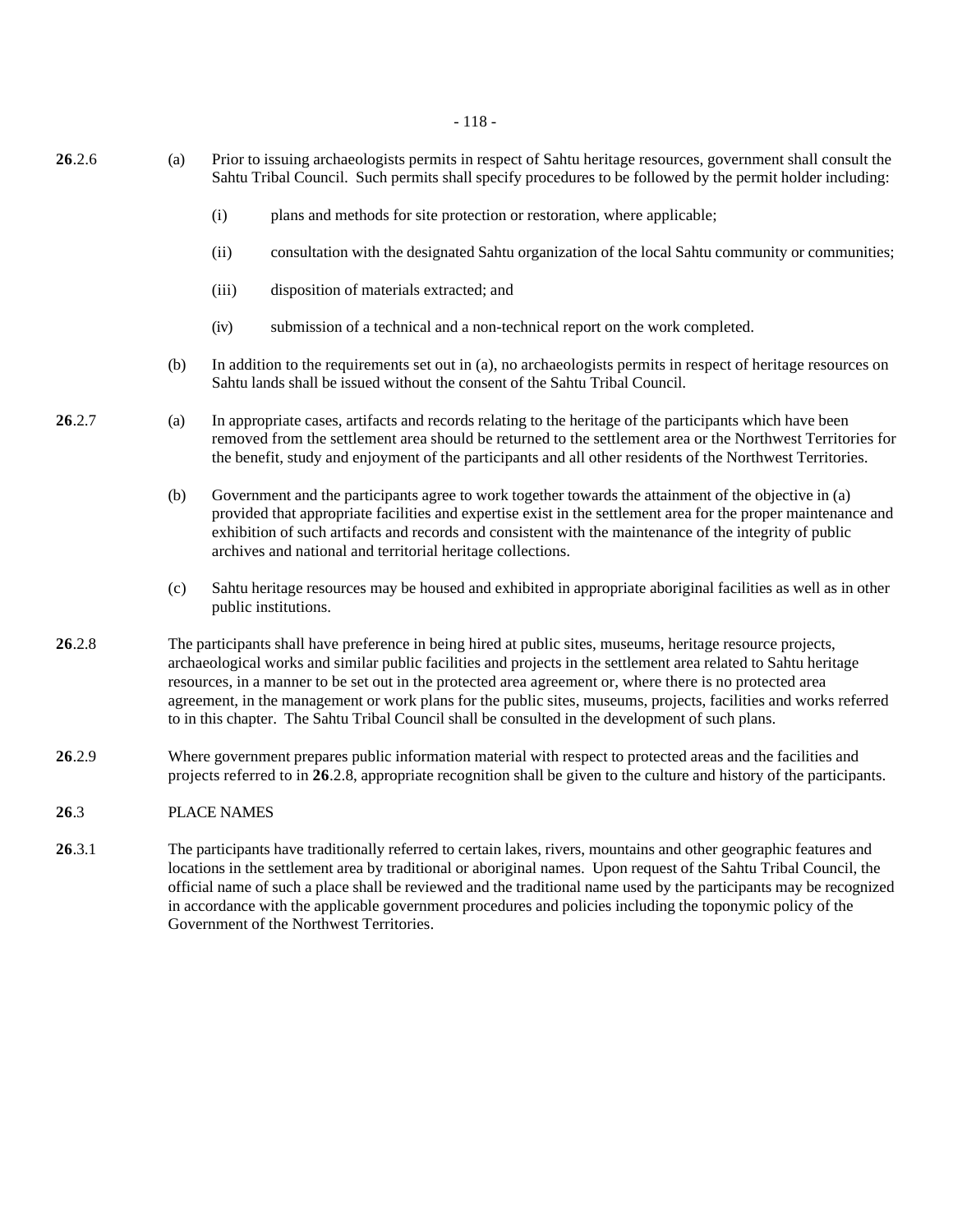**26**.2.6 (a) Prior to issuing archaeologists permits in respect of Sahtu heritage resources, government shall consult the Sahtu Tribal Council. Such permits shall specify procedures to be followed by the permit holder including:

(i) plans and methods for site protection or restoration, where applicable;

(ii) consultation with the designated Sahtu organization of the local Sahtu community or communities;

(iii) disposition of materials extracted; and

(iv) submission of a technical and a non-technical report on the work completed.

(b) In addition to the requirements set out in (a), no archaeologists permits in respect of heritage resources on Sahtu lands shall be issued without the consent of the Sahtu Tribal Council.

**26**.2.7 (a) In appropriate cases, artifacts and records relating to the heritage of the participants which have been removed from the settlement area should be returned to the settlement area or the Northwest Territories for the benefit, study and enjoyment of the participants and all other residents of the Northwest Territories.

(b) Government and the participants agree to work together towards the attainment of the objective in (a) provided that appropriate facilities and expertise exist in the settlement area for the proper maintenance and exhibition of such artifacts and records and consistent with the maintenance of the integrity of public archives and national and territorial heritage collections.

(c) Sahtu heritage resources may be housed and exhibited in appropriate aboriginal facilities as well as in other public institutions.

**26**.2.8 The participants shall have preference in being hired at public sites, museums, heritage resource projects, archaeological works and similar public facilities and projects in the settlement area related to Sahtu heritage resources, in a manner to be set out in the protected area agreement or, where there is no protected area agreement, in the management or work plans for the public sites, museums, projects, facilities and works referred to in this chapter. The Sahtu Tribal Council shall be consulted in the development of such plans.

**26**.2.9 Where government prepares public information material with respect to protected areas and the facilities and projects referred to in **26**.2.8, appropriate recognition shall be given to the culture and history of the participants.

**26**.3 PLACE NAMES

**26**.3.1 The participants have traditionally referred to certain lakes, rivers, mountains and other geographic features and locations in the settlement area by traditional or aboriginal names. Upon request of the Sahtu Tribal Council, the official name of such a place shall be reviewed and the traditional name used by the participants may be recognized in accordance with the applicable government procedures and policies including the toponymic policy of the Government of the Northwest Territories.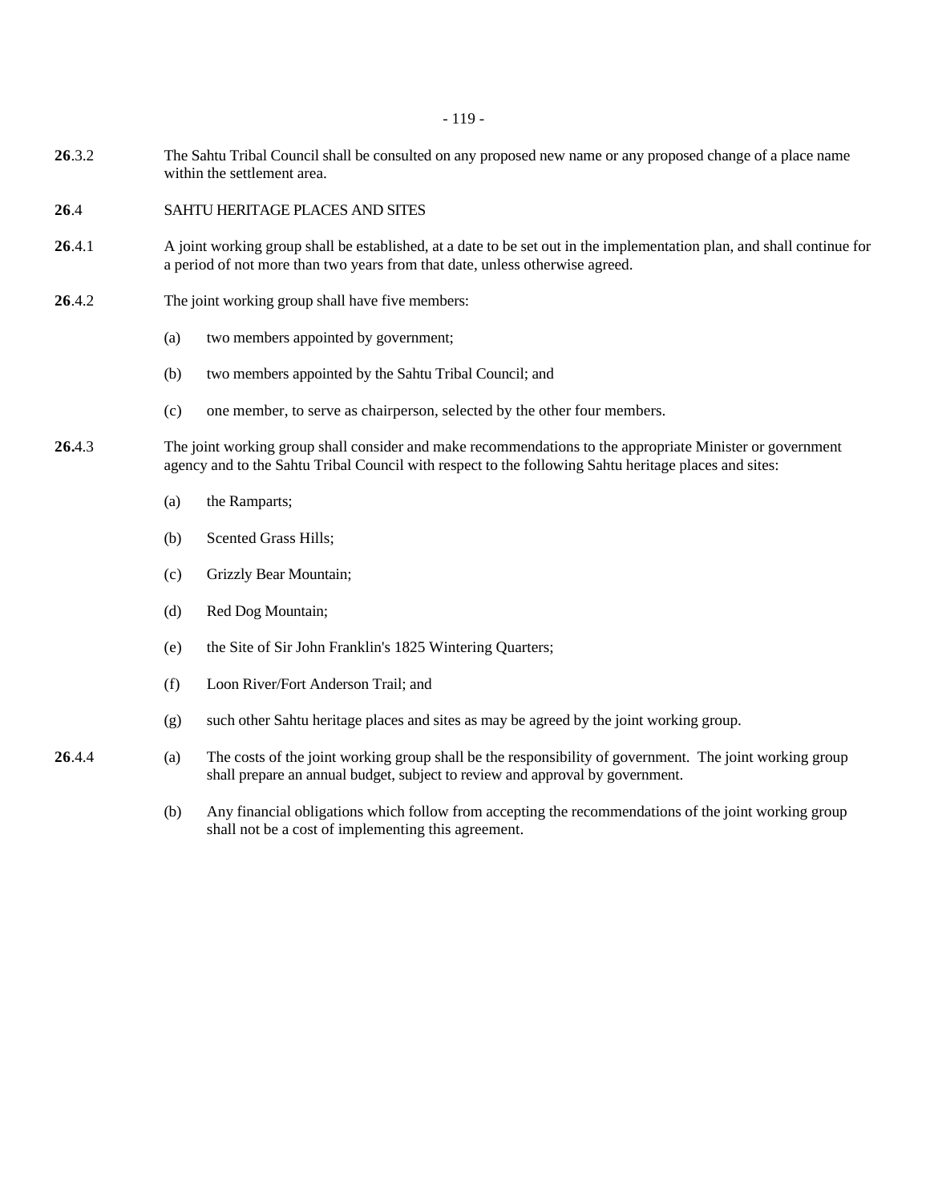**26**.3.2 The Sahtu Tribal Council shall be consulted on any proposed new name or any proposed change of a place name within the settlement area.

**26**.4 SAHTU HERITAGE PLACES AND SITES

**26**.4.1 A joint working group shall be established, at a date to be set out in the implementation plan, and shall continue for a period of not more than two years from that date, unless otherwise agreed.

**26**.4.2 The joint working group shall have five members:

(a) two members appointed by government;

(b) two members appointed by the Sahtu Tribal Council; and

(c) one member, to serve as chairperson, selected by the other four members.

**26.**4.3 The joint working group shall consider and make recommendations to the appropriate Minister or government agency and to the Sahtu Tribal Council with respect to the following Sahtu heritage places and sites:

(a) the Ramparts;

(b) Scented Grass Hills;

(c) Grizzly Bear Mountain;

(d) Red Dog Mountain;

(e) the Site of Sir John Franklin's 1825 Wintering Quarters;

(f) Loon River/Fort Anderson Trail; and

(g) such other Sahtu heritage places and sites as may be agreed by the joint working group.

**26**.4.4 (a) The costs of the joint working group shall be the responsibility of government. The joint working group shall prepare an annual budget, subject to review and approval by government.

(b) Any financial obligations which follow from accepting the recommendations of the joint working group shall not be a cost of implementing this agreement.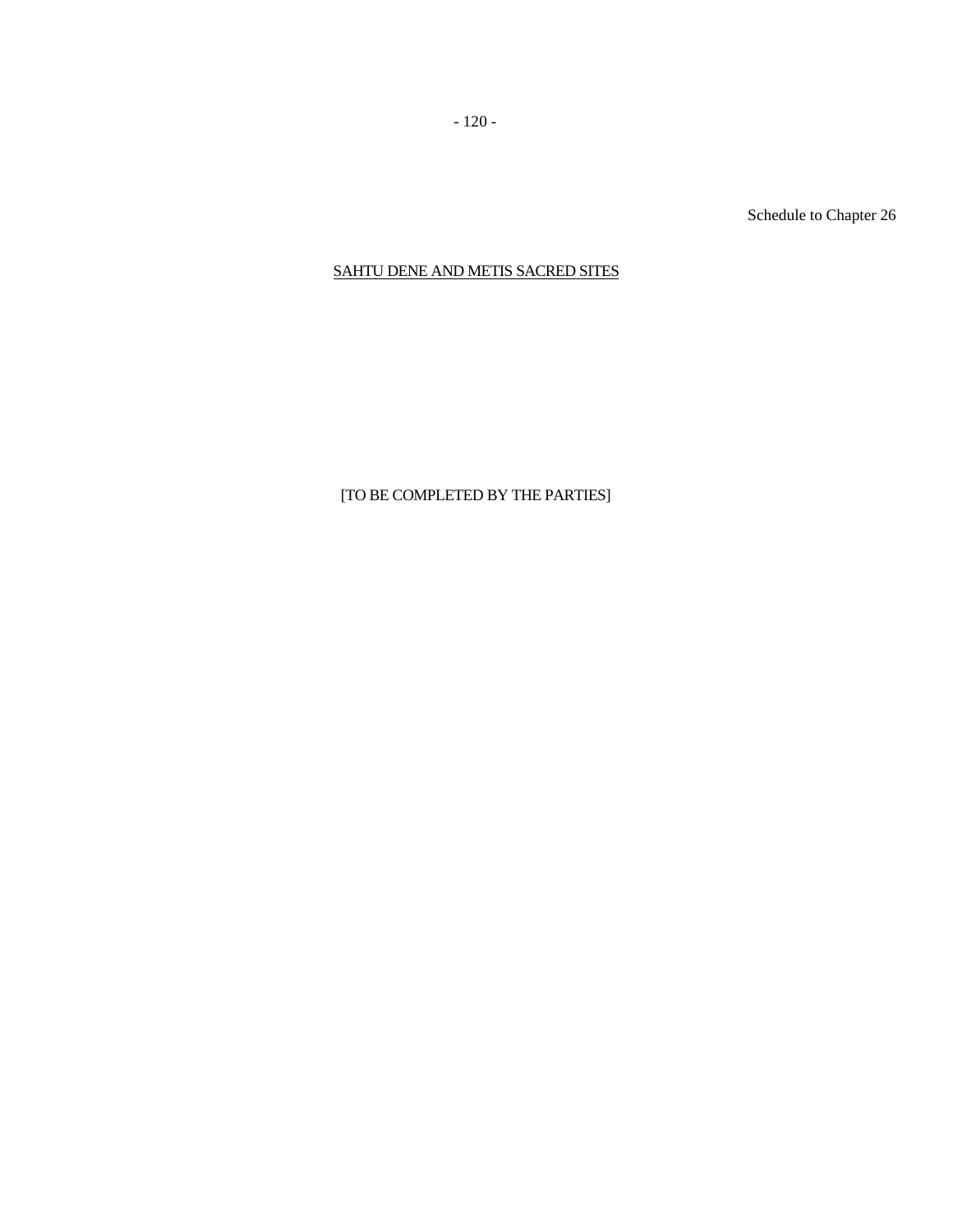Schedule to Chapter 26

## SAHTU DENE AND METIS SACRED SITES

[TO BE COMPLETED BY THE PARTIES]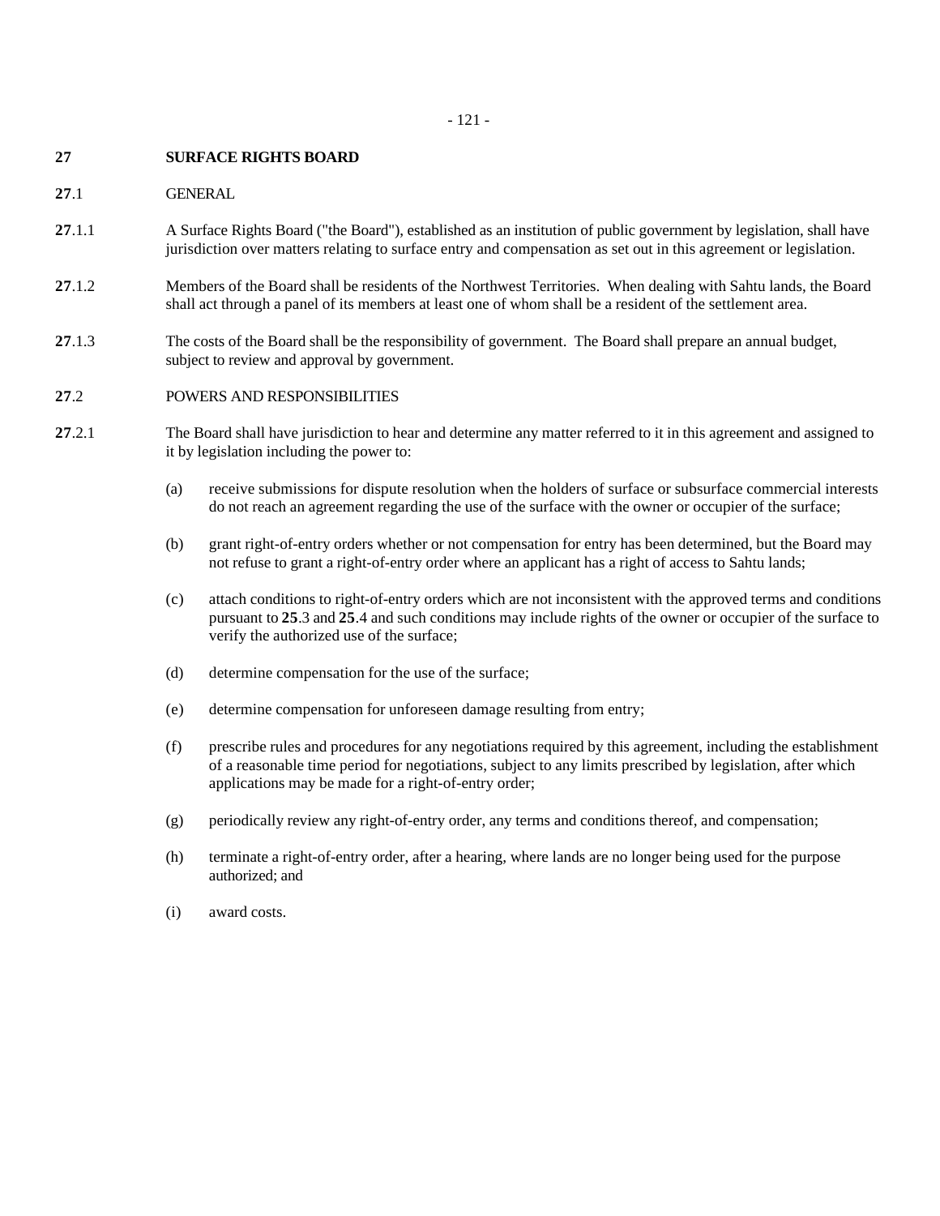## 27 SURFACE RIGHTS BOARD

### 27.1 GENERAL

**27**.1.1 A Surface Rights Board ("the Board"), established as an institution of public government by legislation, shall have jurisdiction over matters relating to surface entry and compensation as set out in this agreement or legislation.

**27**.1.2 Members of the Board shall be residents of the Northwest Territories. When dealing with Sahtu lands, the Board shall act through a panel of its members at least one of whom shall be a resident of the settlement area.

**27**.1.3 The costs of the Board shall be the responsibility of government. The Board shall prepare an annual budget, subject to review and approval by government.

### 27.2 POWERS AND RESPONSIBILITIES

**27**.2.1 The Board shall have jurisdiction to hear and determine any matter referred to it in this agreement and assigned to it by legislation including the power to:

(a) receive submissions for dispute resolution when the holders of surface or subsurface commercial interests do not reach an agreement regarding the use of the surface with the owner or occupier of the surface;

(b) grant right-of-entry orders whether or not compensation for entry has been determined, but the Board may not refuse to grant a right-of-entry order where an applicant has a right of access to Sahtu lands;

(c) attach conditions to right-of-entry orders which are not inconsistent with the approved terms and conditions pursuant to **25**.3 and **25**.4 and such conditions may include rights of the owner or occupier of the surface to verify the authorized use of the surface;

(d) determine compensation for the use of the surface;

(e) determine compensation for unforeseen damage resulting from entry;

(f) prescribe rules and procedures for any negotiations required by this agreement, including the establishment of a reasonable time period for negotiations, subject to any limits prescribed by legislation, after which applications may be made for a right-of-entry order;

(g) periodically review any right-of-entry order, any terms and conditions thereof, and compensation;

(h) terminate a right-of-entry order, after a hearing, where lands are no longer being used for the purpose authorized; and

(i) award costs.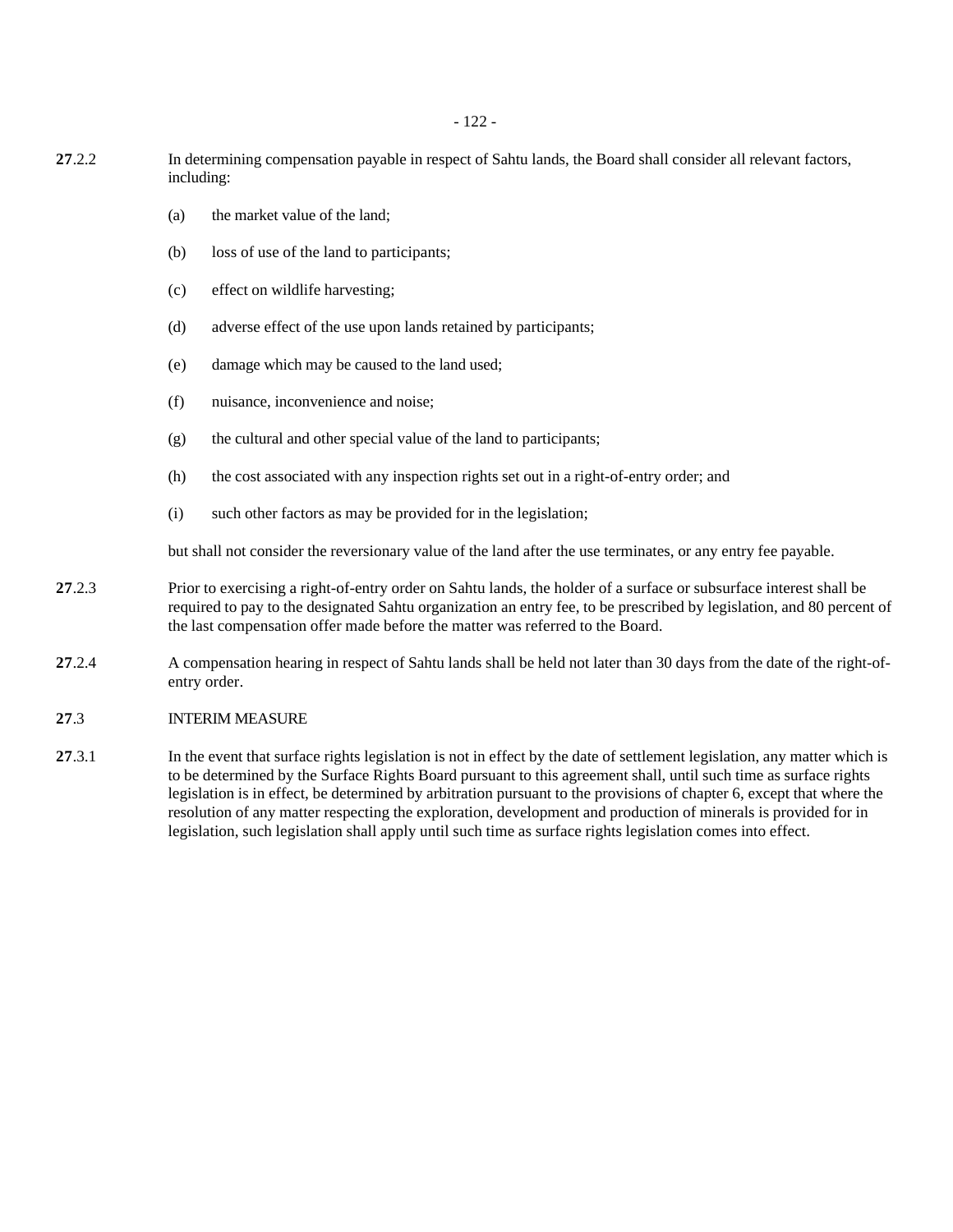**27**.2.2 In determining compensation payable in respect of Sahtu lands, the Board shall consider all relevant factors, including:

(a) the market value of the land;

(b) loss of use of the land to participants;

(c) effect on wildlife harvesting;

(d) adverse effect of the use upon lands retained by participants;

(e) damage which may be caused to the land used;

(f) nuisance, inconvenience and noise;

(g) the cultural and other special value of the land to participants;

(h) the cost associated with any inspection rights set out in a right-of-entry order; and

(i) such other factors as may be provided for in the legislation;

but shall not consider the reversionary value of the land after the use terminates, or any entry fee payable.

**27**.2.3 Prior to exercising a right-of-entry order on Sahtu lands, the holder of a surface or subsurface interest shall be required to pay to the designated Sahtu organization an entry fee, to be prescribed by legislation, and 80 percent of the last compensation offer made before the matter was referred to the Board.

**27**.2.4 A compensation hearing in respect of Sahtu lands shall be held not later than 30 days from the date of the right-of-entry order.

**27**.3 INTERIM MEASURE

**27**.3.1 In the event that surface rights legislation is not in effect by the date of settlement legislation, any matter which is to be determined by the Surface Rights Board pursuant to this agreement shall, until such time as surface rights legislation is in effect, be determined by arbitration pursuant to the provisions of chapter 6, except that where the resolution of any matter respecting the exploration, development and production of minerals is provided for in legislation, such legislation shall apply until such time as surface rights legislation comes into effect.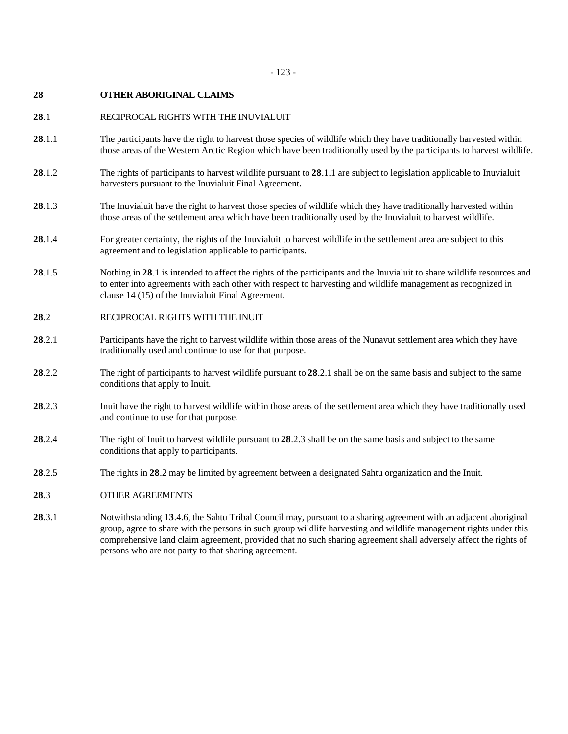# 28 OTHER ABORIGINAL CLAIMS

## 28.1 RECIPROCAL RIGHTS WITH THE INUVIALUIT

**28**.1.1 The participants have the right to harvest those species of wildlife which they have traditionally harvested within those areas of the Western Arctic Region which have been traditionally used by the participants to harvest wildlife.

**28**.1.2 The rights of participants to harvest wildlife pursuant to **28**.1.1 are subject to legislation applicable to Inuvialuit harvesters pursuant to the Inuvialuit Final Agreement.

**28**.1.3 The Inuvialuit have the right to harvest those species of wildlife which they have traditionally harvested within those areas of the settlement area which have been traditionally used by the Inuvialuit to harvest wildlife.

**28**.1.4 For greater certainty, the rights of the Inuvialuit to harvest wildlife in the settlement area are subject to this agreement and to legislation applicable to participants.

**28**.1.5 Nothing in **28**.1 is intended to affect the rights of the participants and the Inuvialuit to share wildlife resources and to enter into agreements with each other with respect to harvesting and wildlife management as recognized in clause 14 (15) of the Inuvialuit Final Agreement.

## 28.2 RECIPROCAL RIGHTS WITH THE INUIT

**28**.2.1 Participants have the right to harvest wildlife within those areas of the Nunavut settlement area which they have traditionally used and continue to use for that purpose.

**28**.2.2 The right of participants to harvest wildlife pursuant to **28**.2.1 shall be on the same basis and subject to the same conditions that apply to Inuit.

**28**.2.3 Inuit have the right to harvest wildlife within those areas of the settlement area which they have traditionally used and continue to use for that purpose.

**28**.2.4 The right of Inuit to harvest wildlife pursuant to **28**.2.3 shall be on the same basis and subject to the same conditions that apply to participants.

**28**.2.5 The rights in **28**.2 may be limited by agreement between a designated Sahtu organization and the Inuit.

## 28.3 OTHER AGREEMENTS

**28**.3.1 Notwithstanding **13**.4.6, the Sahtu Tribal Council may, pursuant to a sharing agreement with an adjacent aboriginal group, agree to share with the persons in such group wildlife harvesting and wildlife management rights under this comprehensive land claim agreement, provided that no such sharing agreement shall adversely affect the rights of persons who are not party to that sharing agreement.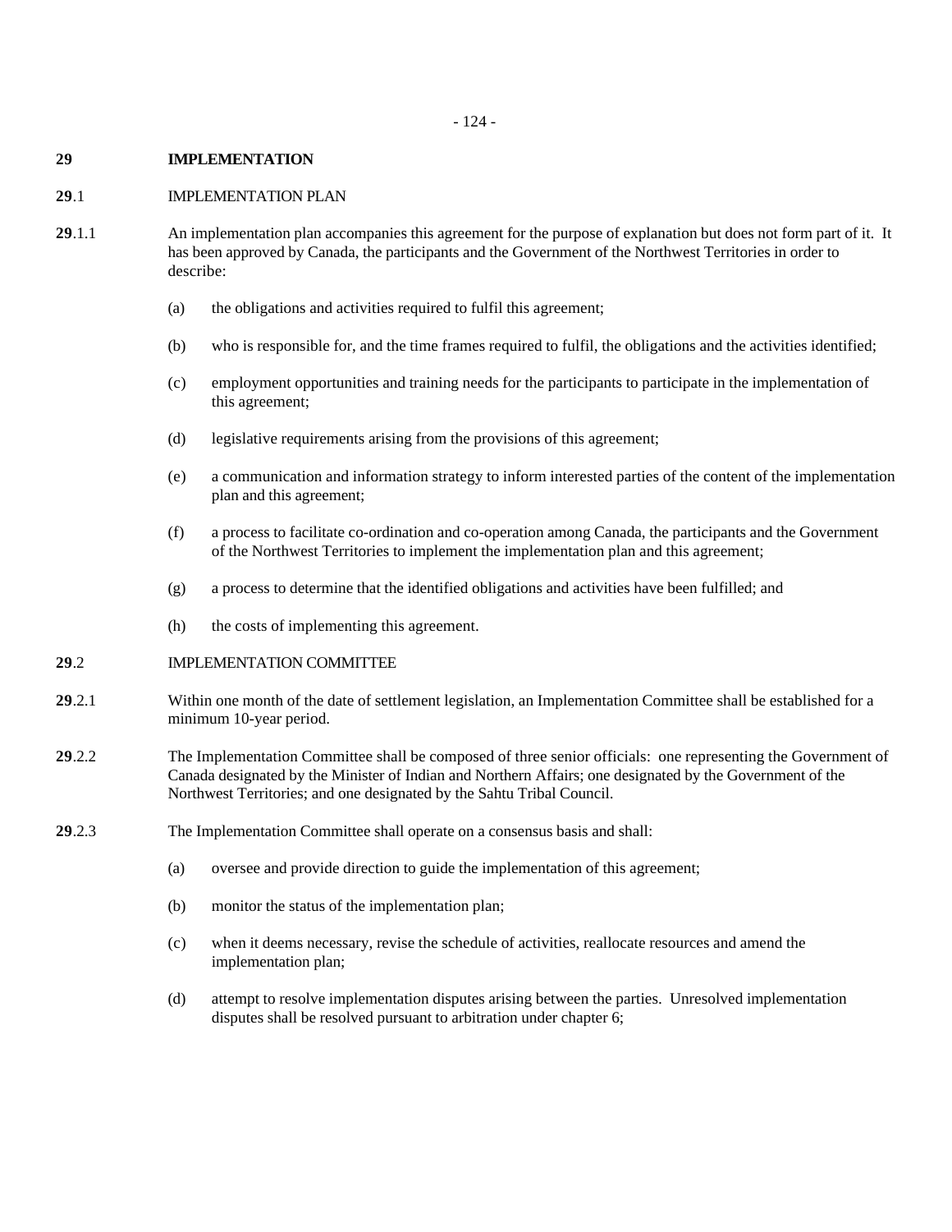## **29** IMPLEMENTATION

### **29**.1 IMPLEMENTATION PLAN

**29**.1.1 An implementation plan accompanies this agreement for the purpose of explanation but does not form part of it. It has been approved by Canada, the participants and the Government of the Northwest Territories in order to describe:

(a) the obligations and activities required to fulfil this agreement;

(b) who is responsible for, and the time frames required to fulfil, the obligations and the activities identified;

(c) employment opportunities and training needs for the participants to participate in the implementation of this agreement;

(d) legislative requirements arising from the provisions of this agreement;

(e) a communication and information strategy to inform interested parties of the content of the implementation plan and this agreement;

(f) a process to facilitate co-ordination and co-operation among Canada, the participants and the Government of the Northwest Territories to implement the implementation plan and this agreement;

(g) a process to determine that the identified obligations and activities have been fulfilled; and

(h) the costs of implementing this agreement.

### **29**.2 IMPLEMENTATION COMMITTEE

**29**.2.1 Within one month of the date of settlement legislation, an Implementation Committee shall be established for a minimum 10-year period.

**29**.2.2 The Implementation Committee shall be composed of three senior officials: one representing the Government of Canada designated by the Minister of Indian and Northern Affairs; one designated by the Government of the Northwest Territories; and one designated by the Sahtu Tribal Council.

**29**.2.3 The Implementation Committee shall operate on a consensus basis and shall:

(a) oversee and provide direction to guide the implementation of this agreement;

(b) monitor the status of the implementation plan;

(c) when it deems necessary, revise the schedule of activities, reallocate resources and amend the implementation plan;

(d) attempt to resolve implementation disputes arising between the parties. Unresolved implementation disputes shall be resolved pursuant to arbitration under chapter 6;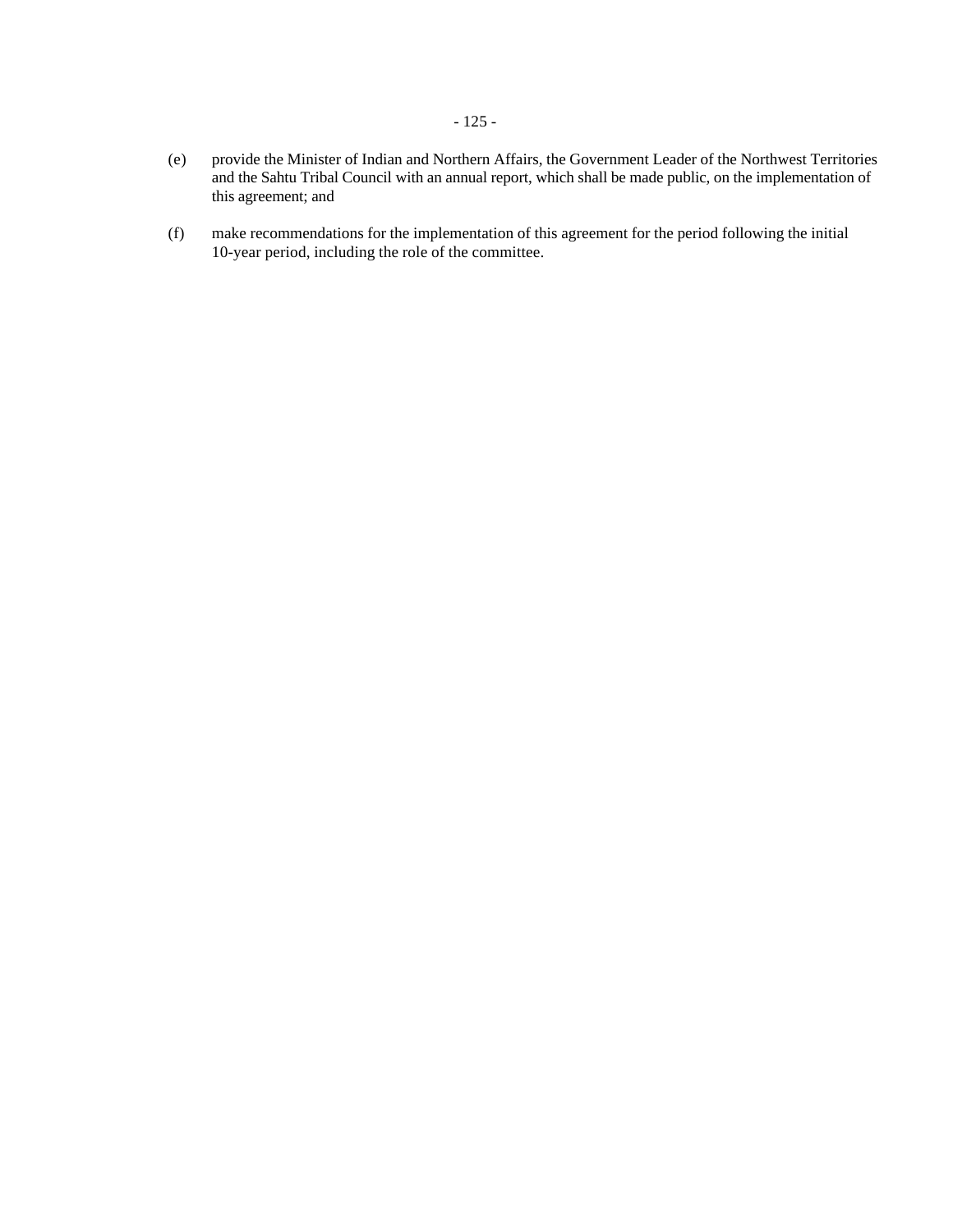(e) provide the Minister of Indian and Northern Affairs, the Government Leader of the Northwest Territories and the Sahtu Tribal Council with an annual report, which shall be made public, on the implementation of this agreement; and

(f) make recommendations for the implementation of this agreement for the period following the initial 10-year period, including the role of the committee.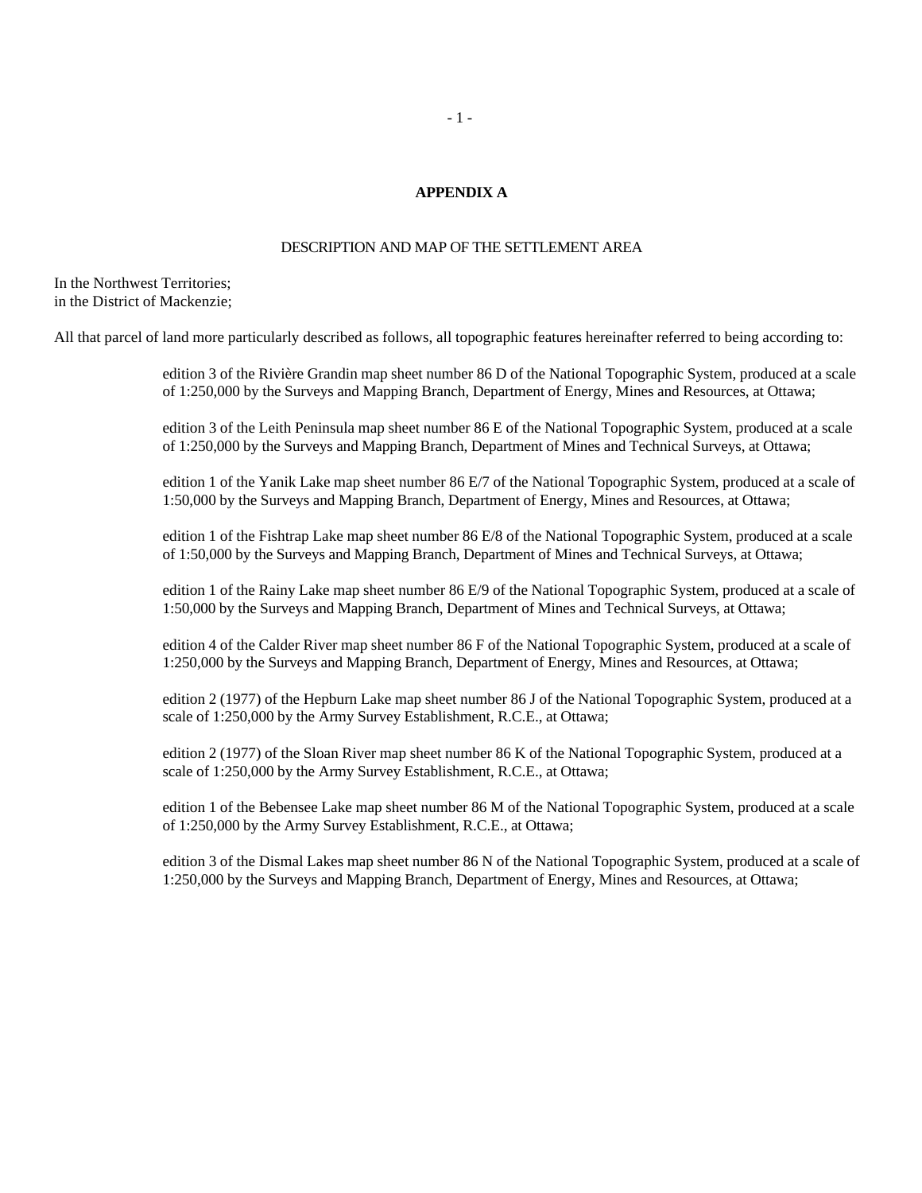## APPENDIX A

DESCRIPTION AND MAP OF THE SETTLEMENT AREA

In the Northwest Territories;
in the District of Mackenzie;

All that parcel of land more particularly described as follows, all topographic features hereinafter referred to being according to:

> edition 3 of the Rivière Grandin map sheet number 86 D of the National Topographic System, produced at a scale of 1:250,000 by the Surveys and Mapping Branch, Department of Energy, Mines and Resources, at Ottawa;
>
> edition 3 of the Leith Peninsula map sheet number 86 E of the National Topographic System, produced at a scale of 1:250,000 by the Surveys and Mapping Branch, Department of Mines and Technical Surveys, at Ottawa;
>
> edition 1 of the Yanik Lake map sheet number 86 E/7 of the National Topographic System, produced at a scale of 1:50,000 by the Surveys and Mapping Branch, Department of Energy, Mines and Resources, at Ottawa;
>
> edition 1 of the Fishtrap Lake map sheet number 86 E/8 of the National Topographic System, produced at a scale of 1:50,000 by the Surveys and Mapping Branch, Department of Mines and Technical Surveys, at Ottawa;
>
> edition 1 of the Rainy Lake map sheet number 86 E/9 of the National Topographic System, produced at a scale of 1:50,000 by the Surveys and Mapping Branch, Department of Mines and Technical Surveys, at Ottawa;
>
> edition 4 of the Calder River map sheet number 86 F of the National Topographic System, produced at a scale of 1:250,000 by the Surveys and Mapping Branch, Department of Energy, Mines and Resources, at Ottawa;
>
> edition 2 (1977) of the Hepburn Lake map sheet number 86 J of the National Topographic System, produced at a scale of 1:250,000 by the Army Survey Establishment, R.C.E., at Ottawa;
>
> edition 2 (1977) of the Sloan River map sheet number 86 K of the National Topographic System, produced at a scale of 1:250,000 by the Army Survey Establishment, R.C.E., at Ottawa;
>
> edition 1 of the Bebensee Lake map sheet number 86 M of the National Topographic System, produced at a scale of 1:250,000 by the Army Survey Establishment, R.C.E., at Ottawa;
>
> edition 3 of the Dismal Lakes map sheet number 86 N of the National Topographic System, produced at a scale of 1:250,000 by the Surveys and Mapping Branch, Department of Energy, Mines and Resources, at Ottawa;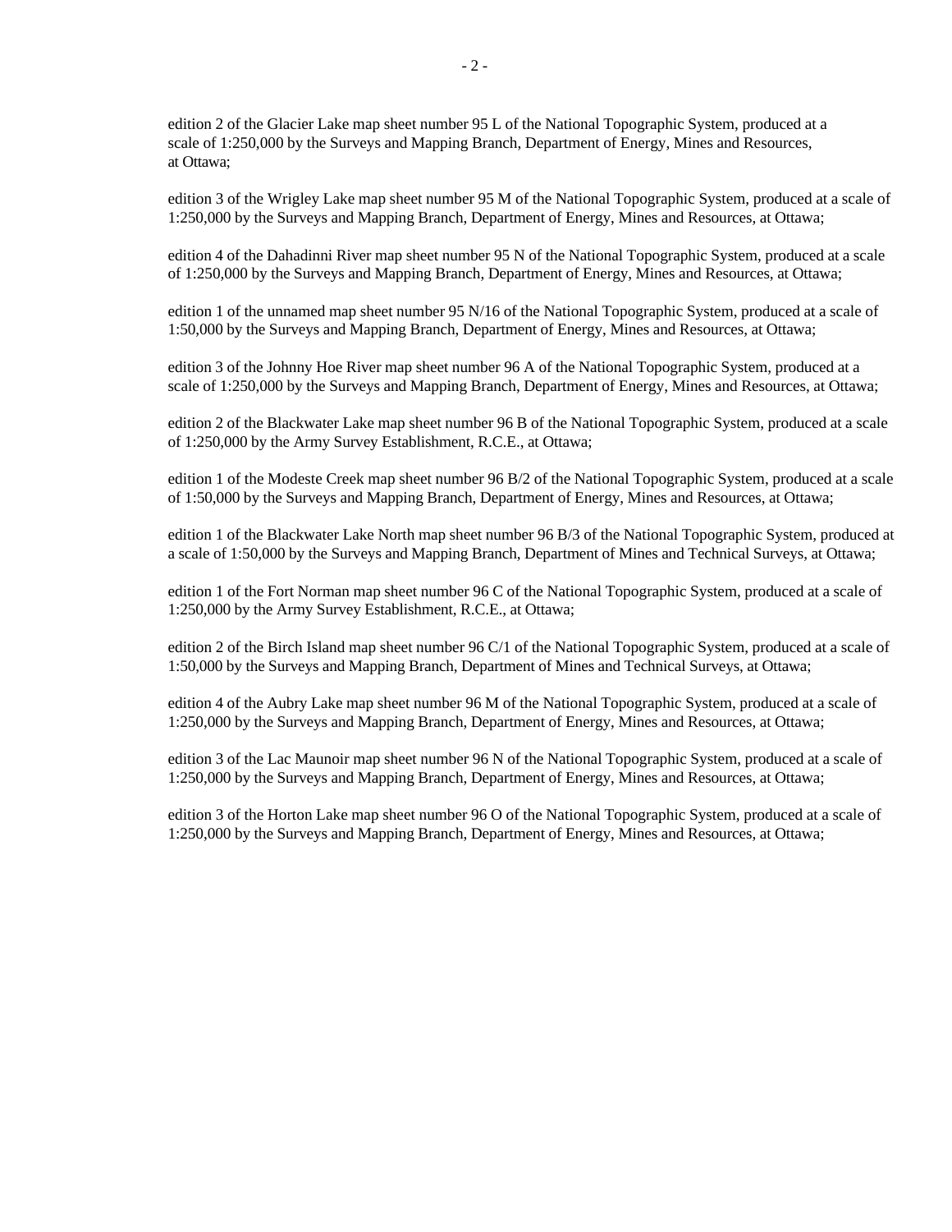edition 2 of the Glacier Lake map sheet number 95 L of the National Topographic System, produced at a scale of 1:250,000 by the Surveys and Mapping Branch, Department of Energy, Mines and Resources, at Ottawa;

edition 3 of the Wrigley Lake map sheet number 95 M of the National Topographic System, produced at a scale of 1:250,000 by the Surveys and Mapping Branch, Department of Energy, Mines and Resources, at Ottawa;

edition 4 of the Dahadinni River map sheet number 95 N of the National Topographic System, produced at a scale of 1:250,000 by the Surveys and Mapping Branch, Department of Energy, Mines and Resources, at Ottawa;

edition 1 of the unnamed map sheet number 95 N/16 of the National Topographic System, produced at a scale of 1:50,000 by the Surveys and Mapping Branch, Department of Energy, Mines and Resources, at Ottawa;

edition 3 of the Johnny Hoe River map sheet number 96 A of the National Topographic System, produced at a scale of 1:250,000 by the Surveys and Mapping Branch, Department of Energy, Mines and Resources, at Ottawa;

edition 2 of the Blackwater Lake map sheet number 96 B of the National Topographic System, produced at a scale of 1:250,000 by the Army Survey Establishment, R.C.E., at Ottawa;

edition 1 of the Modeste Creek map sheet number 96 B/2 of the National Topographic System, produced at a scale of 1:50,000 by the Surveys and Mapping Branch, Department of Energy, Mines and Resources, at Ottawa;

edition 1 of the Blackwater Lake North map sheet number 96 B/3 of the National Topographic System, produced at a scale of 1:50,000 by the Surveys and Mapping Branch, Department of Mines and Technical Surveys, at Ottawa;

edition 1 of the Fort Norman map sheet number 96 C of the National Topographic System, produced at a scale of 1:250,000 by the Army Survey Establishment, R.C.E., at Ottawa;

edition 2 of the Birch Island map sheet number 96 C/1 of the National Topographic System, produced at a scale of 1:50,000 by the Surveys and Mapping Branch, Department of Mines and Technical Surveys, at Ottawa;

edition 4 of the Aubry Lake map sheet number 96 M of the National Topographic System, produced at a scale of 1:250,000 by the Surveys and Mapping Branch, Department of Energy, Mines and Resources, at Ottawa;

edition 3 of the Lac Maunoir map sheet number 96 N of the National Topographic System, produced at a scale of 1:250,000 by the Surveys and Mapping Branch, Department of Energy, Mines and Resources, at Ottawa;

edition 3 of the Horton Lake map sheet number 96 O of the National Topographic System, produced at a scale of 1:250,000 by the Surveys and Mapping Branch, Department of Energy, Mines and Resources, at Ottawa;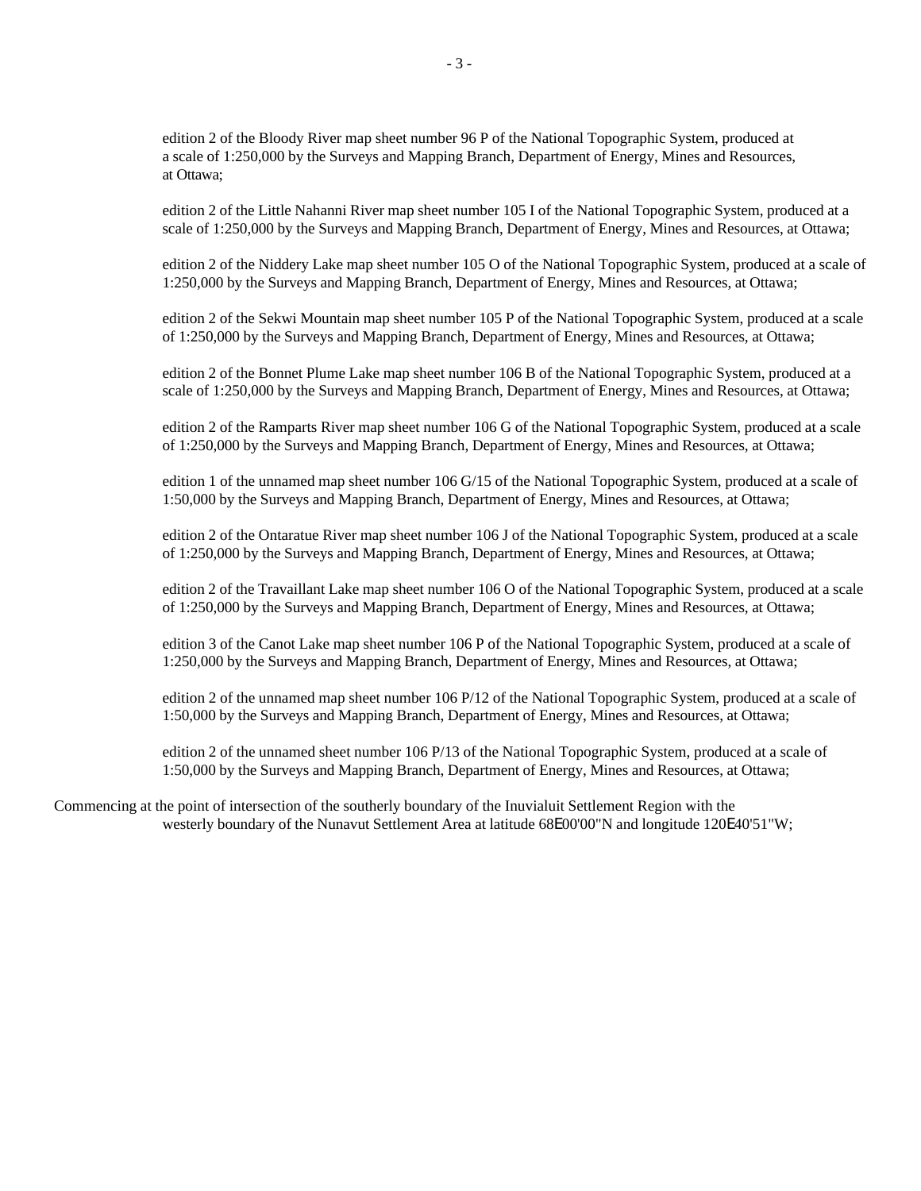edition 2 of the Bloody River map sheet number 96 P of the National Topographic System, produced at a scale of 1:250,000 by the Surveys and Mapping Branch, Department of Energy, Mines and Resources, at Ottawa;

edition 2 of the Little Nahanni River map sheet number 105 I of the National Topographic System, produced at a scale of 1:250,000 by the Surveys and Mapping Branch, Department of Energy, Mines and Resources, at Ottawa;

edition 2 of the Niddery Lake map sheet number 105 O of the National Topographic System, produced at a scale of 1:250,000 by the Surveys and Mapping Branch, Department of Energy, Mines and Resources, at Ottawa;

edition 2 of the Sekwi Mountain map sheet number 105 P of the National Topographic System, produced at a scale of 1:250,000 by the Surveys and Mapping Branch, Department of Energy, Mines and Resources, at Ottawa;

edition 2 of the Bonnet Plume Lake map sheet number 106 B of the National Topographic System, produced at a scale of 1:250,000 by the Surveys and Mapping Branch, Department of Energy, Mines and Resources, at Ottawa;

edition 2 of the Ramparts River map sheet number 106 G of the National Topographic System, produced at a scale of 1:250,000 by the Surveys and Mapping Branch, Department of Energy, Mines and Resources, at Ottawa;

edition 1 of the unnamed map sheet number 106 G/15 of the National Topographic System, produced at a scale of 1:50,000 by the Surveys and Mapping Branch, Department of Energy, Mines and Resources, at Ottawa;

edition 2 of the Ontaratue River map sheet number 106 J of the National Topographic System, produced at a scale of 1:250,000 by the Surveys and Mapping Branch, Department of Energy, Mines and Resources, at Ottawa;

edition 2 of the Travaillant Lake map sheet number 106 O of the National Topographic System, produced at a scale of 1:250,000 by the Surveys and Mapping Branch, Department of Energy, Mines and Resources, at Ottawa;

edition 3 of the Canot Lake map sheet number 106 P of the National Topographic System, produced at a scale of 1:250,000 by the Surveys and Mapping Branch, Department of Energy, Mines and Resources, at Ottawa;

edition 2 of the unnamed map sheet number 106 P/12 of the National Topographic System, produced at a scale of 1:50,000 by the Surveys and Mapping Branch, Department of Energy, Mines and Resources, at Ottawa;

edition 2 of the unnamed sheet number 106 P/13 of the National Topographic System, produced at a scale of 1:50,000 by the Surveys and Mapping Branch, Department of Energy, Mines and Resources, at Ottawa;

Commencing at the point of intersection of the southerly boundary of the Inuvialuit Settlement Region with the westerly boundary of the Nunavut Settlement Area at latitude 68°00'00"N and longitude 120°40'51"W;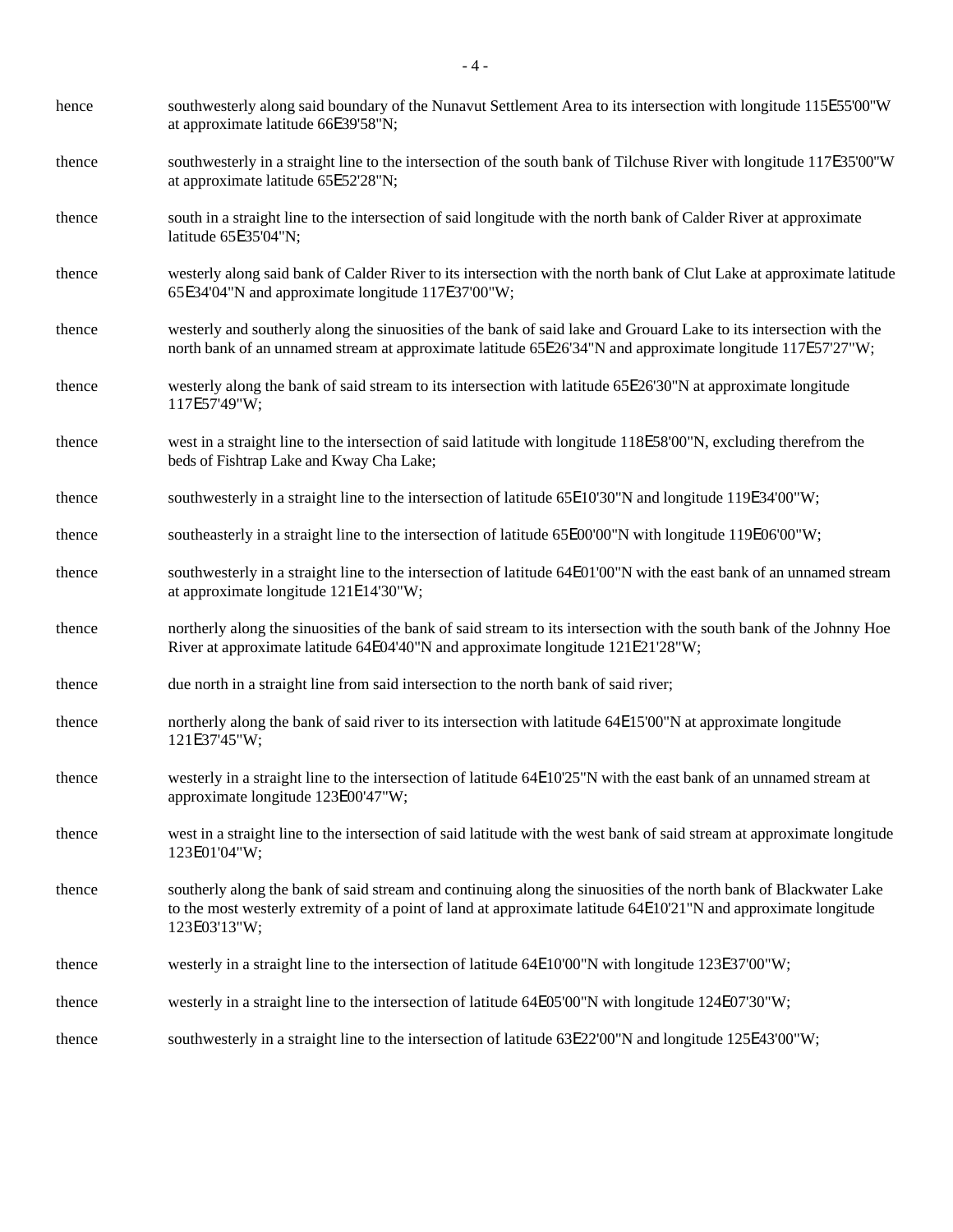hence southwesterly along said boundary of the Nunavut Settlement Area to its intersection with longitude 115E55'00"W at approximate latitude 66E39'58"N;

thence southwesterly in a straight line to the intersection of the south bank of Tilchuse River with longitude 117E35'00"W at approximate latitude 65E52'28"N;

thence south in a straight line to the intersection of said longitude with the north bank of Calder River at approximate latitude 65E35'04"N;

thence westerly along said bank of Calder River to its intersection with the north bank of Clut Lake at approximate latitude 65E34'04"N and approximate longitude 117E37'00"W;

thence westerly and southerly along the sinuosities of the bank of said lake and Grouard Lake to its intersection with the north bank of an unnamed stream at approximate latitude 65E26'34"N and approximate longitude 117E57'27"W;

thence westerly along the bank of said stream to its intersection with latitude 65E26'30"N at approximate longitude 117E57'49"W;

thence west in a straight line to the intersection of said latitude with longitude 118E58'00"N, excluding therefrom the beds of Fishtrap Lake and Kway Cha Lake;

thence southwesterly in a straight line to the intersection of latitude 65E10'30"N and longitude 119E34'00"W;

thence southeasterly in a straight line to the intersection of latitude 65E00'00"N with longitude 119E06'00"W;

thence southwesterly in a straight line to the intersection of latitude 64E01'00"N with the east bank of an unnamed stream at approximate longitude 121E14'30"W;

thence northerly along the sinuosities of the bank of said stream to its intersection with the south bank of the Johnny Hoe River at approximate latitude 64E04'40"N and approximate longitude 121E21'28"W;

thence due north in a straight line from said intersection to the north bank of said river;

thence northerly along the bank of said river to its intersection with latitude 64E15'00"N at approximate longitude 121E37'45"W;

thence westerly in a straight line to the intersection of latitude 64E10'25"N with the east bank of an unnamed stream at approximate longitude 123E00'47"W;

thence west in a straight line to the intersection of said latitude with the west bank of said stream at approximate longitude 123E01'04"W;

thence southerly along the bank of said stream and continuing along the sinuosities of the north bank of Blackwater Lake to the most westerly extremity of a point of land at approximate latitude 64E10'21"N and approximate longitude 123E03'13"W;

thence westerly in a straight line to the intersection of latitude 64E10'00"N with longitude 123E37'00"W;

thence westerly in a straight line to the intersection of latitude 64E05'00"N with longitude 124E07'30"W;

thence southwesterly in a straight line to the intersection of latitude 63E22'00"N and longitude 125E43'00"W;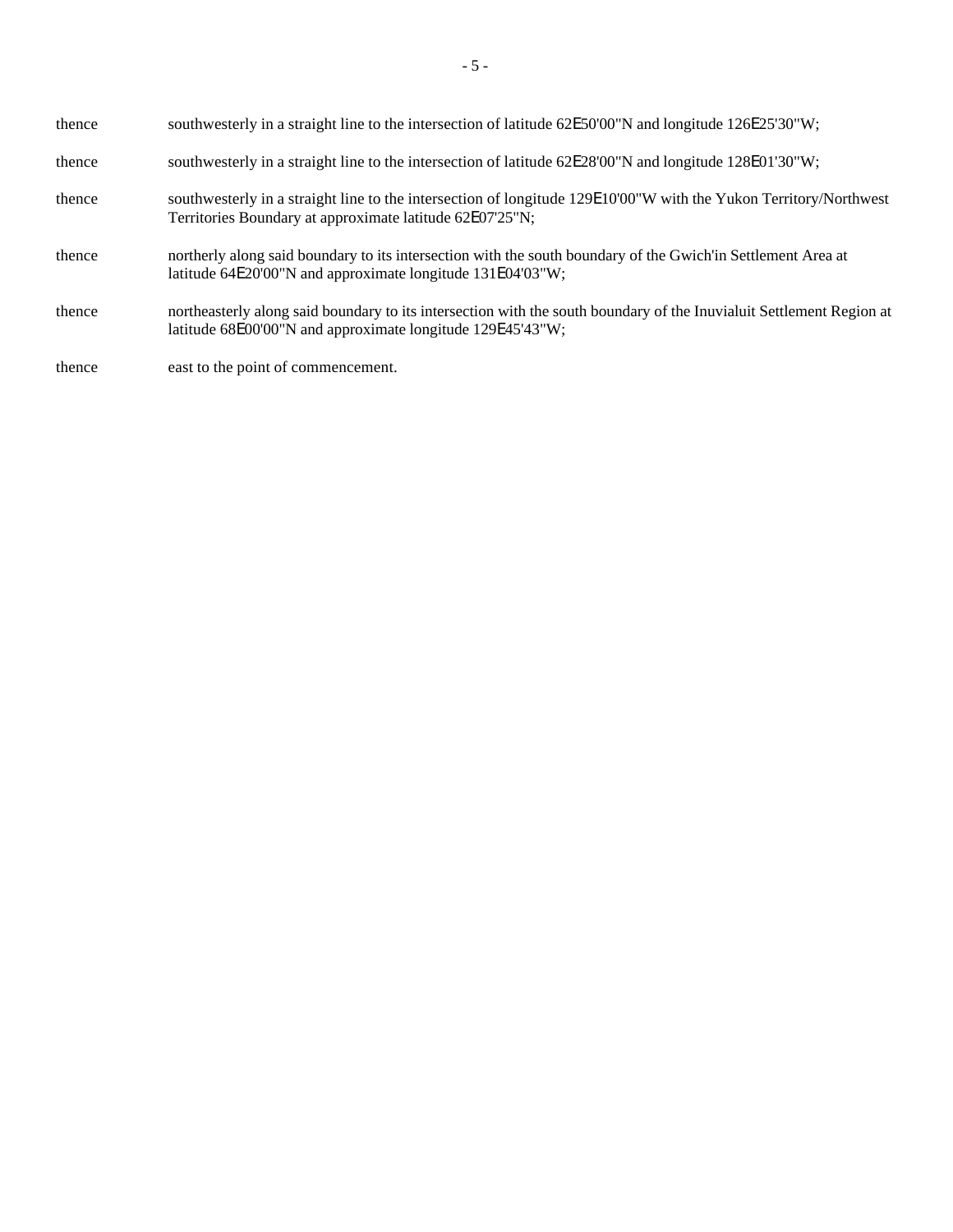thence southwesterly in a straight line to the intersection of latitude 62°50'00"N and longitude 126°25'30"W;

thence southwesterly in a straight line to the intersection of latitude 62°28'00"N and longitude 128°01'30"W;

thence southwesterly in a straight line to the intersection of longitude 129°10'00"W with the Yukon Territory/Northwest Territories Boundary at approximate latitude 62°07'25"N;

thence northerly along said boundary to its intersection with the south boundary of the Gwich'in Settlement Area at latitude 64°20'00"N and approximate longitude 131°04'03"W;

thence northeasterly along said boundary to its intersection with the south boundary of the Inuvialuit Settlement Region at latitude 68°00'00"N and approximate longitude 129°45'43"W;

thence east to the point of commencement.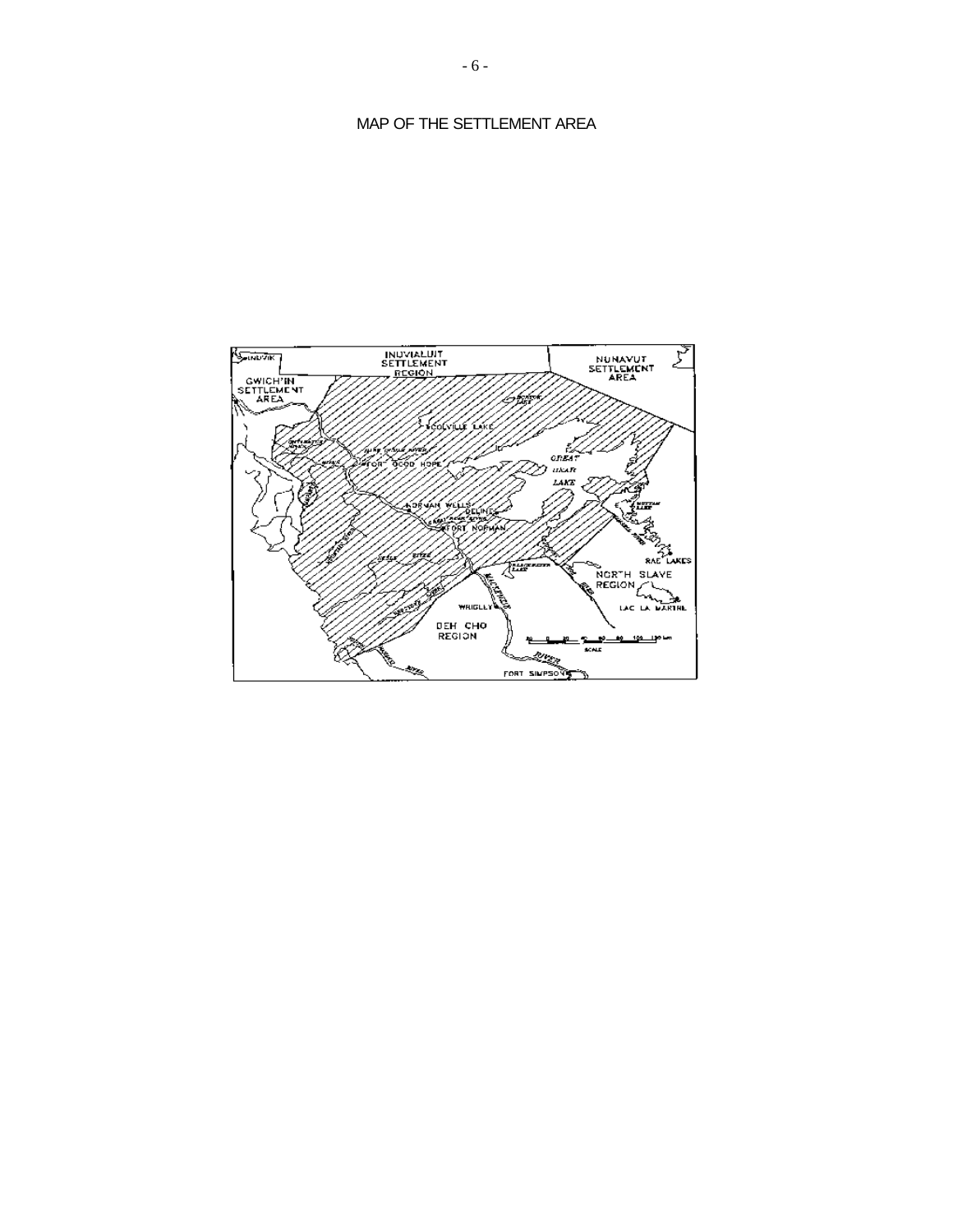MAP OF THE SETTLEMENT AREA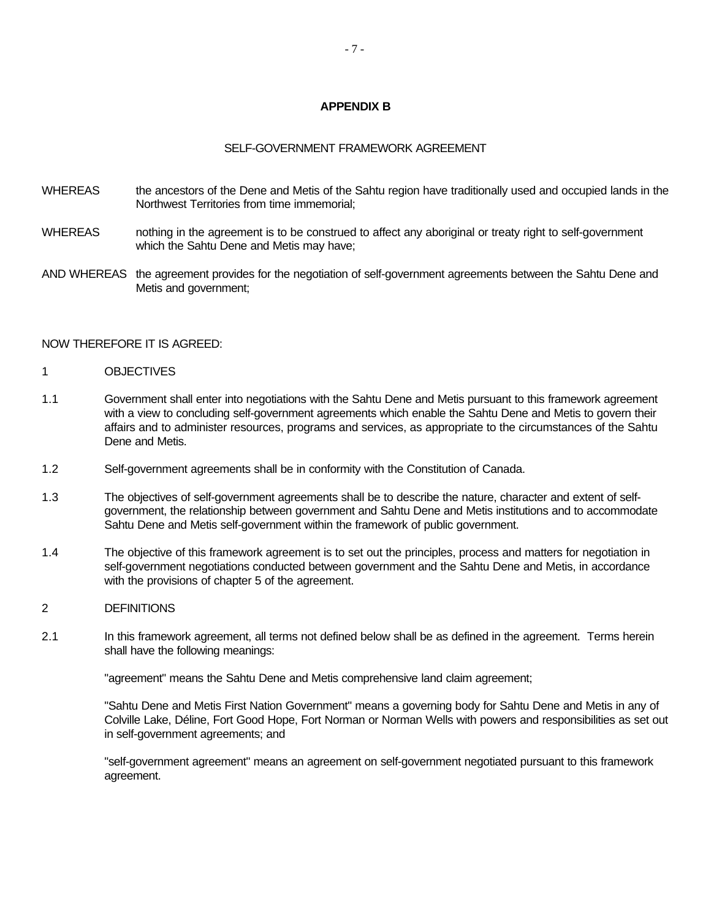# APPENDIX B

## SELF-GOVERNMENT FRAMEWORK AGREEMENT

WHEREAS the ancestors of the Dene and Metis of the Sahtu region have traditionally used and occupied lands in the Northwest Territories from time immemorial;

WHEREAS nothing in the agreement is to be construed to affect any aboriginal or treaty right to self-government which the Sahtu Dene and Metis may have;

AND WHEREAS the agreement provides for the negotiation of self-government agreements between the Sahtu Dene and Metis and government;

NOW THEREFORE IT IS AGREED:

1 OBJECTIVES

1.1 Government shall enter into negotiations with the Sahtu Dene and Metis pursuant to this framework agreement with a view to concluding self-government agreements which enable the Sahtu Dene and Metis to govern their affairs and to administer resources, programs and services, as appropriate to the circumstances of the Sahtu Dene and Metis.

1.2 Self-government agreements shall be in conformity with the Constitution of Canada.

1.3 The objectives of self-government agreements shall be to describe the nature, character and extent of self-government, the relationship between government and Sahtu Dene and Metis institutions and to accommodate Sahtu Dene and Metis self-government within the framework of public government.

1.4 The objective of this framework agreement is to set out the principles, process and matters for negotiation in self-government negotiations conducted between government and the Sahtu Dene and Metis, in accordance with the provisions of chapter 5 of the agreement.

2 DEFINITIONS

2.1 In this framework agreement, all terms not defined below shall be as defined in the agreement. Terms herein shall have the following meanings:

"agreement" means the Sahtu Dene and Metis comprehensive land claim agreement;

"Sahtu Dene and Metis First Nation Government" means a governing body for Sahtu Dene and Metis in any of Colville Lake, Déline, Fort Good Hope, Fort Norman or Norman Wells with powers and responsibilities as set out in self-government agreements; and

"self-government agreement" means an agreement on self-government negotiated pursuant to this framework agreement.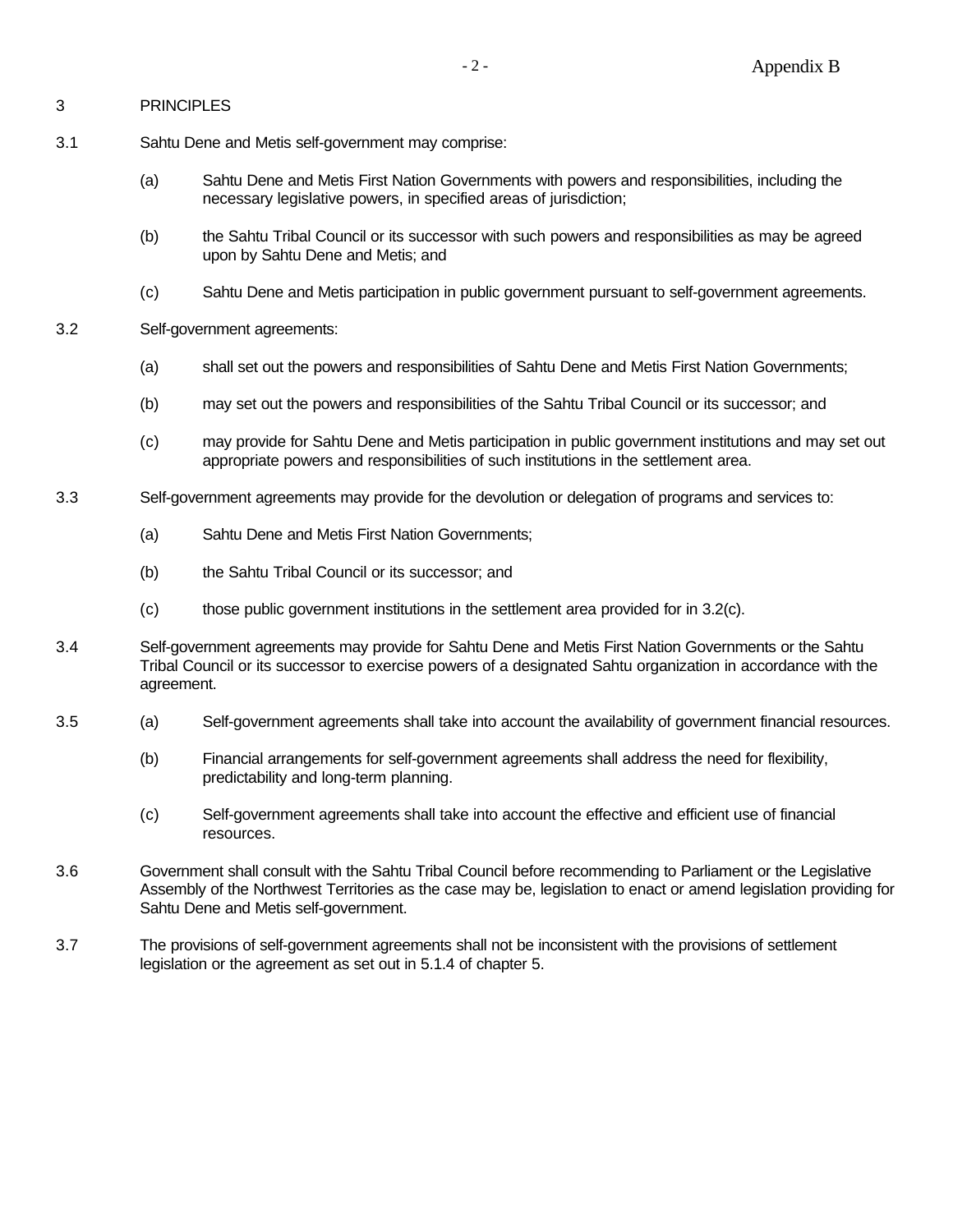## 3 PRINCIPLES

3.1 Sahtu Dene and Metis self-government may comprise:

(a) Sahtu Dene and Metis First Nation Governments with powers and responsibilities, including the necessary legislative powers, in specified areas of jurisdiction;

(b) the Sahtu Tribal Council or its successor with such powers and responsibilities as may be agreed upon by Sahtu Dene and Metis; and

(c) Sahtu Dene and Metis participation in public government pursuant to self-government agreements.

3.2 Self-government agreements:

(a) shall set out the powers and responsibilities of Sahtu Dene and Metis First Nation Governments;

(b) may set out the powers and responsibilities of the Sahtu Tribal Council or its successor; and

(c) may provide for Sahtu Dene and Metis participation in public government institutions and may set out appropriate powers and responsibilities of such institutions in the settlement area.

3.3 Self-government agreements may provide for the devolution or delegation of programs and services to:

(a) Sahtu Dene and Metis First Nation Governments;

(b) the Sahtu Tribal Council or its successor; and

(c) those public government institutions in the settlement area provided for in 3.2(c).

3.4 Self-government agreements may provide for Sahtu Dene and Metis First Nation Governments or the Sahtu Tribal Council or its successor to exercise powers of a designated Sahtu organization in accordance with the agreement.

3.5 (a) Self-government agreements shall take into account the availability of government financial resources.

(b) Financial arrangements for self-government agreements shall address the need for flexibility, predictability and long-term planning.

(c) Self-government agreements shall take into account the effective and efficient use of financial resources.

3.6 Government shall consult with the Sahtu Tribal Council before recommending to Parliament or the Legislative Assembly of the Northwest Territories as the case may be, legislation to enact or amend legislation providing for Sahtu Dene and Metis self-government.

3.7 The provisions of self-government agreements shall not be inconsistent with the provisions of settlement legislation or the agreement as set out in 5.1.4 of chapter 5.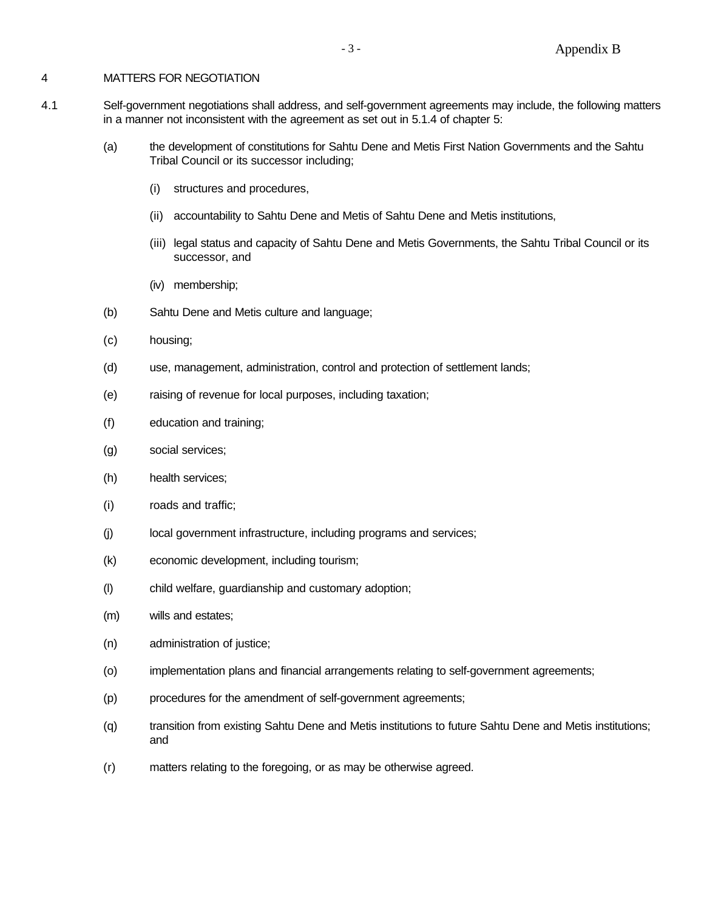## 4 MATTERS FOR NEGOTIATION

4.1 Self-government negotiations shall address, and self-government agreements may include, the following matters in a manner not inconsistent with the agreement as set out in 5.1.4 of chapter 5:

(a) the development of constitutions for Sahtu Dene and Metis First Nation Governments and the Sahtu Tribal Council or its successor including;

   (i) structures and procedures,

   (ii) accountability to Sahtu Dene and Metis of Sahtu Dene and Metis institutions,

   (iii) legal status and capacity of Sahtu Dene and Metis Governments, the Sahtu Tribal Council or its successor, and

   (iv) membership;

(b) Sahtu Dene and Metis culture and language;

(c) housing;

(d) use, management, administration, control and protection of settlement lands;

(e) raising of revenue for local purposes, including taxation;

(f) education and training;

(g) social services;

(h) health services;

(i) roads and traffic;

(j) local government infrastructure, including programs and services;

(k) economic development, including tourism;

(l) child welfare, guardianship and customary adoption;

(m) wills and estates;

(n) administration of justice;

(o) implementation plans and financial arrangements relating to self-government agreements;

(p) procedures for the amendment of self-government agreements;

(q) transition from existing Sahtu Dene and Metis institutions to future Sahtu Dene and Metis institutions; and

(r) matters relating to the foregoing, or as may be otherwise agreed.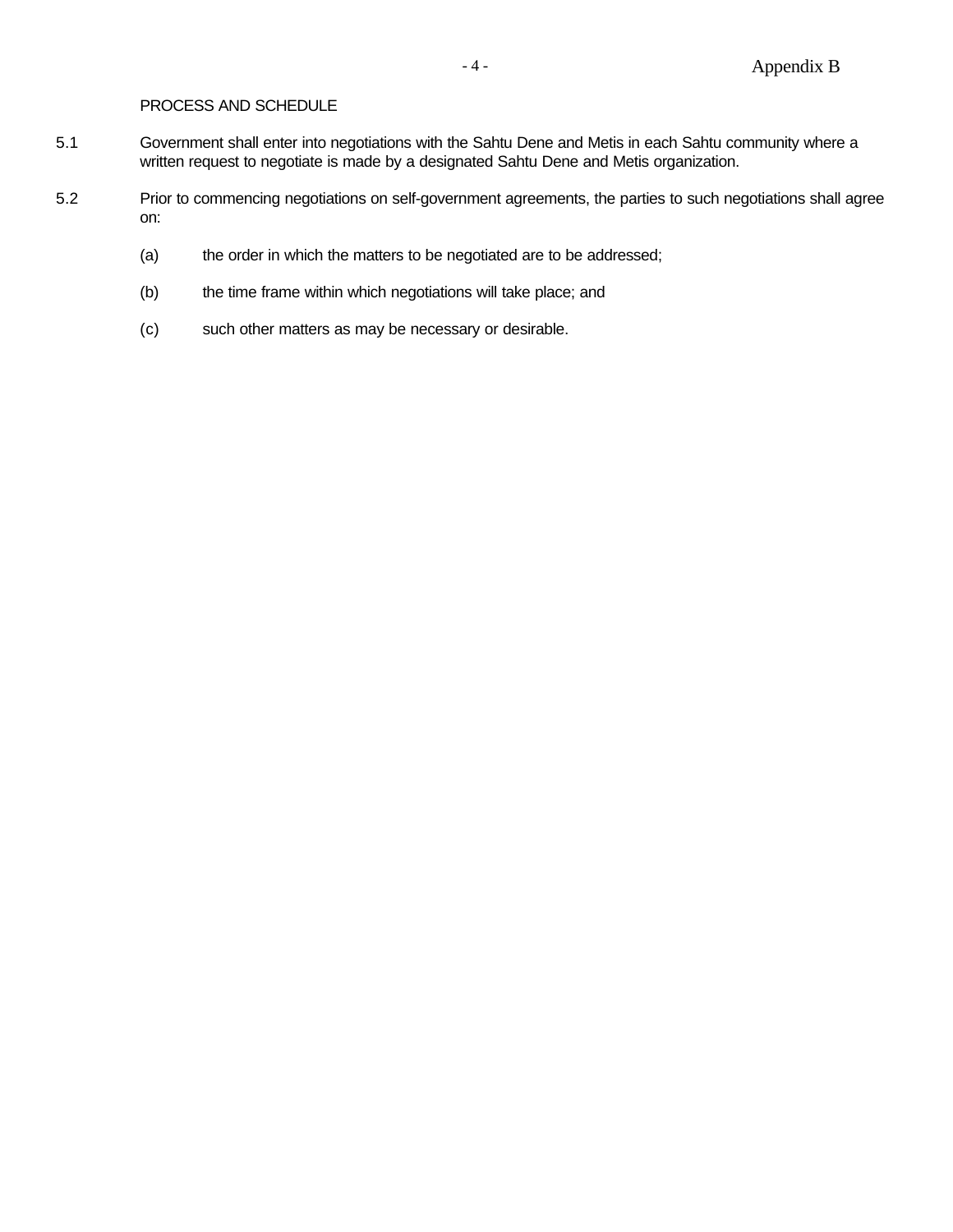## PROCESS AND SCHEDULE

5.1 Government shall enter into negotiations with the Sahtu Dene and Metis in each Sahtu community where a written request to negotiate is made by a designated Sahtu Dene and Metis organization.

5.2 Prior to commencing negotiations on self-government agreements, the parties to such negotiations shall agree on:

(a) the order in which the matters to be negotiated are to be addressed;

(b) the time frame within which negotiations will take place; and

(c) such other matters as may be necessary or desirable.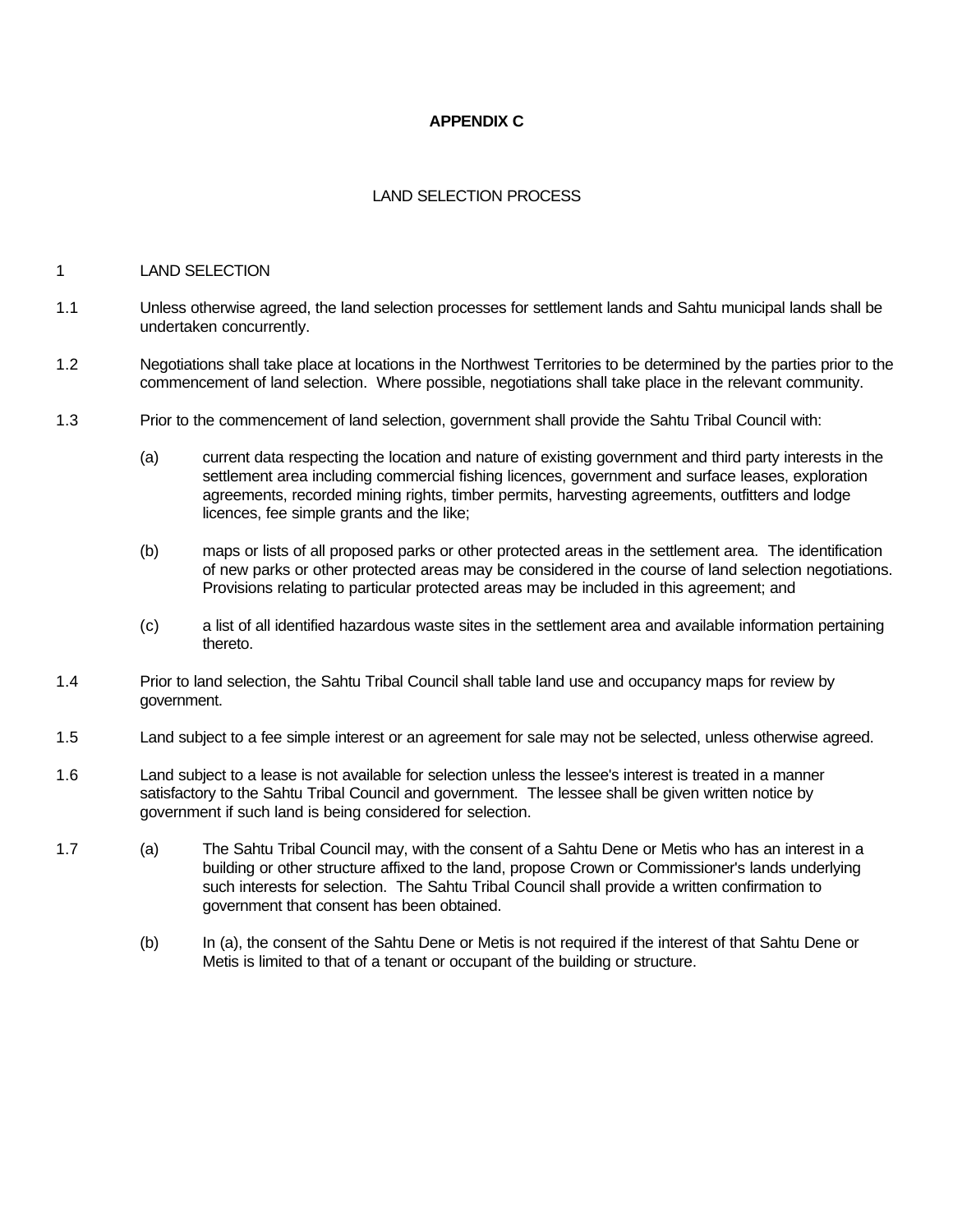# APPENDIX C

## LAND SELECTION PROCESS

1 LAND SELECTION

1.1 Unless otherwise agreed, the land selection processes for settlement lands and Sahtu municipal lands shall be undertaken concurrently.

1.2 Negotiations shall take place at locations in the Northwest Territories to be determined by the parties prior to the commencement of land selection. Where possible, negotiations shall take place in the relevant community.

1.3 Prior to the commencement of land selection, government shall provide the Sahtu Tribal Council with:

(a) current data respecting the location and nature of existing government and third party interests in the settlement area including commercial fishing licences, government and surface leases, exploration agreements, recorded mining rights, timber permits, harvesting agreements, outfitters and lodge licences, fee simple grants and the like;

(b) maps or lists of all proposed parks or other protected areas in the settlement area. The identification of new parks or other protected areas may be considered in the course of land selection negotiations. Provisions relating to particular protected areas may be included in this agreement; and

(c) a list of all identified hazardous waste sites in the settlement area and available information pertaining thereto.

1.4 Prior to land selection, the Sahtu Tribal Council shall table land use and occupancy maps for review by government.

1.5 Land subject to a fee simple interest or an agreement for sale may not be selected, unless otherwise agreed.

1.6 Land subject to a lease is not available for selection unless the lessee's interest is treated in a manner satisfactory to the Sahtu Tribal Council and government. The lessee shall be given written notice by government if such land is being considered for selection.

1.7 (a) The Sahtu Tribal Council may, with the consent of a Sahtu Dene or Metis who has an interest in a building or other structure affixed to the land, propose Crown or Commissioner's lands underlying such interests for selection. The Sahtu Tribal Council shall provide a written confirmation to government that consent has been obtained.

(b) In (a), the consent of the Sahtu Dene or Metis is not required if the interest of that Sahtu Dene or Metis is limited to that of a tenant or occupant of the building or structure.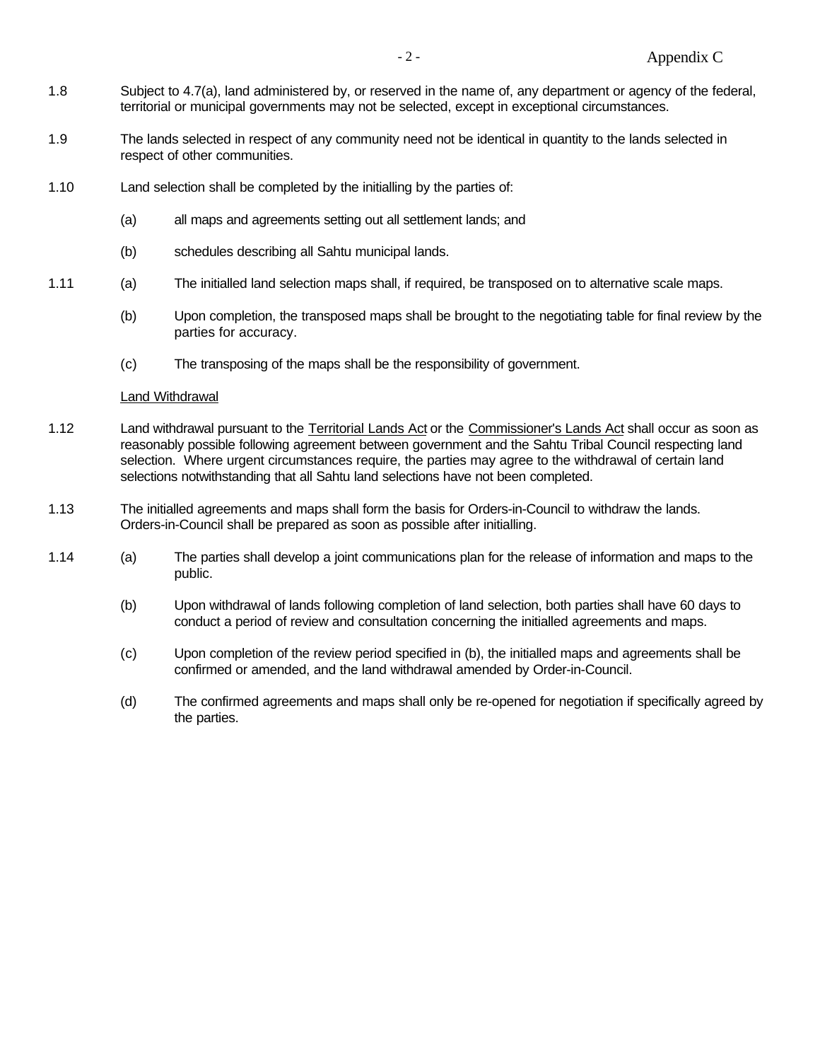1.8 Subject to 4.7(a), land administered by, or reserved in the name of, any department or agency of the federal, territorial or municipal governments may not be selected, except in exceptional circumstances.

1.9 The lands selected in respect of any community need not be identical in quantity to the lands selected in respect of other communities.

1.10 Land selection shall be completed by the initialling by the parties of:

(a) all maps and agreements setting out all settlement lands; and

(b) schedules describing all Sahtu municipal lands.

1.11 (a) The initialled land selection maps shall, if required, be transposed on to alternative scale maps.

(b) Upon completion, the transposed maps shall be brought to the negotiating table for final review by the parties for accuracy.

(c) The transposing of the maps shall be the responsibility of government.

Land Withdrawal

1.12 Land withdrawal pursuant to the Territorial Lands Act or the Commissioner's Lands Act shall occur as soon as reasonably possible following agreement between government and the Sahtu Tribal Council respecting land selection. Where urgent circumstances require, the parties may agree to the withdrawal of certain land selections notwithstanding that all Sahtu land selections have not been completed.

1.13 The initialled agreements and maps shall form the basis for Orders-in-Council to withdraw the lands. Orders-in-Council shall be prepared as soon as possible after initialling.

1.14 (a) The parties shall develop a joint communications plan for the release of information and maps to the public.

(b) Upon withdrawal of lands following completion of land selection, both parties shall have 60 days to conduct a period of review and consultation concerning the initialled agreements and maps.

(c) Upon completion of the review period specified in (b), the initialled maps and agreements shall be confirmed or amended, and the land withdrawal amended by Order-in-Council.

(d) The confirmed agreements and maps shall only be re-opened for negotiation if specifically agreed by the parties.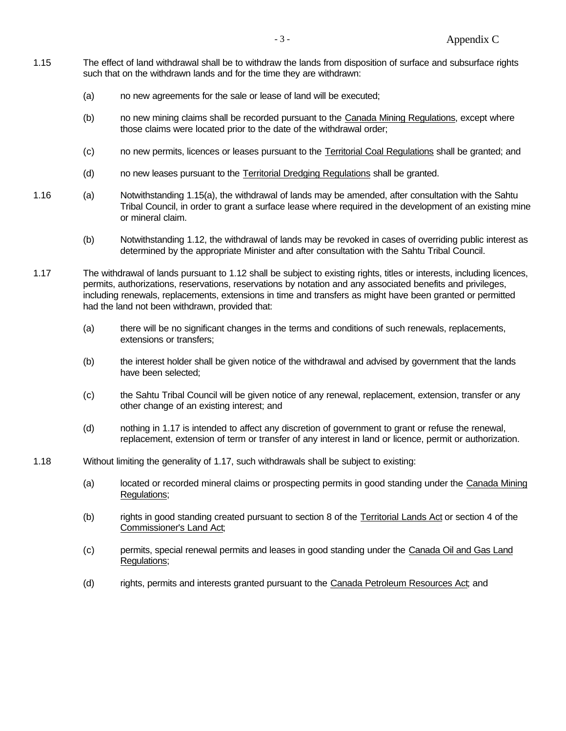1.15 The effect of land withdrawal shall be to withdraw the lands from disposition of surface and subsurface rights such that on the withdrawn lands and for the time they are withdrawn:

(a) no new agreements for the sale or lease of land will be executed;

(b) no new mining claims shall be recorded pursuant to the Canada Mining Regulations, except where those claims were located prior to the date of the withdrawal order;

(c) no new permits, licences or leases pursuant to the Territorial Coal Regulations shall be granted; and

(d) no new leases pursuant to the Territorial Dredging Regulations shall be granted.

1.16 (a) Notwithstanding 1.15(a), the withdrawal of lands may be amended, after consultation with the Sahtu Tribal Council, in order to grant a surface lease where required in the development of an existing mine or mineral claim.

(b) Notwithstanding 1.12, the withdrawal of lands may be revoked in cases of overriding public interest as determined by the appropriate Minister and after consultation with the Sahtu Tribal Council.

1.17 The withdrawal of lands pursuant to 1.12 shall be subject to existing rights, titles or interests, including licences, permits, authorizations, reservations, reservations by notation and any associated benefits and privileges, including renewals, replacements, extensions in time and transfers as might have been granted or permitted had the land not been withdrawn, provided that:

(a) there will be no significant changes in the terms and conditions of such renewals, replacements, extensions or transfers;

(b) the interest holder shall be given notice of the withdrawal and advised by government that the lands have been selected;

(c) the Sahtu Tribal Council will be given notice of any renewal, replacement, extension, transfer or any other change of an existing interest; and

(d) nothing in 1.17 is intended to affect any discretion of government to grant or refuse the renewal, replacement, extension of term or transfer of any interest in land or licence, permit or authorization.

1.18 Without limiting the generality of 1.17, such withdrawals shall be subject to existing:

(a) located or recorded mineral claims or prospecting permits in good standing under the Canada Mining Regulations;

(b) rights in good standing created pursuant to section 8 of the Territorial Lands Act or section 4 of the Commissioner's Land Act;

(c) permits, special renewal permits and leases in good standing under the Canada Oil and Gas Land Regulations;

(d) rights, permits and interests granted pursuant to the Canada Petroleum Resources Act; and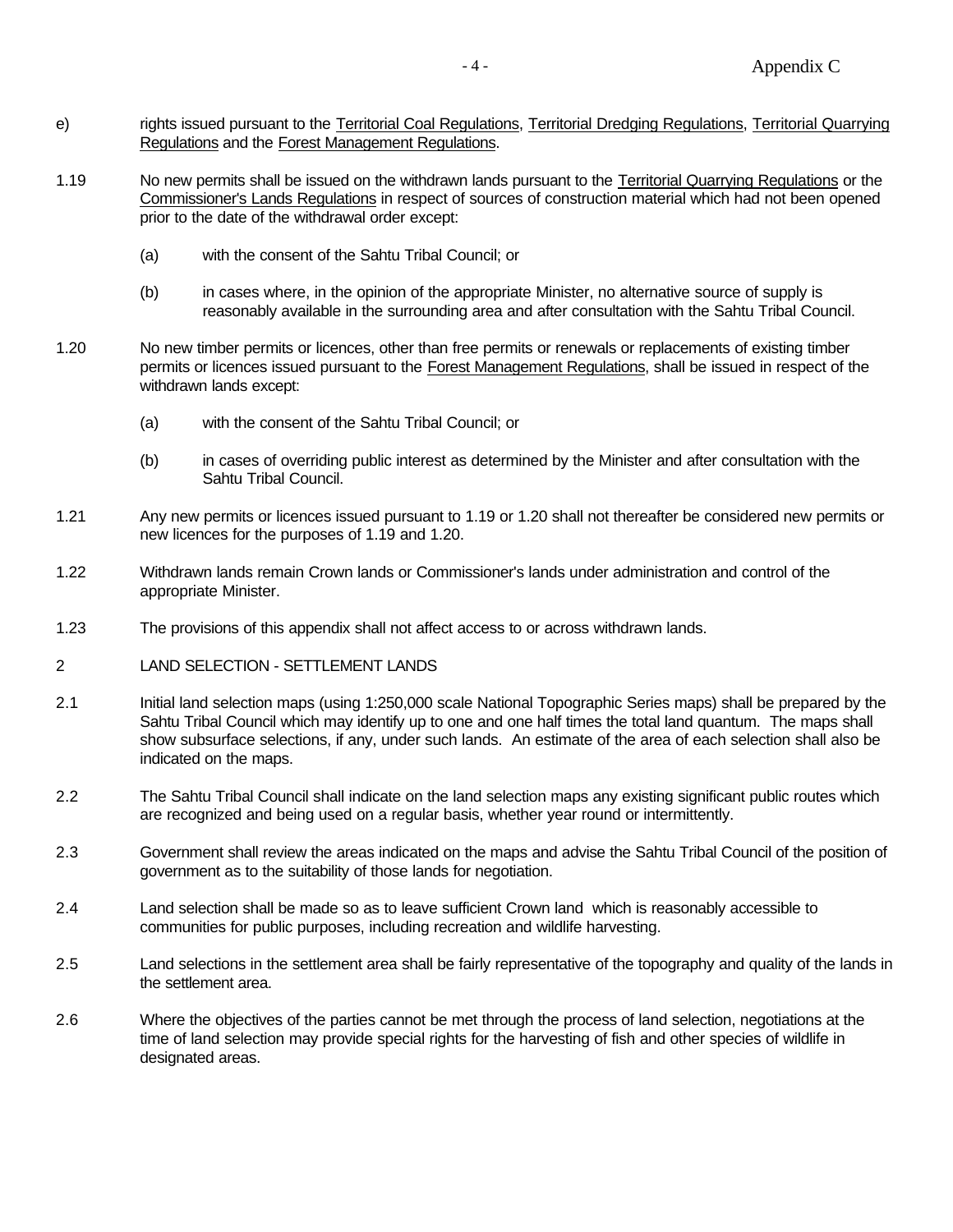e) rights issued pursuant to the Territorial Coal Regulations, Territorial Dredging Regulations, Territorial Quarrying Regulations and the Forest Management Regulations.

1.19 No new permits shall be issued on the withdrawn lands pursuant to the Territorial Quarrying Regulations or the Commissioner's Lands Regulations in respect of sources of construction material which had not been opened prior to the date of the withdrawal order except:

(a) with the consent of the Sahtu Tribal Council; or

(b) in cases where, in the opinion of the appropriate Minister, no alternative source of supply is reasonably available in the surrounding area and after consultation with the Sahtu Tribal Council.

1.20 No new timber permits or licences, other than free permits or renewals or replacements of existing timber permits or licences issued pursuant to the Forest Management Regulations, shall be issued in respect of the withdrawn lands except:

(a) with the consent of the Sahtu Tribal Council; or

(b) in cases of overriding public interest as determined by the Minister and after consultation with the Sahtu Tribal Council.

1.21 Any new permits or licences issued pursuant to 1.19 or 1.20 shall not thereafter be considered new permits or new licences for the purposes of 1.19 and 1.20.

1.22 Withdrawn lands remain Crown lands or Commissioner's lands under administration and control of the appropriate Minister.

1.23 The provisions of this appendix shall not affect access to or across withdrawn lands.

## 2 LAND SELECTION - SETTLEMENT LANDS

2.1 Initial land selection maps (using 1:250,000 scale National Topographic Series maps) shall be prepared by the Sahtu Tribal Council which may identify up to one and one half times the total land quantum. The maps shall show subsurface selections, if any, under such lands. An estimate of the area of each selection shall also be indicated on the maps.

2.2 The Sahtu Tribal Council shall indicate on the land selection maps any existing significant public routes which are recognized and being used on a regular basis, whether year round or intermittently.

2.3 Government shall review the areas indicated on the maps and advise the Sahtu Tribal Council of the position of government as to the suitability of those lands for negotiation.

2.4 Land selection shall be made so as to leave sufficient Crown land which is reasonably accessible to communities for public purposes, including recreation and wildlife harvesting.

2.5 Land selections in the settlement area shall be fairly representative of the topography and quality of the lands in the settlement area.

2.6 Where the objectives of the parties cannot be met through the process of land selection, negotiations at the time of land selection may provide special rights for the harvesting of fish and other species of wildlife in designated areas.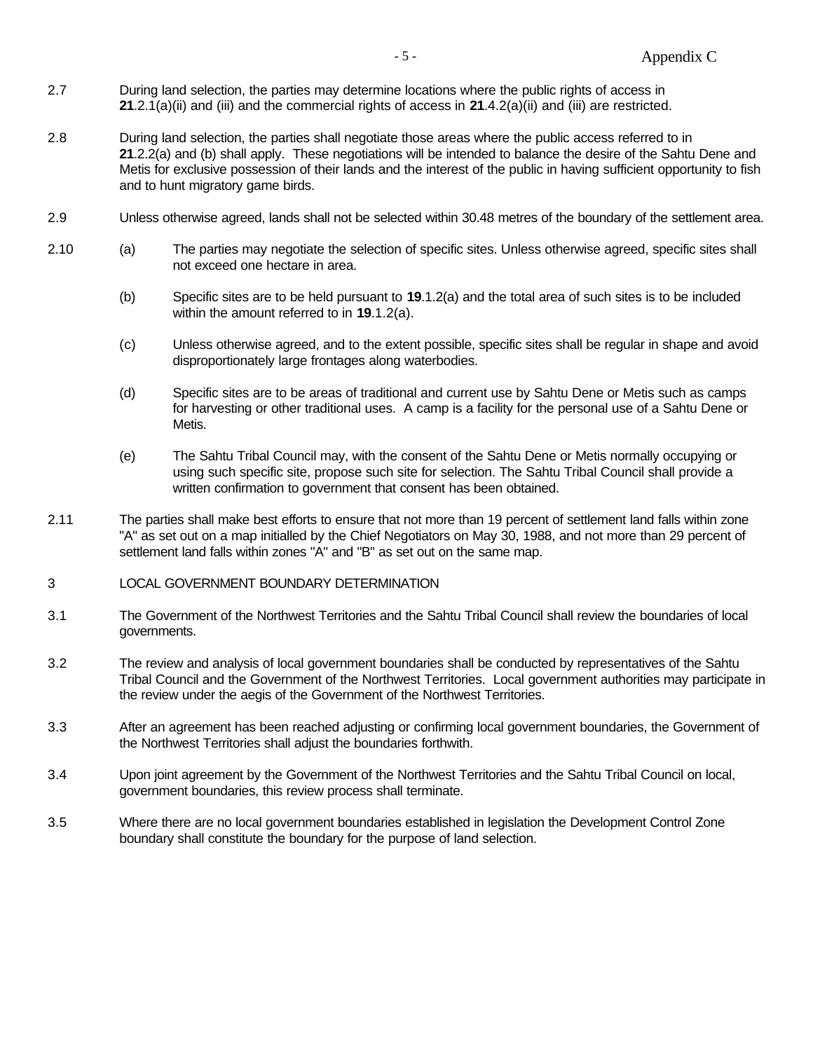2.7 During land selection, the parties may determine locations where the public rights of access in **21**.2.1(a)(ii) and (iii) and the commercial rights of access in **21**.4.2(a)(ii) and (iii) are restricted.

2.8 During land selection, the parties shall negotiate those areas where the public access referred to in **21**.2.2(a) and (b) shall apply. These negotiations will be intended to balance the desire of the Sahtu Dene and Metis for exclusive possession of their lands and the interest of the public in having sufficient opportunity to fish and to hunt migratory game birds.

2.9 Unless otherwise agreed, lands shall not be selected within 30.48 metres of the boundary of the settlement area.

2.10 (a) The parties may negotiate the selection of specific sites. Unless otherwise agreed, specific sites shall not exceed one hectare in area.

(b) Specific sites are to be held pursuant to **19**.1.2(a) and the total area of such sites is to be included within the amount referred to in **19**.1.2(a).

(c) Unless otherwise agreed, and to the extent possible, specific sites shall be regular in shape and avoid disproportionately large frontages along waterbodies.

(d) Specific sites are to be areas of traditional and current use by Sahtu Dene or Metis such as camps for harvesting or other traditional uses. A camp is a facility for the personal use of a Sahtu Dene or Metis.

(e) The Sahtu Tribal Council may, with the consent of the Sahtu Dene or Metis normally occupying or using such specific site, propose such site for selection. The Sahtu Tribal Council shall provide a written confirmation to government that consent has been obtained.

2.11 The parties shall make best efforts to ensure that not more than 19 percent of settlement land falls within zone "A" as set out on a map initialled by the Chief Negotiators on May 30, 1988, and not more than 29 percent of settlement land falls within zones "A" and "B" as set out on the same map.

3 LOCAL GOVERNMENT BOUNDARY DETERMINATION

3.1 The Government of the Northwest Territories and the Sahtu Tribal Council shall review the boundaries of local governments.

3.2 The review and analysis of local government boundaries shall be conducted by representatives of the Sahtu Tribal Council and the Government of the Northwest Territories. Local government authorities may participate in the review under the aegis of the Government of the Northwest Territories.

3.3 After an agreement has been reached adjusting or confirming local government boundaries, the Government of the Northwest Territories shall adjust the boundaries forthwith.

3.4 Upon joint agreement by the Government of the Northwest Territories and the Sahtu Tribal Council on local, government boundaries, this review process shall terminate.

3.5 Where there are no local government boundaries established in legislation the Development Control Zone boundary shall constitute the boundary for the purpose of land selection.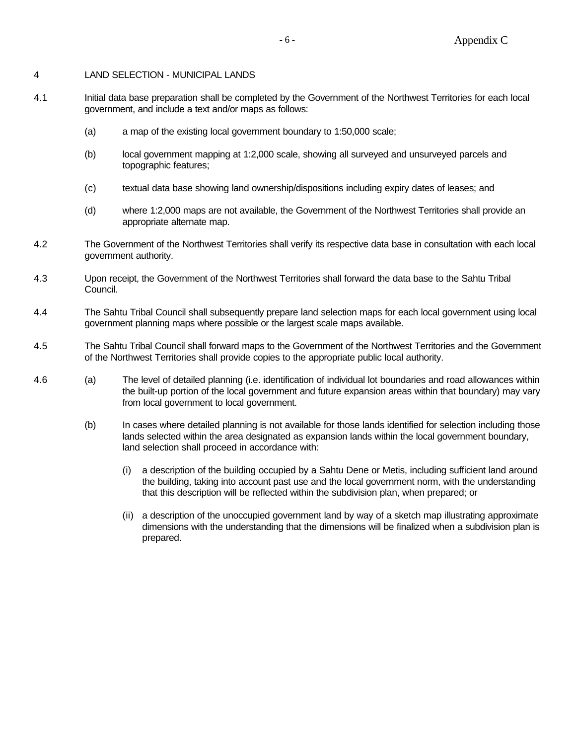## 4 LAND SELECTION - MUNICIPAL LANDS

4.1 Initial data base preparation shall be completed by the Government of the Northwest Territories for each local government, and include a text and/or maps as follows:

(a) a map of the existing local government boundary to 1:50,000 scale;

(b) local government mapping at 1:2,000 scale, showing all surveyed and unsurveyed parcels and topographic features;

(c) textual data base showing land ownership/dispositions including expiry dates of leases; and

(d) where 1:2,000 maps are not available, the Government of the Northwest Territories shall provide an appropriate alternate map.

4.2 The Government of the Northwest Territories shall verify its respective data base in consultation with each local government authority.

4.3 Upon receipt, the Government of the Northwest Territories shall forward the data base to the Sahtu Tribal Council.

4.4 The Sahtu Tribal Council shall subsequently prepare land selection maps for each local government using local government planning maps where possible or the largest scale maps available.

4.5 The Sahtu Tribal Council shall forward maps to the Government of the Northwest Territories and the Government of the Northwest Territories shall provide copies to the appropriate public local authority.

4.6 (a) The level of detailed planning (i.e. identification of individual lot boundaries and road allowances within the built-up portion of the local government and future expansion areas within that boundary) may vary from local government to local government.

(b) In cases where detailed planning is not available for those lands identified for selection including those lands selected within the area designated as expansion lands within the local government boundary, land selection shall proceed in accordance with:

(i) a description of the building occupied by a Sahtu Dene or Metis, including sufficient land around the building, taking into account past use and the local government norm, with the understanding that this description will be reflected within the subdivision plan, when prepared; or

(ii) a description of the unoccupied government land by way of a sketch map illustrating approximate dimensions with the understanding that the dimensions will be finalized when a subdivision plan is prepared.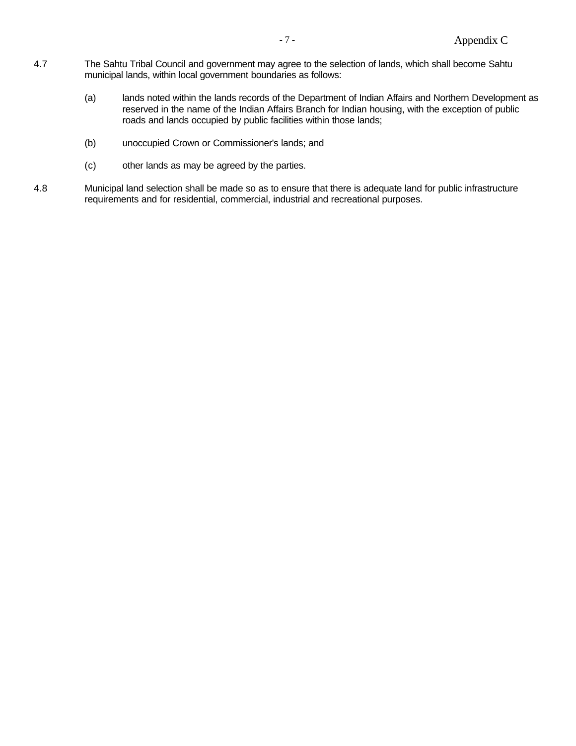4.7 The Sahtu Tribal Council and government may agree to the selection of lands, which shall become Sahtu municipal lands, within local government boundaries as follows:

(a) lands noted within the lands records of the Department of Indian Affairs and Northern Development as reserved in the name of the Indian Affairs Branch for Indian housing, with the exception of public roads and lands occupied by public facilities within those lands;

(b) unoccupied Crown or Commissioner's lands; and

(c) other lands as may be agreed by the parties.

4.8 Municipal land selection shall be made so as to ensure that there is adequate land for public infrastructure requirements and for residential, commercial, industrial and recreational purposes.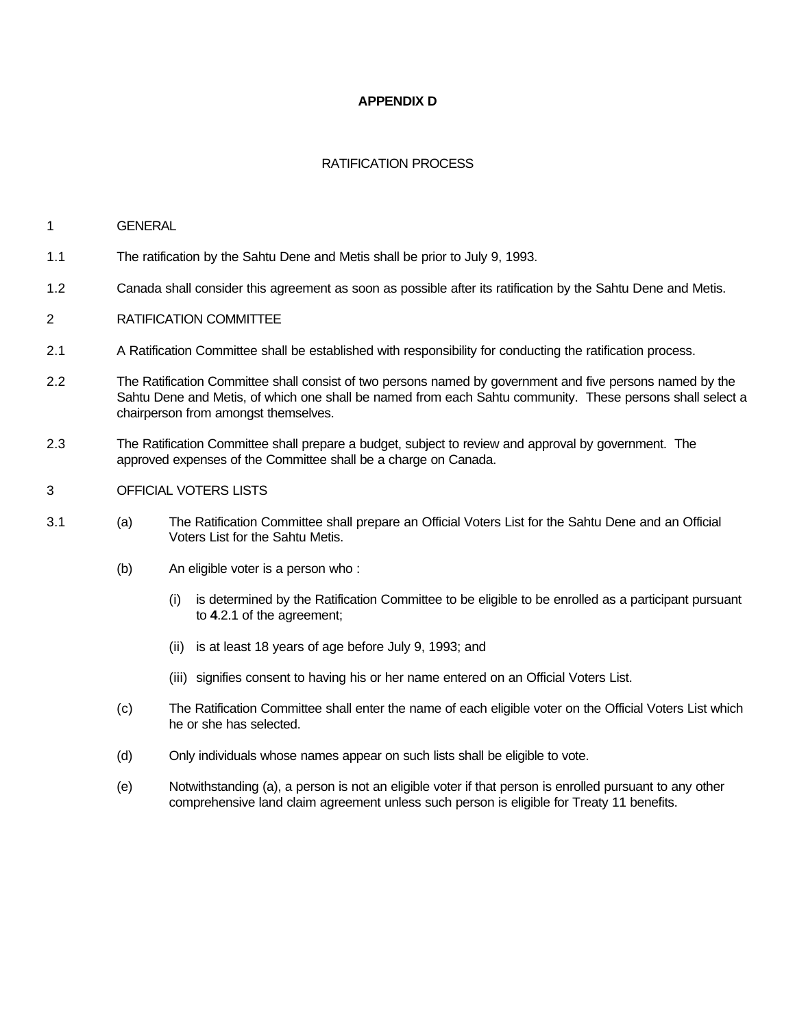# APPENDIX D

## RATIFICATION PROCESS

1 GENERAL

1.1 The ratification by the Sahtu Dene and Metis shall be prior to July 9, 1993.

1.2 Canada shall consider this agreement as soon as possible after its ratification by the Sahtu Dene and Metis.

2 RATIFICATION COMMITTEE

2.1 A Ratification Committee shall be established with responsibility for conducting the ratification process.

2.2 The Ratification Committee shall consist of two persons named by government and five persons named by the Sahtu Dene and Metis, of which one shall be named from each Sahtu community. These persons shall select a chairperson from amongst themselves.

2.3 The Ratification Committee shall prepare a budget, subject to review and approval by government. The approved expenses of the Committee shall be a charge on Canada.

3 OFFICIAL VOTERS LISTS

3.1 (a) The Ratification Committee shall prepare an Official Voters List for the Sahtu Dene and an Official Voters List for the Sahtu Metis.

(b) An eligible voter is a person who :

(i) is determined by the Ratification Committee to be eligible to be enrolled as a participant pursuant to **4**.2.1 of the agreement;

(ii) is at least 18 years of age before July 9, 1993; and

(iii) signifies consent to having his or her name entered on an Official Voters List.

(c) The Ratification Committee shall enter the name of each eligible voter on the Official Voters List which he or she has selected.

(d) Only individuals whose names appear on such lists shall be eligible to vote.

(e) Notwithstanding (a), a person is not an eligible voter if that person is enrolled pursuant to any other comprehensive land claim agreement unless such person is eligible for Treaty 11 benefits.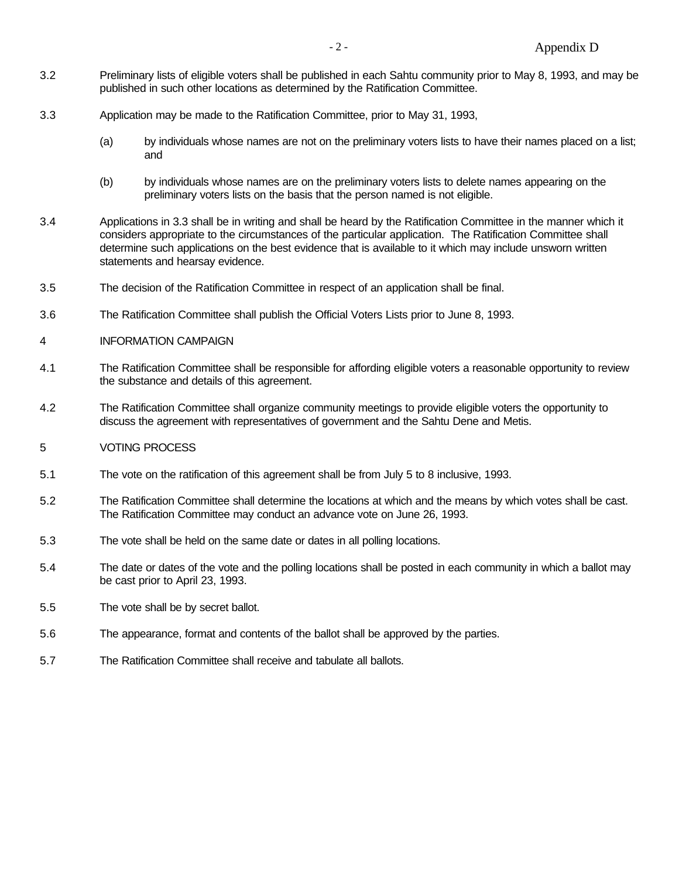3.2 Preliminary lists of eligible voters shall be published in each Sahtu community prior to May 8, 1993, and may be published in such other locations as determined by the Ratification Committee.

3.3 Application may be made to the Ratification Committee, prior to May 31, 1993,

(a) by individuals whose names are not on the preliminary voters lists to have their names placed on a list; and

(b) by individuals whose names are on the preliminary voters lists to delete names appearing on the preliminary voters lists on the basis that the person named is not eligible.

3.4 Applications in 3.3 shall be in writing and shall be heard by the Ratification Committee in the manner which it considers appropriate to the circumstances of the particular application. The Ratification Committee shall determine such applications on the best evidence that is available to it which may include unsworn written statements and hearsay evidence.

3.5 The decision of the Ratification Committee in respect of an application shall be final.

3.6 The Ratification Committee shall publish the Official Voters Lists prior to June 8, 1993.

## 4 INFORMATION CAMPAIGN

4.1 The Ratification Committee shall be responsible for affording eligible voters a reasonable opportunity to review the substance and details of this agreement.

4.2 The Ratification Committee shall organize community meetings to provide eligible voters the opportunity to discuss the agreement with representatives of government and the Sahtu Dene and Metis.

## 5 VOTING PROCESS

5.1 The vote on the ratification of this agreement shall be from July 5 to 8 inclusive, 1993.

5.2 The Ratification Committee shall determine the locations at which and the means by which votes shall be cast. The Ratification Committee may conduct an advance vote on June 26, 1993.

5.3 The vote shall be held on the same date or dates in all polling locations.

5.4 The date or dates of the vote and the polling locations shall be posted in each community in which a ballot may be cast prior to April 23, 1993.

5.5 The vote shall be by secret ballot.

5.6 The appearance, format and contents of the ballot shall be approved by the parties.

5.7 The Ratification Committee shall receive and tabulate all ballots.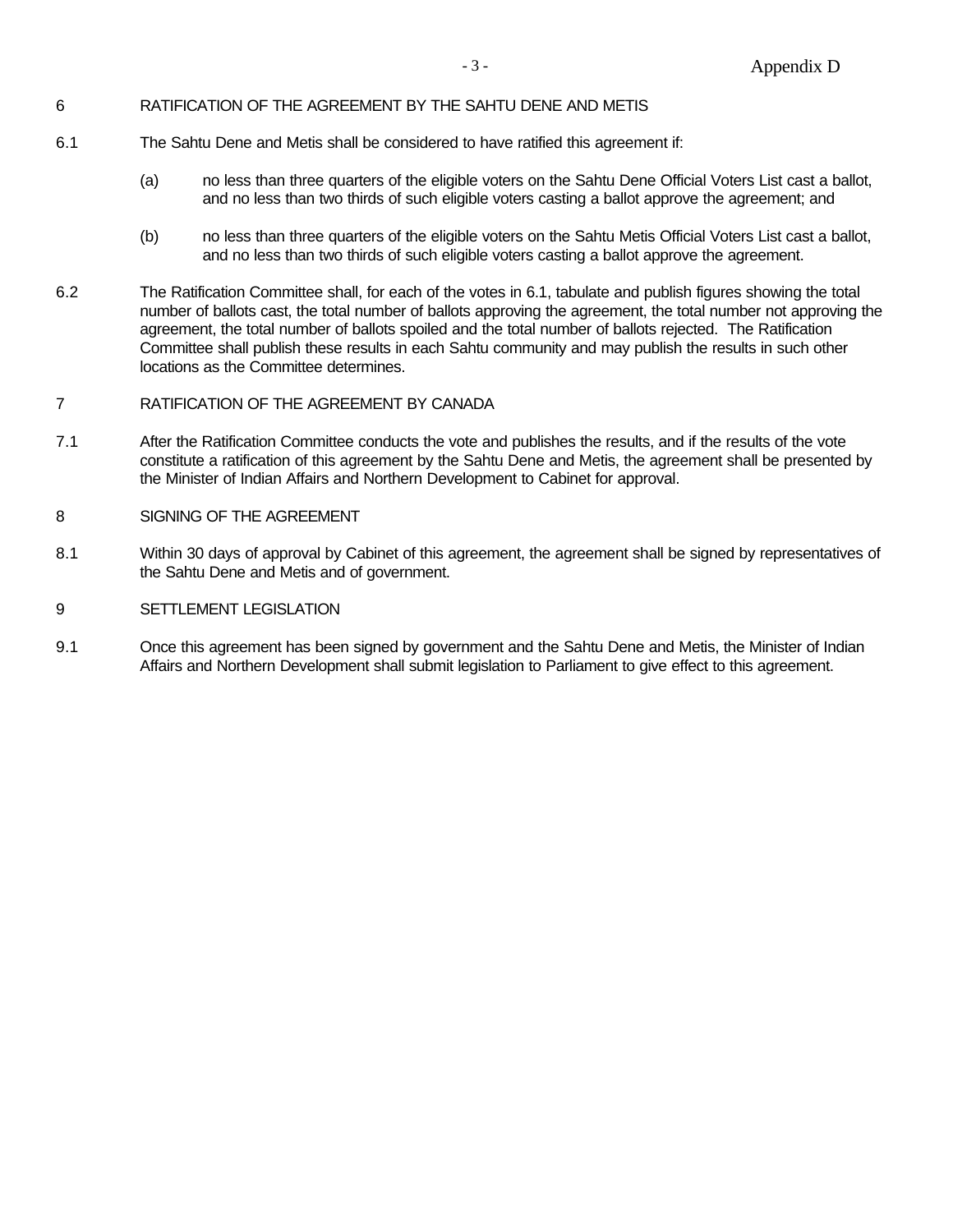## 6 RATIFICATION OF THE AGREEMENT BY THE SAHTU DENE AND METIS

6.1 The Sahtu Dene and Metis shall be considered to have ratified this agreement if:

(a) no less than three quarters of the eligible voters on the Sahtu Dene Official Voters List cast a ballot, and no less than two thirds of such eligible voters casting a ballot approve the agreement; and

(b) no less than three quarters of the eligible voters on the Sahtu Metis Official Voters List cast a ballot, and no less than two thirds of such eligible voters casting a ballot approve the agreement.

6.2 The Ratification Committee shall, for each of the votes in 6.1, tabulate and publish figures showing the total number of ballots cast, the total number of ballots approving the agreement, the total number not approving the agreement, the total number of ballots spoiled and the total number of ballots rejected. The Ratification Committee shall publish these results in each Sahtu community and may publish the results in such other locations as the Committee determines.

## 7 RATIFICATION OF THE AGREEMENT BY CANADA

7.1 After the Ratification Committee conducts the vote and publishes the results, and if the results of the vote constitute a ratification of this agreement by the Sahtu Dene and Metis, the agreement shall be presented by the Minister of Indian Affairs and Northern Development to Cabinet for approval.

## 8 SIGNING OF THE AGREEMENT

8.1 Within 30 days of approval by Cabinet of this agreement, the agreement shall be signed by representatives of the Sahtu Dene and Metis and of government.

## 9 SETTLEMENT LEGISLATION

9.1 Once this agreement has been signed by government and the Sahtu Dene and Metis, the Minister of Indian Affairs and Northern Development shall submit legislation to Parliament to give effect to this agreement.